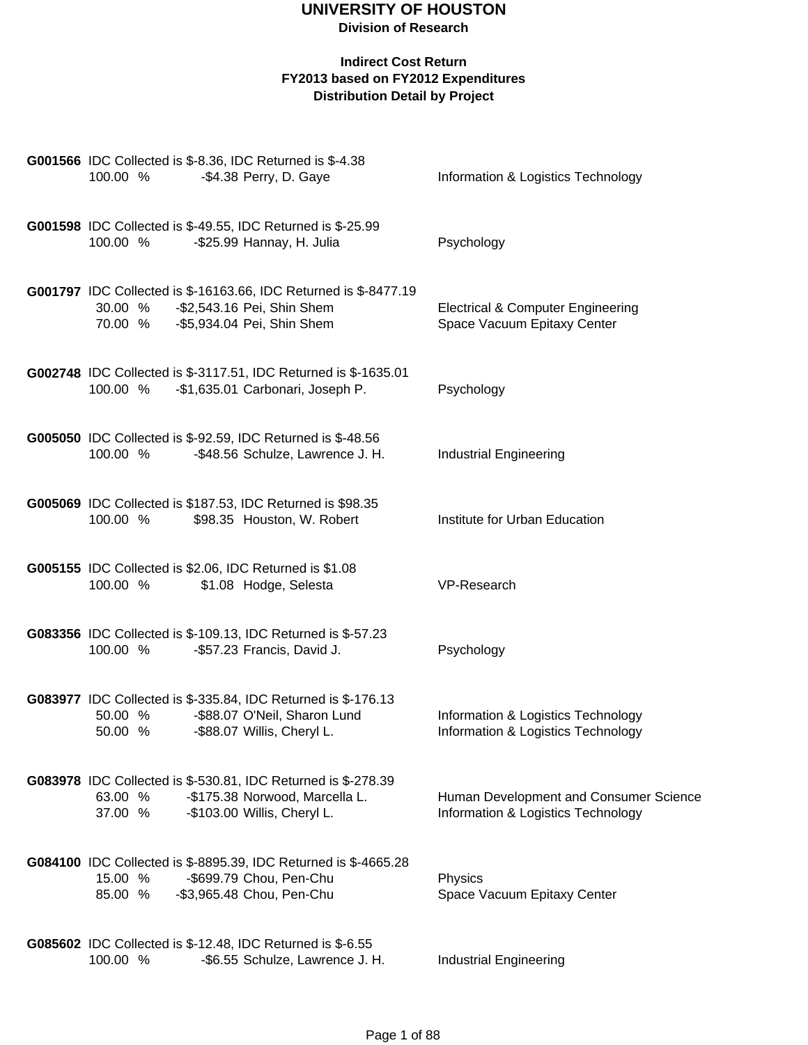# UNIVERSITY OF HOUSTON

**Division of Research**

**Indirect Cost Return**
**FY2013 based on FY2012 Expenditures**
**Distribution Detail by Project**

**G001566** IDC Collected is $-8.36, IDC Returned is $-4.38

| % | Amount | Name | Department |
|---|---|---|---|
| 100.00 % | -$4.38 | Perry, D. Gaye | Information & Logistics Technology |

**G001598** IDC Collected is $-49.55, IDC Returned is $-25.99

| % | Amount | Name | Department |
|---|---|---|---|
| 100.00 % | -$25.99 | Hannay, H. Julia | Psychology |

**G001797** IDC Collected is $-16163.66, IDC Returned is $-8477.19

| % | Amount | Name | Department |
|---|---|---|---|
| 30.00 % | -$2,543.16 | Pei, Shin Shem | Electrical & Computer Engineering |
| 70.00 % | -$5,934.04 | Pei, Shin Shem | Space Vacuum Epitaxy Center |

**G002748** IDC Collected is $-3117.51, IDC Returned is $-1635.01

| % | Amount | Name | Department |
|---|---|---|---|
| 100.00 % | -$1,635.01 | Carbonari, Joseph P. | Psychology |

**G005050** IDC Collected is $-92.59, IDC Returned is $-48.56

| % | Amount | Name | Department |
|---|---|---|---|
| 100.00 % | -$48.56 | Schulze, Lawrence J. H. | Industrial Engineering |

**G005069** IDC Collected is $187.53, IDC Returned is $98.35

| % | Amount | Name | Department |
|---|---|---|---|
| 100.00 % | $98.35 | Houston, W. Robert | Institute for Urban Education |

**G005155** IDC Collected is $2.06, IDC Returned is $1.08

| % | Amount | Name | Department |
|---|---|---|---|
| 100.00 % | $1.08 | Hodge, Selesta | VP-Research |

**G083356** IDC Collected is $-109.13, IDC Returned is $-57.23

| % | Amount | Name | Department |
|---|---|---|---|
| 100.00 % | -$57.23 | Francis, David J. | Psychology |

**G083977** IDC Collected is $-335.84, IDC Returned is $-176.13

| % | Amount | Name | Department |
|---|---|---|---|
| 50.00 % | -$88.07 | O'Neil, Sharon Lund | Information & Logistics Technology |
| 50.00 % | -$88.07 | Willis, Cheryl L. | Information & Logistics Technology |

**G083978** IDC Collected is $-530.81, IDC Returned is $-278.39

| % | Amount | Name | Department |
|---|---|---|---|
| 63.00 % | -$175.38 | Norwood, Marcella L. | Human Development and Consumer Science |
| 37.00 % | -$103.00 | Willis, Cheryl L. | Information & Logistics Technology |

**G084100** IDC Collected is $-8895.39, IDC Returned is $-4665.28

| % | Amount | Name | Department |
|---|---|---|---|
| 15.00 % | -$699.79 | Chou, Pen-Chu | Physics |
| 85.00 % | -$3,965.48 | Chou, Pen-Chu | Space Vacuum Epitaxy Center |

**G085602** IDC Collected is $-12.48, IDC Returned is $-6.55

| % | Amount | Name | Department |
|---|---|---|---|
| 100.00 % | -$6.55 | Schulze, Lawrence J. H. | Industrial Engineering |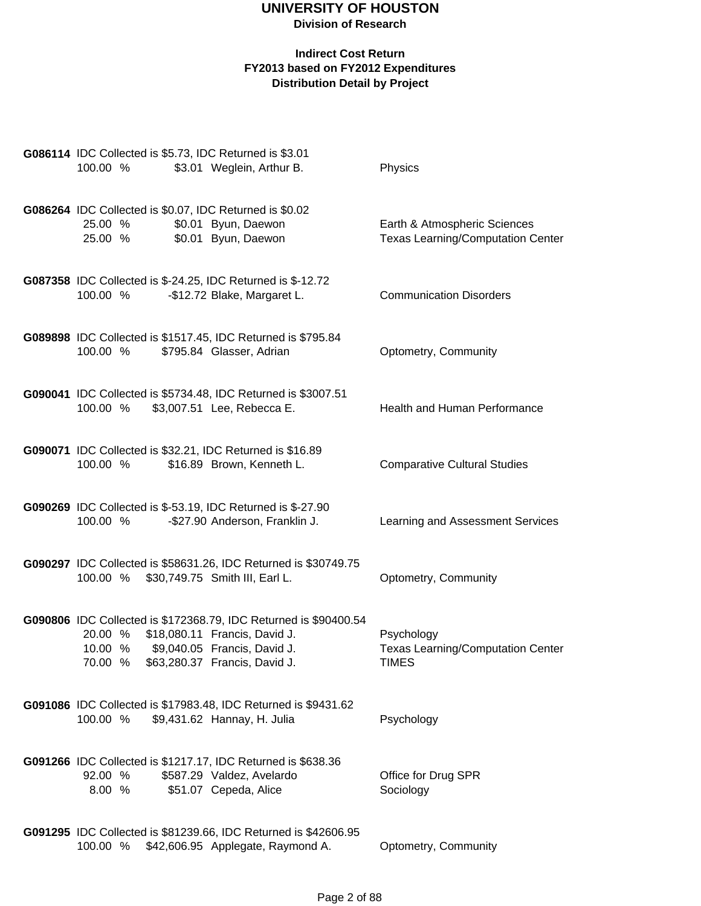# UNIVERSITY OF HOUSTON

**Division of Research**

**Indirect Cost Return**
**FY2013 based on FY2012 Expenditures**
**Distribution Detail by Project**

**G086114** IDC Collected is $5.73, IDC Returned is $3.01

| % | Amount | Name | Department |
|---|---|---|---|
| 100.00 % | $3.01 | Weglein, Arthur B. | Physics |

**G086264** IDC Collected is $0.07, IDC Returned is $0.02

| % | Amount | Name | Department |
|---|---|---|---|
| 25.00 % | $0.01 | Byun, Daewon | Earth & Atmospheric Sciences |
| 25.00 % | $0.01 | Byun, Daewon | Texas Learning/Computation Center |

**G087358** IDC Collected is $-24.25, IDC Returned is $-12.72

| % | Amount | Name | Department |
|---|---|---|---|
| 100.00 % | -$12.72 | Blake, Margaret L. | Communication Disorders |

**G089898** IDC Collected is $1517.45, IDC Returned is $795.84

| % | Amount | Name | Department |
|---|---|---|---|
| 100.00 % | $795.84 | Glasser, Adrian | Optometry, Community |

**G090041** IDC Collected is $5734.48, IDC Returned is $3007.51

| % | Amount | Name | Department |
|---|---|---|---|
| 100.00 % | $3,007.51 | Lee, Rebecca E. | Health and Human Performance |

**G090071** IDC Collected is $32.21, IDC Returned is $16.89

| % | Amount | Name | Department |
|---|---|---|---|
| 100.00 % | $16.89 | Brown, Kenneth L. | Comparative Cultural Studies |

**G090269** IDC Collected is $-53.19, IDC Returned is $-27.90

| % | Amount | Name | Department |
|---|---|---|---|
| 100.00 % | -$27.90 | Anderson, Franklin J. | Learning and Assessment Services |

**G090297** IDC Collected is $58631.26, IDC Returned is $30749.75

| % | Amount | Name | Department |
|---|---|---|---|
| 100.00 % | $30,749.75 | Smith III, Earl L. | Optometry, Community |

**G090806** IDC Collected is $172368.79, IDC Returned is $90400.54

| % | Amount | Name | Department |
|---|---|---|---|
| 20.00 % | $18,080.11 | Francis, David J. | Psychology |
| 10.00 % | $9,040.05 | Francis, David J. | Texas Learning/Computation Center |
| 70.00 % | $63,280.37 | Francis, David J. | TIMES |

**G091086** IDC Collected is $17983.48, IDC Returned is $9431.62

| % | Amount | Name | Department |
|---|---|---|---|
| 100.00 % | $9,431.62 | Hannay, H. Julia | Psychology |

**G091266** IDC Collected is $1217.17, IDC Returned is $638.36

| % | Amount | Name | Department |
|---|---|---|---|
| 92.00 % | $587.29 | Valdez, Avelardo | Office for Drug SPR |
| 8.00 % | $51.07 | Cepeda, Alice | Sociology |

**G091295** IDC Collected is $81239.66, IDC Returned is $42606.95

| % | Amount | Name | Department |
|---|---|---|---|
| 100.00 % | $42,606.95 | Applegate, Raymond A. | Optometry, Community |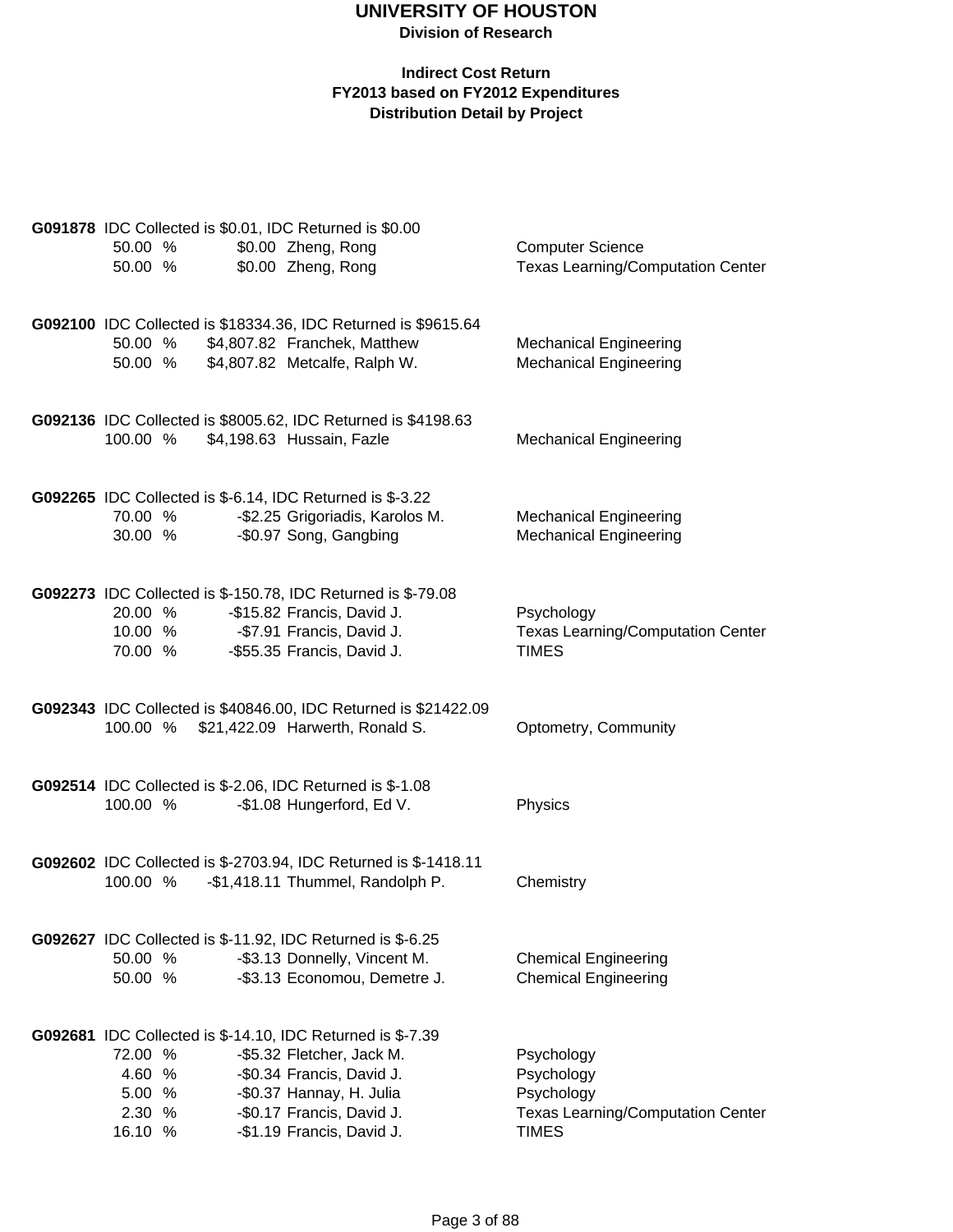# UNIVERSITY OF HOUSTON

**Division of Research**

**Indirect Cost Return**
**FY2013 based on FY2012 Expenditures**
**Distribution Detail by Project**

**G091878** IDC Collected is $0.01, IDC Returned is $0.00

| % | Amount | Name | Department |
|---|---|---|---|
| 50.00 % | $0.00 | Zheng, Rong | Computer Science |
| 50.00 % | $0.00 | Zheng, Rong | Texas Learning/Computation Center |

**G092100** IDC Collected is $18334.36, IDC Returned is $9615.64

| % | Amount | Name | Department |
|---|---|---|---|
| 50.00 % | $4,807.82 | Franchek, Matthew | Mechanical Engineering |
| 50.00 % | $4,807.82 | Metcalfe, Ralph W. | Mechanical Engineering |

**G092136** IDC Collected is $8005.62, IDC Returned is $4198.63

| % | Amount | Name | Department |
|---|---|---|---|
| 100.00 % | $4,198.63 | Hussain, Fazle | Mechanical Engineering |

**G092265** IDC Collected is $-6.14, IDC Returned is $-3.22

| % | Amount | Name | Department |
|---|---|---|---|
| 70.00 % | -$2.25 | Grigoriadis, Karolos M. | Mechanical Engineering |
| 30.00 % | -$0.97 | Song, Gangbing | Mechanical Engineering |

**G092273** IDC Collected is $-150.78, IDC Returned is $-79.08

| % | Amount | Name | Department |
|---|---|---|---|
| 20.00 % | -$15.82 | Francis, David J. | Psychology |
| 10.00 % | -$7.91 | Francis, David J. | Texas Learning/Computation Center |
| 70.00 % | -$55.35 | Francis, David J. | TIMES |

**G092343** IDC Collected is $40846.00, IDC Returned is $21422.09

| % | Amount | Name | Department |
|---|---|---|---|
| 100.00 % | $21,422.09 | Harwerth, Ronald S. | Optometry, Community |

**G092514** IDC Collected is $-2.06, IDC Returned is $-1.08

| % | Amount | Name | Department |
|---|---|---|---|
| 100.00 % | -$1.08 | Hungerford, Ed V. | Physics |

**G092602** IDC Collected is $-2703.94, IDC Returned is $-1418.11

| % | Amount | Name | Department |
|---|---|---|---|
| 100.00 % | -$1,418.11 | Thummel, Randolph P. | Chemistry |

**G092627** IDC Collected is $-11.92, IDC Returned is $-6.25

| % | Amount | Name | Department |
|---|---|---|---|
| 50.00 % | -$3.13 | Donnelly, Vincent M. | Chemical Engineering |
| 50.00 % | -$3.13 | Economou, Demetre J. | Chemical Engineering |

**G092681** IDC Collected is $-14.10, IDC Returned is $-7.39

| % | Amount | Name | Department |
|---|---|---|---|
| 72.00 % | -$5.32 | Fletcher, Jack M. | Psychology |
| 4.60 % | -$0.34 | Francis, David J. | Psychology |
| 5.00 % | -$0.37 | Hannay, H. Julia | Psychology |
| 2.30 % | -$0.17 | Francis, David J. | Texas Learning/Computation Center |
| 16.10 % | -$1.19 | Francis, David J. | TIMES |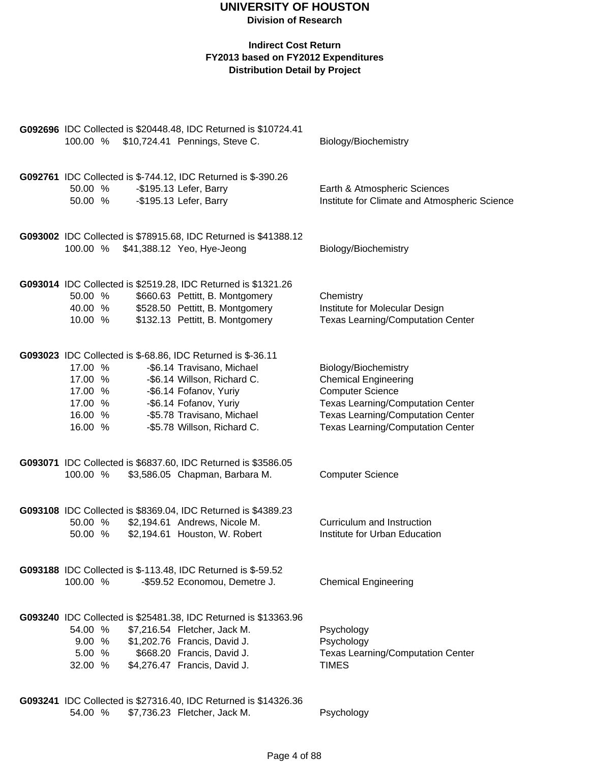# UNIVERSITY OF HOUSTON

**Division of Research**

**Indirect Cost Return**
**FY2013 based on FY2012 Expenditures**
**Distribution Detail by Project**

**G092696** IDC Collected is $20448.48, IDC Returned is $10724.41

| % | Amount | Name | Department |
|---|---|---|---|
| 100.00 % | $10,724.41 | Pennings, Steve C. | Biology/Biochemistry |

**G092761** IDC Collected is $-744.12, IDC Returned is $-390.26

| % | Amount | Name | Department |
|---|---|---|---|
| 50.00 % | -$195.13 | Lefer, Barry | Earth & Atmospheric Sciences |
| 50.00 % | -$195.13 | Lefer, Barry | Institute for Climate and Atmospheric Science |

**G093002** IDC Collected is $78915.68, IDC Returned is $41388.12

| % | Amount | Name | Department |
|---|---|---|---|
| 100.00 % | $41,388.12 | Yeo, Hye-Jeong | Biology/Biochemistry |

**G093014** IDC Collected is $2519.28, IDC Returned is $1321.26

| % | Amount | Name | Department |
|---|---|---|---|
| 50.00 % | $660.63 | Pettitt, B. Montgomery | Chemistry |
| 40.00 % | $528.50 | Pettitt, B. Montgomery | Institute for Molecular Design |
| 10.00 % | $132.13 | Pettitt, B. Montgomery | Texas Learning/Computation Center |

**G093023** IDC Collected is $-68.86, IDC Returned is $-36.11

| % | Amount | Name | Department |
|---|---|---|---|
| 17.00 % | -$6.14 | Travisano, Michael | Biology/Biochemistry |
| 17.00 % | -$6.14 | Willson, Richard C. | Chemical Engineering |
| 17.00 % | -$6.14 | Fofanov, Yuriy | Computer Science |
| 17.00 % | -$6.14 | Fofanov, Yuriy | Texas Learning/Computation Center |
| 16.00 % | -$5.78 | Travisano, Michael | Texas Learning/Computation Center |
| 16.00 % | -$5.78 | Willson, Richard C. | Texas Learning/Computation Center |

**G093071** IDC Collected is $6837.60, IDC Returned is $3586.05

| % | Amount | Name | Department |
|---|---|---|---|
| 100.00 % | $3,586.05 | Chapman, Barbara M. | Computer Science |

**G093108** IDC Collected is $8369.04, IDC Returned is $4389.23

| % | Amount | Name | Department |
|---|---|---|---|
| 50.00 % | $2,194.61 | Andrews, Nicole M. | Curriculum and Instruction |
| 50.00 % | $2,194.61 | Houston, W. Robert | Institute for Urban Education |

**G093188** IDC Collected is $-113.48, IDC Returned is $-59.52

| % | Amount | Name | Department |
|---|---|---|---|
| 100.00 % | -$59.52 | Economou, Demetre J. | Chemical Engineering |

**G093240** IDC Collected is $25481.38, IDC Returned is $13363.96

| % | Amount | Name | Department |
|---|---|---|---|
| 54.00 % | $7,216.54 | Fletcher, Jack M. | Psychology |
| 9.00 % | $1,202.76 | Francis, David J. | Psychology |
| 5.00 % | $668.20 | Francis, David J. | Texas Learning/Computation Center |
| 32.00 % | $4,276.47 | Francis, David J. | TIMES |

**G093241** IDC Collected is $27316.40, IDC Returned is $14326.36

| % | Amount | Name | Department |
|---|---|---|---|
| 54.00 % | $7,736.23 | Fletcher, Jack M. | Psychology |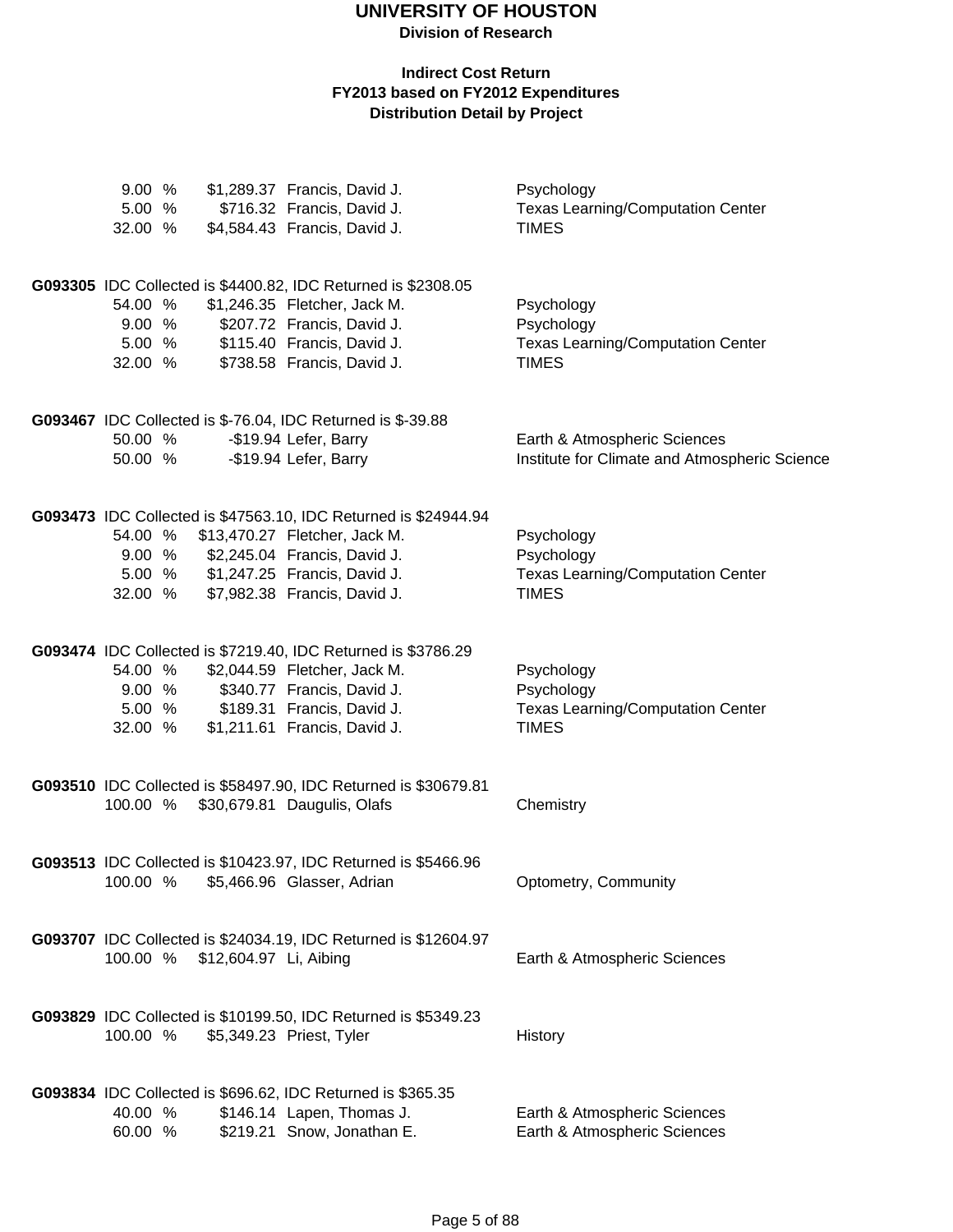# UNIVERSITY OF HOUSTON

**Division of Research**

**Indirect Cost Return**
**FY2013 based on FY2012 Expenditures**
**Distribution Detail by Project**

| | | | |
|---|---|---|---|
| 9.00 % | $1,289.37 | Francis, David J. | Psychology |
| 5.00 % | $716.32 | Francis, David J. | Texas Learning/Computation Center |
| 32.00 % | $4,584.43 | Francis, David J. | TIMES |

**G093305** IDC Collected is $4400.82, IDC Returned is $2308.05

| | | | |
|---|---|---|---|
| 54.00 % | $1,246.35 | Fletcher, Jack M. | Psychology |
| 9.00 % | $207.72 | Francis, David J. | Psychology |
| 5.00 % | $115.40 | Francis, David J. | Texas Learning/Computation Center |
| 32.00 % | $738.58 | Francis, David J. | TIMES |

**G093467** IDC Collected is $-76.04, IDC Returned is $-39.88

| | | | |
|---|---|---|---|
| 50.00 % | -$19.94 | Lefer, Barry | Earth & Atmospheric Sciences |
| 50.00 % | -$19.94 | Lefer, Barry | Institute for Climate and Atmospheric Science |

**G093473** IDC Collected is $47563.10, IDC Returned is $24944.94

| | | | |
|---|---|---|---|
| 54.00 % | $13,470.27 | Fletcher, Jack M. | Psychology |
| 9.00 % | $2,245.04 | Francis, David J. | Psychology |
| 5.00 % | $1,247.25 | Francis, David J. | Texas Learning/Computation Center |
| 32.00 % | $7,982.38 | Francis, David J. | TIMES |

**G093474** IDC Collected is $7219.40, IDC Returned is $3786.29

| | | | |
|---|---|---|---|
| 54.00 % | $2,044.59 | Fletcher, Jack M. | Psychology |
| 9.00 % | $340.77 | Francis, David J. | Psychology |
| 5.00 % | $189.31 | Francis, David J. | Texas Learning/Computation Center |
| 32.00 % | $1,211.61 | Francis, David J. | TIMES |

**G093510** IDC Collected is $58497.90, IDC Returned is $30679.81

| | | | |
|---|---|---|---|
| 100.00 % | $30,679.81 | Daugulis, Olafs | Chemistry |

**G093513** IDC Collected is $10423.97, IDC Returned is $5466.96

| | | | |
|---|---|---|---|
| 100.00 % | $5,466.96 | Glasser, Adrian | Optometry, Community |

**G093707** IDC Collected is $24034.19, IDC Returned is $12604.97

| | | | |
|---|---|---|---|
| 100.00 % | $12,604.97 | Li, Aibing | Earth & Atmospheric Sciences |

**G093829** IDC Collected is $10199.50, IDC Returned is $5349.23

| | | | |
|---|---|---|---|
| 100.00 % | $5,349.23 | Priest, Tyler | History |

**G093834** IDC Collected is $696.62, IDC Returned is $365.35

| | | | |
|---|---|---|---|
| 40.00 % | $146.14 | Lapen, Thomas J. | Earth & Atmospheric Sciences |
| 60.00 % | $219.21 | Snow, Jonathan E. | Earth & Atmospheric Sciences |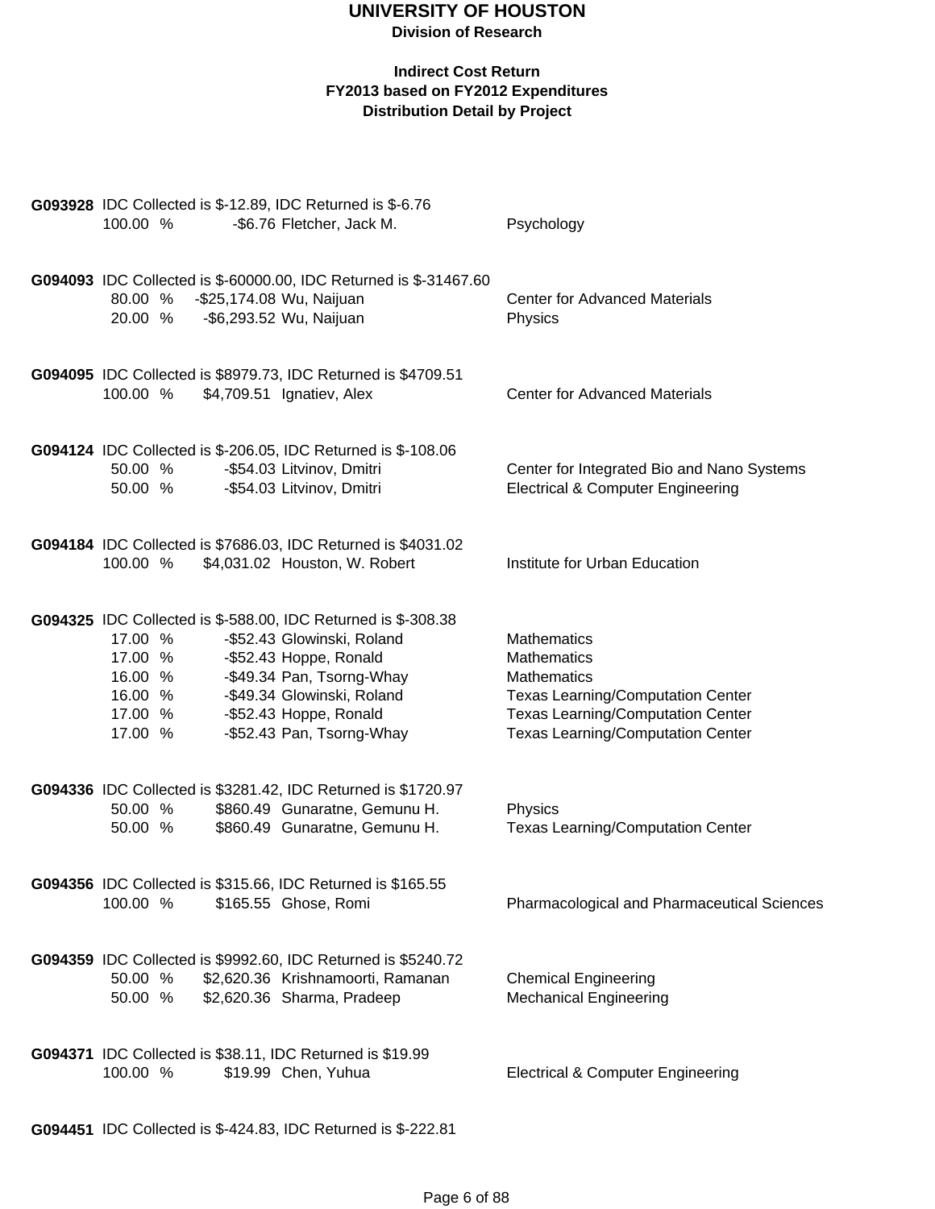# UNIVERSITY OF HOUSTON

**Division of Research**

**Indirect Cost Return**
**FY2013 based on FY2012 Expenditures**
**Distribution Detail by Project**

**G093928** IDC Collected is $-12.89, IDC Returned is $-6.76

| % | Amount | Name | Department |
|---|---|---|---|
| 100.00 % | -$6.76 | Fletcher, Jack M. | Psychology |

**G094093** IDC Collected is $-60000.00, IDC Returned is $-31467.60

| % | Amount | Name | Department |
|---|---|---|---|
| 80.00 % | -$25,174.08 | Wu, Naijuan | Center for Advanced Materials |
| 20.00 % | -$6,293.52 | Wu, Naijuan | Physics |

**G094095** IDC Collected is $8979.73, IDC Returned is $4709.51

| % | Amount | Name | Department |
|---|---|---|---|
| 100.00 % | $4,709.51 | Ignatiev, Alex | Center for Advanced Materials |

**G094124** IDC Collected is $-206.05, IDC Returned is $-108.06

| % | Amount | Name | Department |
|---|---|---|---|
| 50.00 % | -$54.03 | Litvinov, Dmitri | Center for Integrated Bio and Nano Systems |
| 50.00 % | -$54.03 | Litvinov, Dmitri | Electrical & Computer Engineering |

**G094184** IDC Collected is $7686.03, IDC Returned is $4031.02

| % | Amount | Name | Department |
|---|---|---|---|
| 100.00 % | $4,031.02 | Houston, W. Robert | Institute for Urban Education |

**G094325** IDC Collected is $-588.00, IDC Returned is $-308.38

| % | Amount | Name | Department |
|---|---|---|---|
| 17.00 % | -$52.43 | Glowinski, Roland | Mathematics |
| 17.00 % | -$52.43 | Hoppe, Ronald | Mathematics |
| 16.00 % | -$49.34 | Pan, Tsorng-Whay | Mathematics |
| 16.00 % | -$49.34 | Glowinski, Roland | Texas Learning/Computation Center |
| 17.00 % | -$52.43 | Hoppe, Ronald | Texas Learning/Computation Center |
| 17.00 % | -$52.43 | Pan, Tsorng-Whay | Texas Learning/Computation Center |

**G094336** IDC Collected is $3281.42, IDC Returned is $1720.97

| % | Amount | Name | Department |
|---|---|---|---|
| 50.00 % | $860.49 | Gunaratne, Gemunu H. | Physics |
| 50.00 % | $860.49 | Gunaratne, Gemunu H. | Texas Learning/Computation Center |

**G094356** IDC Collected is $315.66, IDC Returned is $165.55

| % | Amount | Name | Department |
|---|---|---|---|
| 100.00 % | $165.55 | Ghose, Romi | Pharmacological and Pharmaceutical Sciences |

**G094359** IDC Collected is $9992.60, IDC Returned is $5240.72

| % | Amount | Name | Department |
|---|---|---|---|
| 50.00 % | $2,620.36 | Krishnamoorti, Ramanan | Chemical Engineering |
| 50.00 % | $2,620.36 | Sharma, Pradeep | Mechanical Engineering |

**G094371** IDC Collected is $38.11, IDC Returned is $19.99

| % | Amount | Name | Department |
|---|---|---|---|
| 100.00 % | $19.99 | Chen, Yuhua | Electrical & Computer Engineering |

**G094451** IDC Collected is $-424.83, IDC Returned is $-222.81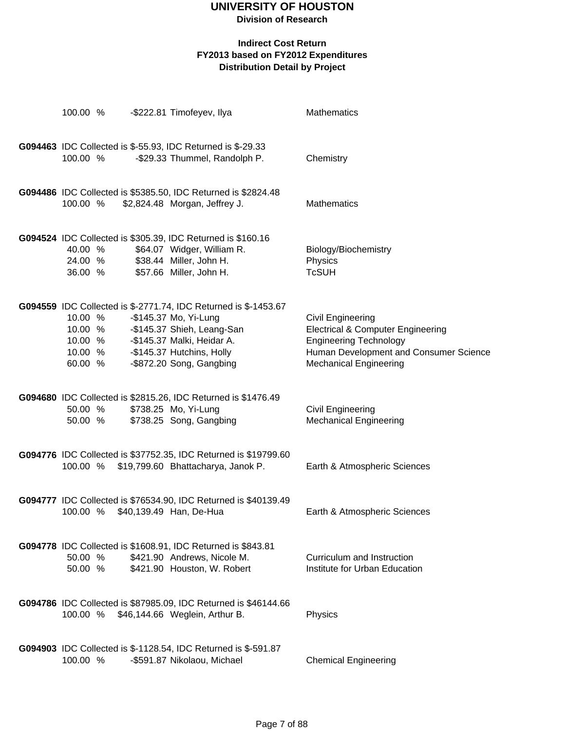# UNIVERSITY OF HOUSTON

**Division of Research**

**Indirect Cost Return**
**FY2013 based on FY2012 Expenditures**
**Distribution Detail by Project**

100.00 % -$222.81 Timofeyev, Ilya Mathematics

**G094463** IDC Collected is $-55.93, IDC Returned is $-29.33

100.00 % -$29.33 Thummel, Randolph P. Chemistry

**G094486** IDC Collected is $5385.50, IDC Returned is $2824.48

100.00 % $2,824.48 Morgan, Jeffrey J. Mathematics

**G094524** IDC Collected is $305.39, IDC Returned is $160.16

40.00 % $64.07 Widger, William R. Biology/Biochemistry
24.00 % $38.44 Miller, John H. Physics
36.00 % $57.66 Miller, John H. TcSUH

**G094559** IDC Collected is $-2771.74, IDC Returned is $-1453.67

10.00 % -$145.37 Mo, Yi-Lung Civil Engineering
10.00 % -$145.37 Shieh, Leang-San Electrical & Computer Engineering
10.00 % -$145.37 Malki, Heidar A. Engineering Technology
10.00 % -$145.37 Hutchins, Holly Human Development and Consumer Science
60.00 % -$872.20 Song, Gangbing Mechanical Engineering

**G094680** IDC Collected is $2815.26, IDC Returned is $1476.49

50.00 % $738.25 Mo, Yi-Lung Civil Engineering
50.00 % $738.25 Song, Gangbing Mechanical Engineering

**G094776** IDC Collected is $37752.35, IDC Returned is $19799.60

100.00 % $19,799.60 Bhattacharya, Janok P. Earth & Atmospheric Sciences

**G094777** IDC Collected is $76534.90, IDC Returned is $40139.49

100.00 % $40,139.49 Han, De-Hua Earth & Atmospheric Sciences

**G094778** IDC Collected is $1608.91, IDC Returned is $843.81

50.00 % $421.90 Andrews, Nicole M. Curriculum and Instruction
50.00 % $421.90 Houston, W. Robert Institute for Urban Education

**G094786** IDC Collected is $87985.09, IDC Returned is $46144.66

100.00 % $46,144.66 Weglein, Arthur B. Physics

**G094903** IDC Collected is $-1128.54, IDC Returned is $-591.87

100.00 % -$591.87 Nikolaou, Michael Chemical Engineering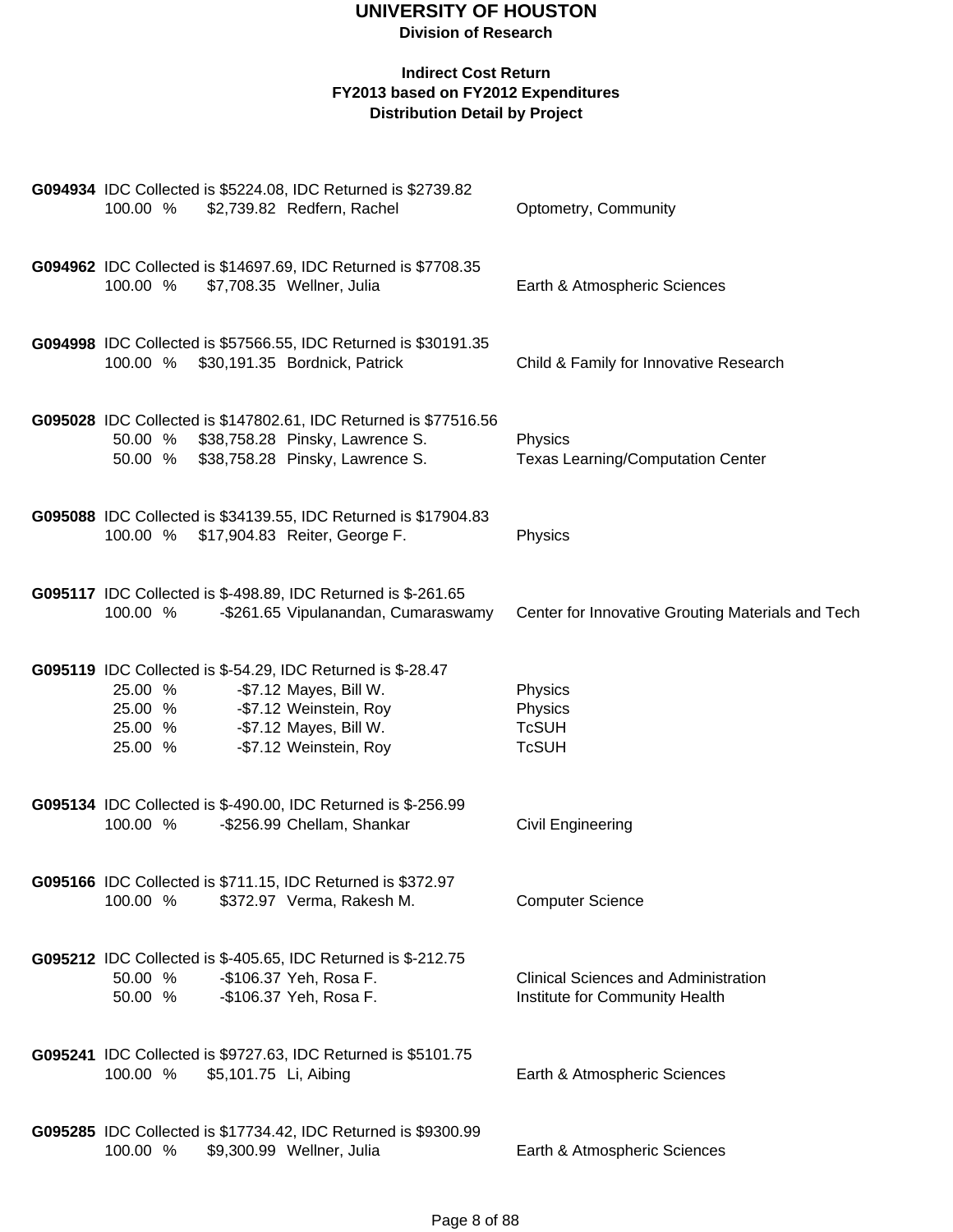# UNIVERSITY OF HOUSTON

**Division of Research**

**Indirect Cost Return**
**FY2013 based on FY2012 Expenditures**
**Distribution Detail by Project**

**G094934** IDC Collected is $5224.08, IDC Returned is $2739.82

| | | | |
|---|---|---|---|
| 100.00 % | $2,739.82 | Redfern, Rachel | Optometry, Community |

**G094962** IDC Collected is $14697.69, IDC Returned is $7708.35

| | | | |
|---|---|---|---|
| 100.00 % | $7,708.35 | Wellner, Julia | Earth & Atmospheric Sciences |

**G094998** IDC Collected is $57566.55, IDC Returned is $30191.35

| | | | |
|---|---|---|---|
| 100.00 % | $30,191.35 | Bordnick, Patrick | Child & Family for Innovative Research |

**G095028** IDC Collected is $147802.61, IDC Returned is $77516.56

| | | | |
|---|---|---|---|
| 50.00 % | $38,758.28 | Pinsky, Lawrence S. | Physics |
| 50.00 % | $38,758.28 | Pinsky, Lawrence S. | Texas Learning/Computation Center |

**G095088** IDC Collected is $34139.55, IDC Returned is $17904.83

| | | | |
|---|---|---|---|
| 100.00 % | $17,904.83 | Reiter, George F. | Physics |

**G095117** IDC Collected is $-498.89, IDC Returned is $-261.65

| | | | |
|---|---|---|---|
| 100.00 % | -$261.65 | Vipulanandan, Cumaraswamy | Center for Innovative Grouting Materials and Tech |

**G095119** IDC Collected is $-54.29, IDC Returned is $-28.47

| | | | |
|---|---|---|---|
| 25.00 % | -$7.12 | Mayes, Bill W. | Physics |
| 25.00 % | -$7.12 | Weinstein, Roy | Physics |
| 25.00 % | -$7.12 | Mayes, Bill W. | TcSUH |
| 25.00 % | -$7.12 | Weinstein, Roy | TcSUH |

**G095134** IDC Collected is $-490.00, IDC Returned is $-256.99

| | | | |
|---|---|---|---|
| 100.00 % | -$256.99 | Chellam, Shankar | Civil Engineering |

**G095166** IDC Collected is $711.15, IDC Returned is $372.97

| | | | |
|---|---|---|---|
| 100.00 % | $372.97 | Verma, Rakesh M. | Computer Science |

**G095212** IDC Collected is $-405.65, IDC Returned is $-212.75

| | | | |
|---|---|---|---|
| 50.00 % | -$106.37 | Yeh, Rosa F. | Clinical Sciences and Administration |
| 50.00 % | -$106.37 | Yeh, Rosa F. | Institute for Community Health |

**G095241** IDC Collected is $9727.63, IDC Returned is $5101.75

| | | | |
|---|---|---|---|
| 100.00 % | $5,101.75 | Li, Aibing | Earth & Atmospheric Sciences |

**G095285** IDC Collected is $17734.42, IDC Returned is $9300.99

| | | | |
|---|---|---|---|
| 100.00 % | $9,300.99 | Wellner, Julia | Earth & Atmospheric Sciences |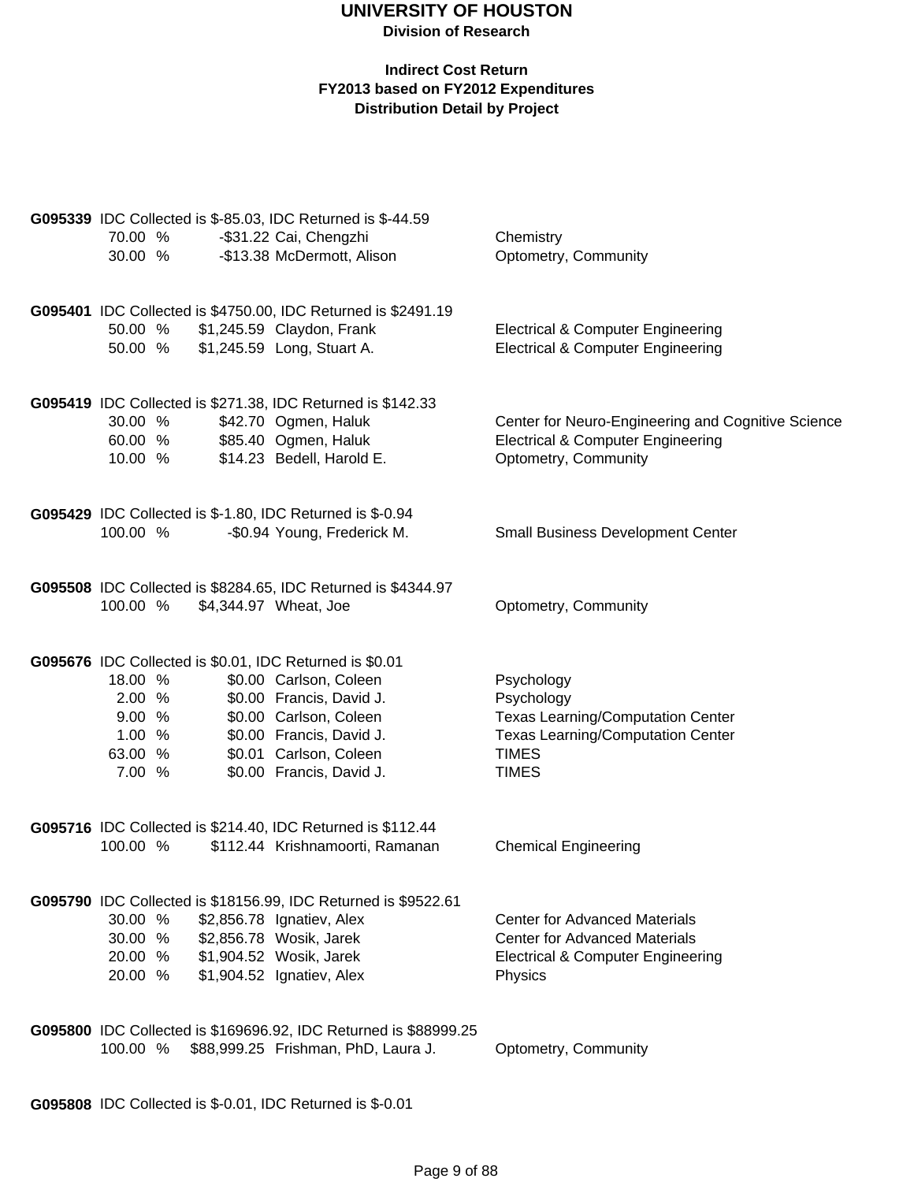# UNIVERSITY OF HOUSTON

**Division of Research**

**Indirect Cost Return**
**FY2013 based on FY2012 Expenditures**
**Distribution Detail by Project**

**G095339** IDC Collected is $-85.03, IDC Returned is $-44.59

| Percent | Amount | Name | Department |
|---|---|---|---|
| 70.00 % | -$31.22 | Cai, Chengzhi | Chemistry |
| 30.00 % | -$13.38 | McDermott, Alison | Optometry, Community |

**G095401** IDC Collected is $4750.00, IDC Returned is $2491.19

| Percent | Amount | Name | Department |
|---|---|---|---|
| 50.00 % | $1,245.59 | Claydon, Frank | Electrical & Computer Engineering |
| 50.00 % | $1,245.59 | Long, Stuart A. | Electrical & Computer Engineering |

**G095419** IDC Collected is $271.38, IDC Returned is $142.33

| Percent | Amount | Name | Department |
|---|---|---|---|
| 30.00 % | $42.70 | Ogmen, Haluk | Center for Neuro-Engineering and Cognitive Science |
| 60.00 % | $85.40 | Ogmen, Haluk | Electrical & Computer Engineering |
| 10.00 % | $14.23 | Bedell, Harold E. | Optometry, Community |

**G095429** IDC Collected is $-1.80, IDC Returned is $-0.94

| Percent | Amount | Name | Department |
|---|---|---|---|
| 100.00 % | -$0.94 | Young, Frederick M. | Small Business Development Center |

**G095508** IDC Collected is $8284.65, IDC Returned is $4344.97

| Percent | Amount | Name | Department |
|---|---|---|---|
| 100.00 % | $4,344.97 | Wheat, Joe | Optometry, Community |

**G095676** IDC Collected is $0.01, IDC Returned is $0.01

| Percent | Amount | Name | Department |
|---|---|---|---|
| 18.00 % | $0.00 | Carlson, Coleen | Psychology |
| 2.00 % | $0.00 | Francis, David J. | Psychology |
| 9.00 % | $0.00 | Carlson, Coleen | Texas Learning/Computation Center |
| 1.00 % | $0.00 | Francis, David J. | Texas Learning/Computation Center |
| 63.00 % | $0.01 | Carlson, Coleen | TIMES |
| 7.00 % | $0.00 | Francis, David J. | TIMES |

**G095716** IDC Collected is $214.40, IDC Returned is $112.44

| Percent | Amount | Name | Department |
|---|---|---|---|
| 100.00 % | $112.44 | Krishnamoorti, Ramanan | Chemical Engineering |

**G095790** IDC Collected is $18156.99, IDC Returned is $9522.61

| Percent | Amount | Name | Department |
|---|---|---|---|
| 30.00 % | $2,856.78 | Ignatiev, Alex | Center for Advanced Materials |
| 30.00 % | $2,856.78 | Wosik, Jarek | Center for Advanced Materials |
| 20.00 % | $1,904.52 | Wosik, Jarek | Electrical & Computer Engineering |
| 20.00 % | $1,904.52 | Ignatiev, Alex | Physics |

**G095800** IDC Collected is $169696.92, IDC Returned is $88999.25

| Percent | Amount | Name | Department |
|---|---|---|---|
| 100.00 % | $88,999.25 | Frishman, PhD, Laura J. | Optometry, Community |

**G095808** IDC Collected is $-0.01, IDC Returned is $-0.01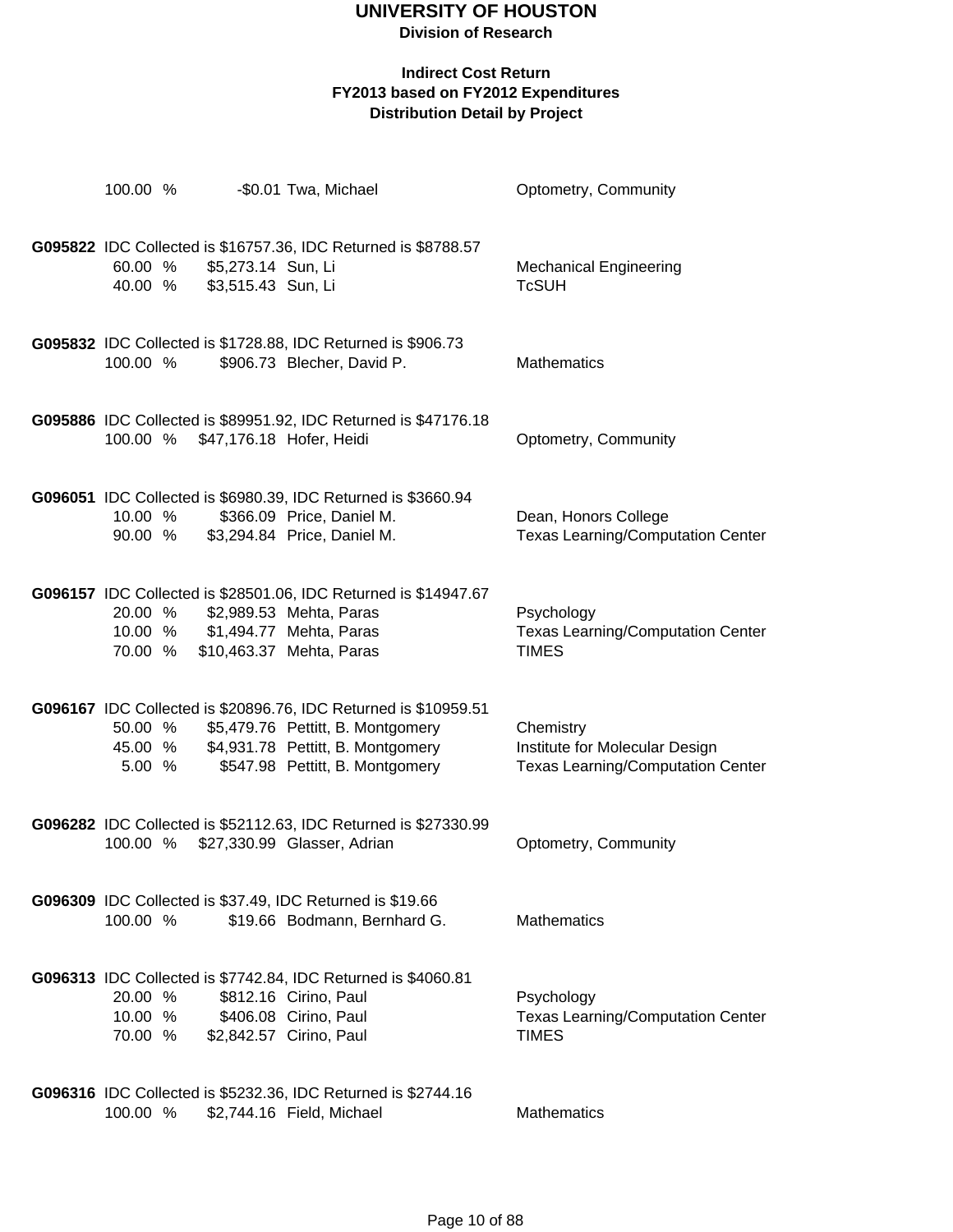# UNIVERSITY OF HOUSTON

**Division of Research**

**Indirect Cost Return**
**FY2013 based on FY2012 Expenditures**
**Distribution Detail by Project**

| Project | Percent | Amount | Name | Department |
|---|---|---|---|---|
| | 100.00 % | -$0.01 | Twa, Michael | Optometry, Community |
| **G095822** IDC Collected is $16757.36, IDC Returned is $8788.57 | | | | |
| | 60.00 % | $5,273.14 | Sun, Li | Mechanical Engineering |
| | 40.00 % | $3,515.43 | Sun, Li | TcSUH |
| **G095832** IDC Collected is $1728.88, IDC Returned is $906.73 | | | | |
| | 100.00 % | $906.73 | Blecher, David P. | Mathematics |
| **G095886** IDC Collected is $89951.92, IDC Returned is $47176.18 | | | | |
| | 100.00 % | $47,176.18 | Hofer, Heidi | Optometry, Community |
| **G096051** IDC Collected is $6980.39, IDC Returned is $3660.94 | | | | |
| | 10.00 % | $366.09 | Price, Daniel M. | Dean, Honors College |
| | 90.00 % | $3,294.84 | Price, Daniel M. | Texas Learning/Computation Center |
| **G096157** IDC Collected is $28501.06, IDC Returned is $14947.67 | | | | |
| | 20.00 % | $2,989.53 | Mehta, Paras | Psychology |
| | 10.00 % | $1,494.77 | Mehta, Paras | Texas Learning/Computation Center |
| | 70.00 % | $10,463.37 | Mehta, Paras | TIMES |
| **G096167** IDC Collected is $20896.76, IDC Returned is $10959.51 | | | | |
| | 50.00 % | $5,479.76 | Pettitt, B. Montgomery | Chemistry |
| | 45.00 % | $4,931.78 | Pettitt, B. Montgomery | Institute for Molecular Design |
| | 5.00 % | $547.98 | Pettitt, B. Montgomery | Texas Learning/Computation Center |
| **G096282** IDC Collected is $52112.63, IDC Returned is $27330.99 | | | | |
| | 100.00 % | $27,330.99 | Glasser, Adrian | Optometry, Community |
| **G096309** IDC Collected is $37.49, IDC Returned is $19.66 | | | | |
| | 100.00 % | $19.66 | Bodmann, Bernhard G. | Mathematics |
| **G096313** IDC Collected is $7742.84, IDC Returned is $4060.81 | | | | |
| | 20.00 % | $812.16 | Cirino, Paul | Psychology |
| | 10.00 % | $406.08 | Cirino, Paul | Texas Learning/Computation Center |
| | 70.00 % | $2,842.57 | Cirino, Paul | TIMES |
| **G096316** IDC Collected is $5232.36, IDC Returned is $2744.16 | | | | |
| | 100.00 % | $2,744.16 | Field, Michael | Mathematics |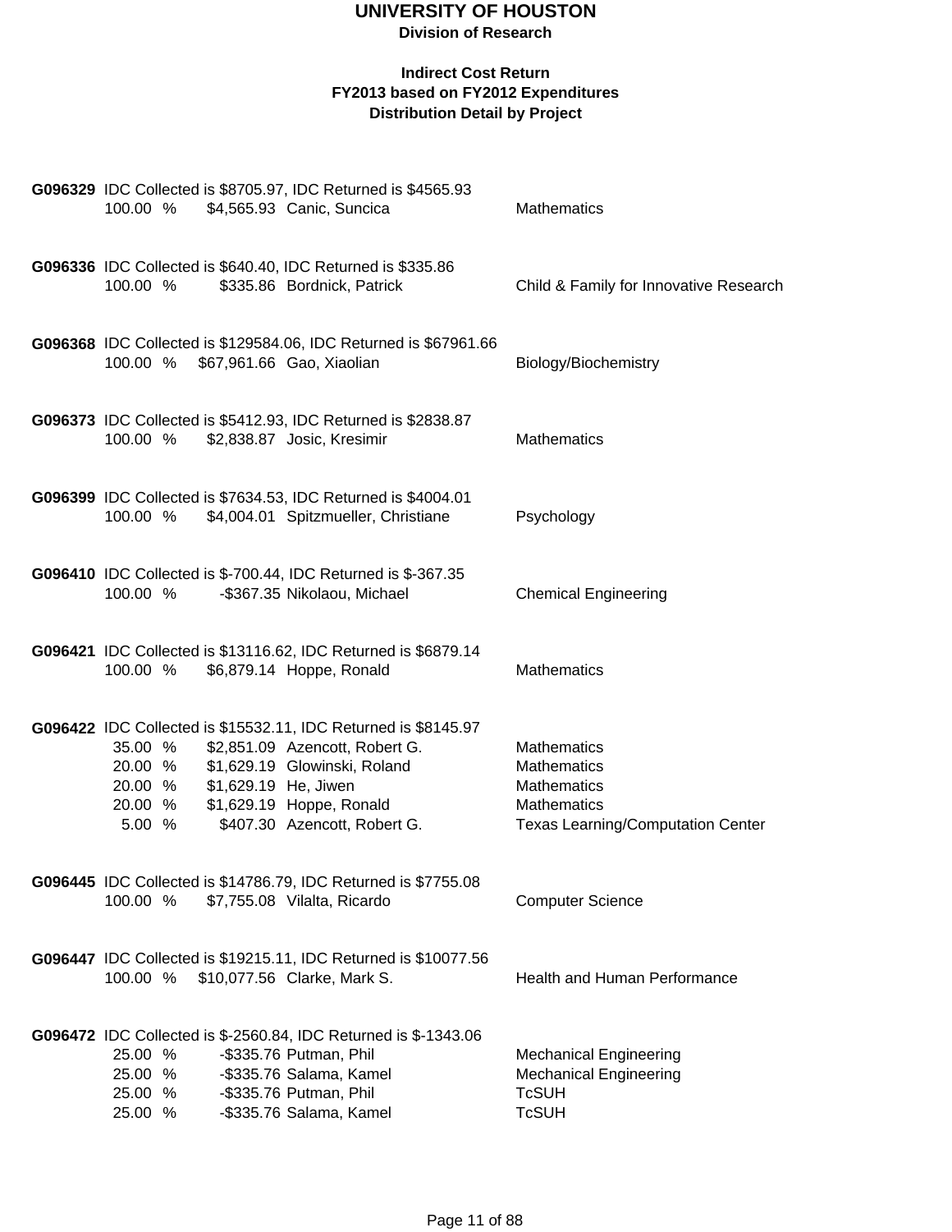# UNIVERSITY OF HOUSTON

**Division of Research**

**Indirect Cost Return**
**FY2013 based on FY2012 Expenditures**
**Distribution Detail by Project**

**G096329** IDC Collected is $8705.97, IDC Returned is $4565.93

| Percent | Amount | Name | Department |
|---|---|---|---|
| 100.00 % | $4,565.93 | Canic, Suncica | Mathematics |

**G096336** IDC Collected is $640.40, IDC Returned is $335.86

| Percent | Amount | Name | Department |
|---|---|---|---|
| 100.00 % | $335.86 | Bordnick, Patrick | Child & Family for Innovative Research |

**G096368** IDC Collected is $129584.06, IDC Returned is $67961.66

| Percent | Amount | Name | Department |
|---|---|---|---|
| 100.00 % | $67,961.66 | Gao, Xiaolian | Biology/Biochemistry |

**G096373** IDC Collected is $5412.93, IDC Returned is $2838.87

| Percent | Amount | Name | Department |
|---|---|---|---|
| 100.00 % | $2,838.87 | Josic, Kresimir | Mathematics |

**G096399** IDC Collected is $7634.53, IDC Returned is $4004.01

| Percent | Amount | Name | Department |
|---|---|---|---|
| 100.00 % | $4,004.01 | Spitzmueller, Christiane | Psychology |

**G096410** IDC Collected is $-700.44, IDC Returned is $-367.35

| Percent | Amount | Name | Department |
|---|---|---|---|
| 100.00 % | -$367.35 | Nikolaou, Michael | Chemical Engineering |

**G096421** IDC Collected is $13116.62, IDC Returned is $6879.14

| Percent | Amount | Name | Department |
|---|---|---|---|
| 100.00 % | $6,879.14 | Hoppe, Ronald | Mathematics |

**G096422** IDC Collected is $15532.11, IDC Returned is $8145.97

| Percent | Amount | Name | Department |
|---|---|---|---|
| 35.00 % | $2,851.09 | Azencott, Robert G. | Mathematics |
| 20.00 % | $1,629.19 | Glowinski, Roland | Mathematics |
| 20.00 % | $1,629.19 | He, Jiwen | Mathematics |
| 20.00 % | $1,629.19 | Hoppe, Ronald | Mathematics |
| 5.00 % | $407.30 | Azencott, Robert G. | Texas Learning/Computation Center |

**G096445** IDC Collected is $14786.79, IDC Returned is $7755.08

| Percent | Amount | Name | Department |
|---|---|---|---|
| 100.00 % | $7,755.08 | Vilalta, Ricardo | Computer Science |

**G096447** IDC Collected is $19215.11, IDC Returned is $10077.56

| Percent | Amount | Name | Department |
|---|---|---|---|
| 100.00 % | $10,077.56 | Clarke, Mark S. | Health and Human Performance |

**G096472** IDC Collected is $-2560.84, IDC Returned is $-1343.06

| Percent | Amount | Name | Department |
|---|---|---|---|
| 25.00 % | -$335.76 | Putman, Phil | Mechanical Engineering |
| 25.00 % | -$335.76 | Salama, Kamel | Mechanical Engineering |
| 25.00 % | -$335.76 | Putman, Phil | TcSUH |
| 25.00 % | -$335.76 | Salama, Kamel | TcSUH |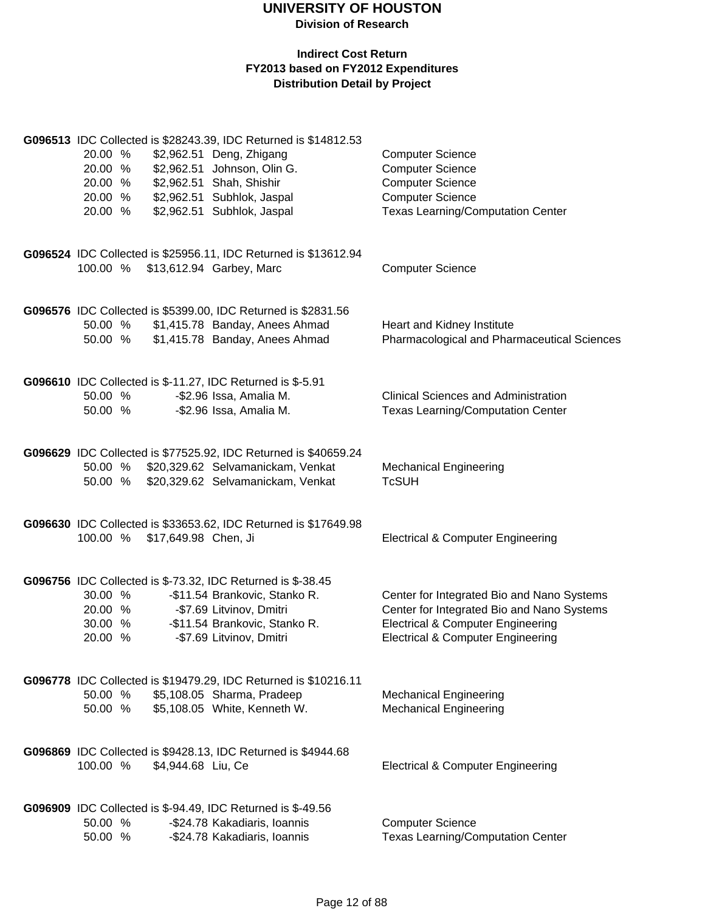# UNIVERSITY OF HOUSTON

**Division of Research**

**Indirect Cost Return**
**FY2013 based on FY2012 Expenditures**
**Distribution Detail by Project**

**G096513** IDC Collected is $28243.39, IDC Returned is $14812.53

| % | Amount | Name | Department |
|---|---|---|---|
| 20.00 % | $2,962.51 | Deng, Zhigang | Computer Science |
| 20.00 % | $2,962.51 | Johnson, Olin G. | Computer Science |
| 20.00 % | $2,962.51 | Shah, Shishir | Computer Science |
| 20.00 % | $2,962.51 | Subhlok, Jaspal | Computer Science |
| 20.00 % | $2,962.51 | Subhlok, Jaspal | Texas Learning/Computation Center |

**G096524** IDC Collected is $25956.11, IDC Returned is $13612.94

| % | Amount | Name | Department |
|---|---|---|---|
| 100.00 % | $13,612.94 | Garbey, Marc | Computer Science |

**G096576** IDC Collected is $5399.00, IDC Returned is $2831.56

| % | Amount | Name | Department |
|---|---|---|---|
| 50.00 % | $1,415.78 | Banday, Anees Ahmad | Heart and Kidney Institute |
| 50.00 % | $1,415.78 | Banday, Anees Ahmad | Pharmacological and Pharmaceutical Sciences |

**G096610** IDC Collected is $-11.27, IDC Returned is $-5.91

| % | Amount | Name | Department |
|---|---|---|---|
| 50.00 % | -$2.96 | Issa, Amalia M. | Clinical Sciences and Administration |
| 50.00 % | -$2.96 | Issa, Amalia M. | Texas Learning/Computation Center |

**G096629** IDC Collected is $77525.92, IDC Returned is $40659.24

| % | Amount | Name | Department |
|---|---|---|---|
| 50.00 % | $20,329.62 | Selvamanickam, Venkat | Mechanical Engineering |
| 50.00 % | $20,329.62 | Selvamanickam, Venkat | TcSUH |

**G096630** IDC Collected is $33653.62, IDC Returned is $17649.98

| % | Amount | Name | Department |
|---|---|---|---|
| 100.00 % | $17,649.98 | Chen, Ji | Electrical & Computer Engineering |

**G096756** IDC Collected is $-73.32, IDC Returned is $-38.45

| % | Amount | Name | Department |
|---|---|---|---|
| 30.00 % | -$11.54 | Brankovic, Stanko R. | Center for Integrated Bio and Nano Systems |
| 20.00 % | -$7.69 | Litvinov, Dmitri | Center for Integrated Bio and Nano Systems |
| 30.00 % | -$11.54 | Brankovic, Stanko R. | Electrical & Computer Engineering |
| 20.00 % | -$7.69 | Litvinov, Dmitri | Electrical & Computer Engineering |

**G096778** IDC Collected is $19479.29, IDC Returned is $10216.11

| % | Amount | Name | Department |
|---|---|---|---|
| 50.00 % | $5,108.05 | Sharma, Pradeep | Mechanical Engineering |
| 50.00 % | $5,108.05 | White, Kenneth W. | Mechanical Engineering |

**G096869** IDC Collected is $9428.13, IDC Returned is $4944.68

| % | Amount | Name | Department |
|---|---|---|---|
| 100.00 % | $4,944.68 | Liu, Ce | Electrical & Computer Engineering |

**G096909** IDC Collected is $-94.49, IDC Returned is $-49.56

| % | Amount | Name | Department |
|---|---|---|---|
| 50.00 % | -$24.78 | Kakadiaris, Ioannis | Computer Science |
| 50.00 % | -$24.78 | Kakadiaris, Ioannis | Texas Learning/Computation Center |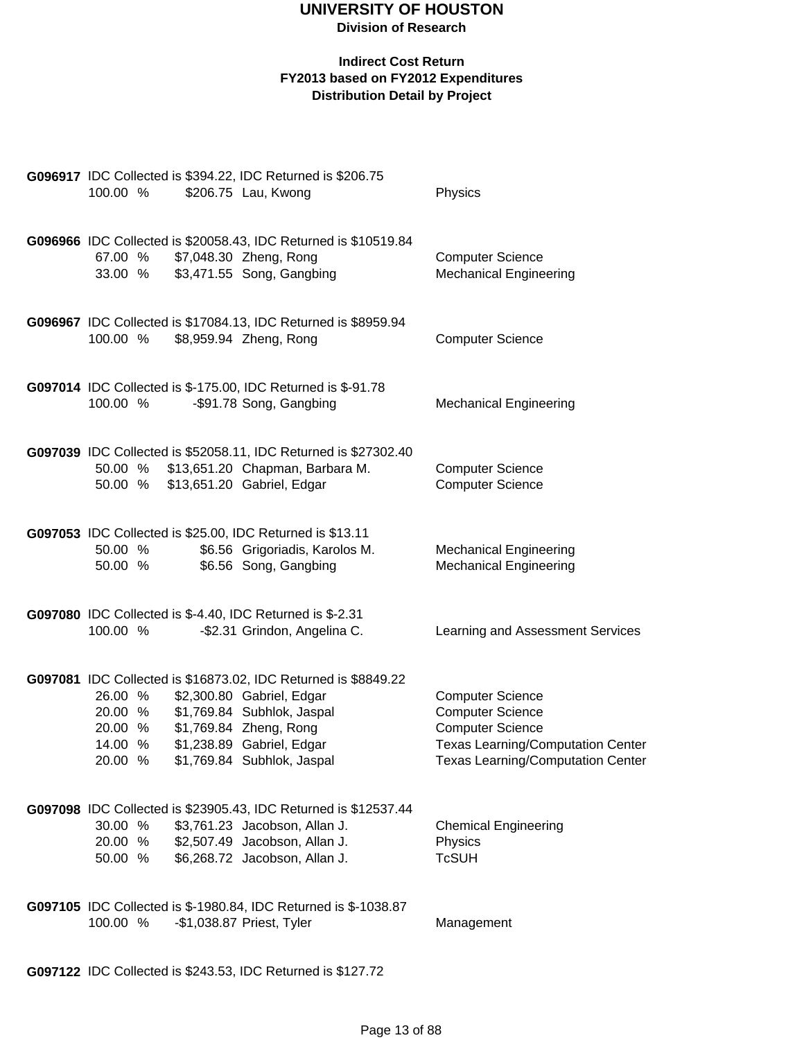# UNIVERSITY OF HOUSTON

**Division of Research**

**Indirect Cost Return**
**FY2013 based on FY2012 Expenditures**
**Distribution Detail by Project**

**G096917** IDC Collected is $394.22, IDC Returned is $206.75

| % | Amount | Name | Department |
|---|---|---|---|
| 100.00 % | $206.75 | Lau, Kwong | Physics |

**G096966** IDC Collected is $20058.43, IDC Returned is $10519.84

| % | Amount | Name | Department |
|---|---|---|---|
| 67.00 % | $7,048.30 | Zheng, Rong | Computer Science |
| 33.00 % | $3,471.55 | Song, Gangbing | Mechanical Engineering |

**G096967** IDC Collected is $17084.13, IDC Returned is $8959.94

| % | Amount | Name | Department |
|---|---|---|---|
| 100.00 % | $8,959.94 | Zheng, Rong | Computer Science |

**G097014** IDC Collected is $-175.00, IDC Returned is $-91.78

| % | Amount | Name | Department |
|---|---|---|---|
| 100.00 % | -$91.78 | Song, Gangbing | Mechanical Engineering |

**G097039** IDC Collected is $52058.11, IDC Returned is $27302.40

| % | Amount | Name | Department |
|---|---|---|---|
| 50.00 % | $13,651.20 | Chapman, Barbara M. | Computer Science |
| 50.00 % | $13,651.20 | Gabriel, Edgar | Computer Science |

**G097053** IDC Collected is $25.00, IDC Returned is $13.11

| % | Amount | Name | Department |
|---|---|---|---|
| 50.00 % | $6.56 | Grigoriadis, Karolos M. | Mechanical Engineering |
| 50.00 % | $6.56 | Song, Gangbing | Mechanical Engineering |

**G097080** IDC Collected is $-4.40, IDC Returned is $-2.31

| % | Amount | Name | Department |
|---|---|---|---|
| 100.00 % | -$2.31 | Grindon, Angelina C. | Learning and Assessment Services |

**G097081** IDC Collected is $16873.02, IDC Returned is $8849.22

| % | Amount | Name | Department |
|---|---|---|---|
| 26.00 % | $2,300.80 | Gabriel, Edgar | Computer Science |
| 20.00 % | $1,769.84 | Subhlok, Jaspal | Computer Science |
| 20.00 % | $1,769.84 | Zheng, Rong | Computer Science |
| 14.00 % | $1,238.89 | Gabriel, Edgar | Texas Learning/Computation Center |
| 20.00 % | $1,769.84 | Subhlok, Jaspal | Texas Learning/Computation Center |

**G097098** IDC Collected is $23905.43, IDC Returned is $12537.44

| % | Amount | Name | Department |
|---|---|---|---|
| 30.00 % | $3,761.23 | Jacobson, Allan J. | Chemical Engineering |
| 20.00 % | $2,507.49 | Jacobson, Allan J. | Physics |
| 50.00 % | $6,268.72 | Jacobson, Allan J. | TcSUH |

**G097105** IDC Collected is $-1980.84, IDC Returned is $-1038.87

| % | Amount | Name | Department |
|---|---|---|---|
| 100.00 % | -$1,038.87 | Priest, Tyler | Management |

**G097122** IDC Collected is $243.53, IDC Returned is $127.72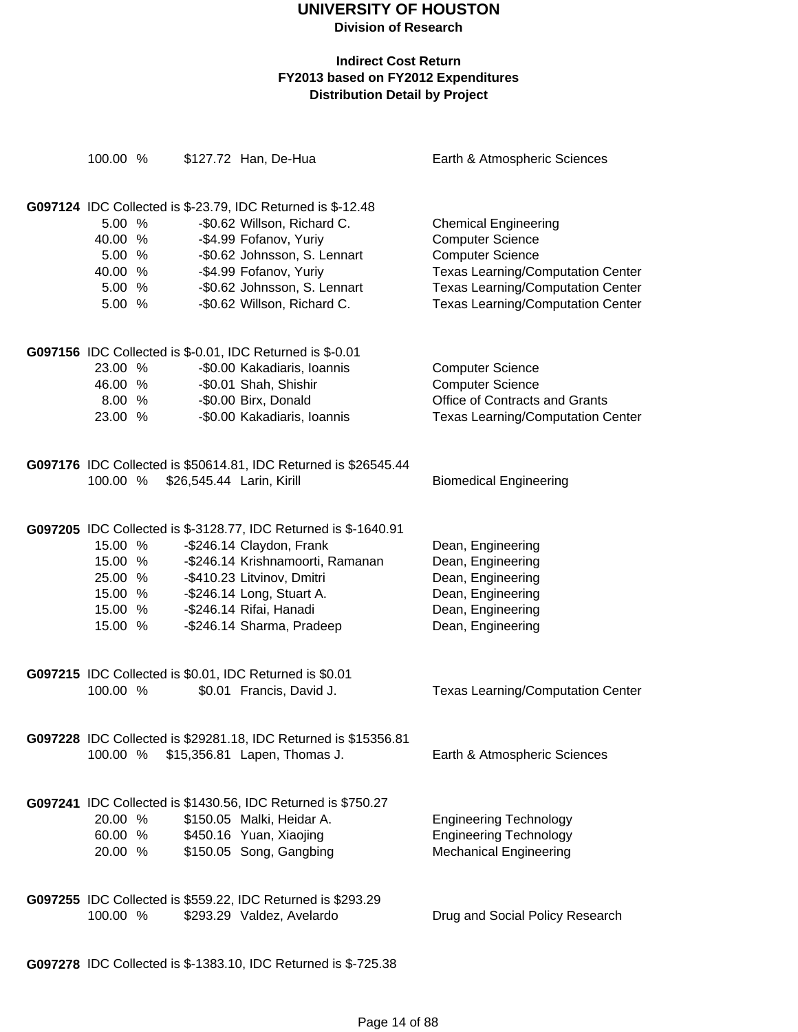**UNIVERSITY OF HOUSTON**
**Division of Research**

**Indirect Cost Return**
**FY2013 based on FY2012 Expenditures**
**Distribution Detail by Project**

| | | | |
|---|---|---|---|
| 100.00 % | $127.72 | Han, De-Hua | Earth & Atmospheric Sciences |

**G097124** IDC Collected is $-23.79, IDC Returned is $-12.48

| | | | |
|---|---|---|---|
| 5.00 % | -$0.62 | Willson, Richard C. | Chemical Engineering |
| 40.00 % | -$4.99 | Fofanov, Yuriy | Computer Science |
| 5.00 % | -$0.62 | Johnsson, S. Lennart | Computer Science |
| 40.00 % | -$4.99 | Fofanov, Yuriy | Texas Learning/Computation Center |
| 5.00 % | -$0.62 | Johnsson, S. Lennart | Texas Learning/Computation Center |
| 5.00 % | -$0.62 | Willson, Richard C. | Texas Learning/Computation Center |

**G097156** IDC Collected is $-0.01, IDC Returned is $-0.01

| | | | |
|---|---|---|---|
| 23.00 % | -$0.00 | Kakadiaris, Ioannis | Computer Science |
| 46.00 % | -$0.01 | Shah, Shishir | Computer Science |
| 8.00 % | -$0.00 | Birx, Donald | Office of Contracts and Grants |
| 23.00 % | -$0.00 | Kakadiaris, Ioannis | Texas Learning/Computation Center |

**G097176** IDC Collected is $50614.81, IDC Returned is $26545.44

| | | | |
|---|---|---|---|
| 100.00 % | $26,545.44 | Larin, Kirill | Biomedical Engineering |

**G097205** IDC Collected is $-3128.77, IDC Returned is $-1640.91

| | | | |
|---|---|---|---|
| 15.00 % | -$246.14 | Claydon, Frank | Dean, Engineering |
| 15.00 % | -$246.14 | Krishnamoorti, Ramanan | Dean, Engineering |
| 25.00 % | -$410.23 | Litvinov, Dmitri | Dean, Engineering |
| 15.00 % | -$246.14 | Long, Stuart A. | Dean, Engineering |
| 15.00 % | -$246.14 | Rifai, Hanadi | Dean, Engineering |
| 15.00 % | -$246.14 | Sharma, Pradeep | Dean, Engineering |

**G097215** IDC Collected is $0.01, IDC Returned is $0.01

| | | | |
|---|---|---|---|
| 100.00 % | $0.01 | Francis, David J. | Texas Learning/Computation Center |

**G097228** IDC Collected is $29281.18, IDC Returned is $15356.81

| | | | |
|---|---|---|---|
| 100.00 % | $15,356.81 | Lapen, Thomas J. | Earth & Atmospheric Sciences |

**G097241** IDC Collected is $1430.56, IDC Returned is $750.27

| | | | |
|---|---|---|---|
| 20.00 % | $150.05 | Malki, Heidar A. | Engineering Technology |
| 60.00 % | $450.16 | Yuan, Xiaojing | Engineering Technology |
| 20.00 % | $150.05 | Song, Gangbing | Mechanical Engineering |

**G097255** IDC Collected is $559.22, IDC Returned is $293.29

| | | | |
|---|---|---|---|
| 100.00 % | $293.29 | Valdez, Avelardo | Drug and Social Policy Research |

**G097278** IDC Collected is $-1383.10, IDC Returned is $-725.38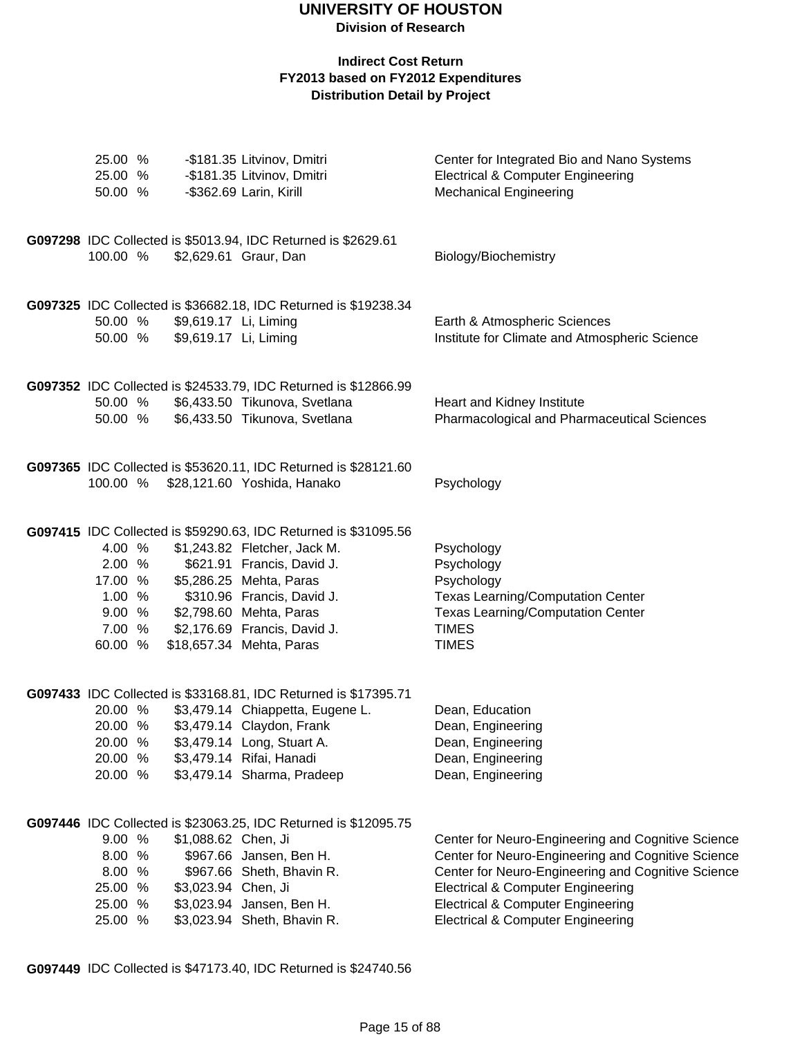# UNIVERSITY OF HOUSTON

**Division of Research**

**Indirect Cost Return**
**FY2013 based on FY2012 Expenditures**
**Distribution Detail by Project**

| Percent | Amount | Name | Department |
|---|---|---|---|
| 25.00 % | -$181.35 | Litvinov, Dmitri | Center for Integrated Bio and Nano Systems |
| 25.00 % | -$181.35 | Litvinov, Dmitri | Electrical & Computer Engineering |
| 50.00 % | -$362.69 | Larin, Kirill | Mechanical Engineering |

**G097298** IDC Collected is $5013.94, IDC Returned is $2629.61

| Percent | Amount | Name | Department |
|---|---|---|---|
| 100.00 % | $2,629.61 | Graur, Dan | Biology/Biochemistry |

**G097325** IDC Collected is $36682.18, IDC Returned is $19238.34

| Percent | Amount | Name | Department |
|---|---|---|---|
| 50.00 % | $9,619.17 | Li, Liming | Earth & Atmospheric Sciences |
| 50.00 % | $9,619.17 | Li, Liming | Institute for Climate and Atmospheric Science |

**G097352** IDC Collected is $24533.79, IDC Returned is $12866.99

| Percent | Amount | Name | Department |
|---|---|---|---|
| 50.00 % | $6,433.50 | Tikunova, Svetlana | Heart and Kidney Institute |
| 50.00 % | $6,433.50 | Tikunova, Svetlana | Pharmacological and Pharmaceutical Sciences |

**G097365** IDC Collected is $53620.11, IDC Returned is $28121.60

| Percent | Amount | Name | Department |
|---|---|---|---|
| 100.00 % | $28,121.60 | Yoshida, Hanako | Psychology |

**G097415** IDC Collected is $59290.63, IDC Returned is $31095.56

| Percent | Amount | Name | Department |
|---|---|---|---|
| 4.00 % | $1,243.82 | Fletcher, Jack M. | Psychology |
| 2.00 % | $621.91 | Francis, David J. | Psychology |
| 17.00 % | $5,286.25 | Mehta, Paras | Psychology |
| 1.00 % | $310.96 | Francis, David J. | Texas Learning/Computation Center |
| 9.00 % | $2,798.60 | Mehta, Paras | Texas Learning/Computation Center |
| 7.00 % | $2,176.69 | Francis, David J. | TIMES |
| 60.00 % | $18,657.34 | Mehta, Paras | TIMES |

**G097433** IDC Collected is $33168.81, IDC Returned is $17395.71

| Percent | Amount | Name | Department |
|---|---|---|---|
| 20.00 % | $3,479.14 | Chiappetta, Eugene L. | Dean, Education |
| 20.00 % | $3,479.14 | Claydon, Frank | Dean, Engineering |
| 20.00 % | $3,479.14 | Long, Stuart A. | Dean, Engineering |
| 20.00 % | $3,479.14 | Rifai, Hanadi | Dean, Engineering |
| 20.00 % | $3,479.14 | Sharma, Pradeep | Dean, Engineering |

**G097446** IDC Collected is $23063.25, IDC Returned is $12095.75

| Percent | Amount | Name | Department |
|---|---|---|---|
| 9.00 % | $1,088.62 | Chen, Ji | Center for Neuro-Engineering and Cognitive Science |
| 8.00 % | $967.66 | Jansen, Ben H. | Center for Neuro-Engineering and Cognitive Science |
| 8.00 % | $967.66 | Sheth, Bhavin R. | Center for Neuro-Engineering and Cognitive Science |
| 25.00 % | $3,023.94 | Chen, Ji | Electrical & Computer Engineering |
| 25.00 % | $3,023.94 | Jansen, Ben H. | Electrical & Computer Engineering |
| 25.00 % | $3,023.94 | Sheth, Bhavin R. | Electrical & Computer Engineering |

**G097449** IDC Collected is $47173.40, IDC Returned is $24740.56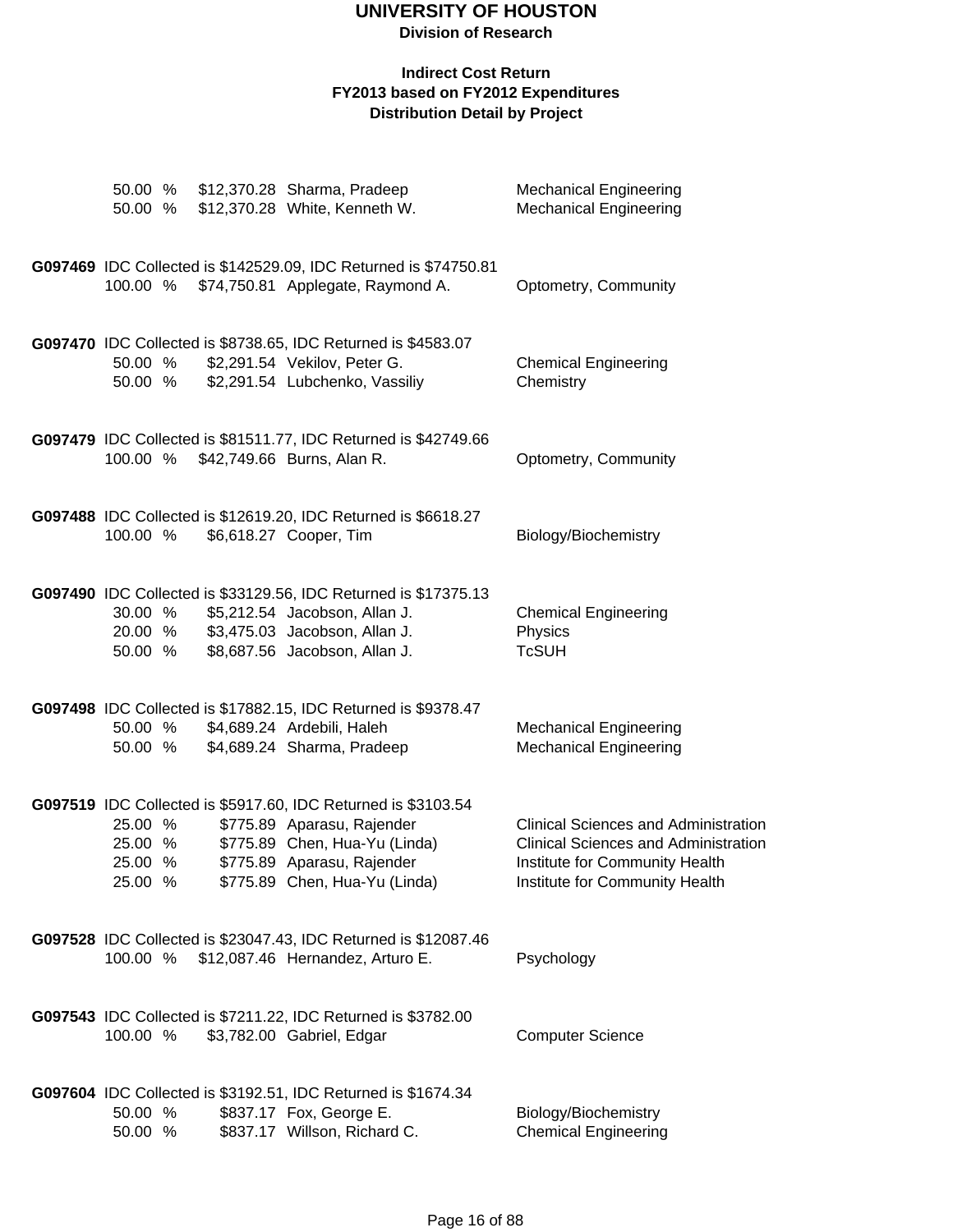# UNIVERSITY OF HOUSTON

**Division of Research**

**Indirect Cost Return**
**FY2013 based on FY2012 Expenditures**
**Distribution Detail by Project**

| | | | |
|---|---|---|---|
| 50.00 % | $12,370.28 | Sharma, Pradeep | Mechanical Engineering |
| 50.00 % | $12,370.28 | White, Kenneth W. | Mechanical Engineering |

**G097469** IDC Collected is $142529.09, IDC Returned is $74750.81

| | | | |
|---|---|---|---|
| 100.00 % | $74,750.81 | Applegate, Raymond A. | Optometry, Community |

**G097470** IDC Collected is $8738.65, IDC Returned is $4583.07

| | | | |
|---|---|---|---|
| 50.00 % | $2,291.54 | Vekilov, Peter G. | Chemical Engineering |
| 50.00 % | $2,291.54 | Lubchenko, Vassiliy | Chemistry |

**G097479** IDC Collected is $81511.77, IDC Returned is $42749.66

| | | | |
|---|---|---|---|
| 100.00 % | $42,749.66 | Burns, Alan R. | Optometry, Community |

**G097488** IDC Collected is $12619.20, IDC Returned is $6618.27

| | | | |
|---|---|---|---|
| 100.00 % | $6,618.27 | Cooper, Tim | Biology/Biochemistry |

**G097490** IDC Collected is $33129.56, IDC Returned is $17375.13

| | | | |
|---|---|---|---|
| 30.00 % | $5,212.54 | Jacobson, Allan J. | Chemical Engineering |
| 20.00 % | $3,475.03 | Jacobson, Allan J. | Physics |
| 50.00 % | $8,687.56 | Jacobson, Allan J. | TcSUH |

**G097498** IDC Collected is $17882.15, IDC Returned is $9378.47

| | | | |
|---|---|---|---|
| 50.00 % | $4,689.24 | Ardebili, Haleh | Mechanical Engineering |
| 50.00 % | $4,689.24 | Sharma, Pradeep | Mechanical Engineering |

**G097519** IDC Collected is $5917.60, IDC Returned is $3103.54

| | | | |
|---|---|---|---|
| 25.00 % | $775.89 | Aparasu, Rajender | Clinical Sciences and Administration |
| 25.00 % | $775.89 | Chen, Hua-Yu (Linda) | Clinical Sciences and Administration |
| 25.00 % | $775.89 | Aparasu, Rajender | Institute for Community Health |
| 25.00 % | $775.89 | Chen, Hua-Yu (Linda) | Institute for Community Health |

**G097528** IDC Collected is $23047.43, IDC Returned is $12087.46

| | | | |
|---|---|---|---|
| 100.00 % | $12,087.46 | Hernandez, Arturo E. | Psychology |

**G097543** IDC Collected is $7211.22, IDC Returned is $3782.00

| | | | |
|---|---|---|---|
| 100.00 % | $3,782.00 | Gabriel, Edgar | Computer Science |

**G097604** IDC Collected is $3192.51, IDC Returned is $1674.34

| | | | |
|---|---|---|---|
| 50.00 % | $837.17 | Fox, George E. | Biology/Biochemistry |
| 50.00 % | $837.17 | Willson, Richard C. | Chemical Engineering |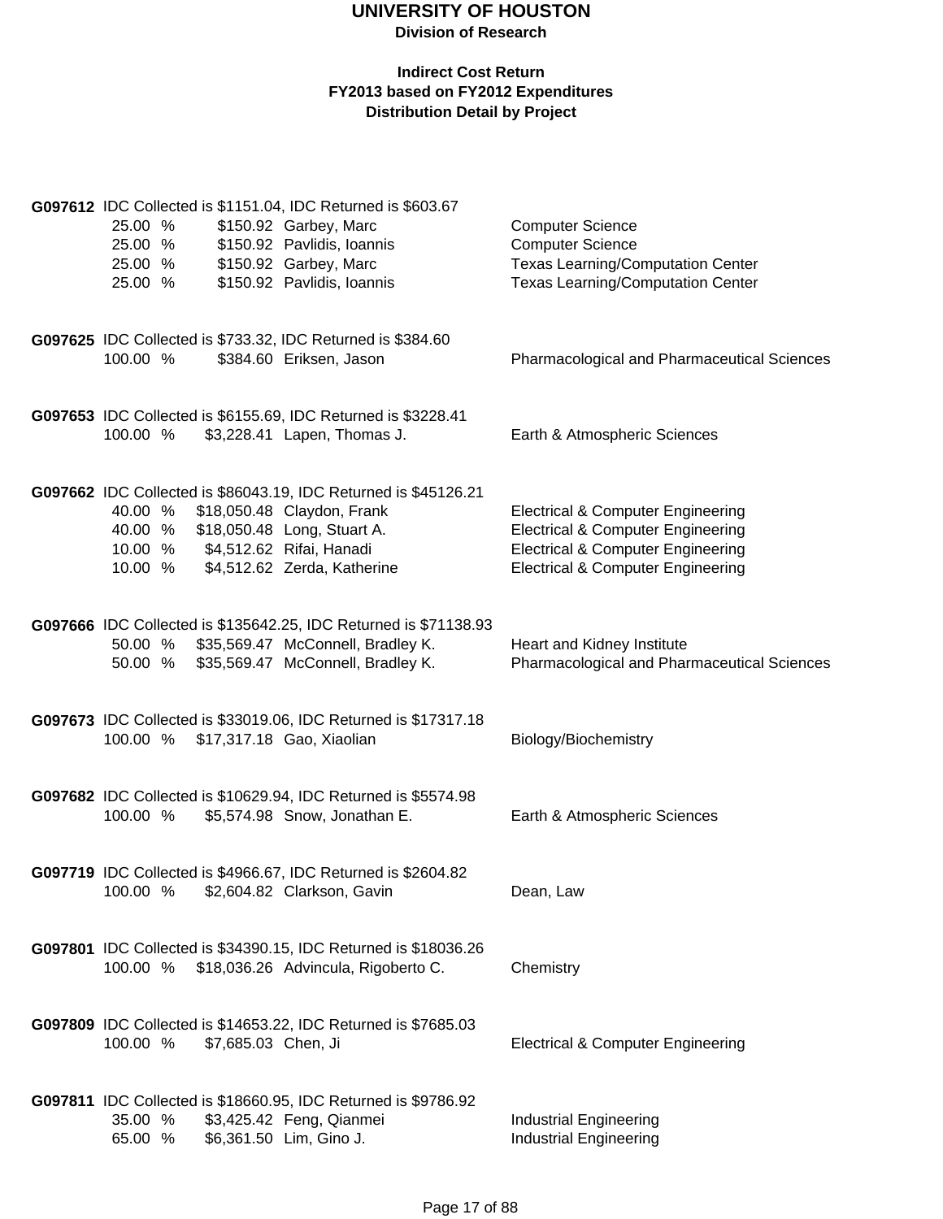# UNIVERSITY OF HOUSTON

**Division of Research**

**Indirect Cost Return**
**FY2013 based on FY2012 Expenditures**
**Distribution Detail by Project**

**G097612** IDC Collected is $1151.04, IDC Returned is $603.67

| | | | |
|---|---|---|---|
| 25.00 % | $150.92 | Garbey, Marc | Computer Science |
| 25.00 % | $150.92 | Pavlidis, Ioannis | Computer Science |
| 25.00 % | $150.92 | Garbey, Marc | Texas Learning/Computation Center |
| 25.00 % | $150.92 | Pavlidis, Ioannis | Texas Learning/Computation Center |

**G097625** IDC Collected is $733.32, IDC Returned is $384.60

| | | | |
|---|---|---|---|
| 100.00 % | $384.60 | Eriksen, Jason | Pharmacological and Pharmaceutical Sciences |

**G097653** IDC Collected is $6155.69, IDC Returned is $3228.41

| | | | |
|---|---|---|---|
| 100.00 % | $3,228.41 | Lapen, Thomas J. | Earth & Atmospheric Sciences |

**G097662** IDC Collected is $86043.19, IDC Returned is $45126.21

| | | | |
|---|---|---|---|
| 40.00 % | $18,050.48 | Claydon, Frank | Electrical & Computer Engineering |
| 40.00 % | $18,050.48 | Long, Stuart A. | Electrical & Computer Engineering |
| 10.00 % | $4,512.62 | Rifai, Hanadi | Electrical & Computer Engineering |
| 10.00 % | $4,512.62 | Zerda, Katherine | Electrical & Computer Engineering |

**G097666** IDC Collected is $135642.25, IDC Returned is $71138.93

| | | | |
|---|---|---|---|
| 50.00 % | $35,569.47 | McConnell, Bradley K. | Heart and Kidney Institute |
| 50.00 % | $35,569.47 | McConnell, Bradley K. | Pharmacological and Pharmaceutical Sciences |

**G097673** IDC Collected is $33019.06, IDC Returned is $17317.18

| | | | |
|---|---|---|---|
| 100.00 % | $17,317.18 | Gao, Xiaolian | Biology/Biochemistry |

**G097682** IDC Collected is $10629.94, IDC Returned is $5574.98

| | | | |
|---|---|---|---|
| 100.00 % | $5,574.98 | Snow, Jonathan E. | Earth & Atmospheric Sciences |

**G097719** IDC Collected is $4966.67, IDC Returned is $2604.82

| | | | |
|---|---|---|---|
| 100.00 % | $2,604.82 | Clarkson, Gavin | Dean, Law |

**G097801** IDC Collected is $34390.15, IDC Returned is $18036.26

| | | | |
|---|---|---|---|
| 100.00 % | $18,036.26 | Advincula, Rigoberto C. | Chemistry |

**G097809** IDC Collected is $14653.22, IDC Returned is $7685.03

| | | | |
|---|---|---|---|
| 100.00 % | $7,685.03 | Chen, Ji | Electrical & Computer Engineering |

**G097811** IDC Collected is $18660.95, IDC Returned is $9786.92

| | | | |
|---|---|---|---|
| 35.00 % | $3,425.42 | Feng, Qianmei | Industrial Engineering |
| 65.00 % | $6,361.50 | Lim, Gino J. | Industrial Engineering |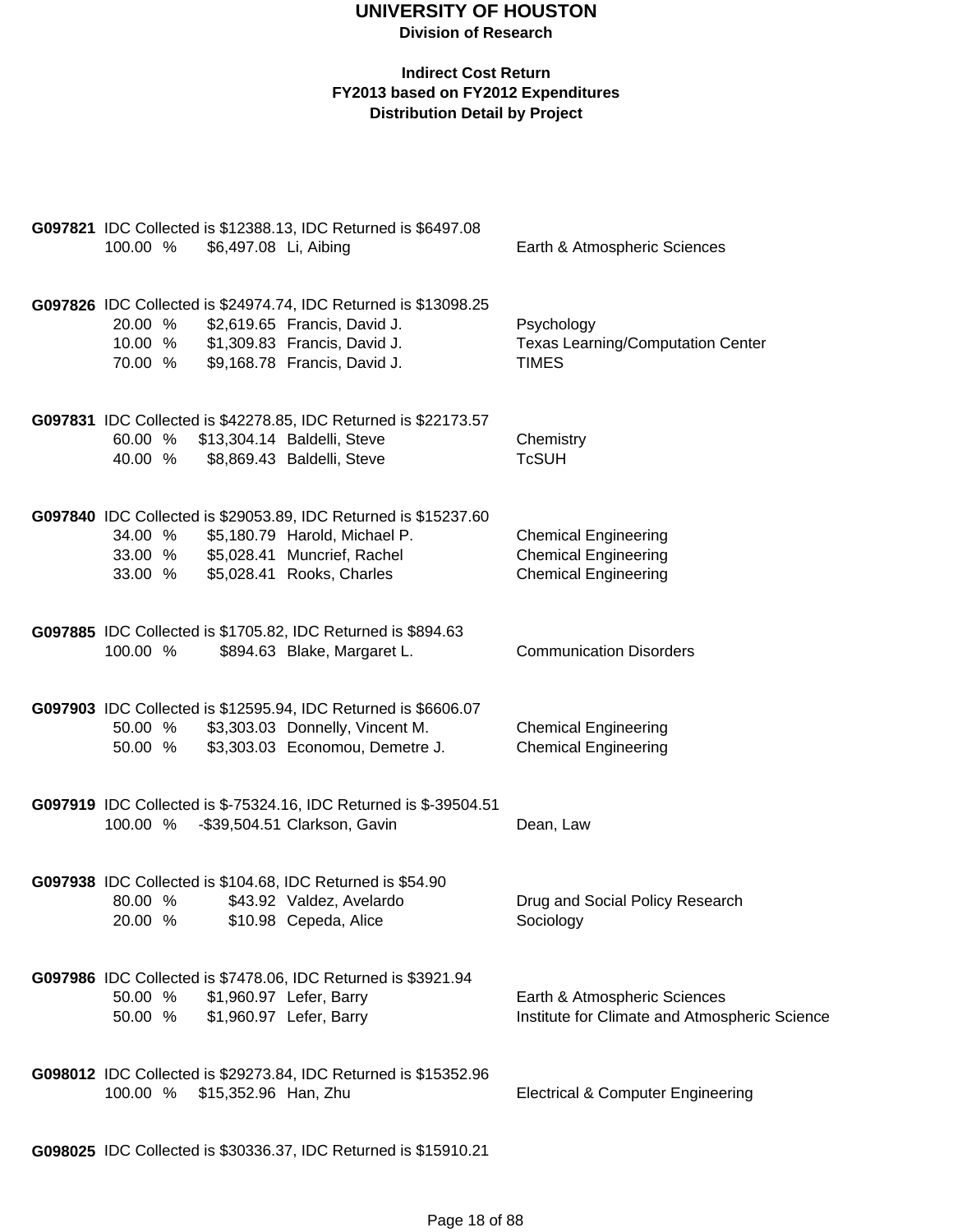# UNIVERSITY OF HOUSTON

**Division of Research**

**Indirect Cost Return**
**FY2013 based on FY2012 Expenditures**
**Distribution Detail by Project**

**G097821** IDC Collected is $12388.13, IDC Returned is $6497.08

| % | Amount | Name | Department |
|---|---|---|---|
| 100.00 % | $6,497.08 | Li, Aibing | Earth & Atmospheric Sciences |

**G097826** IDC Collected is $24974.74, IDC Returned is $13098.25

| % | Amount | Name | Department |
|---|---|---|---|
| 20.00 % | $2,619.65 | Francis, David J. | Psychology |
| 10.00 % | $1,309.83 | Francis, David J. | Texas Learning/Computation Center |
| 70.00 % | $9,168.78 | Francis, David J. | TIMES |

**G097831** IDC Collected is $42278.85, IDC Returned is $22173.57

| % | Amount | Name | Department |
|---|---|---|---|
| 60.00 % | $13,304.14 | Baldelli, Steve | Chemistry |
| 40.00 % | $8,869.43 | Baldelli, Steve | TcSUH |

**G097840** IDC Collected is $29053.89, IDC Returned is $15237.60

| % | Amount | Name | Department |
|---|---|---|---|
| 34.00 % | $5,180.79 | Harold, Michael P. | Chemical Engineering |
| 33.00 % | $5,028.41 | Muncrief, Rachel | Chemical Engineering |
| 33.00 % | $5,028.41 | Rooks, Charles | Chemical Engineering |

**G097885** IDC Collected is $1705.82, IDC Returned is $894.63

| % | Amount | Name | Department |
|---|---|---|---|
| 100.00 % | $894.63 | Blake, Margaret L. | Communication Disorders |

**G097903** IDC Collected is $12595.94, IDC Returned is $6606.07

| % | Amount | Name | Department |
|---|---|---|---|
| 50.00 % | $3,303.03 | Donnelly, Vincent M. | Chemical Engineering |
| 50.00 % | $3,303.03 | Economou, Demetre J. | Chemical Engineering |

**G097919** IDC Collected is $-75324.16, IDC Returned is $-39504.51

| % | Amount | Name | Department |
|---|---|---|---|
| 100.00 % | -$39,504.51 | Clarkson, Gavin | Dean, Law |

**G097938** IDC Collected is $104.68, IDC Returned is $54.90

| % | Amount | Name | Department |
|---|---|---|---|
| 80.00 % | $43.92 | Valdez, Avelardo | Drug and Social Policy Research |
| 20.00 % | $10.98 | Cepeda, Alice | Sociology |

**G097986** IDC Collected is $7478.06, IDC Returned is $3921.94

| % | Amount | Name | Department |
|---|---|---|---|
| 50.00 % | $1,960.97 | Lefer, Barry | Earth & Atmospheric Sciences |
| 50.00 % | $1,960.97 | Lefer, Barry | Institute for Climate and Atmospheric Science |

**G098012** IDC Collected is $29273.84, IDC Returned is $15352.96

| % | Amount | Name | Department |
|---|---|---|---|
| 100.00 % | $15,352.96 | Han, Zhu | Electrical & Computer Engineering |

**G098025** IDC Collected is $30336.37, IDC Returned is $15910.21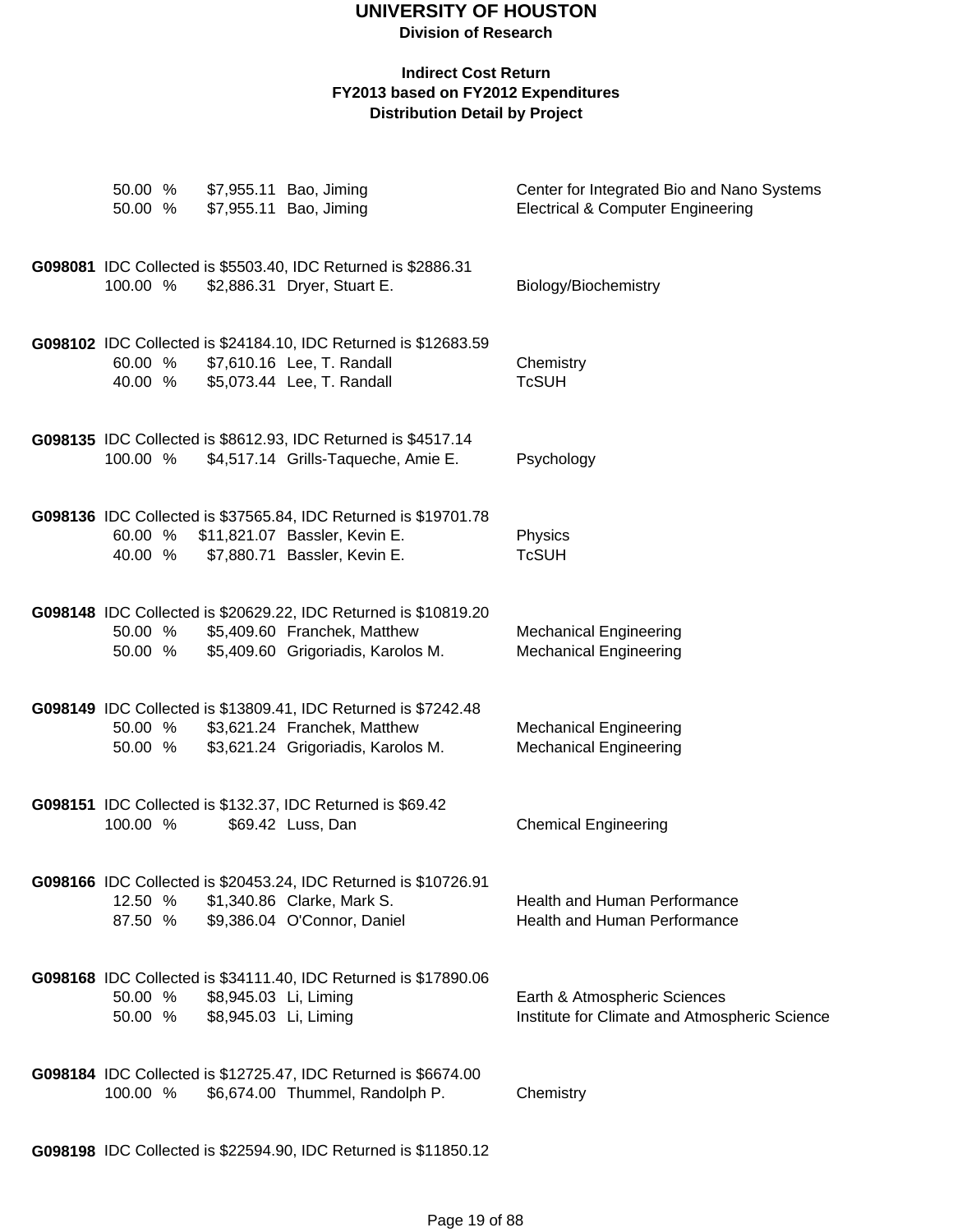# UNIVERSITY OF HOUSTON

**Division of Research**

**Indirect Cost Return**
**FY2013 based on FY2012 Expenditures**
**Distribution Detail by Project**

| | | | |
|---|---|---|---|
| 50.00 % | $7,955.11 | Bao, Jiming | Center for Integrated Bio and Nano Systems |
| 50.00 % | $7,955.11 | Bao, Jiming | Electrical & Computer Engineering |

**G098081** IDC Collected is $5503.40, IDC Returned is $2886.31

| | | | |
|---|---|---|---|
| 100.00 % | $2,886.31 | Dryer, Stuart E. | Biology/Biochemistry |

**G098102** IDC Collected is $24184.10, IDC Returned is $12683.59

| | | | |
|---|---|---|---|
| 60.00 % | $7,610.16 | Lee, T. Randall | Chemistry |
| 40.00 % | $5,073.44 | Lee, T. Randall | TcSUH |

**G098135** IDC Collected is $8612.93, IDC Returned is $4517.14

| | | | |
|---|---|---|---|
| 100.00 % | $4,517.14 | Grills-Taqueche, Amie E. | Psychology |

**G098136** IDC Collected is $37565.84, IDC Returned is $19701.78

| | | | |
|---|---|---|---|
| 60.00 % | $11,821.07 | Bassler, Kevin E. | Physics |
| 40.00 % | $7,880.71 | Bassler, Kevin E. | TcSUH |

**G098148** IDC Collected is $20629.22, IDC Returned is $10819.20

| | | | |
|---|---|---|---|
| 50.00 % | $5,409.60 | Franchek, Matthew | Mechanical Engineering |
| 50.00 % | $5,409.60 | Grigoriadis, Karolos M. | Mechanical Engineering |

**G098149** IDC Collected is $13809.41, IDC Returned is $7242.48

| | | | |
|---|---|---|---|
| 50.00 % | $3,621.24 | Franchek, Matthew | Mechanical Engineering |
| 50.00 % | $3,621.24 | Grigoriadis, Karolos M. | Mechanical Engineering |

**G098151** IDC Collected is $132.37, IDC Returned is $69.42

| | | | |
|---|---|---|---|
| 100.00 % | $69.42 | Luss, Dan | Chemical Engineering |

**G098166** IDC Collected is $20453.24, IDC Returned is $10726.91

| | | | |
|---|---|---|---|
| 12.50 % | $1,340.86 | Clarke, Mark S. | Health and Human Performance |
| 87.50 % | $9,386.04 | O'Connor, Daniel | Health and Human Performance |

**G098168** IDC Collected is $34111.40, IDC Returned is $17890.06

| | | | |
|---|---|---|---|
| 50.00 % | $8,945.03 | Li, Liming | Earth & Atmospheric Sciences |
| 50.00 % | $8,945.03 | Li, Liming | Institute for Climate and Atmospheric Science |

**G098184** IDC Collected is $12725.47, IDC Returned is $6674.00

| | | | |
|---|---|---|---|
| 100.00 % | $6,674.00 | Thummel, Randolph P. | Chemistry |

**G098198** IDC Collected is $22594.90, IDC Returned is $11850.12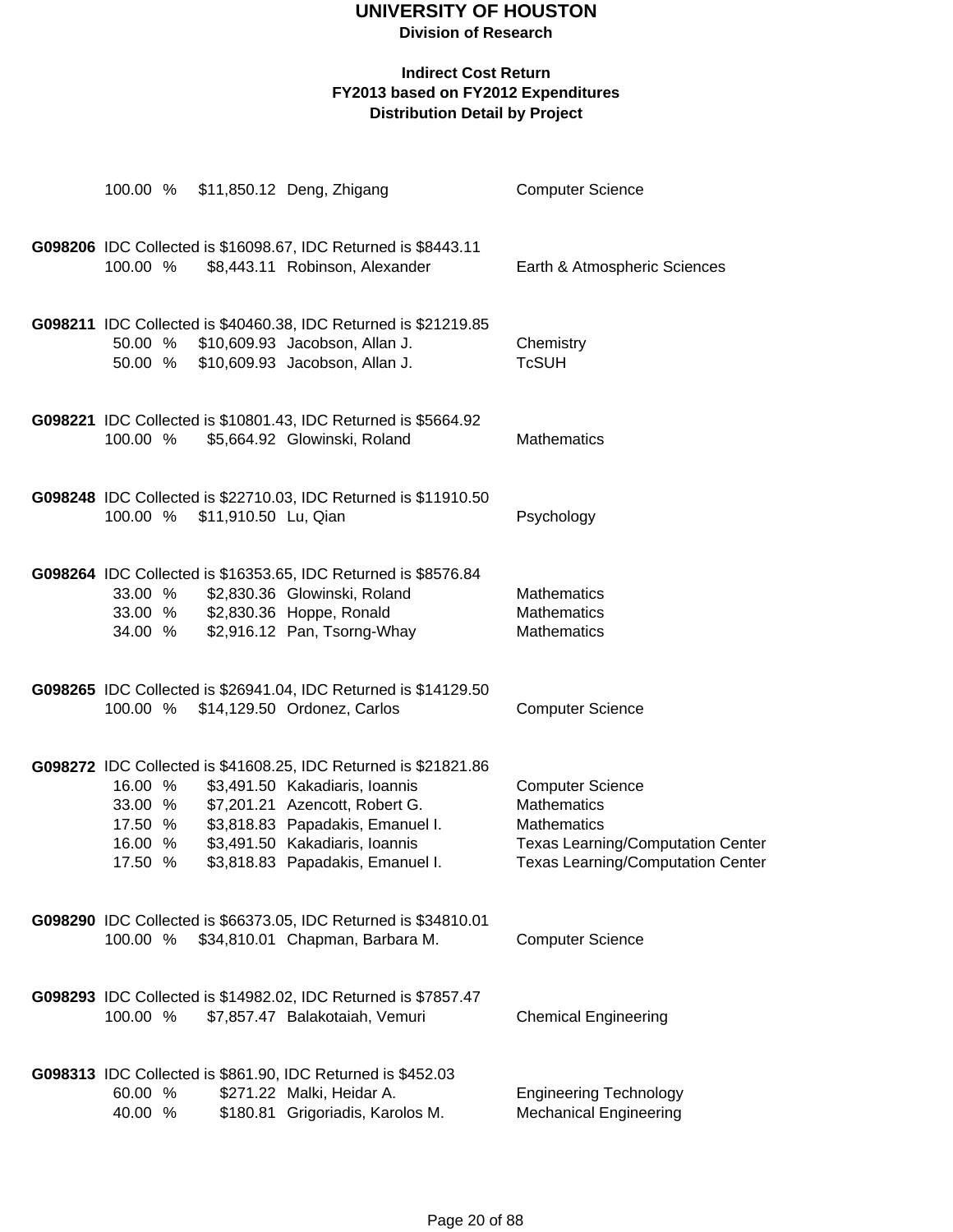# UNIVERSITY OF HOUSTON

**Division of Research**

**Indirect Cost Return**
**FY2013 based on FY2012 Expenditures**
**Distribution Detail by Project**

100.00 % $11,850.12 Deng, Zhigang — Computer Science

**G098206** IDC Collected is $16098.67, IDC Returned is $8443.11

| Percent | Amount | Name | Department |
|---|---|---|---|
| 100.00 % | $8,443.11 | Robinson, Alexander | Earth & Atmospheric Sciences |

**G098211** IDC Collected is $40460.38, IDC Returned is $21219.85

| Percent | Amount | Name | Department |
|---|---|---|---|
| 50.00 % | $10,609.93 | Jacobson, Allan J. | Chemistry |
| 50.00 % | $10,609.93 | Jacobson, Allan J. | TcSUH |

**G098221** IDC Collected is $10801.43, IDC Returned is $5664.92

| Percent | Amount | Name | Department |
|---|---|---|---|
| 100.00 % | $5,664.92 | Glowinski, Roland | Mathematics |

**G098248** IDC Collected is $22710.03, IDC Returned is $11910.50

| Percent | Amount | Name | Department |
|---|---|---|---|
| 100.00 % | $11,910.50 | Lu, Qian | Psychology |

**G098264** IDC Collected is $16353.65, IDC Returned is $8576.84

| Percent | Amount | Name | Department |
|---|---|---|---|
| 33.00 % | $2,830.36 | Glowinski, Roland | Mathematics |
| 33.00 % | $2,830.36 | Hoppe, Ronald | Mathematics |
| 34.00 % | $2,916.12 | Pan, Tsorng-Whay | Mathematics |

**G098265** IDC Collected is $26941.04, IDC Returned is $14129.50

| Percent | Amount | Name | Department |
|---|---|---|---|
| 100.00 % | $14,129.50 | Ordonez, Carlos | Computer Science |

**G098272** IDC Collected is $41608.25, IDC Returned is $21821.86

| Percent | Amount | Name | Department |
|---|---|---|---|
| 16.00 % | $3,491.50 | Kakadiaris, Ioannis | Computer Science |
| 33.00 % | $7,201.21 | Azencott, Robert G. | Mathematics |
| 17.50 % | $3,818.83 | Papadakis, Emanuel I. | Mathematics |
| 16.00 % | $3,491.50 | Kakadiaris, Ioannis | Texas Learning/Computation Center |
| 17.50 % | $3,818.83 | Papadakis, Emanuel I. | Texas Learning/Computation Center |

**G098290** IDC Collected is $66373.05, IDC Returned is $34810.01

| Percent | Amount | Name | Department |
|---|---|---|---|
| 100.00 % | $34,810.01 | Chapman, Barbara M. | Computer Science |

**G098293** IDC Collected is $14982.02, IDC Returned is $7857.47

| Percent | Amount | Name | Department |
|---|---|---|---|
| 100.00 % | $7,857.47 | Balakotaiah, Vemuri | Chemical Engineering |

**G098313** IDC Collected is $861.90, IDC Returned is $452.03

| Percent | Amount | Name | Department |
|---|---|---|---|
| 60.00 % | $271.22 | Malki, Heidar A. | Engineering Technology |
| 40.00 % | $180.81 | Grigoriadis, Karolos M. | Mechanical Engineering |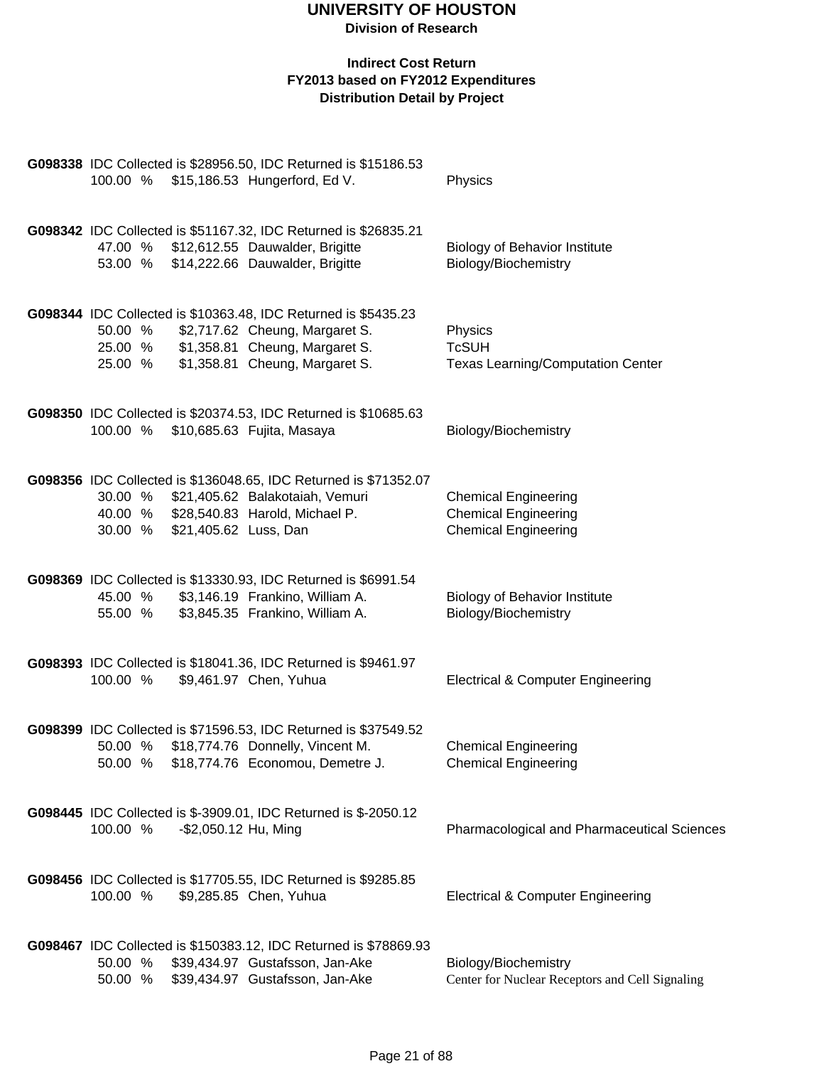# UNIVERSITY OF HOUSTON

**Division of Research**

**Indirect Cost Return**
**FY2013 based on FY2012 Expenditures**
**Distribution Detail by Project**

**G098338** IDC Collected is $28956.50, IDC Returned is $15186.53

| % | Amount | Name | Department |
|---|---|---|---|
| 100.00 % | $15,186.53 | Hungerford, Ed V. | Physics |

**G098342** IDC Collected is $51167.32, IDC Returned is $26835.21

| % | Amount | Name | Department |
|---|---|---|---|
| 47.00 % | $12,612.55 | Dauwalder, Brigitte | Biology of Behavior Institute |
| 53.00 % | $14,222.66 | Dauwalder, Brigitte | Biology/Biochemistry |

**G098344** IDC Collected is $10363.48, IDC Returned is $5435.23

| % | Amount | Name | Department |
|---|---|---|---|
| 50.00 % | $2,717.62 | Cheung, Margaret S. | Physics |
| 25.00 % | $1,358.81 | Cheung, Margaret S. | TcSUH |
| 25.00 % | $1,358.81 | Cheung, Margaret S. | Texas Learning/Computation Center |

**G098350** IDC Collected is $20374.53, IDC Returned is $10685.63

| % | Amount | Name | Department |
|---|---|---|---|
| 100.00 % | $10,685.63 | Fujita, Masaya | Biology/Biochemistry |

**G098356** IDC Collected is $136048.65, IDC Returned is $71352.07

| % | Amount | Name | Department |
|---|---|---|---|
| 30.00 % | $21,405.62 | Balakotaiah, Vemuri | Chemical Engineering |
| 40.00 % | $28,540.83 | Harold, Michael P. | Chemical Engineering |
| 30.00 % | $21,405.62 | Luss, Dan | Chemical Engineering |

**G098369** IDC Collected is $13330.93, IDC Returned is $6991.54

| % | Amount | Name | Department |
|---|---|---|---|
| 45.00 % | $3,146.19 | Frankino, William A. | Biology of Behavior Institute |
| 55.00 % | $3,845.35 | Frankino, William A. | Biology/Biochemistry |

**G098393** IDC Collected is $18041.36, IDC Returned is $9461.97

| % | Amount | Name | Department |
|---|---|---|---|
| 100.00 % | $9,461.97 | Chen, Yuhua | Electrical & Computer Engineering |

**G098399** IDC Collected is $71596.53, IDC Returned is $37549.52

| % | Amount | Name | Department |
|---|---|---|---|
| 50.00 % | $18,774.76 | Donnelly, Vincent M. | Chemical Engineering |
| 50.00 % | $18,774.76 | Economou, Demetre J. | Chemical Engineering |

**G098445** IDC Collected is $-3909.01, IDC Returned is $-2050.12

| % | Amount | Name | Department |
|---|---|---|---|
| 100.00 % | -$2,050.12 | Hu, Ming | Pharmacological and Pharmaceutical Sciences |

**G098456** IDC Collected is $17705.55, IDC Returned is $9285.85

| % | Amount | Name | Department |
|---|---|---|---|
| 100.00 % | $9,285.85 | Chen, Yuhua | Electrical & Computer Engineering |

**G098467** IDC Collected is $150383.12, IDC Returned is $78869.93

| % | Amount | Name | Department |
|---|---|---|---|
| 50.00 % | $39,434.97 | Gustafsson, Jan-Ake | Biology/Biochemistry |
| 50.00 % | $39,434.97 | Gustafsson, Jan-Ake | Center for Nuclear Receptors and Cell Signaling |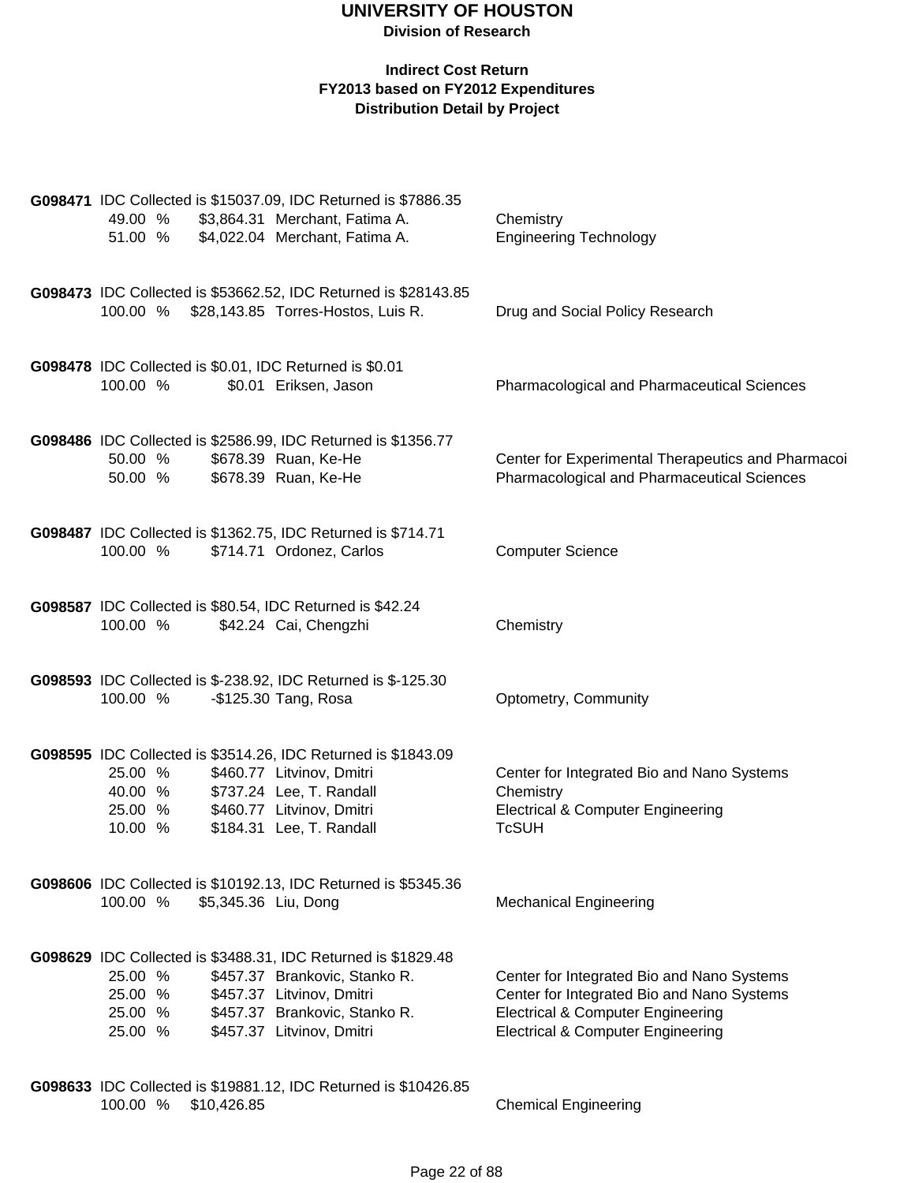# UNIVERSITY OF HOUSTON

**Division of Research**

**Indirect Cost Return**
**FY2013 based on FY2012 Expenditures**
**Distribution Detail by Project**

**G098471** IDC Collected is $15037.09, IDC Returned is $7886.35

| | | | |
|---|---|---|---|
| 49.00 % | $3,864.31 | Merchant, Fatima A. | Chemistry |
| 51.00 % | $4,022.04 | Merchant, Fatima A. | Engineering Technology |

**G098473** IDC Collected is $53662.52, IDC Returned is $28143.85

| | | | |
|---|---|---|---|
| 100.00 % | $28,143.85 | Torres-Hostos, Luis R. | Drug and Social Policy Research |

**G098478** IDC Collected is $0.01, IDC Returned is $0.01

| | | | |
|---|---|---|---|
| 100.00 % | $0.01 | Eriksen, Jason | Pharmacological and Pharmaceutical Sciences |

**G098486** IDC Collected is $2586.99, IDC Returned is $1356.77

| | | | |
|---|---|---|---|
| 50.00 % | $678.39 | Ruan, Ke-He | Center for Experimental Therapeutics and Pharmacoi |
| 50.00 % | $678.39 | Ruan, Ke-He | Pharmacological and Pharmaceutical Sciences |

**G098487** IDC Collected is $1362.75, IDC Returned is $714.71

| | | | |
|---|---|---|---|
| 100.00 % | $714.71 | Ordonez, Carlos | Computer Science |

**G098587** IDC Collected is $80.54, IDC Returned is $42.24

| | | | |
|---|---|---|---|
| 100.00 % | $42.24 | Cai, Chengzhi | Chemistry |

**G098593** IDC Collected is $-238.92, IDC Returned is $-125.30

| | | | |
|---|---|---|---|
| 100.00 % | -$125.30 | Tang, Rosa | Optometry, Community |

**G098595** IDC Collected is $3514.26, IDC Returned is $1843.09

| | | | |
|---|---|---|---|
| 25.00 % | $460.77 | Litvinov, Dmitri | Center for Integrated Bio and Nano Systems |
| 40.00 % | $737.24 | Lee, T. Randall | Chemistry |
| 25.00 % | $460.77 | Litvinov, Dmitri | Electrical & Computer Engineering |
| 10.00 % | $184.31 | Lee, T. Randall | TcSUH |

**G098606** IDC Collected is $10192.13, IDC Returned is $5345.36

| | | | |
|---|---|---|---|
| 100.00 % | $5,345.36 | Liu, Dong | Mechanical Engineering |

**G098629** IDC Collected is $3488.31, IDC Returned is $1829.48

| | | | |
|---|---|---|---|
| 25.00 % | $457.37 | Brankovic, Stanko R. | Center for Integrated Bio and Nano Systems |
| 25.00 % | $457.37 | Litvinov, Dmitri | Center for Integrated Bio and Nano Systems |
| 25.00 % | $457.37 | Brankovic, Stanko R. | Electrical & Computer Engineering |
| 25.00 % | $457.37 | Litvinov, Dmitri | Electrical & Computer Engineering |

**G098633** IDC Collected is $19881.12, IDC Returned is $10426.85

| | | | |
|---|---|---|---|
| 100.00 % | $10,426.85 | | Chemical Engineering |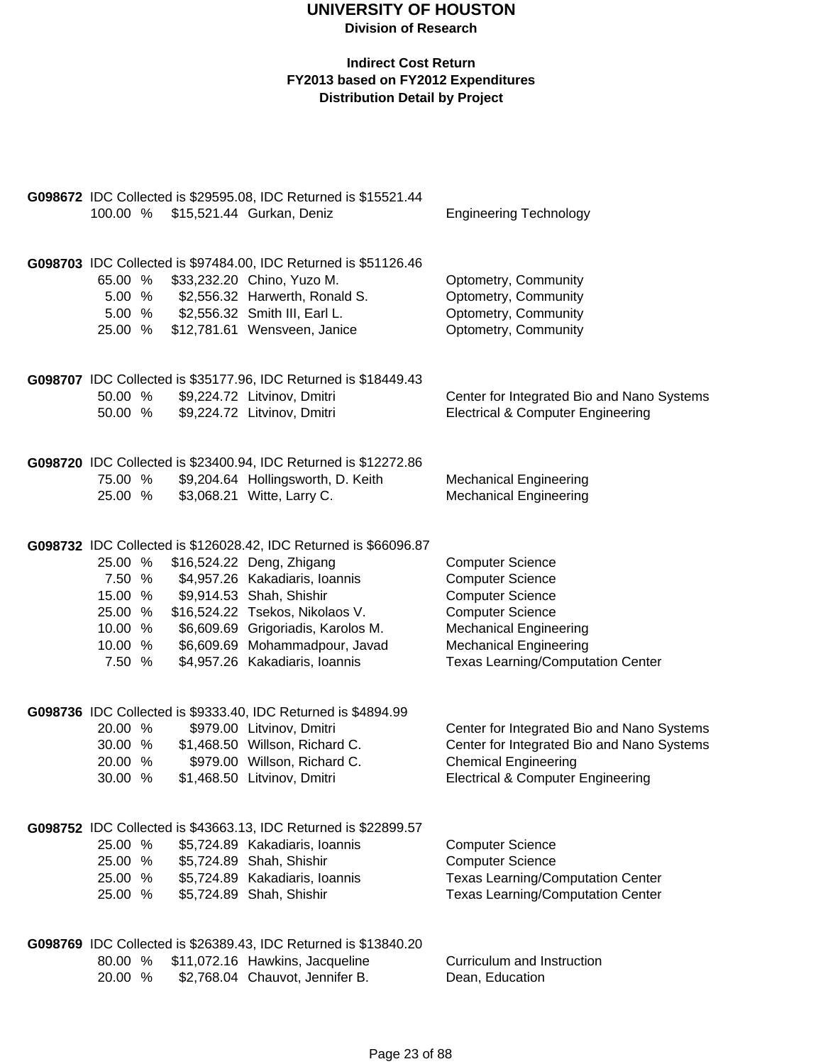# UNIVERSITY OF HOUSTON

**Division of Research**

**Indirect Cost Return**
**FY2013 based on FY2012 Expenditures**
**Distribution Detail by Project**

**G098672** IDC Collected is $29595.08, IDC Returned is $15521.44

| % | Amount | Name | Department |
|---|---|---|---|
| 100.00 % | $15,521.44 | Gurkan, Deniz | Engineering Technology |

**G098703** IDC Collected is $97484.00, IDC Returned is $51126.46

| % | Amount | Name | Department |
|---|---|---|---|
| 65.00 % | $33,232.20 | Chino, Yuzo M. | Optometry, Community |
| 5.00 % | $2,556.32 | Harwerth, Ronald S. | Optometry, Community |
| 5.00 % | $2,556.32 | Smith III, Earl L. | Optometry, Community |
| 25.00 % | $12,781.61 | Wensveen, Janice | Optometry, Community |

**G098707** IDC Collected is $35177.96, IDC Returned is $18449.43

| % | Amount | Name | Department |
|---|---|---|---|
| 50.00 % | $9,224.72 | Litvinov, Dmitri | Center for Integrated Bio and Nano Systems |
| 50.00 % | $9,224.72 | Litvinov, Dmitri | Electrical & Computer Engineering |

**G098720** IDC Collected is $23400.94, IDC Returned is $12272.86

| % | Amount | Name | Department |
|---|---|---|---|
| 75.00 % | $9,204.64 | Hollingsworth, D. Keith | Mechanical Engineering |
| 25.00 % | $3,068.21 | Witte, Larry C. | Mechanical Engineering |

**G098732** IDC Collected is $126028.42, IDC Returned is $66096.87

| % | Amount | Name | Department |
|---|---|---|---|
| 25.00 % | $16,524.22 | Deng, Zhigang | Computer Science |
| 7.50 % | $4,957.26 | Kakadiaris, Ioannis | Computer Science |
| 15.00 % | $9,914.53 | Shah, Shishir | Computer Science |
| 25.00 % | $16,524.22 | Tsekos, Nikolaos V. | Computer Science |
| 10.00 % | $6,609.69 | Grigoriadis, Karolos M. | Mechanical Engineering |
| 10.00 % | $6,609.69 | Mohammadpour, Javad | Mechanical Engineering |
| 7.50 % | $4,957.26 | Kakadiaris, Ioannis | Texas Learning/Computation Center |

**G098736** IDC Collected is $9333.40, IDC Returned is $4894.99

| % | Amount | Name | Department |
|---|---|---|---|
| 20.00 % | $979.00 | Litvinov, Dmitri | Center for Integrated Bio and Nano Systems |
| 30.00 % | $1,468.50 | Willson, Richard C. | Center for Integrated Bio and Nano Systems |
| 20.00 % | $979.00 | Willson, Richard C. | Chemical Engineering |
| 30.00 % | $1,468.50 | Litvinov, Dmitri | Electrical & Computer Engineering |

**G098752** IDC Collected is $43663.13, IDC Returned is $22899.57

| % | Amount | Name | Department |
|---|---|---|---|
| 25.00 % | $5,724.89 | Kakadiaris, Ioannis | Computer Science |
| 25.00 % | $5,724.89 | Shah, Shishir | Computer Science |
| 25.00 % | $5,724.89 | Kakadiaris, Ioannis | Texas Learning/Computation Center |
| 25.00 % | $5,724.89 | Shah, Shishir | Texas Learning/Computation Center |

**G098769** IDC Collected is $26389.43, IDC Returned is $13840.20

| % | Amount | Name | Department |
|---|---|---|---|
| 80.00 % | $11,072.16 | Hawkins, Jacqueline | Curriculum and Instruction |
| 20.00 % | $2,768.04 | Chauvot, Jennifer B. | Dean, Education |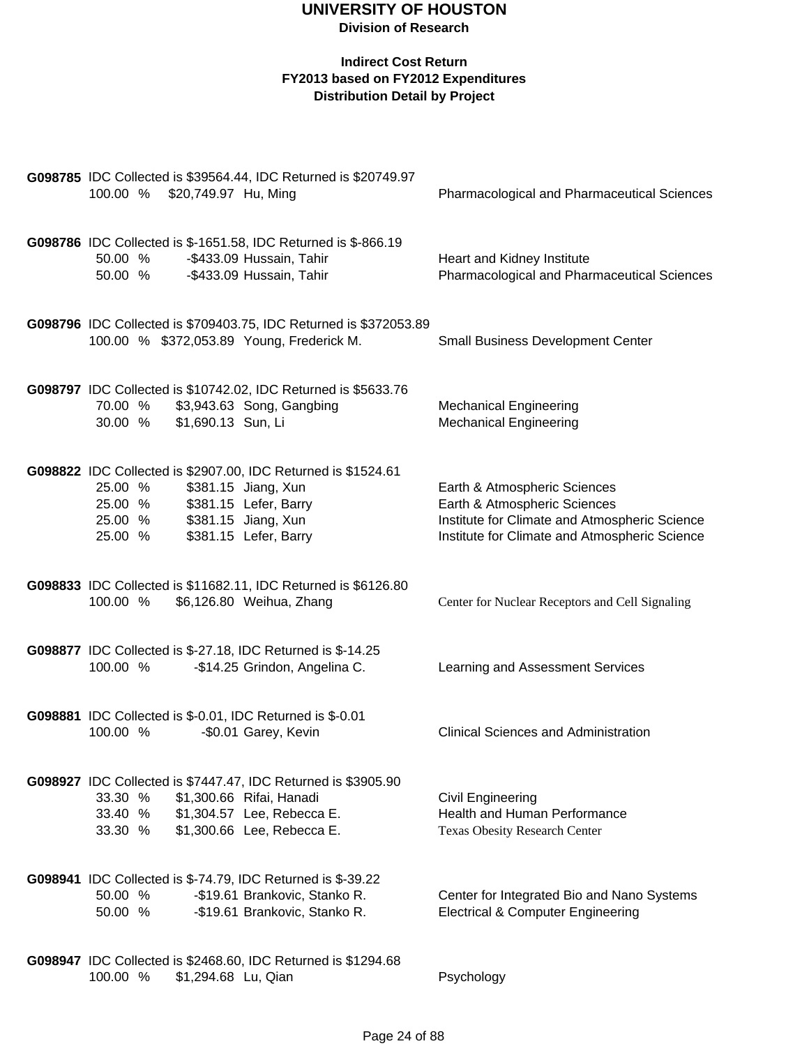# UNIVERSITY OF HOUSTON

**Division of Research**

**Indirect Cost Return**
**FY2013 based on FY2012 Expenditures**
**Distribution Detail by Project**

**G098785** IDC Collected is $39564.44, IDC Returned is $20749.97

| % | Amount | Name | Department |
|---|---|---|---|
| 100.00 % | $20,749.97 | Hu, Ming | Pharmacological and Pharmaceutical Sciences |

**G098786** IDC Collected is $-1651.58, IDC Returned is $-866.19

| % | Amount | Name | Department |
|---|---|---|---|
| 50.00 % | -$433.09 | Hussain, Tahir | Heart and Kidney Institute |
| 50.00 % | -$433.09 | Hussain, Tahir | Pharmacological and Pharmaceutical Sciences |

**G098796** IDC Collected is $709403.75, IDC Returned is $372053.89

| % | Amount | Name | Department |
|---|---|---|---|
| 100.00 % | $372,053.89 | Young, Frederick M. | Small Business Development Center |

**G098797** IDC Collected is $10742.02, IDC Returned is $5633.76

| % | Amount | Name | Department |
|---|---|---|---|
| 70.00 % | $3,943.63 | Song, Gangbing | Mechanical Engineering |
| 30.00 % | $1,690.13 | Sun, Li | Mechanical Engineering |

**G098822** IDC Collected is $2907.00, IDC Returned is $1524.61

| % | Amount | Name | Department |
|---|---|---|---|
| 25.00 % | $381.15 | Jiang, Xun | Earth & Atmospheric Sciences |
| 25.00 % | $381.15 | Lefer, Barry | Earth & Atmospheric Sciences |
| 25.00 % | $381.15 | Jiang, Xun | Institute for Climate and Atmospheric Science |
| 25.00 % | $381.15 | Lefer, Barry | Institute for Climate and Atmospheric Science |

**G098833** IDC Collected is $11682.11, IDC Returned is $6126.80

| % | Amount | Name | Department |
|---|---|---|---|
| 100.00 % | $6,126.80 | Weihua, Zhang | Center for Nuclear Receptors and Cell Signaling |

**G098877** IDC Collected is $-27.18, IDC Returned is $-14.25

| % | Amount | Name | Department |
|---|---|---|---|
| 100.00 % | -$14.25 | Grindon, Angelina C. | Learning and Assessment Services |

**G098881** IDC Collected is $-0.01, IDC Returned is $-0.01

| % | Amount | Name | Department |
|---|---|---|---|
| 100.00 % | -$0.01 | Garey, Kevin | Clinical Sciences and Administration |

**G098927** IDC Collected is $7447.47, IDC Returned is $3905.90

| % | Amount | Name | Department |
|---|---|---|---|
| 33.30 % | $1,300.66 | Rifai, Hanadi | Civil Engineering |
| 33.40 % | $1,304.57 | Lee, Rebecca E. | Health and Human Performance |
| 33.30 % | $1,300.66 | Lee, Rebecca E. | Texas Obesity Research Center |

**G098941** IDC Collected is $-74.79, IDC Returned is $-39.22

| % | Amount | Name | Department |
|---|---|---|---|
| 50.00 % | -$19.61 | Brankovic, Stanko R. | Center for Integrated Bio and Nano Systems |
| 50.00 % | -$19.61 | Brankovic, Stanko R. | Electrical & Computer Engineering |

**G098947** IDC Collected is $2468.60, IDC Returned is $1294.68

| % | Amount | Name | Department |
|---|---|---|---|
| 100.00 % | $1,294.68 | Lu, Qian | Psychology |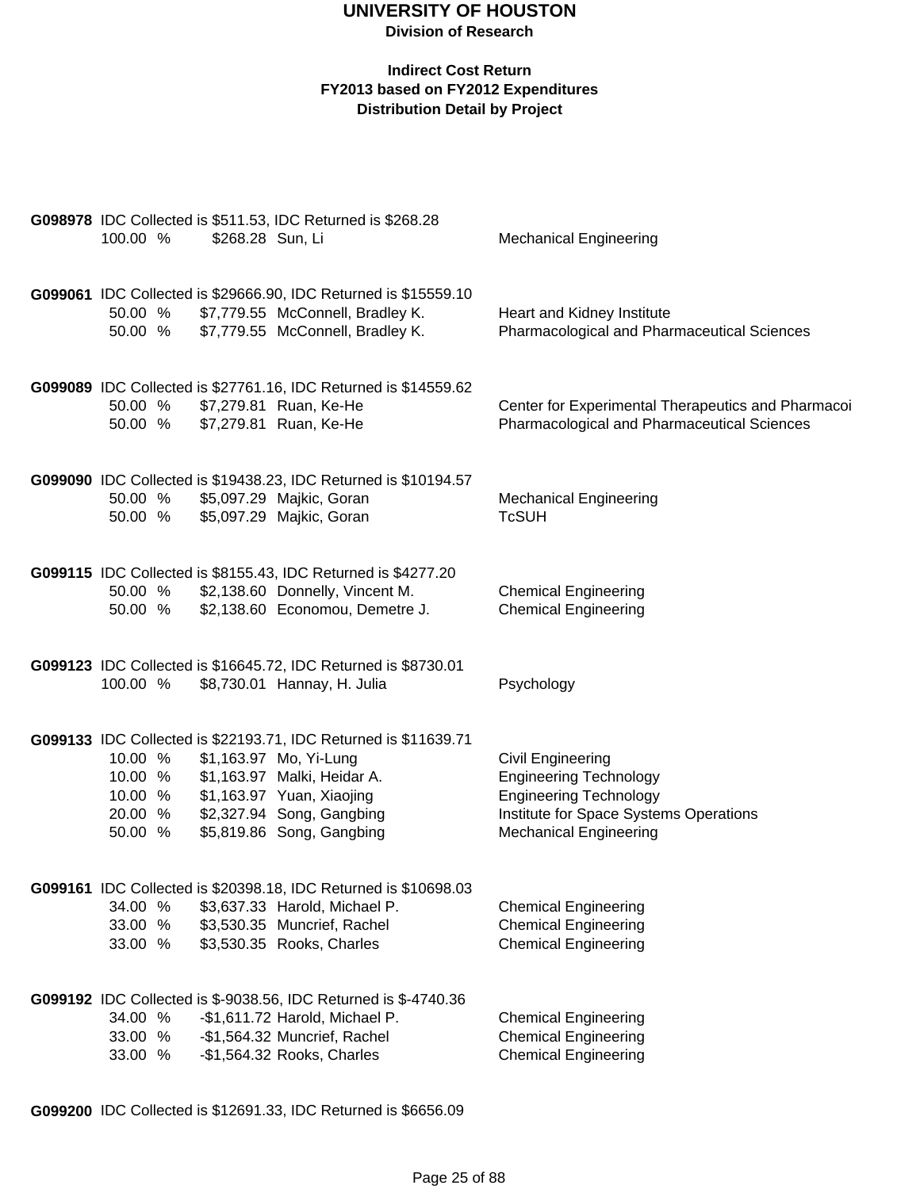# UNIVERSITY OF HOUSTON

**Division of Research**

**Indirect Cost Return**
**FY2013 based on FY2012 Expenditures**
**Distribution Detail by Project**

**G098978** IDC Collected is $511.53, IDC Returned is $268.28

| % | Amount | Name | Department |
|---|---|---|---|
| 100.00 % | $268.28 | Sun, Li | Mechanical Engineering |

**G099061** IDC Collected is $29666.90, IDC Returned is $15559.10

| % | Amount | Name | Department |
|---|---|---|---|
| 50.00 % | $7,779.55 | McConnell, Bradley K. | Heart and Kidney Institute |
| 50.00 % | $7,779.55 | McConnell, Bradley K. | Pharmacological and Pharmaceutical Sciences |

**G099089** IDC Collected is $27761.16, IDC Returned is $14559.62

| % | Amount | Name | Department |
|---|---|---|---|
| 50.00 % | $7,279.81 | Ruan, Ke-He | Center for Experimental Therapeutics and Pharmacoi |
| 50.00 % | $7,279.81 | Ruan, Ke-He | Pharmacological and Pharmaceutical Sciences |

**G099090** IDC Collected is $19438.23, IDC Returned is $10194.57

| % | Amount | Name | Department |
|---|---|---|---|
| 50.00 % | $5,097.29 | Majkic, Goran | Mechanical Engineering |
| 50.00 % | $5,097.29 | Majkic, Goran | TcSUH |

**G099115** IDC Collected is $8155.43, IDC Returned is $4277.20

| % | Amount | Name | Department |
|---|---|---|---|
| 50.00 % | $2,138.60 | Donnelly, Vincent M. | Chemical Engineering |
| 50.00 % | $2,138.60 | Economou, Demetre J. | Chemical Engineering |

**G099123** IDC Collected is $16645.72, IDC Returned is $8730.01

| % | Amount | Name | Department |
|---|---|---|---|
| 100.00 % | $8,730.01 | Hannay, H. Julia | Psychology |

**G099133** IDC Collected is $22193.71, IDC Returned is $11639.71

| % | Amount | Name | Department |
|---|---|---|---|
| 10.00 % | $1,163.97 | Mo, Yi-Lung | Civil Engineering |
| 10.00 % | $1,163.97 | Malki, Heidar A. | Engineering Technology |
| 10.00 % | $1,163.97 | Yuan, Xiaojing | Engineering Technology |
| 20.00 % | $2,327.94 | Song, Gangbing | Institute for Space Systems Operations |
| 50.00 % | $5,819.86 | Song, Gangbing | Mechanical Engineering |

**G099161** IDC Collected is $20398.18, IDC Returned is $10698.03

| % | Amount | Name | Department |
|---|---|---|---|
| 34.00 % | $3,637.33 | Harold, Michael P. | Chemical Engineering |
| 33.00 % | $3,530.35 | Muncrief, Rachel | Chemical Engineering |
| 33.00 % | $3,530.35 | Rooks, Charles | Chemical Engineering |

**G099192** IDC Collected is $-9038.56, IDC Returned is $-4740.36

| % | Amount | Name | Department |
|---|---|---|---|
| 34.00 % | -$1,611.72 | Harold, Michael P. | Chemical Engineering |
| 33.00 % | -$1,564.32 | Muncrief, Rachel | Chemical Engineering |
| 33.00 % | -$1,564.32 | Rooks, Charles | Chemical Engineering |

**G099200** IDC Collected is $12691.33, IDC Returned is $6656.09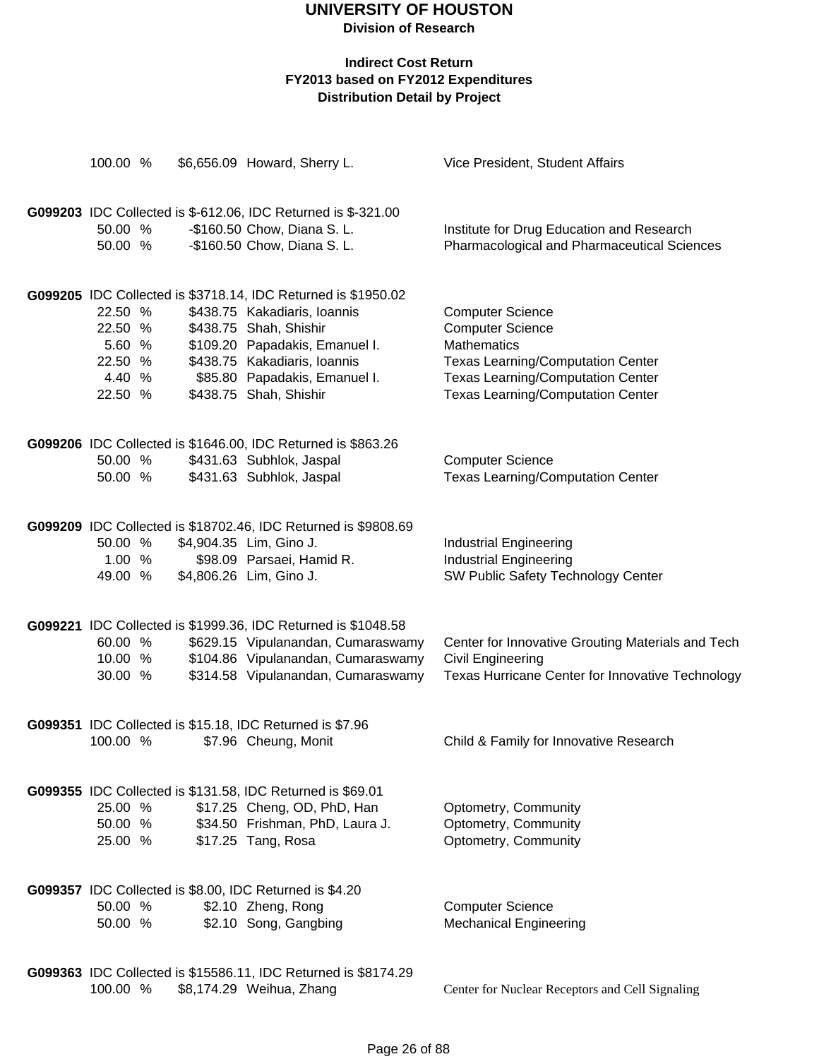# UNIVERSITY OF HOUSTON

**Division of Research**

**Indirect Cost Return**
**FY2013 based on FY2012 Expenditures**
**Distribution Detail by Project**

| | | | |
|---|---|---|---|
| 100.00 % | $6,656.09 | Howard, Sherry L. | Vice President, Student Affairs |

**G099203** IDC Collected is $-612.06, IDC Returned is $-321.00

| | | | |
|---|---|---|---|
| 50.00 % | -$160.50 | Chow, Diana S. L. | Institute for Drug Education and Research |
| 50.00 % | -$160.50 | Chow, Diana S. L. | Pharmacological and Pharmaceutical Sciences |

**G099205** IDC Collected is $3718.14, IDC Returned is $1950.02

| | | | |
|---|---|---|---|
| 22.50 % | $438.75 | Kakadiaris, Ioannis | Computer Science |
| 22.50 % | $438.75 | Shah, Shishir | Computer Science |
| 5.60 % | $109.20 | Papadakis, Emanuel I. | Mathematics |
| 22.50 % | $438.75 | Kakadiaris, Ioannis | Texas Learning/Computation Center |
| 4.40 % | $85.80 | Papadakis, Emanuel I. | Texas Learning/Computation Center |
| 22.50 % | $438.75 | Shah, Shishir | Texas Learning/Computation Center |

**G099206** IDC Collected is $1646.00, IDC Returned is $863.26

| | | | |
|---|---|---|---|
| 50.00 % | $431.63 | Subhlok, Jaspal | Computer Science |
| 50.00 % | $431.63 | Subhlok, Jaspal | Texas Learning/Computation Center |

**G099209** IDC Collected is $18702.46, IDC Returned is $9808.69

| | | | |
|---|---|---|---|
| 50.00 % | $4,904.35 | Lim, Gino J. | Industrial Engineering |
| 1.00 % | $98.09 | Parsaei, Hamid R. | Industrial Engineering |
| 49.00 % | $4,806.26 | Lim, Gino J. | SW Public Safety Technology Center |

**G099221** IDC Collected is $1999.36, IDC Returned is $1048.58

| | | | |
|---|---|---|---|
| 60.00 % | $629.15 | Vipulanandan, Cumaraswamy | Center for Innovative Grouting Materials and Tech |
| 10.00 % | $104.86 | Vipulanandan, Cumaraswamy | Civil Engineering |
| 30.00 % | $314.58 | Vipulanandan, Cumaraswamy | Texas Hurricane Center for Innovative Technology |

**G099351** IDC Collected is $15.18, IDC Returned is $7.96

| | | | |
|---|---|---|---|
| 100.00 % | $7.96 | Cheung, Monit | Child & Family for Innovative Research |

**G099355** IDC Collected is $131.58, IDC Returned is $69.01

| | | | |
|---|---|---|---|
| 25.00 % | $17.25 | Cheng, OD, PhD, Han | Optometry, Community |
| 50.00 % | $34.50 | Frishman, PhD, Laura J. | Optometry, Community |
| 25.00 % | $17.25 | Tang, Rosa | Optometry, Community |

**G099357** IDC Collected is $8.00, IDC Returned is $4.20

| | | | |
|---|---|---|---|
| 50.00 % | $2.10 | Zheng, Rong | Computer Science |
| 50.00 % | $2.10 | Song, Gangbing | Mechanical Engineering |

**G099363** IDC Collected is $15586.11, IDC Returned is $8174.29

| | | | |
|---|---|---|---|
| 100.00 % | $8,174.29 | Weihua, Zhang | Center for Nuclear Receptors and Cell Signaling |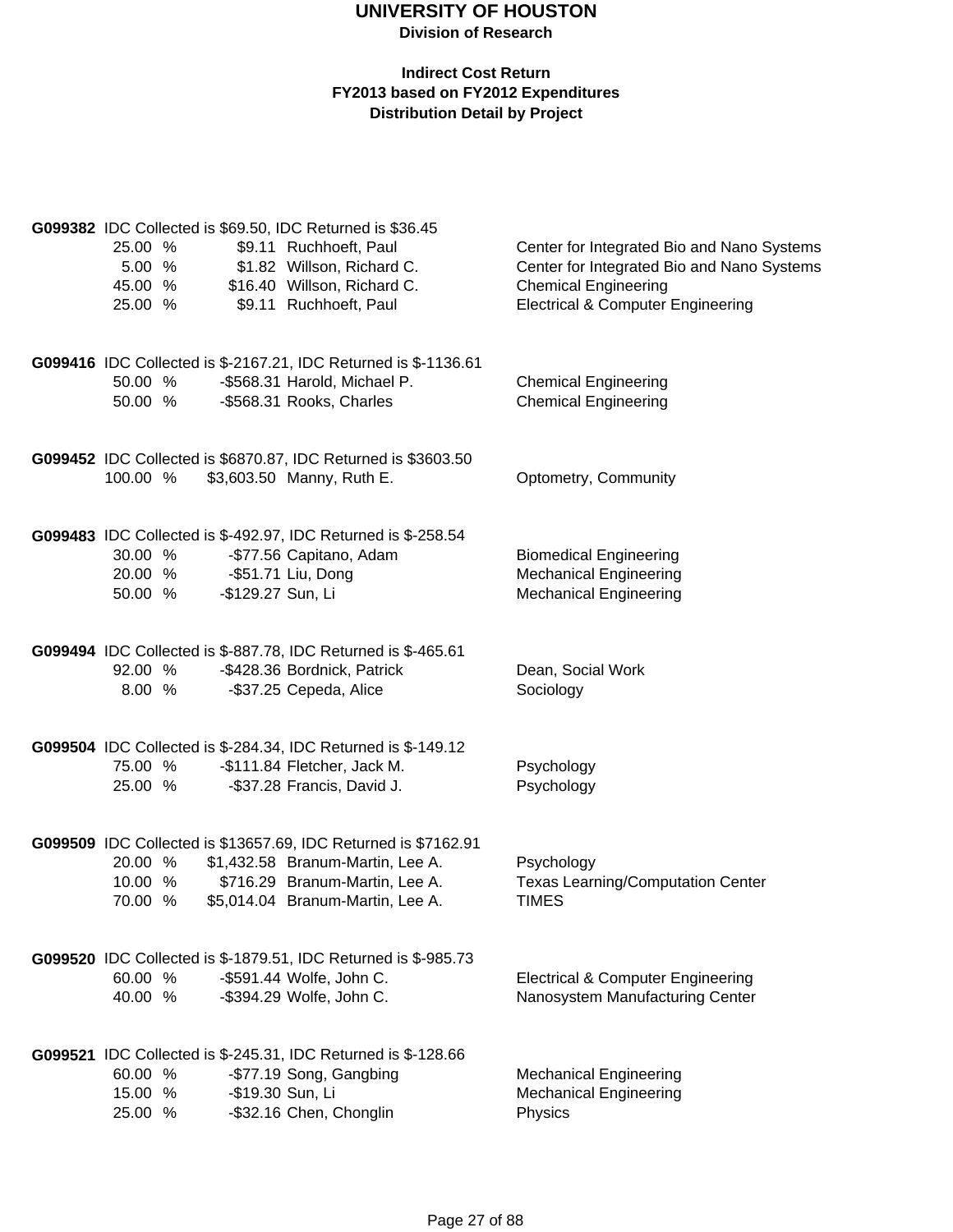# UNIVERSITY OF HOUSTON

**Division of Research**

**Indirect Cost Return**
**FY2013 based on FY2012 Expenditures**
**Distribution Detail by Project**

**G099382** IDC Collected is $69.50, IDC Returned is $36.45

| Percent | Amount | Name | Department |
|---|---|---|---|
| 25.00 % | $9.11 | Ruchhoeft, Paul | Center for Integrated Bio and Nano Systems |
| 5.00 % | $1.82 | Willson, Richard C. | Center for Integrated Bio and Nano Systems |
| 45.00 % | $16.40 | Willson, Richard C. | Chemical Engineering |
| 25.00 % | $9.11 | Ruchhoeft, Paul | Electrical & Computer Engineering |

**G099416** IDC Collected is $-2167.21, IDC Returned is $-1136.61

| Percent | Amount | Name | Department |
|---|---|---|---|
| 50.00 % | -$568.31 | Harold, Michael P. | Chemical Engineering |
| 50.00 % | -$568.31 | Rooks, Charles | Chemical Engineering |

**G099452** IDC Collected is $6870.87, IDC Returned is $3603.50

| Percent | Amount | Name | Department |
|---|---|---|---|
| 100.00 % | $3,603.50 | Manny, Ruth E. | Optometry, Community |

**G099483** IDC Collected is $-492.97, IDC Returned is $-258.54

| Percent | Amount | Name | Department |
|---|---|---|---|
| 30.00 % | -$77.56 | Capitano, Adam | Biomedical Engineering |
| 20.00 % | -$51.71 | Liu, Dong | Mechanical Engineering |
| 50.00 % | -$129.27 | Sun, Li | Mechanical Engineering |

**G099494** IDC Collected is $-887.78, IDC Returned is $-465.61

| Percent | Amount | Name | Department |
|---|---|---|---|
| 92.00 % | -$428.36 | Bordnick, Patrick | Dean, Social Work |
| 8.00 % | -$37.25 | Cepeda, Alice | Sociology |

**G099504** IDC Collected is $-284.34, IDC Returned is $-149.12

| Percent | Amount | Name | Department |
|---|---|---|---|
| 75.00 % | -$111.84 | Fletcher, Jack M. | Psychology |
| 25.00 % | -$37.28 | Francis, David J. | Psychology |

**G099509** IDC Collected is $13657.69, IDC Returned is $7162.91

| Percent | Amount | Name | Department |
|---|---|---|---|
| 20.00 % | $1,432.58 | Branum-Martin, Lee A. | Psychology |
| 10.00 % | $716.29 | Branum-Martin, Lee A. | Texas Learning/Computation Center |
| 70.00 % | $5,014.04 | Branum-Martin, Lee A. | TIMES |

**G099520** IDC Collected is $-1879.51, IDC Returned is $-985.73

| Percent | Amount | Name | Department |
|---|---|---|---|
| 60.00 % | -$591.44 | Wolfe, John C. | Electrical & Computer Engineering |
| 40.00 % | -$394.29 | Wolfe, John C. | Nanosystem Manufacturing Center |

**G099521** IDC Collected is $-245.31, IDC Returned is $-128.66

| Percent | Amount | Name | Department |
|---|---|---|---|
| 60.00 % | -$77.19 | Song, Gangbing | Mechanical Engineering |
| 15.00 % | -$19.30 | Sun, Li | Mechanical Engineering |
| 25.00 % | -$32.16 | Chen, Chonglin | Physics |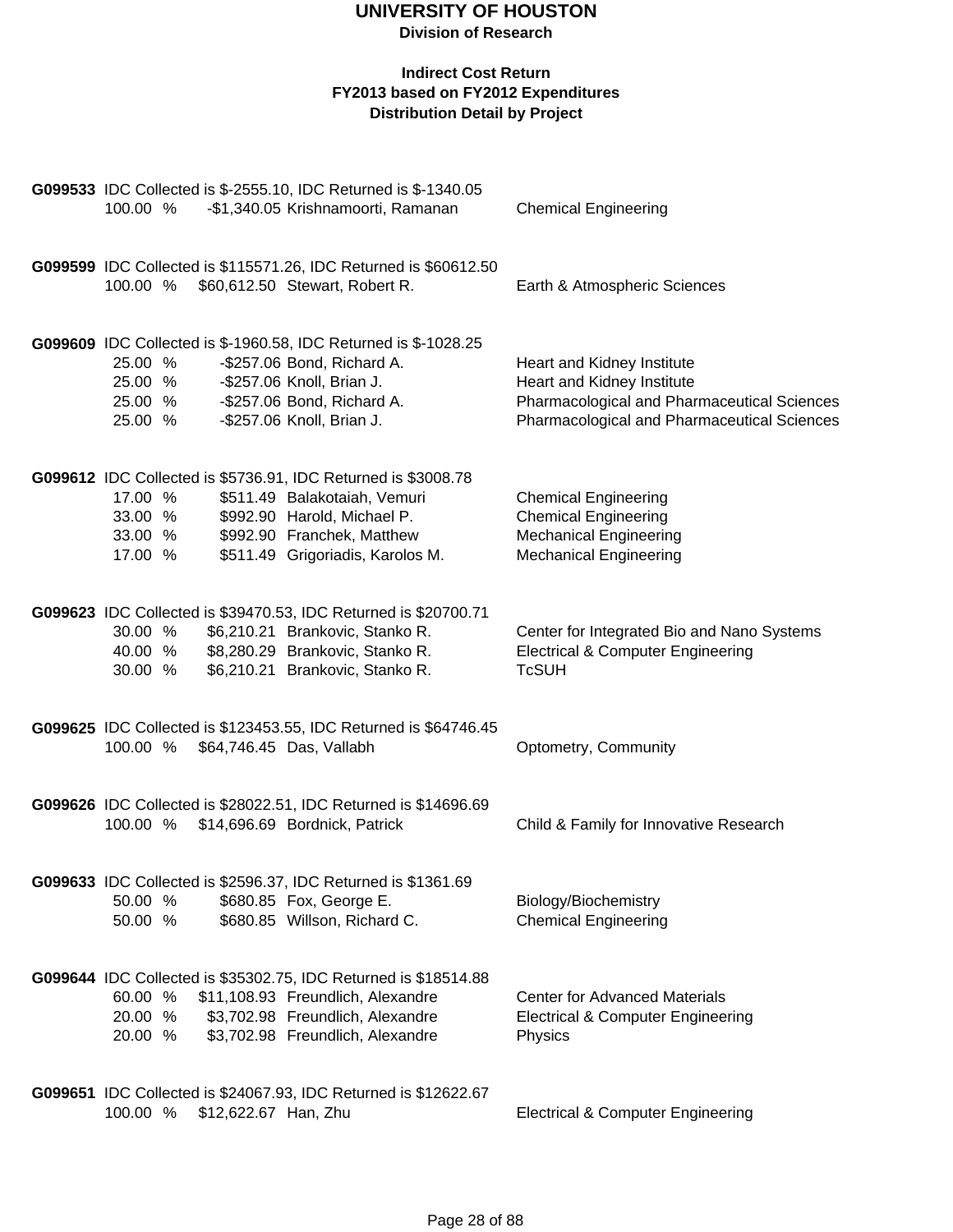# UNIVERSITY OF HOUSTON

**Division of Research**

**Indirect Cost Return**
**FY2013 based on FY2012 Expenditures**
**Distribution Detail by Project**

**G099533** IDC Collected is $-2555.10, IDC Returned is $-1340.05

| % | Amount | Name | Department |
|---|---|---|---|
| 100.00 % | -$1,340.05 | Krishnamoorti, Ramanan | Chemical Engineering |

**G099599** IDC Collected is $115571.26, IDC Returned is $60612.50

| % | Amount | Name | Department |
|---|---|---|---|
| 100.00 % | $60,612.50 | Stewart, Robert R. | Earth & Atmospheric Sciences |

**G099609** IDC Collected is $-1960.58, IDC Returned is $-1028.25

| % | Amount | Name | Department |
|---|---|---|---|
| 25.00 % | -$257.06 | Bond, Richard A. | Heart and Kidney Institute |
| 25.00 % | -$257.06 | Knoll, Brian J. | Heart and Kidney Institute |
| 25.00 % | -$257.06 | Bond, Richard A. | Pharmacological and Pharmaceutical Sciences |
| 25.00 % | -$257.06 | Knoll, Brian J. | Pharmacological and Pharmaceutical Sciences |

**G099612** IDC Collected is $5736.91, IDC Returned is $3008.78

| % | Amount | Name | Department |
|---|---|---|---|
| 17.00 % | $511.49 | Balakotaiah, Vemuri | Chemical Engineering |
| 33.00 % | $992.90 | Harold, Michael P. | Chemical Engineering |
| 33.00 % | $992.90 | Franchek, Matthew | Mechanical Engineering |
| 17.00 % | $511.49 | Grigoriadis, Karolos M. | Mechanical Engineering |

**G099623** IDC Collected is $39470.53, IDC Returned is $20700.71

| % | Amount | Name | Department |
|---|---|---|---|
| 30.00 % | $6,210.21 | Brankovic, Stanko R. | Center for Integrated Bio and Nano Systems |
| 40.00 % | $8,280.29 | Brankovic, Stanko R. | Electrical & Computer Engineering |
| 30.00 % | $6,210.21 | Brankovic, Stanko R. | TcSUH |

**G099625** IDC Collected is $123453.55, IDC Returned is $64746.45

| % | Amount | Name | Department |
|---|---|---|---|
| 100.00 % | $64,746.45 | Das, Vallabh | Optometry, Community |

**G099626** IDC Collected is $28022.51, IDC Returned is $14696.69

| % | Amount | Name | Department |
|---|---|---|---|
| 100.00 % | $14,696.69 | Bordnick, Patrick | Child & Family for Innovative Research |

**G099633** IDC Collected is $2596.37, IDC Returned is $1361.69

| % | Amount | Name | Department |
|---|---|---|---|
| 50.00 % | $680.85 | Fox, George E. | Biology/Biochemistry |
| 50.00 % | $680.85 | Willson, Richard C. | Chemical Engineering |

**G099644** IDC Collected is $35302.75, IDC Returned is $18514.88

| % | Amount | Name | Department |
|---|---|---|---|
| 60.00 % | $11,108.93 | Freundlich, Alexandre | Center for Advanced Materials |
| 20.00 % | $3,702.98 | Freundlich, Alexandre | Electrical & Computer Engineering |
| 20.00 % | $3,702.98 | Freundlich, Alexandre | Physics |

**G099651** IDC Collected is $24067.93, IDC Returned is $12622.67

| % | Amount | Name | Department |
|---|---|---|---|
| 100.00 % | $12,622.67 | Han, Zhu | Electrical & Computer Engineering |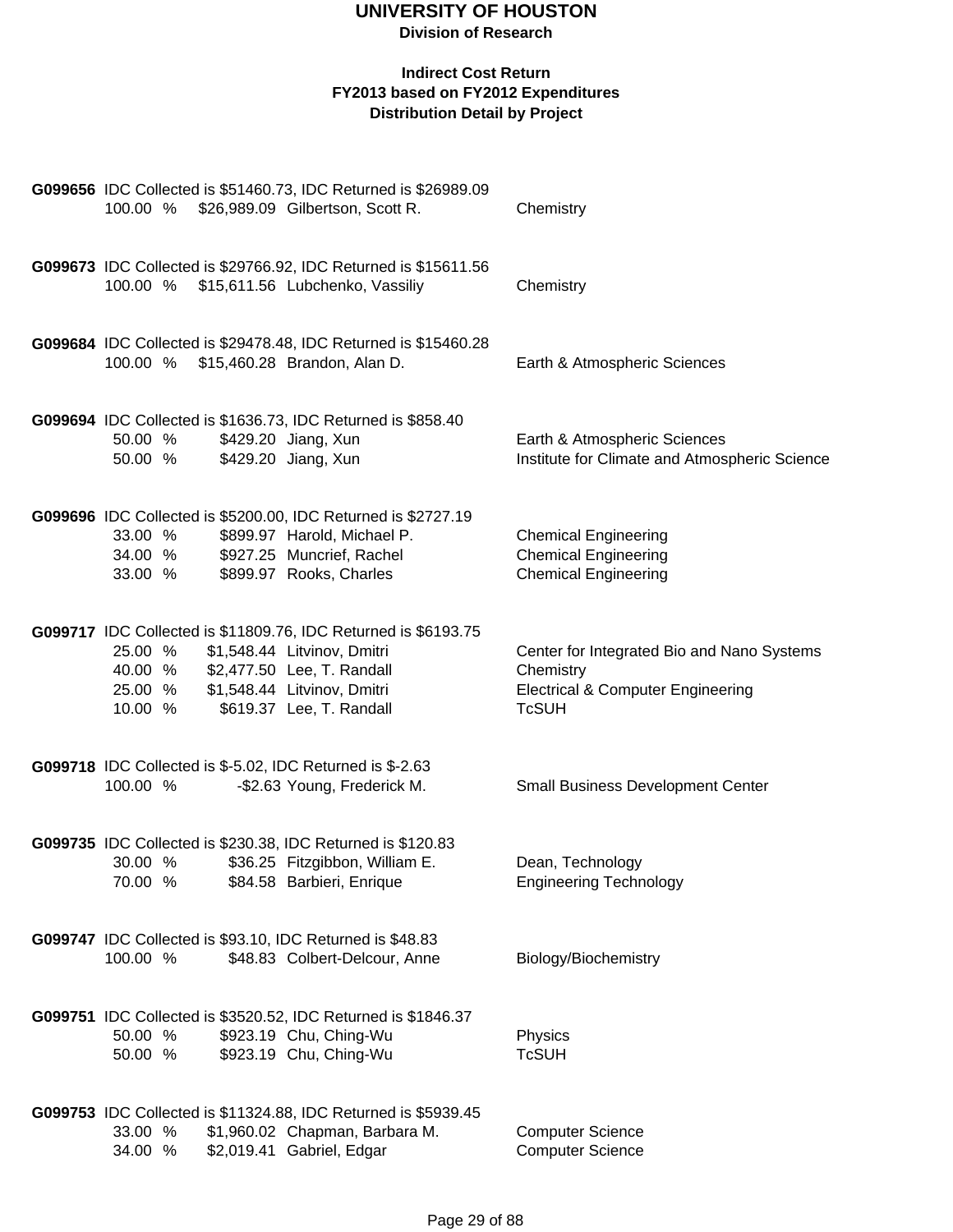# UNIVERSITY OF HOUSTON

**Division of Research**

**Indirect Cost Return**
**FY2013 based on FY2012 Expenditures**
**Distribution Detail by Project**

**G099656** IDC Collected is $51460.73, IDC Returned is $26989.09

| % | Amount | Name | Department |
|---|---|---|---|
| 100.00 % | $26,989.09 | Gilbertson, Scott R. | Chemistry |

**G099673** IDC Collected is $29766.92, IDC Returned is $15611.56

| % | Amount | Name | Department |
|---|---|---|---|
| 100.00 % | $15,611.56 | Lubchenko, Vassiliy | Chemistry |

**G099684** IDC Collected is $29478.48, IDC Returned is $15460.28

| % | Amount | Name | Department |
|---|---|---|---|
| 100.00 % | $15,460.28 | Brandon, Alan D. | Earth & Atmospheric Sciences |

**G099694** IDC Collected is $1636.73, IDC Returned is $858.40

| % | Amount | Name | Department |
|---|---|---|---|
| 50.00 % | $429.20 | Jiang, Xun | Earth & Atmospheric Sciences |
| 50.00 % | $429.20 | Jiang, Xun | Institute for Climate and Atmospheric Science |

**G099696** IDC Collected is $5200.00, IDC Returned is $2727.19

| % | Amount | Name | Department |
|---|---|---|---|
| 33.00 % | $899.97 | Harold, Michael P. | Chemical Engineering |
| 34.00 % | $927.25 | Muncrief, Rachel | Chemical Engineering |
| 33.00 % | $899.97 | Rooks, Charles | Chemical Engineering |

**G099717** IDC Collected is $11809.76, IDC Returned is $6193.75

| % | Amount | Name | Department |
|---|---|---|---|
| 25.00 % | $1,548.44 | Litvinov, Dmitri | Center for Integrated Bio and Nano Systems |
| 40.00 % | $2,477.50 | Lee, T. Randall | Chemistry |
| 25.00 % | $1,548.44 | Litvinov, Dmitri | Electrical & Computer Engineering |
| 10.00 % | $619.37 | Lee, T. Randall | TcSUH |

**G099718** IDC Collected is $-5.02, IDC Returned is $-2.63

| % | Amount | Name | Department |
|---|---|---|---|
| 100.00 % | -$2.63 | Young, Frederick M. | Small Business Development Center |

**G099735** IDC Collected is $230.38, IDC Returned is $120.83

| % | Amount | Name | Department |
|---|---|---|---|
| 30.00 % | $36.25 | Fitzgibbon, William E. | Dean, Technology |
| 70.00 % | $84.58 | Barbieri, Enrique | Engineering Technology |

**G099747** IDC Collected is $93.10, IDC Returned is $48.83

| % | Amount | Name | Department |
|---|---|---|---|
| 100.00 % | $48.83 | Colbert-Delcour, Anne | Biology/Biochemistry |

**G099751** IDC Collected is $3520.52, IDC Returned is $1846.37

| % | Amount | Name | Department |
|---|---|---|---|
| 50.00 % | $923.19 | Chu, Ching-Wu | Physics |
| 50.00 % | $923.19 | Chu, Ching-Wu | TcSUH |

**G099753** IDC Collected is $11324.88, IDC Returned is $5939.45

| % | Amount | Name | Department |
|---|---|---|---|
| 33.00 % | $1,960.02 | Chapman, Barbara M. | Computer Science |
| 34.00 % | $2,019.41 | Gabriel, Edgar | Computer Science |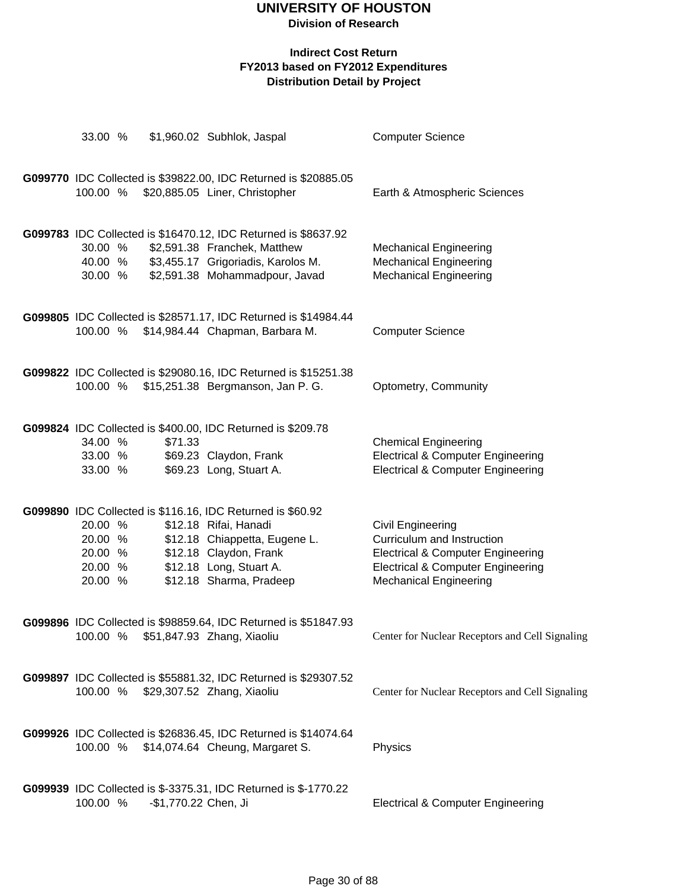# UNIVERSITY OF HOUSTON

**Division of Research**

**Indirect Cost Return**
**FY2013 based on FY2012 Expenditures**
**Distribution Detail by Project**

33.00 % $1,960.02 Subhlok, Jaspal Computer Science

**G099770** IDC Collected is $39822.00, IDC Returned is $20885.05

| | | | |
|---|---|---|---|
| 100.00 % | $20,885.05 | Liner, Christopher | Earth & Atmospheric Sciences |

**G099783** IDC Collected is $16470.12, IDC Returned is $8637.92

| | | | |
|---|---|---|---|
| 30.00 % | $2,591.38 | Franchek, Matthew | Mechanical Engineering |
| 40.00 % | $3,455.17 | Grigoriadis, Karolos M. | Mechanical Engineering |
| 30.00 % | $2,591.38 | Mohammadpour, Javad | Mechanical Engineering |

**G099805** IDC Collected is $28571.17, IDC Returned is $14984.44

| | | | |
|---|---|---|---|
| 100.00 % | $14,984.44 | Chapman, Barbara M. | Computer Science |

**G099822** IDC Collected is $29080.16, IDC Returned is $15251.38

| | | | |
|---|---|---|---|
| 100.00 % | $15,251.38 | Bergmanson, Jan P. G. | Optometry, Community |

**G099824** IDC Collected is $400.00, IDC Returned is $209.78

| | | | |
|---|---|---|---|
| 34.00 % | $71.33 | | Chemical Engineering |
| 33.00 % | $69.23 | Claydon, Frank | Electrical & Computer Engineering |
| 33.00 % | $69.23 | Long, Stuart A. | Electrical & Computer Engineering |

**G099890** IDC Collected is $116.16, IDC Returned is $60.92

| | | | |
|---|---|---|---|
| 20.00 % | $12.18 | Rifai, Hanadi | Civil Engineering |
| 20.00 % | $12.18 | Chiappetta, Eugene L. | Curriculum and Instruction |
| 20.00 % | $12.18 | Claydon, Frank | Electrical & Computer Engineering |
| 20.00 % | $12.18 | Long, Stuart A. | Electrical & Computer Engineering |
| 20.00 % | $12.18 | Sharma, Pradeep | Mechanical Engineering |

**G099896** IDC Collected is $98859.64, IDC Returned is $51847.93

| | | | |
|---|---|---|---|
| 100.00 % | $51,847.93 | Zhang, Xiaoliu | Center for Nuclear Receptors and Cell Signaling |

**G099897** IDC Collected is $55881.32, IDC Returned is $29307.52

| | | | |
|---|---|---|---|
| 100.00 % | $29,307.52 | Zhang, Xiaoliu | Center for Nuclear Receptors and Cell Signaling |

**G099926** IDC Collected is $26836.45, IDC Returned is $14074.64

| | | | |
|---|---|---|---|
| 100.00 % | $14,074.64 | Cheung, Margaret S. | Physics |

**G099939** IDC Collected is $-3375.31, IDC Returned is $-1770.22

| | | | |
|---|---|---|---|
| 100.00 % | -$1,770.22 | Chen, Ji | Electrical & Computer Engineering |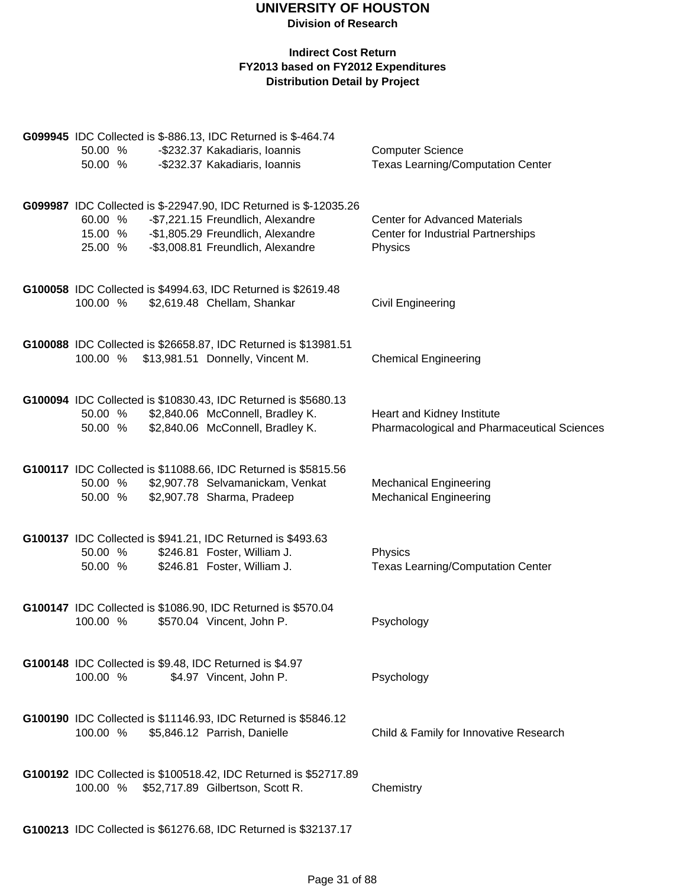# UNIVERSITY OF HOUSTON

**Division of Research**

**Indirect Cost Return**
**FY2013 based on FY2012 Expenditures**
**Distribution Detail by Project**

**G099945** IDC Collected is $-886.13, IDC Returned is $-464.74

| | | | |
|---|---|---|---|
| 50.00 % | -$232.37 | Kakadiaris, Ioannis | Computer Science |
| 50.00 % | -$232.37 | Kakadiaris, Ioannis | Texas Learning/Computation Center |

**G099987** IDC Collected is $-22947.90, IDC Returned is $-12035.26

| | | | |
|---|---|---|---|
| 60.00 % | -$7,221.15 | Freundlich, Alexandre | Center for Advanced Materials |
| 15.00 % | -$1,805.29 | Freundlich, Alexandre | Center for Industrial Partnerships |
| 25.00 % | -$3,008.81 | Freundlich, Alexandre | Physics |

**G100058** IDC Collected is $4994.63, IDC Returned is $2619.48

| | | | |
|---|---|---|---|
| 100.00 % | $2,619.48 | Chellam, Shankar | Civil Engineering |

**G100088** IDC Collected is $26658.87, IDC Returned is $13981.51

| | | | |
|---|---|---|---|
| 100.00 % | $13,981.51 | Donnelly, Vincent M. | Chemical Engineering |

**G100094** IDC Collected is $10830.43, IDC Returned is $5680.13

| | | | |
|---|---|---|---|
| 50.00 % | $2,840.06 | McConnell, Bradley K. | Heart and Kidney Institute |
| 50.00 % | $2,840.06 | McConnell, Bradley K. | Pharmacological and Pharmaceutical Sciences |

**G100117** IDC Collected is $11088.66, IDC Returned is $5815.56

| | | | |
|---|---|---|---|
| 50.00 % | $2,907.78 | Selvamanickam, Venkat | Mechanical Engineering |
| 50.00 % | $2,907.78 | Sharma, Pradeep | Mechanical Engineering |

**G100137** IDC Collected is $941.21, IDC Returned is $493.63

| | | | |
|---|---|---|---|
| 50.00 % | $246.81 | Foster, William J. | Physics |
| 50.00 % | $246.81 | Foster, William J. | Texas Learning/Computation Center |

**G100147** IDC Collected is $1086.90, IDC Returned is $570.04

| | | | |
|---|---|---|---|
| 100.00 % | $570.04 | Vincent, John P. | Psychology |

**G100148** IDC Collected is $9.48, IDC Returned is $4.97

| | | | |
|---|---|---|---|
| 100.00 % | $4.97 | Vincent, John P. | Psychology |

**G100190** IDC Collected is $11146.93, IDC Returned is $5846.12

| | | | |
|---|---|---|---|
| 100.00 % | $5,846.12 | Parrish, Danielle | Child & Family for Innovative Research |

**G100192** IDC Collected is $100518.42, IDC Returned is $52717.89

| | | | |
|---|---|---|---|
| 100.00 % | $52,717.89 | Gilbertson, Scott R. | Chemistry |

**G100213** IDC Collected is $61276.68, IDC Returned is $32137.17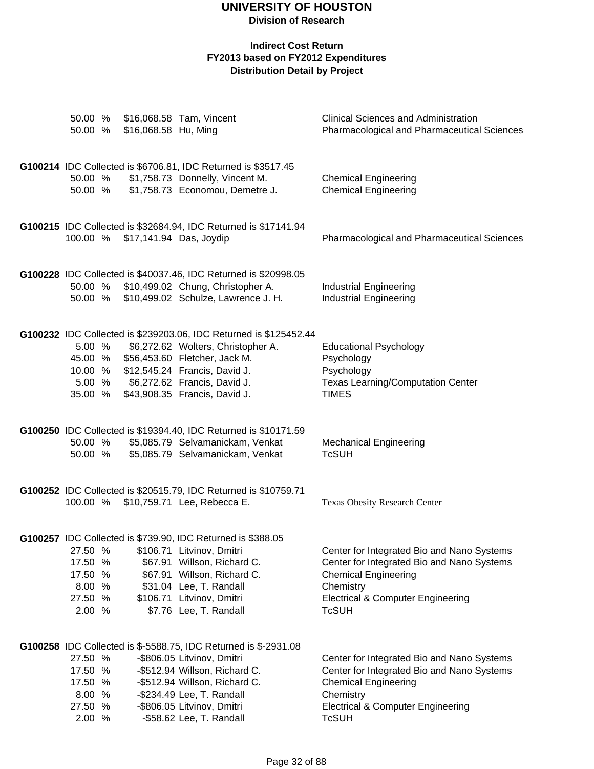# UNIVERSITY OF HOUSTON

**Division of Research**

**Indirect Cost Return**
**FY2013 based on FY2012 Expenditures**
**Distribution Detail by Project**

| | | | |
|---|---|---|---|
| 50.00 % | $16,068.58 | Tam, Vincent | Clinical Sciences and Administration |
| 50.00 % | $16,068.58 | Hu, Ming | Pharmacological and Pharmaceutical Sciences |

**G100214** IDC Collected is $6706.81, IDC Returned is $3517.45

| | | | |
|---|---|---|---|
| 50.00 % | $1,758.73 | Donnelly, Vincent M. | Chemical Engineering |
| 50.00 % | $1,758.73 | Economou, Demetre J. | Chemical Engineering |

**G100215** IDC Collected is $32684.94, IDC Returned is $17141.94

| | | | |
|---|---|---|---|
| 100.00 % | $17,141.94 | Das, Joydip | Pharmacological and Pharmaceutical Sciences |

**G100228** IDC Collected is $40037.46, IDC Returned is $20998.05

| | | | |
|---|---|---|---|
| 50.00 % | $10,499.02 | Chung, Christopher A. | Industrial Engineering |
| 50.00 % | $10,499.02 | Schulze, Lawrence J. H. | Industrial Engineering |

**G100232** IDC Collected is $239203.06, IDC Returned is $125452.44

| | | | |
|---|---|---|---|
| 5.00 % | $6,272.62 | Wolters, Christopher A. | Educational Psychology |
| 45.00 % | $56,453.60 | Fletcher, Jack M. | Psychology |
| 10.00 % | $12,545.24 | Francis, David J. | Psychology |
| 5.00 % | $6,272.62 | Francis, David J. | Texas Learning/Computation Center |
| 35.00 % | $43,908.35 | Francis, David J. | TIMES |

**G100250** IDC Collected is $19394.40, IDC Returned is $10171.59

| | | | |
|---|---|---|---|
| 50.00 % | $5,085.79 | Selvamanickam, Venkat | Mechanical Engineering |
| 50.00 % | $5,085.79 | Selvamanickam, Venkat | TcSUH |

**G100252** IDC Collected is $20515.79, IDC Returned is $10759.71

| | | | |
|---|---|---|---|
| 100.00 % | $10,759.71 | Lee, Rebecca E. | Texas Obesity Research Center |

**G100257** IDC Collected is $739.90, IDC Returned is $388.05

| | | | |
|---|---|---|---|
| 27.50 % | $106.71 | Litvinov, Dmitri | Center for Integrated Bio and Nano Systems |
| 17.50 % | $67.91 | Willson, Richard C. | Center for Integrated Bio and Nano Systems |
| 17.50 % | $67.91 | Willson, Richard C. | Chemical Engineering |
| 8.00 % | $31.04 | Lee, T. Randall | Chemistry |
| 27.50 % | $106.71 | Litvinov, Dmitri | Electrical & Computer Engineering |
| 2.00 % | $7.76 | Lee, T. Randall | TcSUH |

**G100258** IDC Collected is $-5588.75, IDC Returned is $-2931.08

| | | | |
|---|---|---|---|
| 27.50 % | -$806.05 | Litvinov, Dmitri | Center for Integrated Bio and Nano Systems |
| 17.50 % | -$512.94 | Willson, Richard C. | Center for Integrated Bio and Nano Systems |
| 17.50 % | -$512.94 | Willson, Richard C. | Chemical Engineering |
| 8.00 % | -$234.49 | Lee, T. Randall | Chemistry |
| 27.50 % | -$806.05 | Litvinov, Dmitri | Electrical & Computer Engineering |
| 2.00 % | -$58.62 | Lee, T. Randall | TcSUH |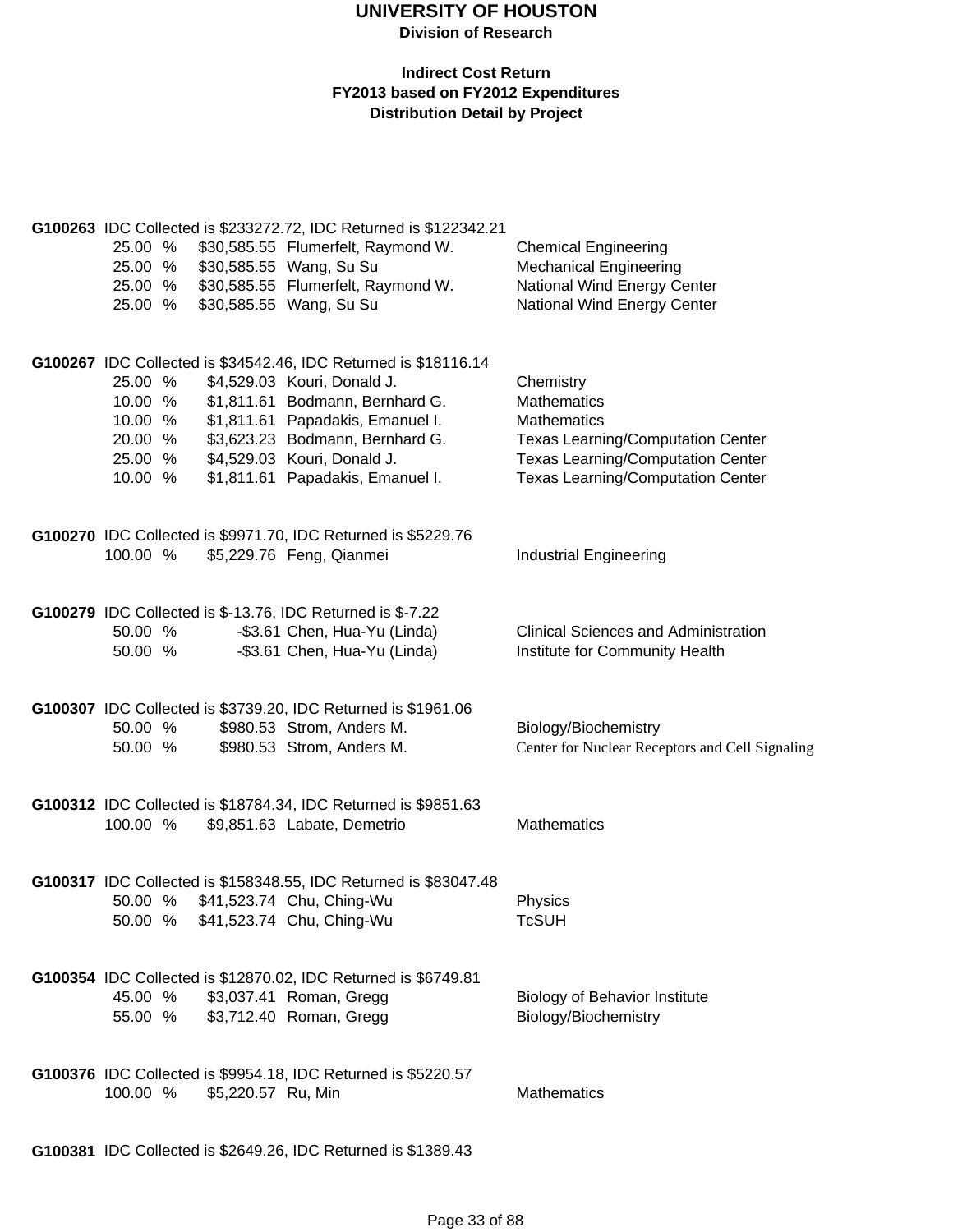# UNIVERSITY OF HOUSTON

**Division of Research**

**Indirect Cost Return**
**FY2013 based on FY2012 Expenditures**
**Distribution Detail by Project**

**G100263** IDC Collected is $233272.72, IDC Returned is $122342.21

| | | | |
|---|---|---|---|
| 25.00 % | $30,585.55 | Flumerfelt, Raymond W. | Chemical Engineering |
| 25.00 % | $30,585.55 | Wang, Su Su | Mechanical Engineering |
| 25.00 % | $30,585.55 | Flumerfelt, Raymond W. | National Wind Energy Center |
| 25.00 % | $30,585.55 | Wang, Su Su | National Wind Energy Center |

**G100267** IDC Collected is $34542.46, IDC Returned is $18116.14

| | | | |
|---|---|---|---|
| 25.00 % | $4,529.03 | Kouri, Donald J. | Chemistry |
| 10.00 % | $1,811.61 | Bodmann, Bernhard G. | Mathematics |
| 10.00 % | $1,811.61 | Papadakis, Emanuel I. | Mathematics |
| 20.00 % | $3,623.23 | Bodmann, Bernhard G. | Texas Learning/Computation Center |
| 25.00 % | $4,529.03 | Kouri, Donald J. | Texas Learning/Computation Center |
| 10.00 % | $1,811.61 | Papadakis, Emanuel I. | Texas Learning/Computation Center |

**G100270** IDC Collected is $9971.70, IDC Returned is $5229.76

| | | | |
|---|---|---|---|
| 100.00 % | $5,229.76 | Feng, Qianmei | Industrial Engineering |

**G100279** IDC Collected is $-13.76, IDC Returned is $-7.22

| | | | |
|---|---|---|---|
| 50.00 % | -$3.61 | Chen, Hua-Yu (Linda) | Clinical Sciences and Administration |
| 50.00 % | -$3.61 | Chen, Hua-Yu (Linda) | Institute for Community Health |

**G100307** IDC Collected is $3739.20, IDC Returned is $1961.06

| | | | |
|---|---|---|---|
| 50.00 % | $980.53 | Strom, Anders M. | Biology/Biochemistry |
| 50.00 % | $980.53 | Strom, Anders M. | Center for Nuclear Receptors and Cell Signaling |

**G100312** IDC Collected is $18784.34, IDC Returned is $9851.63

| | | | |
|---|---|---|---|
| 100.00 % | $9,851.63 | Labate, Demetrio | Mathematics |

**G100317** IDC Collected is $158348.55, IDC Returned is $83047.48

| | | | |
|---|---|---|---|
| 50.00 % | $41,523.74 | Chu, Ching-Wu | Physics |
| 50.00 % | $41,523.74 | Chu, Ching-Wu | TcSUH |

**G100354** IDC Collected is $12870.02, IDC Returned is $6749.81

| | | | |
|---|---|---|---|
| 45.00 % | $3,037.41 | Roman, Gregg | Biology of Behavior Institute |
| 55.00 % | $3,712.40 | Roman, Gregg | Biology/Biochemistry |

**G100376** IDC Collected is $9954.18, IDC Returned is $5220.57

| | | | |
|---|---|---|---|
| 100.00 % | $5,220.57 | Ru, Min | Mathematics |

**G100381** IDC Collected is $2649.26, IDC Returned is $1389.43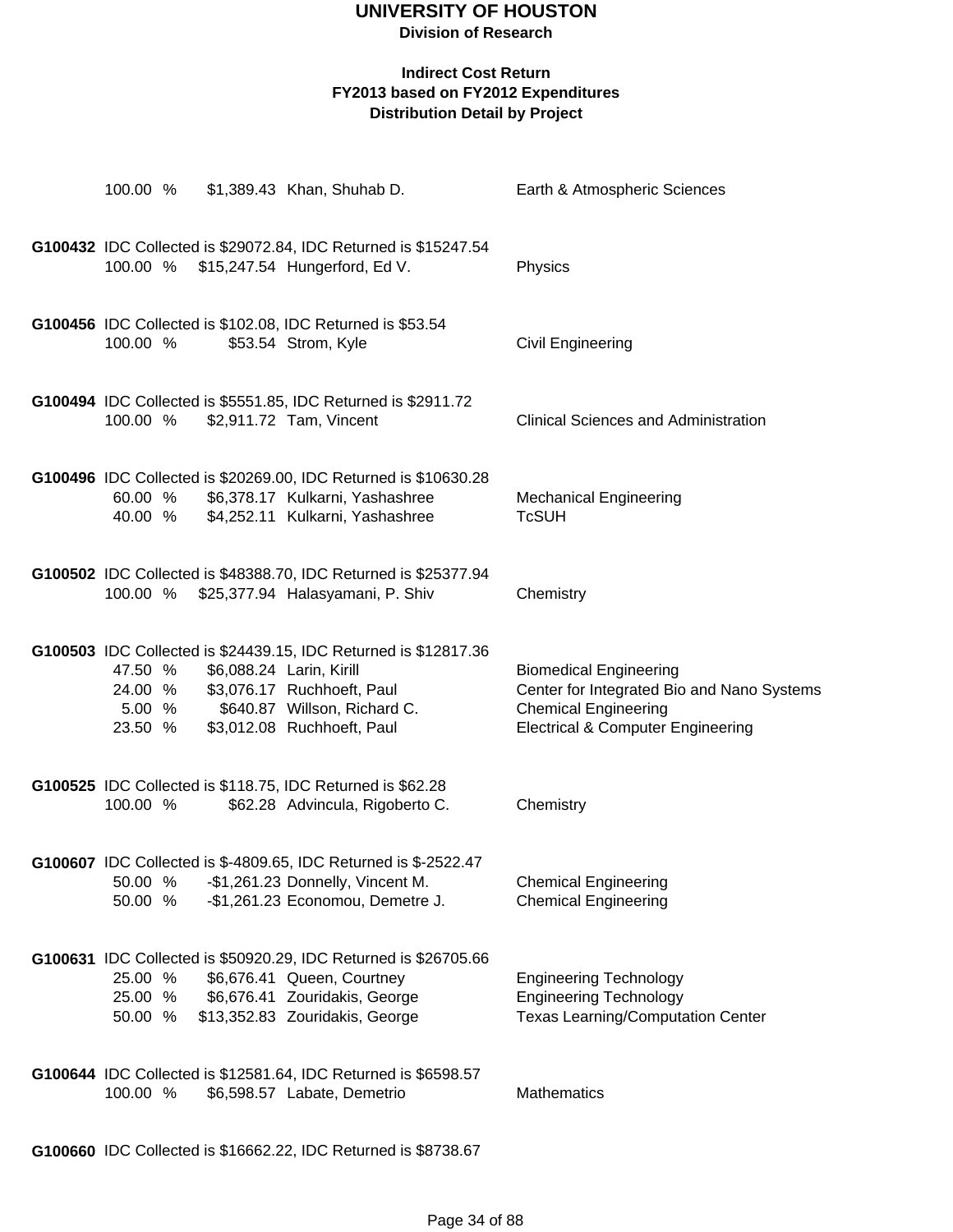# UNIVERSITY OF HOUSTON

**Division of Research**

**Indirect Cost Return**
**FY2013 based on FY2012 Expenditures**
**Distribution Detail by Project**

| | Percent | Amount | Name | Department |
|---|---|---|---|---|
| | 100.00 % | $1,389.43 | Khan, Shuhab D. | Earth & Atmospheric Sciences |
| **G100432** | IDC Collected is $29072.84, IDC Returned is $15247.54 | | | |
| | 100.00 % | $15,247.54 | Hungerford, Ed V. | Physics |
| **G100456** | IDC Collected is $102.08, IDC Returned is $53.54 | | | |
| | 100.00 % | $53.54 | Strom, Kyle | Civil Engineering |
| **G100494** | IDC Collected is $5551.85, IDC Returned is $2911.72 | | | |
| | 100.00 % | $2,911.72 | Tam, Vincent | Clinical Sciences and Administration |
| **G100496** | IDC Collected is $20269.00, IDC Returned is $10630.28 | | | |
| | 60.00 % | $6,378.17 | Kulkarni, Yashashree | Mechanical Engineering |
| | 40.00 % | $4,252.11 | Kulkarni, Yashashree | TcSUH |
| **G100502** | IDC Collected is $48388.70, IDC Returned is $25377.94 | | | |
| | 100.00 % | $25,377.94 | Halasyamani, P. Shiv | Chemistry |
| **G100503** | IDC Collected is $24439.15, IDC Returned is $12817.36 | | | |
| | 47.50 % | $6,088.24 | Larin, Kirill | Biomedical Engineering |
| | 24.00 % | $3,076.17 | Ruchhoeft, Paul | Center for Integrated Bio and Nano Systems |
| | 5.00 % | $640.87 | Willson, Richard C. | Chemical Engineering |
| | 23.50 % | $3,012.08 | Ruchhoeft, Paul | Electrical & Computer Engineering |
| **G100525** | IDC Collected is $118.75, IDC Returned is $62.28 | | | |
| | 100.00 % | $62.28 | Advincula, Rigoberto C. | Chemistry |
| **G100607** | IDC Collected is $-4809.65, IDC Returned is $-2522.47 | | | |
| | 50.00 % | -$1,261.23 | Donnelly, Vincent M. | Chemical Engineering |
| | 50.00 % | -$1,261.23 | Economou, Demetre J. | Chemical Engineering |
| **G100631** | IDC Collected is $50920.29, IDC Returned is $26705.66 | | | |
| | 25.00 % | $6,676.41 | Queen, Courtney | Engineering Technology |
| | 25.00 % | $6,676.41 | Zouridakis, George | Engineering Technology |
| | 50.00 % | $13,352.83 | Zouridakis, George | Texas Learning/Computation Center |
| **G100644** | IDC Collected is $12581.64, IDC Returned is $6598.57 | | | |
| | 100.00 % | $6,598.57 | Labate, Demetrio | Mathematics |
| **G100660** | IDC Collected is $16662.22, IDC Returned is $8738.67 | | | |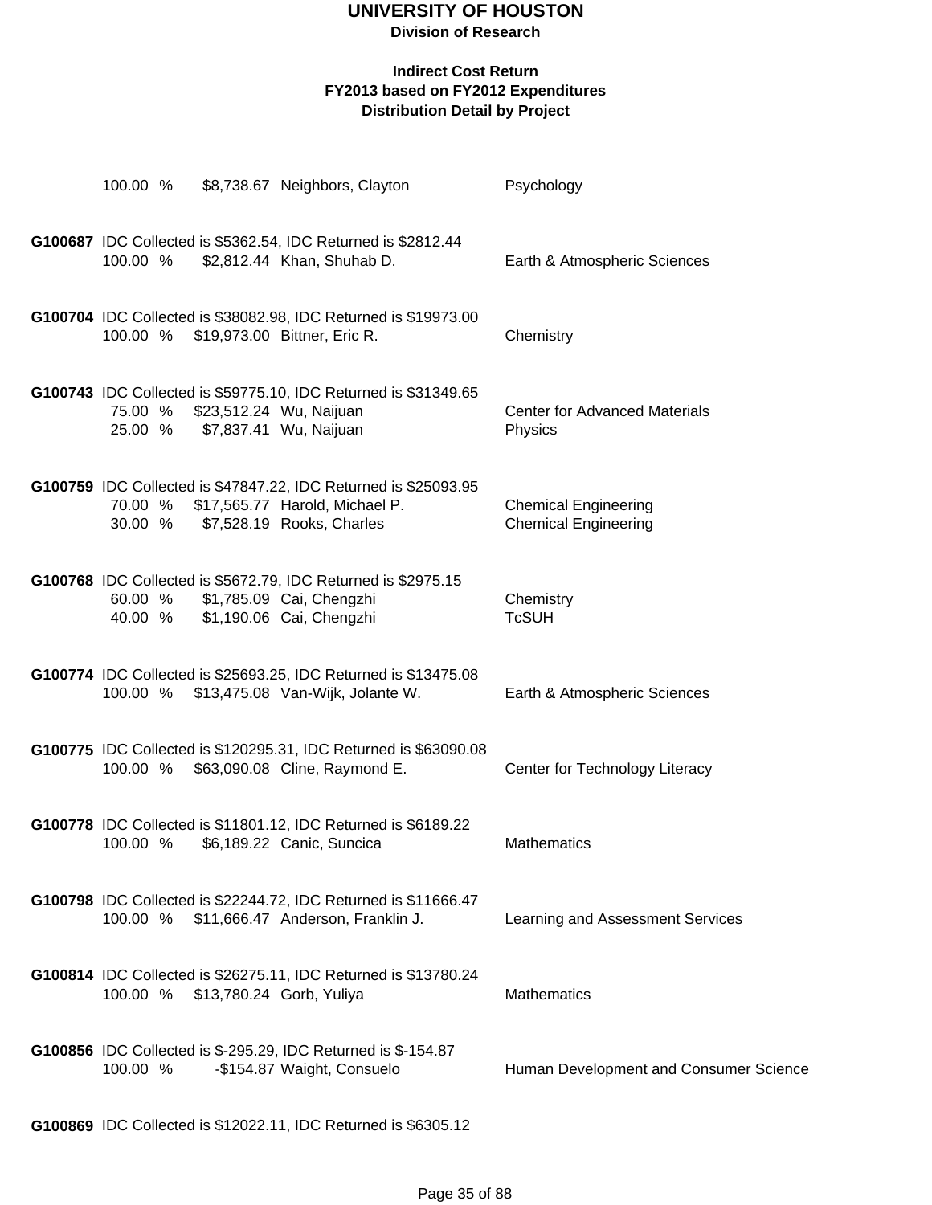# UNIVERSITY OF HOUSTON

**Division of Research**

**Indirect Cost Return**
**FY2013 based on FY2012 Expenditures**
**Distribution Detail by Project**

100.00 % $8,738.67 Neighbors, Clayton — Psychology

**G100687** IDC Collected is $5362.54, IDC Returned is $2812.44

100.00 % $2,812.44 Khan, Shuhab D. — Earth & Atmospheric Sciences

**G100704** IDC Collected is $38082.98, IDC Returned is $19973.00

100.00 % $19,973.00 Bittner, Eric R. — Chemistry

**G100743** IDC Collected is $59775.10, IDC Returned is $31349.65

75.00 % $23,512.24 Wu, Naijuan — Center for Advanced Materials
25.00 % $7,837.41 Wu, Naijuan — Physics

**G100759** IDC Collected is $47847.22, IDC Returned is $25093.95

70.00 % $17,565.77 Harold, Michael P. — Chemical Engineering
30.00 % $7,528.19 Rooks, Charles — Chemical Engineering

**G100768** IDC Collected is $5672.79, IDC Returned is $2975.15

60.00 % $1,785.09 Cai, Chengzhi — Chemistry
40.00 % $1,190.06 Cai, Chengzhi — TcSUH

**G100774** IDC Collected is $25693.25, IDC Returned is $13475.08

100.00 % $13,475.08 Van-Wijk, Jolante W. — Earth & Atmospheric Sciences

**G100775** IDC Collected is $120295.31, IDC Returned is $63090.08

100.00 % $63,090.08 Cline, Raymond E. — Center for Technology Literacy

**G100778** IDC Collected is $11801.12, IDC Returned is $6189.22

100.00 % $6,189.22 Canic, Suncica — Mathematics

**G100798** IDC Collected is $22244.72, IDC Returned is $11666.47

100.00 % $11,666.47 Anderson, Franklin J. — Learning and Assessment Services

**G100814** IDC Collected is $26275.11, IDC Returned is $13780.24

100.00 % $13,780.24 Gorb, Yuliya — Mathematics

**G100856** IDC Collected is $-295.29, IDC Returned is $-154.87

100.00 % -$154.87 Waight, Consuelo — Human Development and Consumer Science

**G100869** IDC Collected is $12022.11, IDC Returned is $6305.12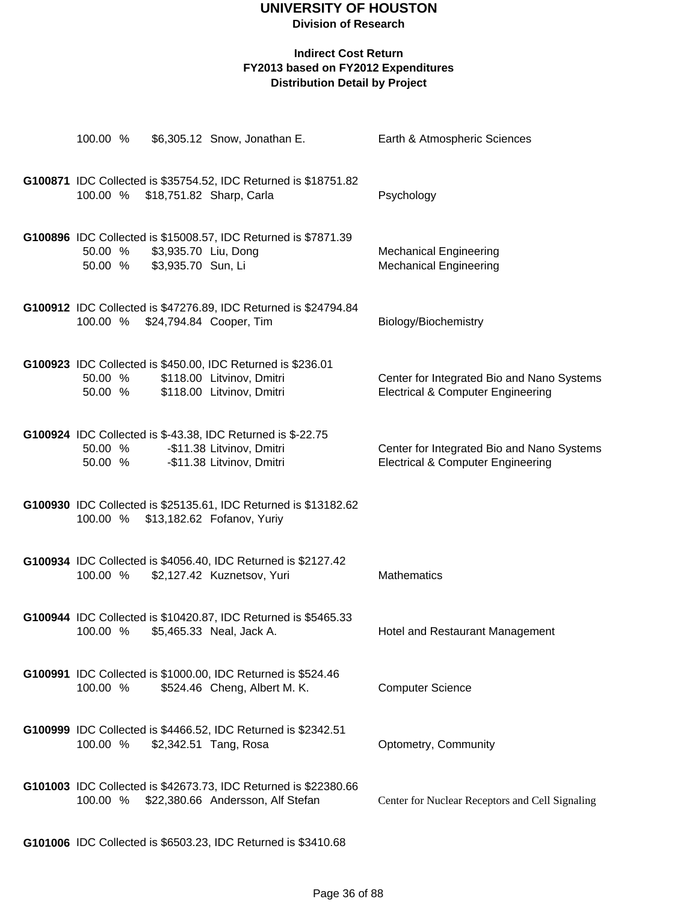# UNIVERSITY OF HOUSTON

**Division of Research**

**Indirect Cost Return**
**FY2013 based on FY2012 Expenditures**
**Distribution Detail by Project**

100.00 % $6,305.12 Snow, Jonathan E. Earth & Atmospheric Sciences

**G100871** IDC Collected is $35754.52, IDC Returned is $18751.82
100.00 % $18,751.82 Sharp, Carla Psychology

**G100896** IDC Collected is $15008.57, IDC Returned is $7871.39
50.00 % $3,935.70 Liu, Dong Mechanical Engineering
50.00 % $3,935.70 Sun, Li Mechanical Engineering

**G100912** IDC Collected is $47276.89, IDC Returned is $24794.84
100.00 % $24,794.84 Cooper, Tim Biology/Biochemistry

**G100923** IDC Collected is $450.00, IDC Returned is $236.01
50.00 % $118.00 Litvinov, Dmitri Center for Integrated Bio and Nano Systems
50.00 % $118.00 Litvinov, Dmitri Electrical & Computer Engineering

**G100924** IDC Collected is $-43.38, IDC Returned is $-22.75
50.00 % -$11.38 Litvinov, Dmitri Center for Integrated Bio and Nano Systems
50.00 % -$11.38 Litvinov, Dmitri Electrical & Computer Engineering

**G100930** IDC Collected is $25135.61, IDC Returned is $13182.62
100.00 % $13,182.62 Fofanov, Yuriy

**G100934** IDC Collected is $4056.40, IDC Returned is $2127.42
100.00 % $2,127.42 Kuznetsov, Yuri Mathematics

**G100944** IDC Collected is $10420.87, IDC Returned is $5465.33
100.00 % $5,465.33 Neal, Jack A. Hotel and Restaurant Management

**G100991** IDC Collected is $1000.00, IDC Returned is $524.46
100.00 % $524.46 Cheng, Albert M. K. Computer Science

**G100999** IDC Collected is $4466.52, IDC Returned is $2342.51
100.00 % $2,342.51 Tang, Rosa Optometry, Community

**G101003** IDC Collected is $42673.73, IDC Returned is $22380.66
100.00 % $22,380.66 Andersson, Alf Stefan Center for Nuclear Receptors and Cell Signaling

**G101006** IDC Collected is $6503.23, IDC Returned is $3410.68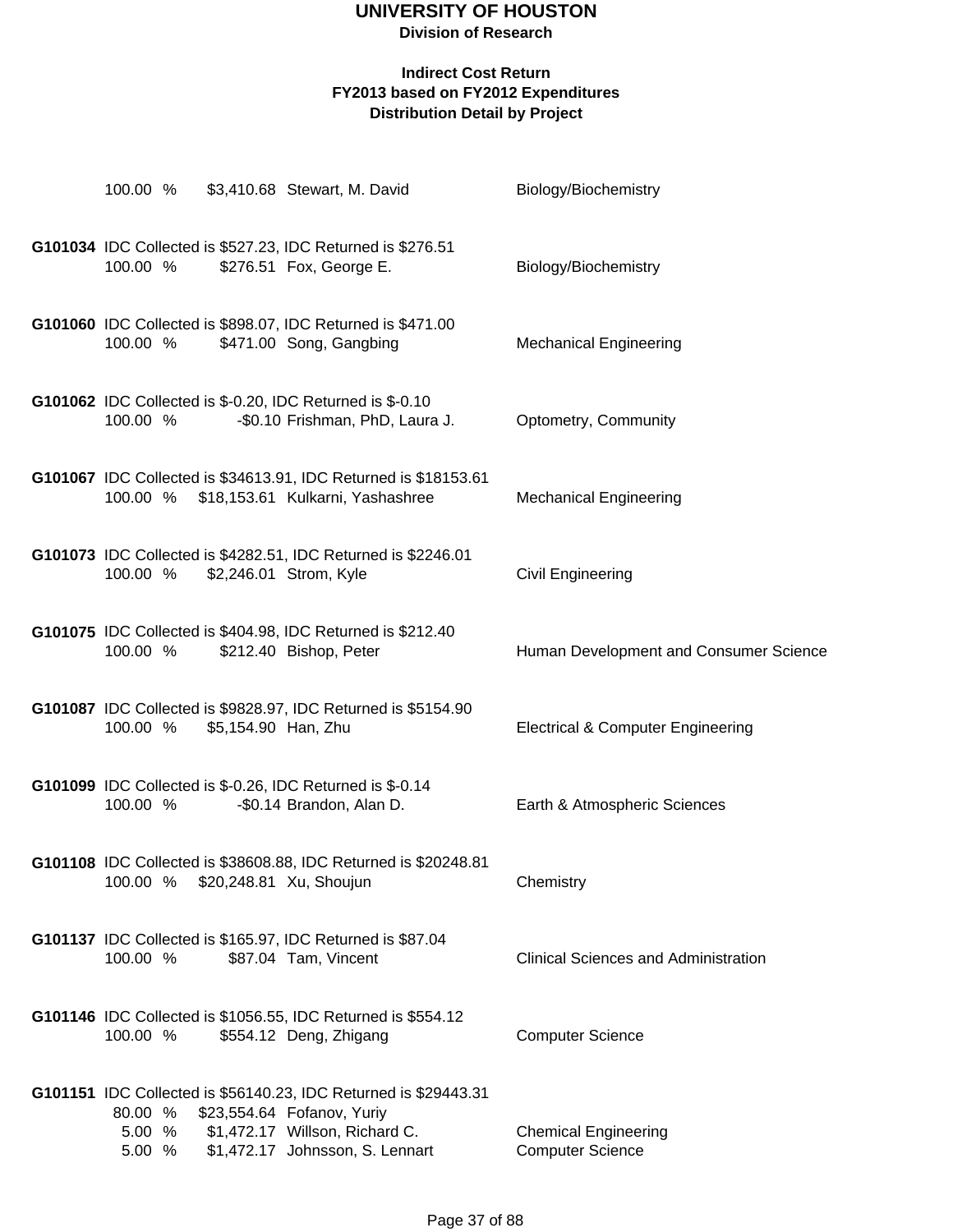# UNIVERSITY OF HOUSTON

**Division of Research**

**Indirect Cost Return**
**FY2013 based on FY2012 Expenditures**
**Distribution Detail by Project**

100.00 % $3,410.68 Stewart, M. David — Biology/Biochemistry

**G101034** IDC Collected is $527.23, IDC Returned is $276.51
100.00 % $276.51 Fox, George E. — Biology/Biochemistry

**G101060** IDC Collected is $898.07, IDC Returned is $471.00
100.00 % $471.00 Song, Gangbing — Mechanical Engineering

**G101062** IDC Collected is $-0.20, IDC Returned is $-0.10
100.00 % -$0.10 Frishman, PhD, Laura J. — Optometry, Community

**G101067** IDC Collected is $34613.91, IDC Returned is $18153.61
100.00 % $18,153.61 Kulkarni, Yashashree — Mechanical Engineering

**G101073** IDC Collected is $4282.51, IDC Returned is $2246.01
100.00 % $2,246.01 Strom, Kyle — Civil Engineering

**G101075** IDC Collected is $404.98, IDC Returned is $212.40
100.00 % $212.40 Bishop, Peter — Human Development and Consumer Science

**G101087** IDC Collected is $9828.97, IDC Returned is $5154.90
100.00 % $5,154.90 Han, Zhu — Electrical & Computer Engineering

**G101099** IDC Collected is $-0.26, IDC Returned is $-0.14
100.00 % -$0.14 Brandon, Alan D. — Earth & Atmospheric Sciences

**G101108** IDC Collected is $38608.88, IDC Returned is $20248.81
100.00 % $20,248.81 Xu, Shoujun — Chemistry

**G101137** IDC Collected is $165.97, IDC Returned is $87.04
100.00 % $87.04 Tam, Vincent — Clinical Sciences and Administration

**G101146** IDC Collected is $1056.55, IDC Returned is $554.12
100.00 % $554.12 Deng, Zhigang — Computer Science

**G101151** IDC Collected is $56140.23, IDC Returned is $29443.31
80.00 % $23,554.64 Fofanov, Yuriy
5.00 % $1,472.17 Willson, Richard C. — Chemical Engineering
5.00 % $1,472.17 Johnsson, S. Lennart — Computer Science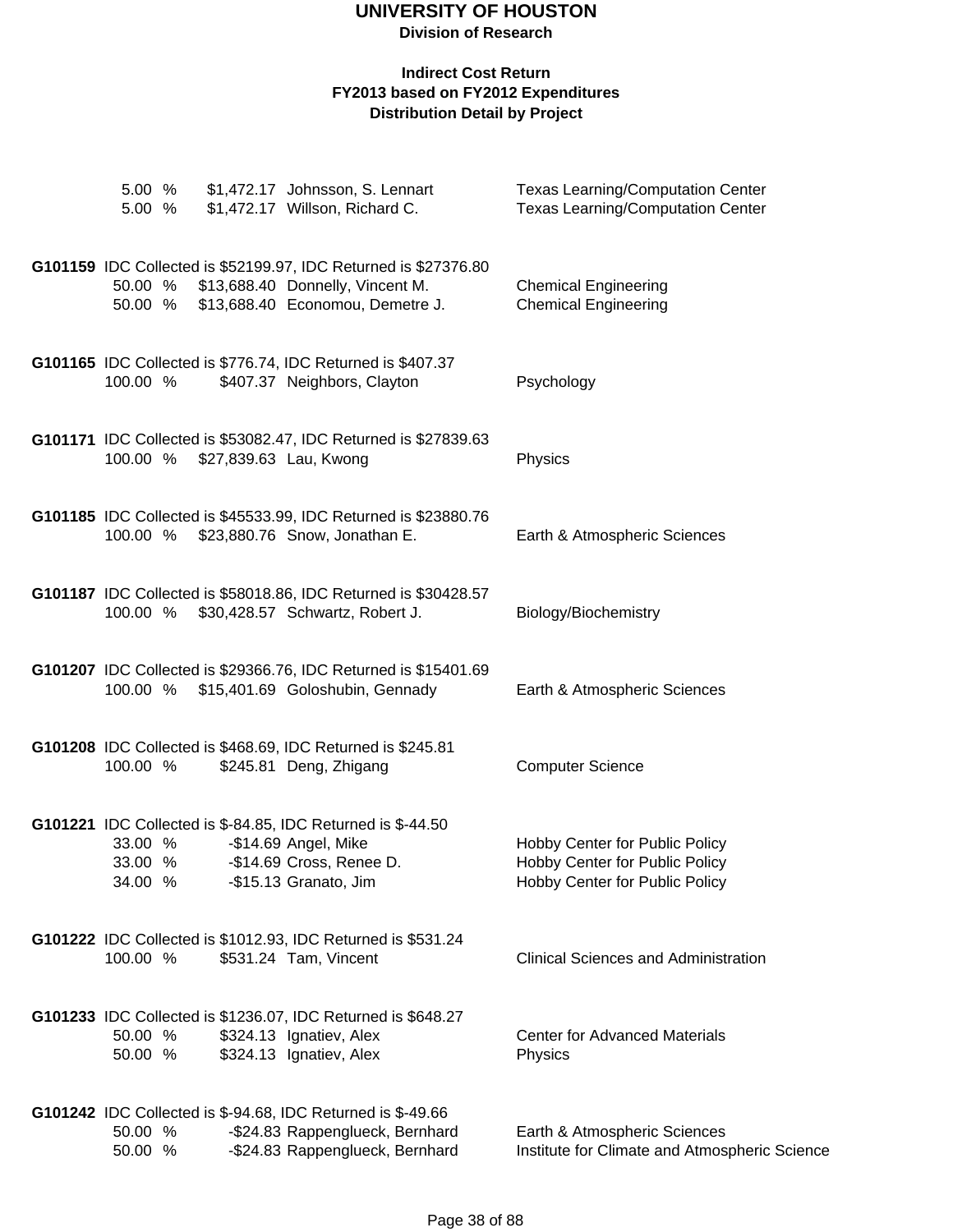# UNIVERSITY OF HOUSTON

**Division of Research**

**Indirect Cost Return**
**FY2013 based on FY2012 Expenditures**
**Distribution Detail by Project**

| | | | |
|---|---|---|---|
| 5.00 % | $1,472.17 | Johnsson, S. Lennart | Texas Learning/Computation Center |
| 5.00 % | $1,472.17 | Willson, Richard C. | Texas Learning/Computation Center |

**G101159** IDC Collected is $52199.97, IDC Returned is $27376.80

| | | | |
|---|---|---|---|
| 50.00 % | $13,688.40 | Donnelly, Vincent M. | Chemical Engineering |
| 50.00 % | $13,688.40 | Economou, Demetre J. | Chemical Engineering |

**G101165** IDC Collected is $776.74, IDC Returned is $407.37

| | | | |
|---|---|---|---|
| 100.00 % | $407.37 | Neighbors, Clayton | Psychology |

**G101171** IDC Collected is $53082.47, IDC Returned is $27839.63

| | | | |
|---|---|---|---|
| 100.00 % | $27,839.63 | Lau, Kwong | Physics |

**G101185** IDC Collected is $45533.99, IDC Returned is $23880.76

| | | | |
|---|---|---|---|
| 100.00 % | $23,880.76 | Snow, Jonathan E. | Earth & Atmospheric Sciences |

**G101187** IDC Collected is $58018.86, IDC Returned is $30428.57

| | | | |
|---|---|---|---|
| 100.00 % | $30,428.57 | Schwartz, Robert J. | Biology/Biochemistry |

**G101207** IDC Collected is $29366.76, IDC Returned is $15401.69

| | | | |
|---|---|---|---|
| 100.00 % | $15,401.69 | Goloshubin, Gennady | Earth & Atmospheric Sciences |

**G101208** IDC Collected is $468.69, IDC Returned is $245.81

| | | | |
|---|---|---|---|
| 100.00 % | $245.81 | Deng, Zhigang | Computer Science |

**G101221** IDC Collected is $-84.85, IDC Returned is $-44.50

| | | | |
|---|---|---|---|
| 33.00 % | -$14.69 | Angel, Mike | Hobby Center for Public Policy |
| 33.00 % | -$14.69 | Cross, Renee D. | Hobby Center for Public Policy |
| 34.00 % | -$15.13 | Granato, Jim | Hobby Center for Public Policy |

**G101222** IDC Collected is $1012.93, IDC Returned is $531.24

| | | | |
|---|---|---|---|
| 100.00 % | $531.24 | Tam, Vincent | Clinical Sciences and Administration |

**G101233** IDC Collected is $1236.07, IDC Returned is $648.27

| | | | |
|---|---|---|---|
| 50.00 % | $324.13 | Ignatiev, Alex | Center for Advanced Materials |
| 50.00 % | $324.13 | Ignatiev, Alex | Physics |

**G101242** IDC Collected is $-94.68, IDC Returned is $-49.66

| | | | |
|---|---|---|---|
| 50.00 % | -$24.83 | Rappenglueck, Bernhard | Earth & Atmospheric Sciences |
| 50.00 % | -$24.83 | Rappenglueck, Bernhard | Institute for Climate and Atmospheric Science |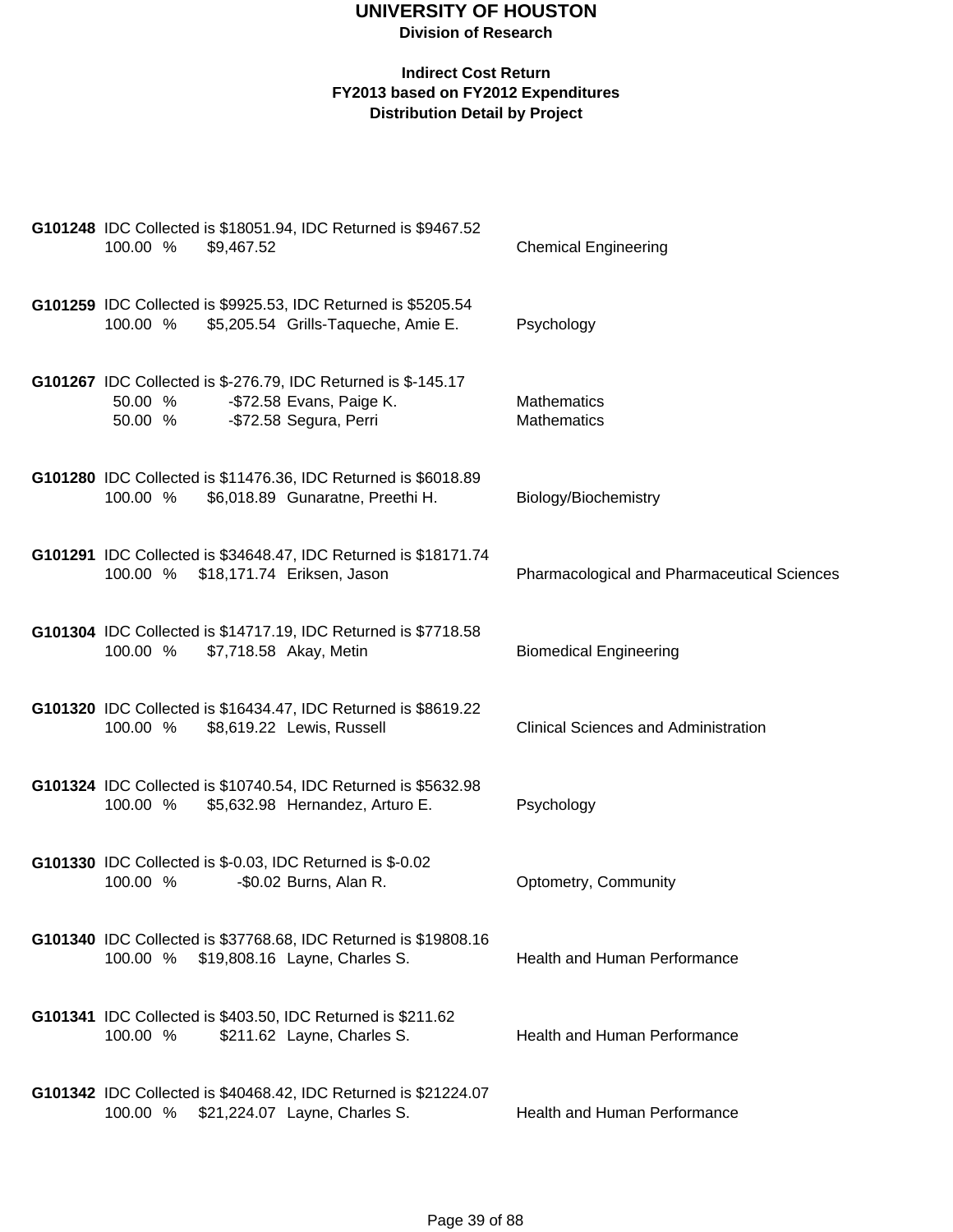# UNIVERSITY OF HOUSTON

**Division of Research**

**Indirect Cost Return**
**FY2013 based on FY2012 Expenditures**
**Distribution Detail by Project**

**G101248** IDC Collected is $18051.94, IDC Returned is $9467.52

| 100.00 % | $9,467.52 | | Chemical Engineering |
|---|---|---|---|

**G101259** IDC Collected is $9925.53, IDC Returned is $5205.54

| 100.00 % | $5,205.54 | Grills-Taqueche, Amie E. | Psychology |
|---|---|---|---|

**G101267** IDC Collected is $-276.79, IDC Returned is $-145.17

| 50.00 % | -$72.58 | Evans, Paige K. | Mathematics |
|---|---|---|---|
| 50.00 % | -$72.58 | Segura, Perri | Mathematics |

**G101280** IDC Collected is $11476.36, IDC Returned is $6018.89

| 100.00 % | $6,018.89 | Gunaratne, Preethi H. | Biology/Biochemistry |
|---|---|---|---|

**G101291** IDC Collected is $34648.47, IDC Returned is $18171.74

| 100.00 % | $18,171.74 | Eriksen, Jason | Pharmacological and Pharmaceutical Sciences |
|---|---|---|---|

**G101304** IDC Collected is $14717.19, IDC Returned is $7718.58

| 100.00 % | $7,718.58 | Akay, Metin | Biomedical Engineering |
|---|---|---|---|

**G101320** IDC Collected is $16434.47, IDC Returned is $8619.22

| 100.00 % | $8,619.22 | Lewis, Russell | Clinical Sciences and Administration |
|---|---|---|---|

**G101324** IDC Collected is $10740.54, IDC Returned is $5632.98

| 100.00 % | $5,632.98 | Hernandez, Arturo E. | Psychology |
|---|---|---|---|

**G101330** IDC Collected is $-0.03, IDC Returned is $-0.02

| 100.00 % | -$0.02 | Burns, Alan R. | Optometry, Community |
|---|---|---|---|

**G101340** IDC Collected is $37768.68, IDC Returned is $19808.16

| 100.00 % | $19,808.16 | Layne, Charles S. | Health and Human Performance |
|---|---|---|---|

**G101341** IDC Collected is $403.50, IDC Returned is $211.62

| 100.00 % | $211.62 | Layne, Charles S. | Health and Human Performance |
|---|---|---|---|

**G101342** IDC Collected is $40468.42, IDC Returned is $21224.07

| 100.00 % | $21,224.07 | Layne, Charles S. | Health and Human Performance |
|---|---|---|---|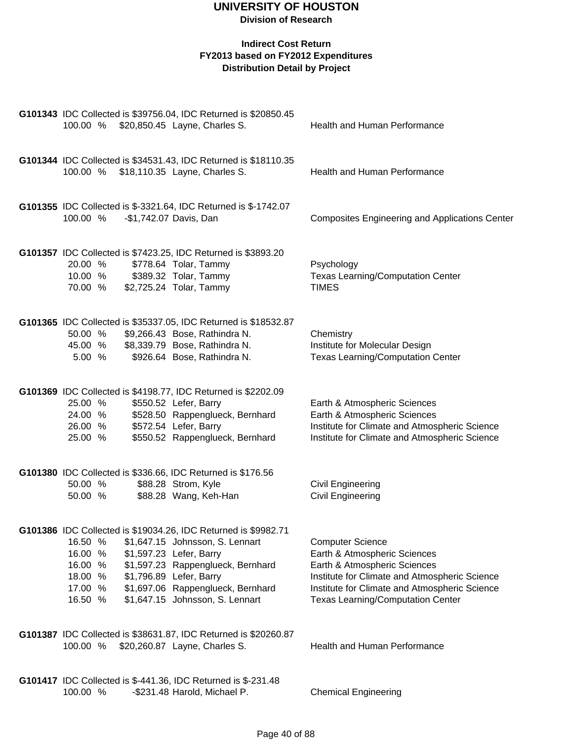# UNIVERSITY OF HOUSTON

**Division of Research**

**Indirect Cost Return**
**FY2013 based on FY2012 Expenditures**
**Distribution Detail by Project**

**G101343** IDC Collected is $39756.04, IDC Returned is $20850.45

| | | | |
|---|---|---|---|
| 100.00 % | $20,850.45 | Layne, Charles S. | Health and Human Performance |

**G101344** IDC Collected is $34531.43, IDC Returned is $18110.35

| | | | |
|---|---|---|---|
| 100.00 % | $18,110.35 | Layne, Charles S. | Health and Human Performance |

**G101355** IDC Collected is $-3321.64, IDC Returned is $-1742.07

| | | | |
|---|---|---|---|
| 100.00 % | -$1,742.07 | Davis, Dan | Composites Engineering and Applications Center |

**G101357** IDC Collected is $7423.25, IDC Returned is $3893.20

| | | | |
|---|---|---|---|
| 20.00 % | $778.64 | Tolar, Tammy | Psychology |
| 10.00 % | $389.32 | Tolar, Tammy | Texas Learning/Computation Center |
| 70.00 % | $2,725.24 | Tolar, Tammy | TIMES |

**G101365** IDC Collected is $35337.05, IDC Returned is $18532.87

| | | | |
|---|---|---|---|
| 50.00 % | $9,266.43 | Bose, Rathindra N. | Chemistry |
| 45.00 % | $8,339.79 | Bose, Rathindra N. | Institute for Molecular Design |
| 5.00 % | $926.64 | Bose, Rathindra N. | Texas Learning/Computation Center |

**G101369** IDC Collected is $4198.77, IDC Returned is $2202.09

| | | | |
|---|---|---|---|
| 25.00 % | $550.52 | Lefer, Barry | Earth & Atmospheric Sciences |
| 24.00 % | $528.50 | Rappenglueck, Bernhard | Earth & Atmospheric Sciences |
| 26.00 % | $572.54 | Lefer, Barry | Institute for Climate and Atmospheric Science |
| 25.00 % | $550.52 | Rappenglueck, Bernhard | Institute for Climate and Atmospheric Science |

**G101380** IDC Collected is $336.66, IDC Returned is $176.56

| | | | |
|---|---|---|---|
| 50.00 % | $88.28 | Strom, Kyle | Civil Engineering |
| 50.00 % | $88.28 | Wang, Keh-Han | Civil Engineering |

**G101386** IDC Collected is $19034.26, IDC Returned is $9982.71

| | | | |
|---|---|---|---|
| 16.50 % | $1,647.15 | Johnsson, S. Lennart | Computer Science |
| 16.00 % | $1,597.23 | Lefer, Barry | Earth & Atmospheric Sciences |
| 16.00 % | $1,597.23 | Rappenglueck, Bernhard | Earth & Atmospheric Sciences |
| 18.00 % | $1,796.89 | Lefer, Barry | Institute for Climate and Atmospheric Science |
| 17.00 % | $1,697.06 | Rappenglueck, Bernhard | Institute for Climate and Atmospheric Science |
| 16.50 % | $1,647.15 | Johnsson, S. Lennart | Texas Learning/Computation Center |

**G101387** IDC Collected is $38631.87, IDC Returned is $20260.87

| | | | |
|---|---|---|---|
| 100.00 % | $20,260.87 | Layne, Charles S. | Health and Human Performance |

**G101417** IDC Collected is $-441.36, IDC Returned is $-231.48

| | | | |
|---|---|---|---|
| 100.00 % | -$231.48 | Harold, Michael P. | Chemical Engineering |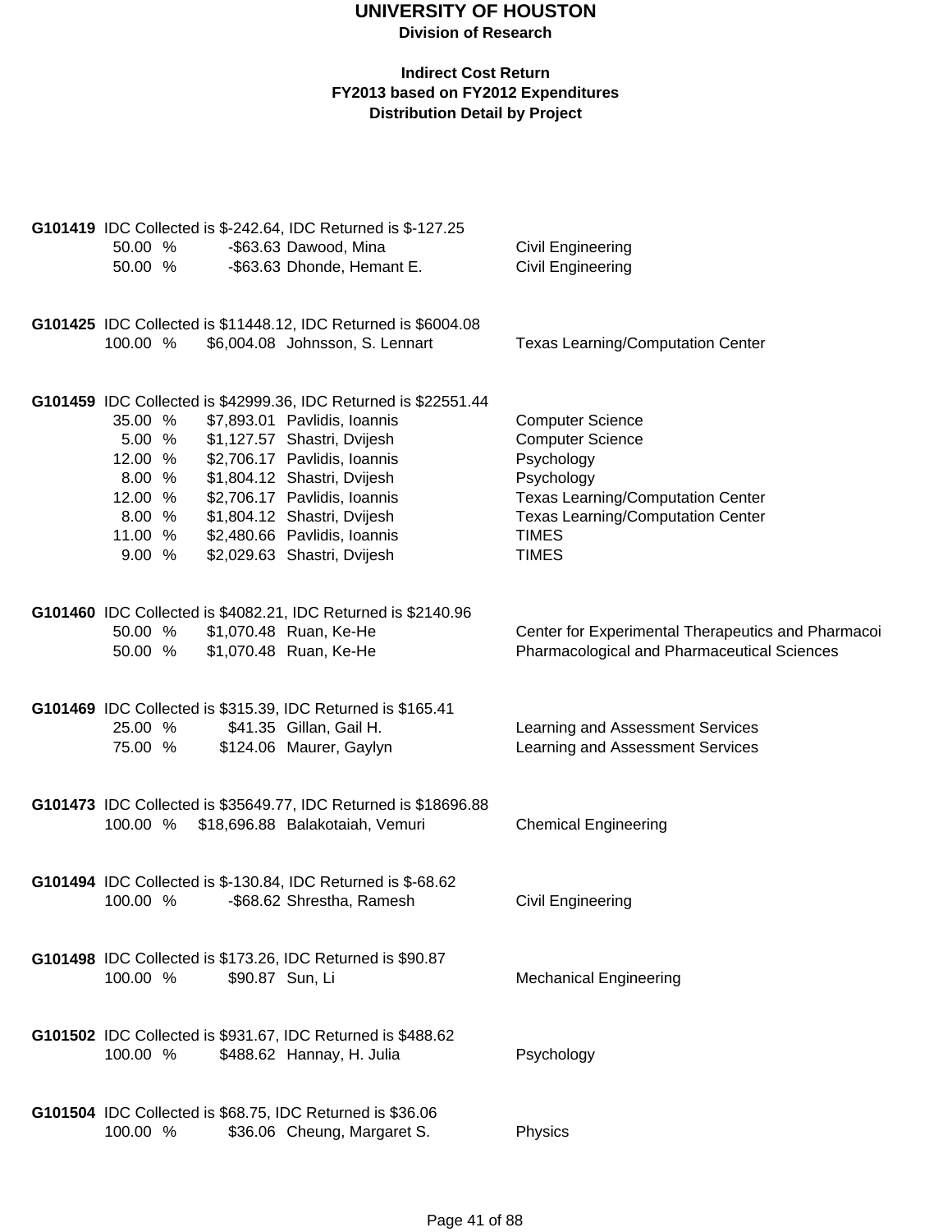# UNIVERSITY OF HOUSTON

**Division of Research**

**Indirect Cost Return**
**FY2013 based on FY2012 Expenditures**
**Distribution Detail by Project**

**G101419** IDC Collected is $-242.64, IDC Returned is $-127.25

| % | Amount | Name | Department |
|---|---|---|---|
| 50.00 % | -$63.63 | Dawood, Mina | Civil Engineering |
| 50.00 % | -$63.63 | Dhonde, Hemant E. | Civil Engineering |

**G101425** IDC Collected is $11448.12, IDC Returned is $6004.08

| % | Amount | Name | Department |
|---|---|---|---|
| 100.00 % | $6,004.08 | Johnsson, S. Lennart | Texas Learning/Computation Center |

**G101459** IDC Collected is $42999.36, IDC Returned is $22551.44

| % | Amount | Name | Department |
|---|---|---|---|
| 35.00 % | $7,893.01 | Pavlidis, Ioannis | Computer Science |
| 5.00 % | $1,127.57 | Shastri, Dvijesh | Computer Science |
| 12.00 % | $2,706.17 | Pavlidis, Ioannis | Psychology |
| 8.00 % | $1,804.12 | Shastri, Dvijesh | Psychology |
| 12.00 % | $2,706.17 | Pavlidis, Ioannis | Texas Learning/Computation Center |
| 8.00 % | $1,804.12 | Shastri, Dvijesh | Texas Learning/Computation Center |
| 11.00 % | $2,480.66 | Pavlidis, Ioannis | TIMES |
| 9.00 % | $2,029.63 | Shastri, Dvijesh | TIMES |

**G101460** IDC Collected is $4082.21, IDC Returned is $2140.96

| % | Amount | Name | Department |
|---|---|---|---|
| 50.00 % | $1,070.48 | Ruan, Ke-He | Center for Experimental Therapeutics and Pharmacoi |
| 50.00 % | $1,070.48 | Ruan, Ke-He | Pharmacological and Pharmaceutical Sciences |

**G101469** IDC Collected is $315.39, IDC Returned is $165.41

| % | Amount | Name | Department |
|---|---|---|---|
| 25.00 % | $41.35 | Gillan, Gail H. | Learning and Assessment Services |
| 75.00 % | $124.06 | Maurer, Gaylyn | Learning and Assessment Services |

**G101473** IDC Collected is $35649.77, IDC Returned is $18696.88

| % | Amount | Name | Department |
|---|---|---|---|
| 100.00 % | $18,696.88 | Balakotaiah, Vemuri | Chemical Engineering |

**G101494** IDC Collected is $-130.84, IDC Returned is $-68.62

| % | Amount | Name | Department |
|---|---|---|---|
| 100.00 % | -$68.62 | Shrestha, Ramesh | Civil Engineering |

**G101498** IDC Collected is $173.26, IDC Returned is $90.87

| % | Amount | Name | Department |
|---|---|---|---|
| 100.00 % | $90.87 | Sun, Li | Mechanical Engineering |

**G101502** IDC Collected is $931.67, IDC Returned is $488.62

| % | Amount | Name | Department |
|---|---|---|---|
| 100.00 % | $488.62 | Hannay, H. Julia | Psychology |

**G101504** IDC Collected is $68.75, IDC Returned is $36.06

| % | Amount | Name | Department |
|---|---|---|---|
| 100.00 % | $36.06 | Cheung, Margaret S. | Physics |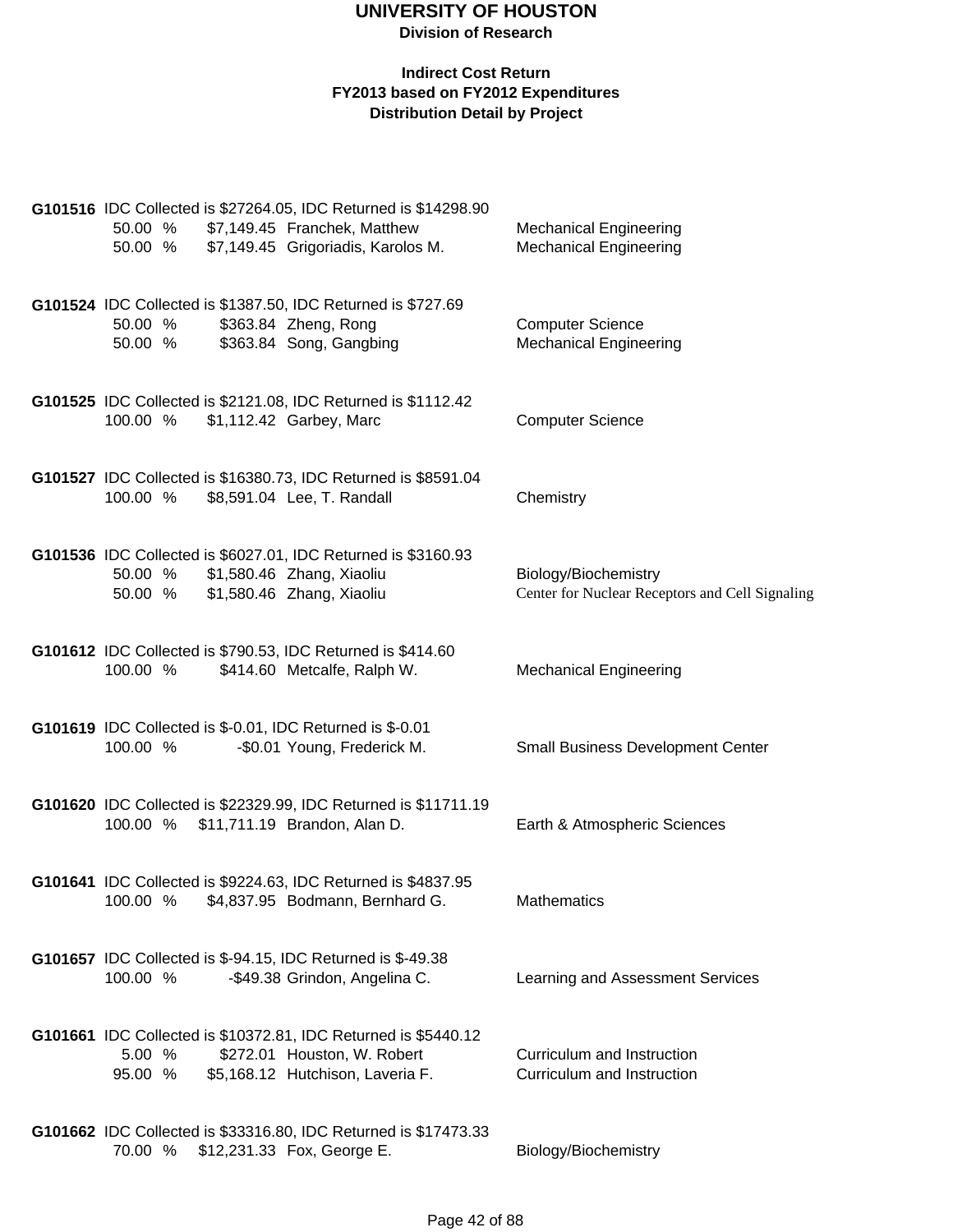# UNIVERSITY OF HOUSTON

**Division of Research**

**Indirect Cost Return**
**FY2013 based on FY2012 Expenditures**
**Distribution Detail by Project**

**G101516** IDC Collected is $27264.05, IDC Returned is $14298.90

| 50.00 % | $7,149.45 | Franchek, Matthew | Mechanical Engineering |
|---|---|---|---|
| 50.00 % | $7,149.45 | Grigoriadis, Karolos M. | Mechanical Engineering |

**G101524** IDC Collected is $1387.50, IDC Returned is $727.69

| 50.00 % | $363.84 | Zheng, Rong | Computer Science |
|---|---|---|---|
| 50.00 % | $363.84 | Song, Gangbing | Mechanical Engineering |

**G101525** IDC Collected is $2121.08, IDC Returned is $1112.42

| 100.00 % | $1,112.42 | Garbey, Marc | Computer Science |
|---|---|---|---|

**G101527** IDC Collected is $16380.73, IDC Returned is $8591.04

| 100.00 % | $8,591.04 | Lee, T. Randall | Chemistry |
|---|---|---|---|

**G101536** IDC Collected is $6027.01, IDC Returned is $3160.93

| 50.00 % | $1,580.46 | Zhang, Xiaoliu | Biology/Biochemistry |
|---|---|---|---|
| 50.00 % | $1,580.46 | Zhang, Xiaoliu | Center for Nuclear Receptors and Cell Signaling |

**G101612** IDC Collected is $790.53, IDC Returned is $414.60

| 100.00 % | $414.60 | Metcalfe, Ralph W. | Mechanical Engineering |
|---|---|---|---|

**G101619** IDC Collected is $-0.01, IDC Returned is $-0.01

| 100.00 % | -$0.01 | Young, Frederick M. | Small Business Development Center |
|---|---|---|---|

**G101620** IDC Collected is $22329.99, IDC Returned is $11711.19

| 100.00 % | $11,711.19 | Brandon, Alan D. | Earth & Atmospheric Sciences |
|---|---|---|---|

**G101641** IDC Collected is $9224.63, IDC Returned is $4837.95

| 100.00 % | $4,837.95 | Bodmann, Bernhard G. | Mathematics |
|---|---|---|---|

**G101657** IDC Collected is $-94.15, IDC Returned is $-49.38

| 100.00 % | -$49.38 | Grindon, Angelina C. | Learning and Assessment Services |
|---|---|---|---|

**G101661** IDC Collected is $10372.81, IDC Returned is $5440.12

| 5.00 % | $272.01 | Houston, W. Robert | Curriculum and Instruction |
|---|---|---|---|
| 95.00 % | $5,168.12 | Hutchison, Laveria F. | Curriculum and Instruction |

**G101662** IDC Collected is $33316.80, IDC Returned is $17473.33

| 70.00 % | $12,231.33 | Fox, George E. | Biology/Biochemistry |
|---|---|---|---|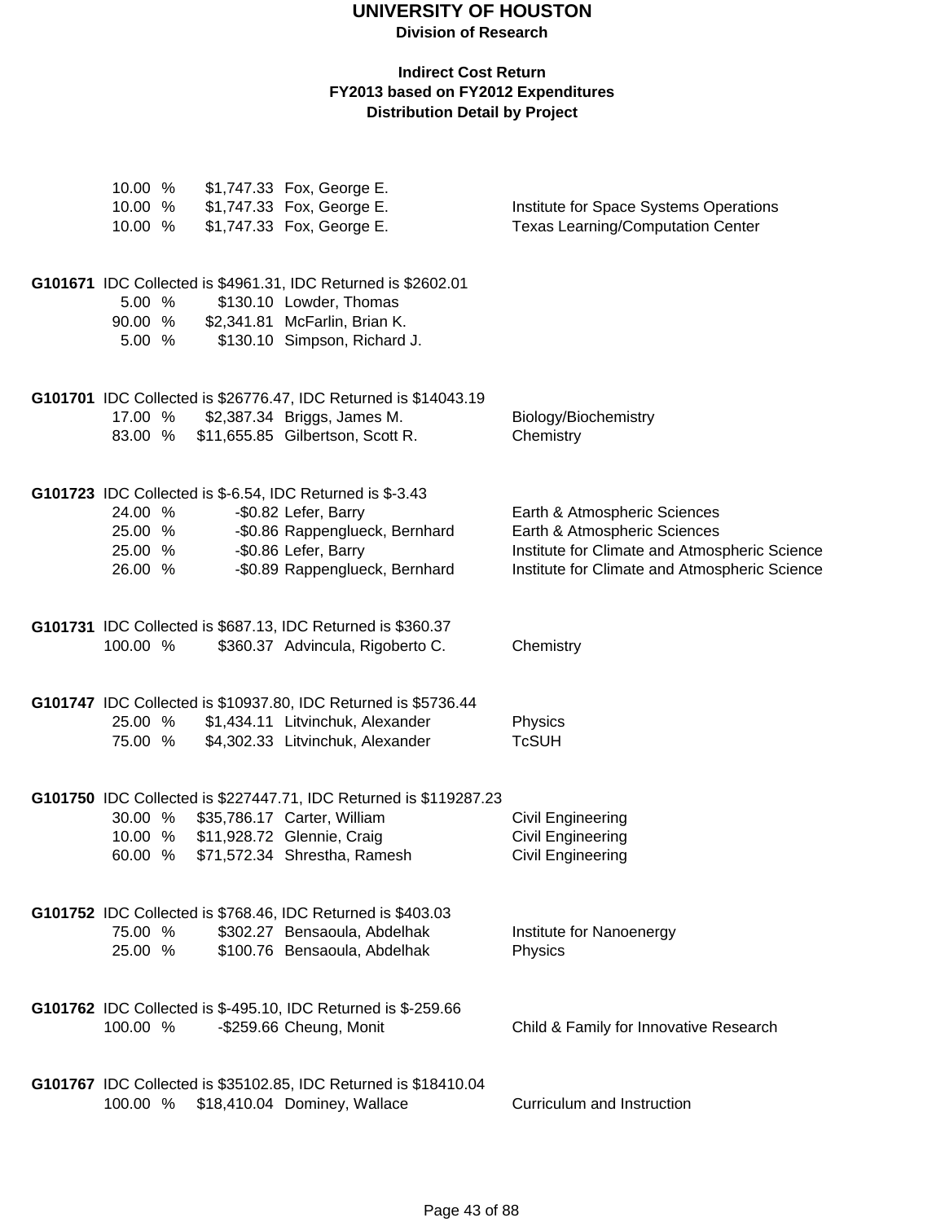# UNIVERSITY OF HOUSTON
**Division of Research**

**Indirect Cost Return**
**FY2013 based on FY2012 Expenditures**
**Distribution Detail by Project**

| | | | |
|---|---|---|---|
| 10.00 % | $1,747.33 | Fox, George E. | |
| 10.00 % | $1,747.33 | Fox, George E. | Institute for Space Systems Operations |
| 10.00 % | $1,747.33 | Fox, George E. | Texas Learning/Computation Center |

**G101671** IDC Collected is $4961.31, IDC Returned is $2602.01

| | | | |
|---|---|---|---|
| 5.00 % | $130.10 | Lowder, Thomas | |
| 90.00 % | $2,341.81 | McFarlin, Brian K. | |
| 5.00 % | $130.10 | Simpson, Richard J. | |

**G101701** IDC Collected is $26776.47, IDC Returned is $14043.19

| | | | |
|---|---|---|---|
| 17.00 % | $2,387.34 | Briggs, James M. | Biology/Biochemistry |
| 83.00 % | $11,655.85 | Gilbertson, Scott R. | Chemistry |

**G101723** IDC Collected is $-6.54, IDC Returned is $-3.43

| | | | |
|---|---|---|---|
| 24.00 % | -$0.82 | Lefer, Barry | Earth & Atmospheric Sciences |
| 25.00 % | -$0.86 | Rappenglueck, Bernhard | Earth & Atmospheric Sciences |
| 25.00 % | -$0.86 | Lefer, Barry | Institute for Climate and Atmospheric Science |
| 26.00 % | -$0.89 | Rappenglueck, Bernhard | Institute for Climate and Atmospheric Science |

**G101731** IDC Collected is $687.13, IDC Returned is $360.37

| | | | |
|---|---|---|---|
| 100.00 % | $360.37 | Advincula, Rigoberto C. | Chemistry |

**G101747** IDC Collected is $10937.80, IDC Returned is $5736.44

| | | | |
|---|---|---|---|
| 25.00 % | $1,434.11 | Litvinchuk, Alexander | Physics |
| 75.00 % | $4,302.33 | Litvinchuk, Alexander | TcSUH |

**G101750** IDC Collected is $227447.71, IDC Returned is $119287.23

| | | | |
|---|---|---|---|
| 30.00 % | $35,786.17 | Carter, William | Civil Engineering |
| 10.00 % | $11,928.72 | Glennie, Craig | Civil Engineering |
| 60.00 % | $71,572.34 | Shrestha, Ramesh | Civil Engineering |

**G101752** IDC Collected is $768.46, IDC Returned is $403.03

| | | | |
|---|---|---|---|
| 75.00 % | $302.27 | Bensaoula, Abdelhak | Institute for Nanoenergy |
| 25.00 % | $100.76 | Bensaoula, Abdelhak | Physics |

**G101762** IDC Collected is $-495.10, IDC Returned is $-259.66

| | | | |
|---|---|---|---|
| 100.00 % | -$259.66 | Cheung, Monit | Child & Family for Innovative Research |

**G101767** IDC Collected is $35102.85, IDC Returned is $18410.04

| | | | |
|---|---|---|---|
| 100.00 % | $18,410.04 | Dominey, Wallace | Curriculum and Instruction |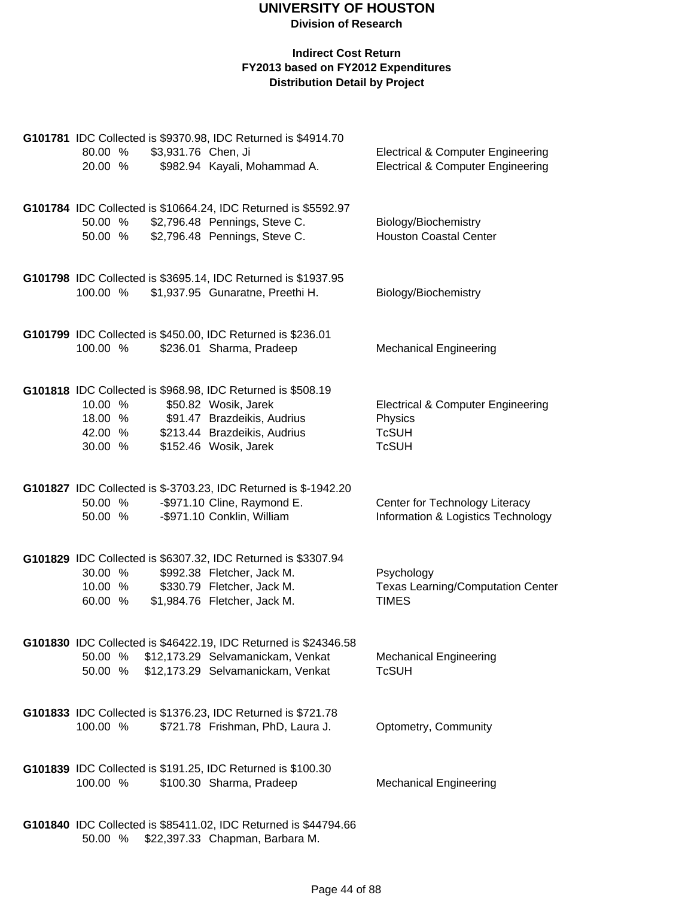# UNIVERSITY OF HOUSTON

**Division of Research**

**Indirect Cost Return**
**FY2013 based on FY2012 Expenditures**
**Distribution Detail by Project**

**G101781** IDC Collected is $9370.98, IDC Returned is $4914.70

| | | | |
|---|---|---|---|
| 80.00 % | $3,931.76 | Chen, Ji | Electrical & Computer Engineering |
| 20.00 % | $982.94 | Kayali, Mohammad A. | Electrical & Computer Engineering |

**G101784** IDC Collected is $10664.24, IDC Returned is $5592.97

| | | | |
|---|---|---|---|
| 50.00 % | $2,796.48 | Pennings, Steve C. | Biology/Biochemistry |
| 50.00 % | $2,796.48 | Pennings, Steve C. | Houston Coastal Center |

**G101798** IDC Collected is $3695.14, IDC Returned is $1937.95

| | | | |
|---|---|---|---|
| 100.00 % | $1,937.95 | Gunaratne, Preethi H. | Biology/Biochemistry |

**G101799** IDC Collected is $450.00, IDC Returned is $236.01

| | | | |
|---|---|---|---|
| 100.00 % | $236.01 | Sharma, Pradeep | Mechanical Engineering |

**G101818** IDC Collected is $968.98, IDC Returned is $508.19

| | | | |
|---|---|---|---|
| 10.00 % | $50.82 | Wosik, Jarek | Electrical & Computer Engineering |
| 18.00 % | $91.47 | Brazdeikis, Audrius | Physics |
| 42.00 % | $213.44 | Brazdeikis, Audrius | TcSUH |
| 30.00 % | $152.46 | Wosik, Jarek | TcSUH |

**G101827** IDC Collected is $-3703.23, IDC Returned is $-1942.20

| | | | |
|---|---|---|---|
| 50.00 % | -$971.10 | Cline, Raymond E. | Center for Technology Literacy |
| 50.00 % | -$971.10 | Conklin, William | Information & Logistics Technology |

**G101829** IDC Collected is $6307.32, IDC Returned is $3307.94

| | | | |
|---|---|---|---|
| 30.00 % | $992.38 | Fletcher, Jack M. | Psychology |
| 10.00 % | $330.79 | Fletcher, Jack M. | Texas Learning/Computation Center |
| 60.00 % | $1,984.76 | Fletcher, Jack M. | TIMES |

**G101830** IDC Collected is $46422.19, IDC Returned is $24346.58

| | | | |
|---|---|---|---|
| 50.00 % | $12,173.29 | Selvamanickam, Venkat | Mechanical Engineering |
| 50.00 % | $12,173.29 | Selvamanickam, Venkat | TcSUH |

**G101833** IDC Collected is $1376.23, IDC Returned is $721.78

| | | | |
|---|---|---|---|
| 100.00 % | $721.78 | Frishman, PhD, Laura J. | Optometry, Community |

**G101839** IDC Collected is $191.25, IDC Returned is $100.30

| | | | |
|---|---|---|---|
| 100.00 % | $100.30 | Sharma, Pradeep | Mechanical Engineering |

**G101840** IDC Collected is $85411.02, IDC Returned is $44794.66

| | | | |
|---|---|---|---|
| 50.00 % | $22,397.33 | Chapman, Barbara M. | |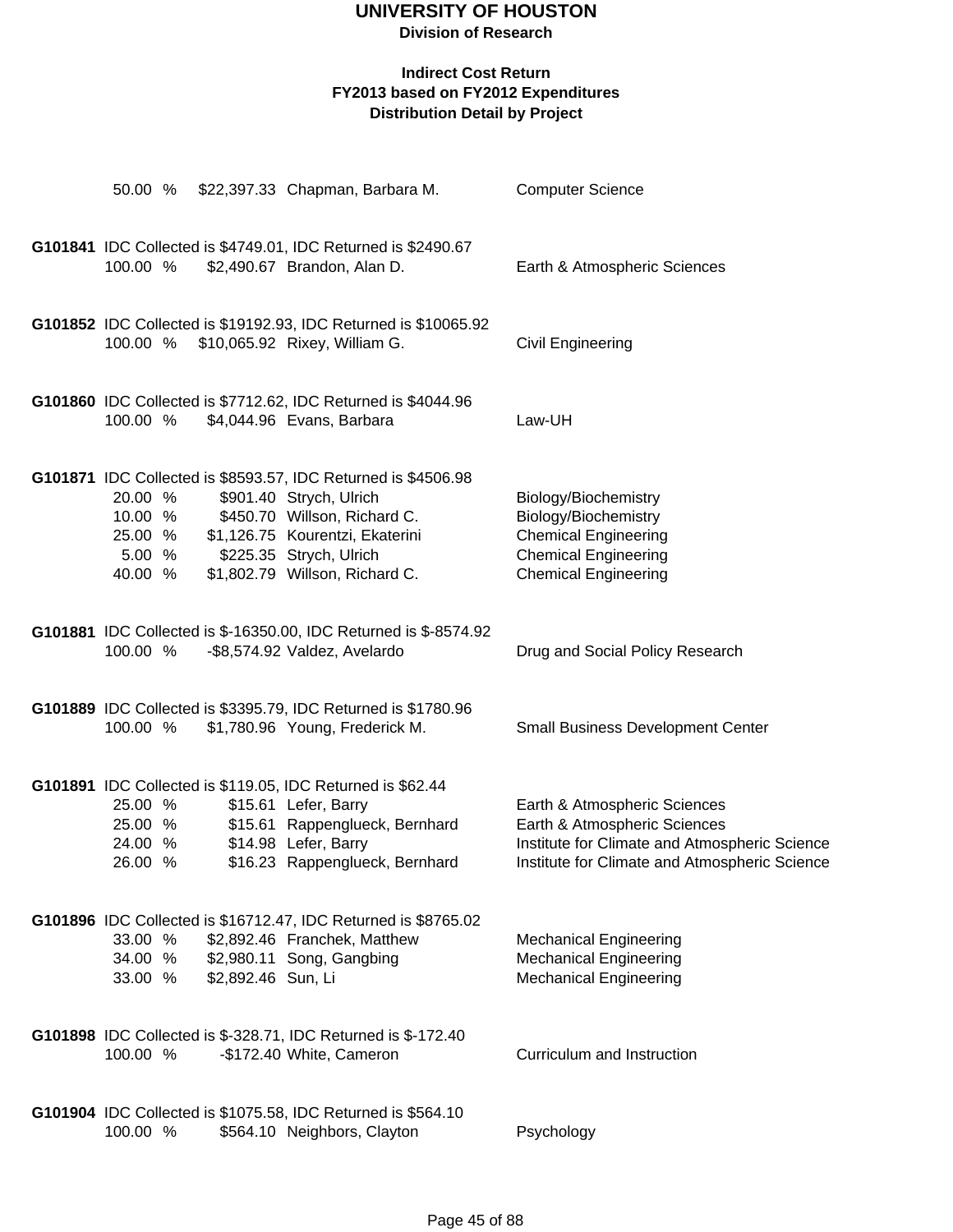# UNIVERSITY OF HOUSTON

**Division of Research**

**Indirect Cost Return**
**FY2013 based on FY2012 Expenditures**
**Distribution Detail by Project**

| Percent | Amount | Name | Department |
|---|---|---|---|
| 50.00 % | $22,397.33 | Chapman, Barbara M. | Computer Science |

**G101841** IDC Collected is $4749.01, IDC Returned is $2490.67

| Percent | Amount | Name | Department |
|---|---|---|---|
| 100.00 % | $2,490.67 | Brandon, Alan D. | Earth & Atmospheric Sciences |

**G101852** IDC Collected is $19192.93, IDC Returned is $10065.92

| Percent | Amount | Name | Department |
|---|---|---|---|
| 100.00 % | $10,065.92 | Rixey, William G. | Civil Engineering |

**G101860** IDC Collected is $7712.62, IDC Returned is $4044.96

| Percent | Amount | Name | Department |
|---|---|---|---|
| 100.00 % | $4,044.96 | Evans, Barbara | Law-UH |

**G101871** IDC Collected is $8593.57, IDC Returned is $4506.98

| Percent | Amount | Name | Department |
|---|---|---|---|
| 20.00 % | $901.40 | Strych, Ulrich | Biology/Biochemistry |
| 10.00 % | $450.70 | Willson, Richard C. | Biology/Biochemistry |
| 25.00 % | $1,126.75 | Kourentzi, Ekaterini | Chemical Engineering |
| 5.00 % | $225.35 | Strych, Ulrich | Chemical Engineering |
| 40.00 % | $1,802.79 | Willson, Richard C. | Chemical Engineering |

**G101881** IDC Collected is $-16350.00, IDC Returned is $-8574.92

| Percent | Amount | Name | Department |
|---|---|---|---|
| 100.00 % | -$8,574.92 | Valdez, Avelardo | Drug and Social Policy Research |

**G101889** IDC Collected is $3395.79, IDC Returned is $1780.96

| Percent | Amount | Name | Department |
|---|---|---|---|
| 100.00 % | $1,780.96 | Young, Frederick M. | Small Business Development Center |

**G101891** IDC Collected is $119.05, IDC Returned is $62.44

| Percent | Amount | Name | Department |
|---|---|---|---|
| 25.00 % | $15.61 | Lefer, Barry | Earth & Atmospheric Sciences |
| 25.00 % | $15.61 | Rappenglueck, Bernhard | Earth & Atmospheric Sciences |
| 24.00 % | $14.98 | Lefer, Barry | Institute for Climate and Atmospheric Science |
| 26.00 % | $16.23 | Rappenglueck, Bernhard | Institute for Climate and Atmospheric Science |

**G101896** IDC Collected is $16712.47, IDC Returned is $8765.02

| Percent | Amount | Name | Department |
|---|---|---|---|
| 33.00 % | $2,892.46 | Franchek, Matthew | Mechanical Engineering |
| 34.00 % | $2,980.11 | Song, Gangbing | Mechanical Engineering |
| 33.00 % | $2,892.46 | Sun, Li | Mechanical Engineering |

**G101898** IDC Collected is $-328.71, IDC Returned is $-172.40

| Percent | Amount | Name | Department |
|---|---|---|---|
| 100.00 % | -$172.40 | White, Cameron | Curriculum and Instruction |

**G101904** IDC Collected is $1075.58, IDC Returned is $564.10

| Percent | Amount | Name | Department |
|---|---|---|---|
| 100.00 % | $564.10 | Neighbors, Clayton | Psychology |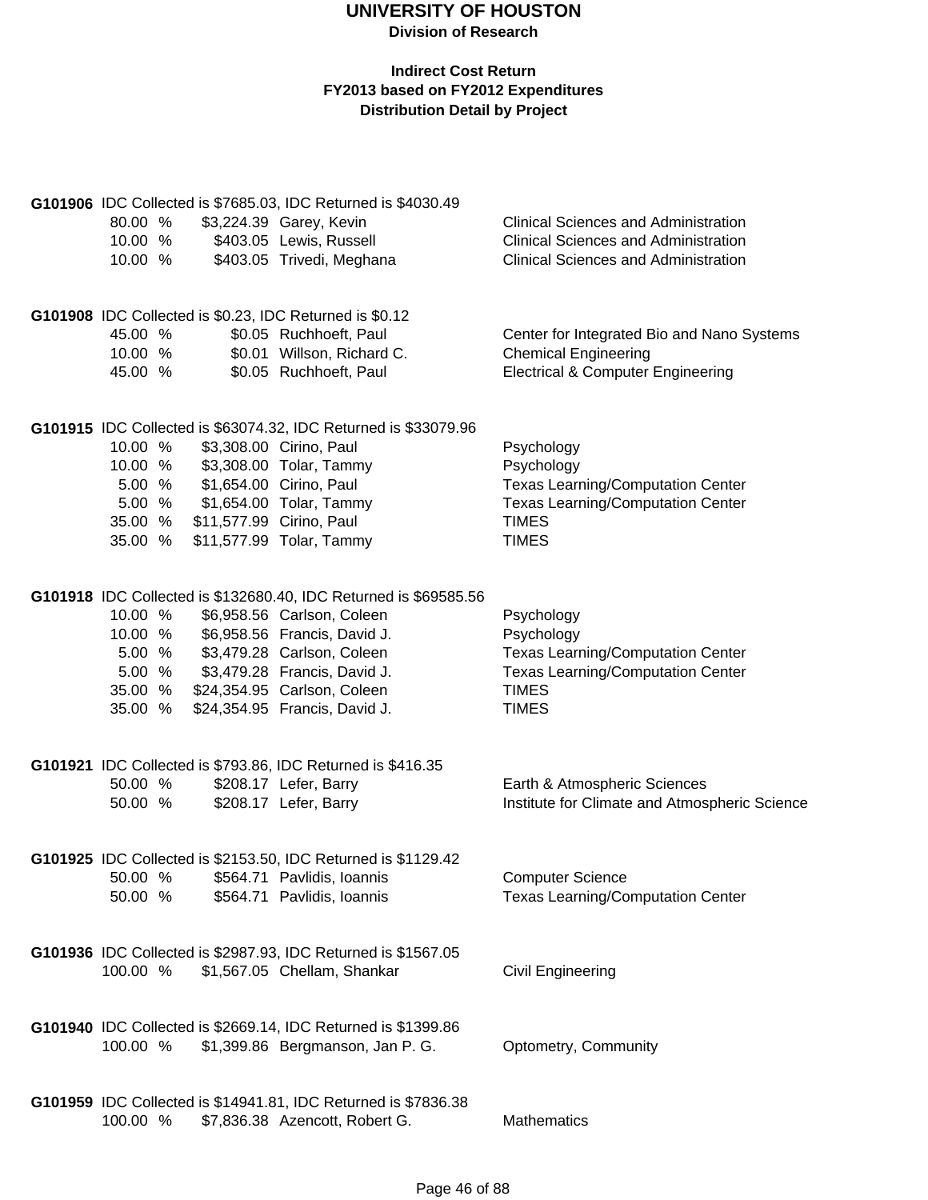# UNIVERSITY OF HOUSTON

**Division of Research**

**Indirect Cost Return**
**FY2013 based on FY2012 Expenditures**
**Distribution Detail by Project**

**G101906** IDC Collected is $7685.03, IDC Returned is $4030.49

| % | Amount | Name | Department |
|---|---|---|---|
| 80.00 % | $3,224.39 | Garey, Kevin | Clinical Sciences and Administration |
| 10.00 % | $403.05 | Lewis, Russell | Clinical Sciences and Administration |
| 10.00 % | $403.05 | Trivedi, Meghana | Clinical Sciences and Administration |

**G101908** IDC Collected is $0.23, IDC Returned is $0.12

| % | Amount | Name | Department |
|---|---|---|---|
| 45.00 % | $0.05 | Ruchhoeft, Paul | Center for Integrated Bio and Nano Systems |
| 10.00 % | $0.01 | Willson, Richard C. | Chemical Engineering |
| 45.00 % | $0.05 | Ruchhoeft, Paul | Electrical & Computer Engineering |

**G101915** IDC Collected is $63074.32, IDC Returned is $33079.96

| % | Amount | Name | Department |
|---|---|---|---|
| 10.00 % | $3,308.00 | Cirino, Paul | Psychology |
| 10.00 % | $3,308.00 | Tolar, Tammy | Psychology |
| 5.00 % | $1,654.00 | Cirino, Paul | Texas Learning/Computation Center |
| 5.00 % | $1,654.00 | Tolar, Tammy | Texas Learning/Computation Center |
| 35.00 % | $11,577.99 | Cirino, Paul | TIMES |
| 35.00 % | $11,577.99 | Tolar, Tammy | TIMES |

**G101918** IDC Collected is $132680.40, IDC Returned is $69585.56

| % | Amount | Name | Department |
|---|---|---|---|
| 10.00 % | $6,958.56 | Carlson, Coleen | Psychology |
| 10.00 % | $6,958.56 | Francis, David J. | Psychology |
| 5.00 % | $3,479.28 | Carlson, Coleen | Texas Learning/Computation Center |
| 5.00 % | $3,479.28 | Francis, David J. | Texas Learning/Computation Center |
| 35.00 % | $24,354.95 | Carlson, Coleen | TIMES |
| 35.00 % | $24,354.95 | Francis, David J. | TIMES |

**G101921** IDC Collected is $793.86, IDC Returned is $416.35

| % | Amount | Name | Department |
|---|---|---|---|
| 50.00 % | $208.17 | Lefer, Barry | Earth & Atmospheric Sciences |
| 50.00 % | $208.17 | Lefer, Barry | Institute for Climate and Atmospheric Science |

**G101925** IDC Collected is $2153.50, IDC Returned is $1129.42

| % | Amount | Name | Department |
|---|---|---|---|
| 50.00 % | $564.71 | Pavlidis, Ioannis | Computer Science |
| 50.00 % | $564.71 | Pavlidis, Ioannis | Texas Learning/Computation Center |

**G101936** IDC Collected is $2987.93, IDC Returned is $1567.05

| % | Amount | Name | Department |
|---|---|---|---|
| 100.00 % | $1,567.05 | Chellam, Shankar | Civil Engineering |

**G101940** IDC Collected is $2669.14, IDC Returned is $1399.86

| % | Amount | Name | Department |
|---|---|---|---|
| 100.00 % | $1,399.86 | Bergmanson, Jan P. G. | Optometry, Community |

**G101959** IDC Collected is $14941.81, IDC Returned is $7836.38

| % | Amount | Name | Department |
|---|---|---|---|
| 100.00 % | $7,836.38 | Azencott, Robert G. | Mathematics |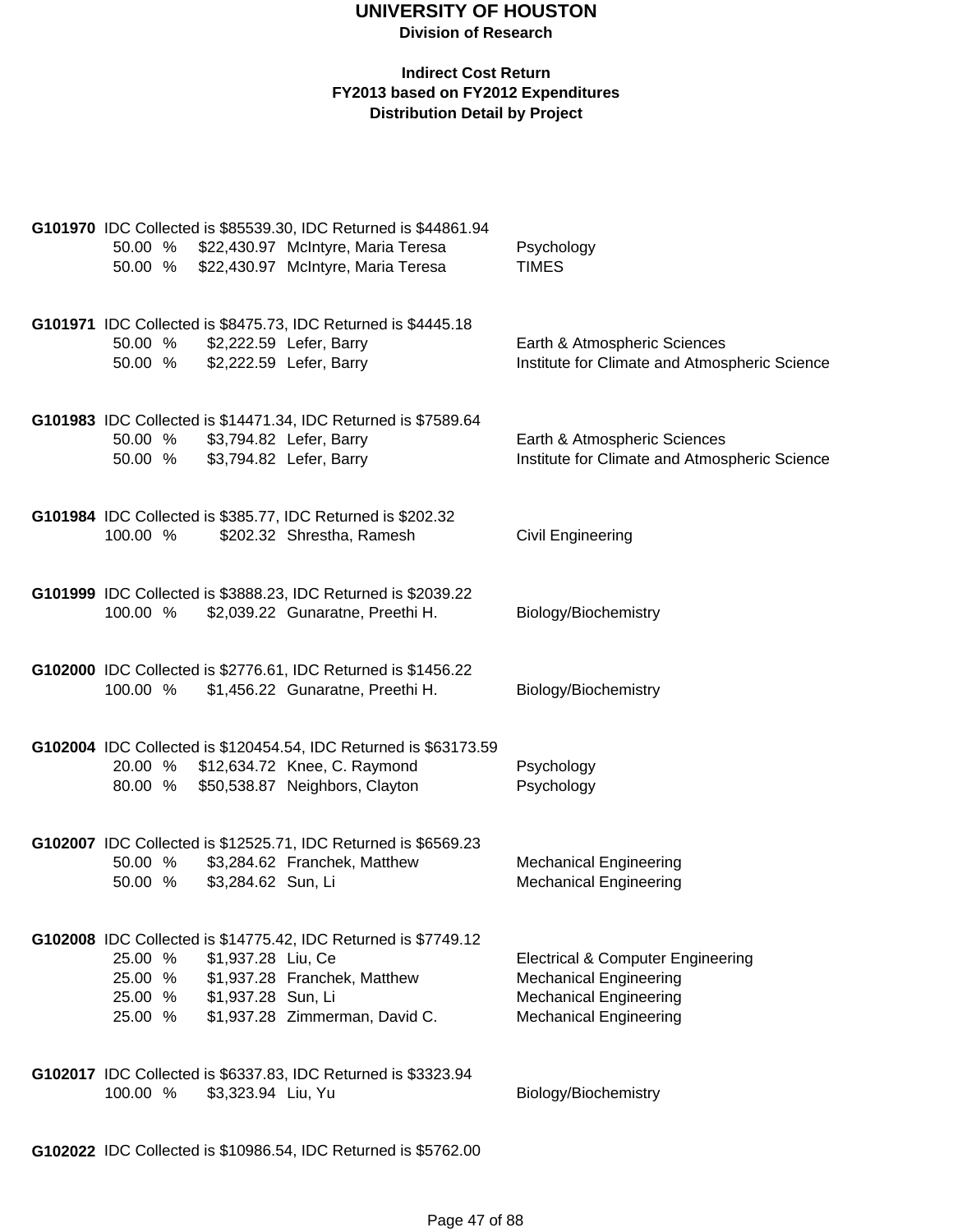# UNIVERSITY OF HOUSTON

**Division of Research**

**Indirect Cost Return**
**FY2013 based on FY2012 Expenditures**
**Distribution Detail by Project**

**G101970** IDC Collected is $85539.30, IDC Returned is $44861.94

| % | Amount | Name | Department |
|---|---|---|---|
| 50.00 % | $22,430.97 | McIntyre, Maria Teresa | Psychology |
| 50.00 % | $22,430.97 | McIntyre, Maria Teresa | TIMES |

**G101971** IDC Collected is $8475.73, IDC Returned is $4445.18

| % | Amount | Name | Department |
|---|---|---|---|
| 50.00 % | $2,222.59 | Lefer, Barry | Earth & Atmospheric Sciences |
| 50.00 % | $2,222.59 | Lefer, Barry | Institute for Climate and Atmospheric Science |

**G101983** IDC Collected is $14471.34, IDC Returned is $7589.64

| % | Amount | Name | Department |
|---|---|---|---|
| 50.00 % | $3,794.82 | Lefer, Barry | Earth & Atmospheric Sciences |
| 50.00 % | $3,794.82 | Lefer, Barry | Institute for Climate and Atmospheric Science |

**G101984** IDC Collected is $385.77, IDC Returned is $202.32

| % | Amount | Name | Department |
|---|---|---|---|
| 100.00 % | $202.32 | Shrestha, Ramesh | Civil Engineering |

**G101999** IDC Collected is $3888.23, IDC Returned is $2039.22

| % | Amount | Name | Department |
|---|---|---|---|
| 100.00 % | $2,039.22 | Gunaratne, Preethi H. | Biology/Biochemistry |

**G102000** IDC Collected is $2776.61, IDC Returned is $1456.22

| % | Amount | Name | Department |
|---|---|---|---|
| 100.00 % | $1,456.22 | Gunaratne, Preethi H. | Biology/Biochemistry |

**G102004** IDC Collected is $120454.54, IDC Returned is $63173.59

| % | Amount | Name | Department |
|---|---|---|---|
| 20.00 % | $12,634.72 | Knee, C. Raymond | Psychology |
| 80.00 % | $50,538.87 | Neighbors, Clayton | Psychology |

**G102007** IDC Collected is $12525.71, IDC Returned is $6569.23

| % | Amount | Name | Department |
|---|---|---|---|
| 50.00 % | $3,284.62 | Franchek, Matthew | Mechanical Engineering |
| 50.00 % | $3,284.62 | Sun, Li | Mechanical Engineering |

**G102008** IDC Collected is $14775.42, IDC Returned is $7749.12

| % | Amount | Name | Department |
|---|---|---|---|
| 25.00 % | $1,937.28 | Liu, Ce | Electrical & Computer Engineering |
| 25.00 % | $1,937.28 | Franchek, Matthew | Mechanical Engineering |
| 25.00 % | $1,937.28 | Sun, Li | Mechanical Engineering |
| 25.00 % | $1,937.28 | Zimmerman, David C. | Mechanical Engineering |

**G102017** IDC Collected is $6337.83, IDC Returned is $3323.94

| % | Amount | Name | Department |
|---|---|---|---|
| 100.00 % | $3,323.94 | Liu, Yu | Biology/Biochemistry |

**G102022** IDC Collected is $10986.54, IDC Returned is $5762.00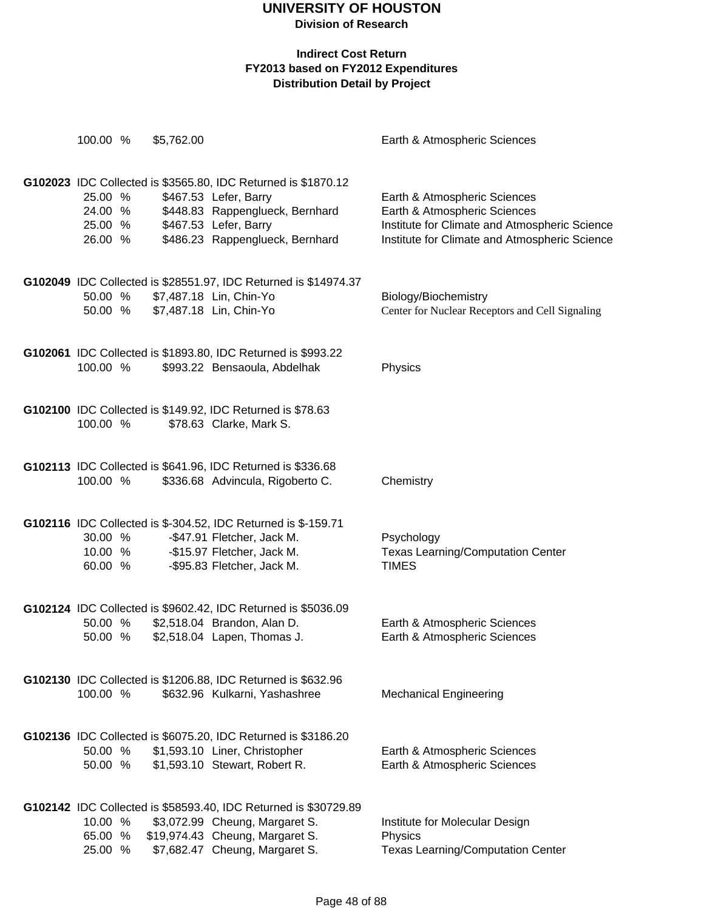# UNIVERSITY OF HOUSTON

**Division of Research**

**Indirect Cost Return**
**FY2013 based on FY2012 Expenditures**
**Distribution Detail by Project**

| | | | |
|---|---|---|---|
| 100.00 % | $5,762.00 | | Earth & Atmospheric Sciences |

**G102023** IDC Collected is $3565.80, IDC Returned is $1870.12

| | | | |
|---|---|---|---|
| 25.00 % | $467.53 | Lefer, Barry | Earth & Atmospheric Sciences |
| 24.00 % | $448.83 | Rappenglueck, Bernhard | Earth & Atmospheric Sciences |
| 25.00 % | $467.53 | Lefer, Barry | Institute for Climate and Atmospheric Science |
| 26.00 % | $486.23 | Rappenglueck, Bernhard | Institute for Climate and Atmospheric Science |

**G102049** IDC Collected is $28551.97, IDC Returned is $14974.37

| | | | |
|---|---|---|---|
| 50.00 % | $7,487.18 | Lin, Chin-Yo | Biology/Biochemistry |
| 50.00 % | $7,487.18 | Lin, Chin-Yo | Center for Nuclear Receptors and Cell Signaling |

**G102061** IDC Collected is $1893.80, IDC Returned is $993.22

| | | | |
|---|---|---|---|
| 100.00 % | $993.22 | Bensaoula, Abdelhak | Physics |

**G102100** IDC Collected is $149.92, IDC Returned is $78.63

| | | | |
|---|---|---|---|
| 100.00 % | $78.63 | Clarke, Mark S. | |

**G102113** IDC Collected is $641.96, IDC Returned is $336.68

| | | | |
|---|---|---|---|
| 100.00 % | $336.68 | Advincula, Rigoberto C. | Chemistry |

**G102116** IDC Collected is $-304.52, IDC Returned is $-159.71

| | | | |
|---|---|---|---|
| 30.00 % | -$47.91 | Fletcher, Jack M. | Psychology |
| 10.00 % | -$15.97 | Fletcher, Jack M. | Texas Learning/Computation Center |
| 60.00 % | -$95.83 | Fletcher, Jack M. | TIMES |

**G102124** IDC Collected is $9602.42, IDC Returned is $5036.09

| | | | |
|---|---|---|---|
| 50.00 % | $2,518.04 | Brandon, Alan D. | Earth & Atmospheric Sciences |
| 50.00 % | $2,518.04 | Lapen, Thomas J. | Earth & Atmospheric Sciences |

**G102130** IDC Collected is $1206.88, IDC Returned is $632.96

| | | | |
|---|---|---|---|
| 100.00 % | $632.96 | Kulkarni, Yashashree | Mechanical Engineering |

**G102136** IDC Collected is $6075.20, IDC Returned is $3186.20

| | | | |
|---|---|---|---|
| 50.00 % | $1,593.10 | Liner, Christopher | Earth & Atmospheric Sciences |
| 50.00 % | $1,593.10 | Stewart, Robert R. | Earth & Atmospheric Sciences |

**G102142** IDC Collected is $58593.40, IDC Returned is $30729.89

| | | | |
|---|---|---|---|
| 10.00 % | $3,072.99 | Cheung, Margaret S. | Institute for Molecular Design |
| 65.00 % | $19,974.43 | Cheung, Margaret S. | Physics |
| 25.00 % | $7,682.47 | Cheung, Margaret S. | Texas Learning/Computation Center |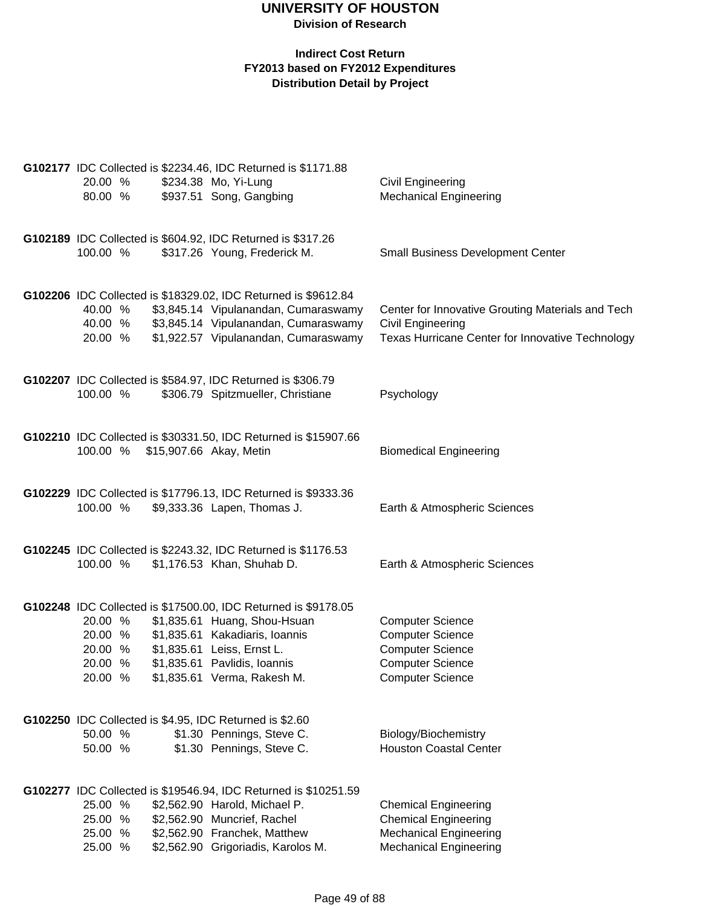# UNIVERSITY OF HOUSTON

**Division of Research**

**Indirect Cost Return**
**FY2013 based on FY2012 Expenditures**
**Distribution Detail by Project**

**G102177** IDC Collected is $2234.46, IDC Returned is $1171.88

| % | Amount | Name | Department |
|---|---|---|---|
| 20.00 % | $234.38 | Mo, Yi-Lung | Civil Engineering |
| 80.00 % | $937.51 | Song, Gangbing | Mechanical Engineering |

**G102189** IDC Collected is $604.92, IDC Returned is $317.26

| % | Amount | Name | Department |
|---|---|---|---|
| 100.00 % | $317.26 | Young, Frederick M. | Small Business Development Center |

**G102206** IDC Collected is $18329.02, IDC Returned is $9612.84

| % | Amount | Name | Department |
|---|---|---|---|
| 40.00 % | $3,845.14 | Vipulanandan, Cumaraswamy | Center for Innovative Grouting Materials and Tech |
| 40.00 % | $3,845.14 | Vipulanandan, Cumaraswamy | Civil Engineering |
| 20.00 % | $1,922.57 | Vipulanandan, Cumaraswamy | Texas Hurricane Center for Innovative Technology |

**G102207** IDC Collected is $584.97, IDC Returned is $306.79

| % | Amount | Name | Department |
|---|---|---|---|
| 100.00 % | $306.79 | Spitzmueller, Christiane | Psychology |

**G102210** IDC Collected is $30331.50, IDC Returned is $15907.66

| % | Amount | Name | Department |
|---|---|---|---|
| 100.00 % | $15,907.66 | Akay, Metin | Biomedical Engineering |

**G102229** IDC Collected is $17796.13, IDC Returned is $9333.36

| % | Amount | Name | Department |
|---|---|---|---|
| 100.00 % | $9,333.36 | Lapen, Thomas J. | Earth & Atmospheric Sciences |

**G102245** IDC Collected is $2243.32, IDC Returned is $1176.53

| % | Amount | Name | Department |
|---|---|---|---|
| 100.00 % | $1,176.53 | Khan, Shuhab D. | Earth & Atmospheric Sciences |

**G102248** IDC Collected is $17500.00, IDC Returned is $9178.05

| % | Amount | Name | Department |
|---|---|---|---|
| 20.00 % | $1,835.61 | Huang, Shou-Hsuan | Computer Science |
| 20.00 % | $1,835.61 | Kakadiaris, Ioannis | Computer Science |
| 20.00 % | $1,835.61 | Leiss, Ernst L. | Computer Science |
| 20.00 % | $1,835.61 | Pavlidis, Ioannis | Computer Science |
| 20.00 % | $1,835.61 | Verma, Rakesh M. | Computer Science |

**G102250** IDC Collected is $4.95, IDC Returned is $2.60

| % | Amount | Name | Department |
|---|---|---|---|
| 50.00 % | $1.30 | Pennings, Steve C. | Biology/Biochemistry |
| 50.00 % | $1.30 | Pennings, Steve C. | Houston Coastal Center |

**G102277** IDC Collected is $19546.94, IDC Returned is $10251.59

| % | Amount | Name | Department |
|---|---|---|---|
| 25.00 % | $2,562.90 | Harold, Michael P. | Chemical Engineering |
| 25.00 % | $2,562.90 | Muncrief, Rachel | Chemical Engineering |
| 25.00 % | $2,562.90 | Franchek, Matthew | Mechanical Engineering |
| 25.00 % | $2,562.90 | Grigoriadis, Karolos M. | Mechanical Engineering |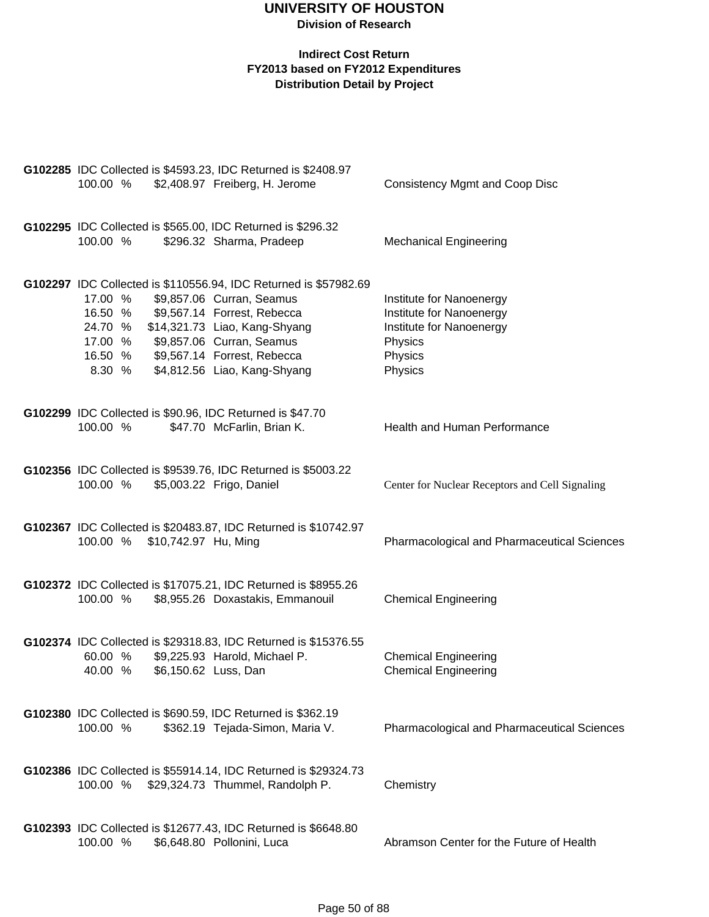# UNIVERSITY OF HOUSTON

**Division of Research**

**Indirect Cost Return**
**FY2013 based on FY2012 Expenditures**
**Distribution Detail by Project**

**G102285** IDC Collected is $4593.23, IDC Returned is $2408.97

| % | Amount | Name | Department |
|---|---|---|---|
| 100.00 % | $2,408.97 | Freiberg, H. Jerome | Consistency Mgmt and Coop Disc |

**G102295** IDC Collected is $565.00, IDC Returned is $296.32

| % | Amount | Name | Department |
|---|---|---|---|
| 100.00 % | $296.32 | Sharma, Pradeep | Mechanical Engineering |

**G102297** IDC Collected is $110556.94, IDC Returned is $57982.69

| % | Amount | Name | Department |
|---|---|---|---|
| 17.00 % | $9,857.06 | Curran, Seamus | Institute for Nanoenergy |
| 16.50 % | $9,567.14 | Forrest, Rebecca | Institute for Nanoenergy |
| 24.70 % | $14,321.73 | Liao, Kang-Shyang | Institute for Nanoenergy |
| 17.00 % | $9,857.06 | Curran, Seamus | Physics |
| 16.50 % | $9,567.14 | Forrest, Rebecca | Physics |
| 8.30 % | $4,812.56 | Liao, Kang-Shyang | Physics |

**G102299** IDC Collected is $90.96, IDC Returned is $47.70

| % | Amount | Name | Department |
|---|---|---|---|
| 100.00 % | $47.70 | McFarlin, Brian K. | Health and Human Performance |

**G102356** IDC Collected is $9539.76, IDC Returned is $5003.22

| % | Amount | Name | Department |
|---|---|---|---|
| 100.00 % | $5,003.22 | Frigo, Daniel | Center for Nuclear Receptors and Cell Signaling |

**G102367** IDC Collected is $20483.87, IDC Returned is $10742.97

| % | Amount | Name | Department |
|---|---|---|---|
| 100.00 % | $10,742.97 | Hu, Ming | Pharmacological and Pharmaceutical Sciences |

**G102372** IDC Collected is $17075.21, IDC Returned is $8955.26

| % | Amount | Name | Department |
|---|---|---|---|
| 100.00 % | $8,955.26 | Doxastakis, Emmanouil | Chemical Engineering |

**G102374** IDC Collected is $29318.83, IDC Returned is $15376.55

| % | Amount | Name | Department |
|---|---|---|---|
| 60.00 % | $9,225.93 | Harold, Michael P. | Chemical Engineering |
| 40.00 % | $6,150.62 | Luss, Dan | Chemical Engineering |

**G102380** IDC Collected is $690.59, IDC Returned is $362.19

| % | Amount | Name | Department |
|---|---|---|---|
| 100.00 % | $362.19 | Tejada-Simon, Maria V. | Pharmacological and Pharmaceutical Sciences |

**G102386** IDC Collected is $55914.14, IDC Returned is $29324.73

| % | Amount | Name | Department |
|---|---|---|---|
| 100.00 % | $29,324.73 | Thummel, Randolph P. | Chemistry |

**G102393** IDC Collected is $12677.43, IDC Returned is $6648.80

| % | Amount | Name | Department |
|---|---|---|---|
| 100.00 % | $6,648.80 | Pollonini, Luca | Abramson Center for the Future of Health |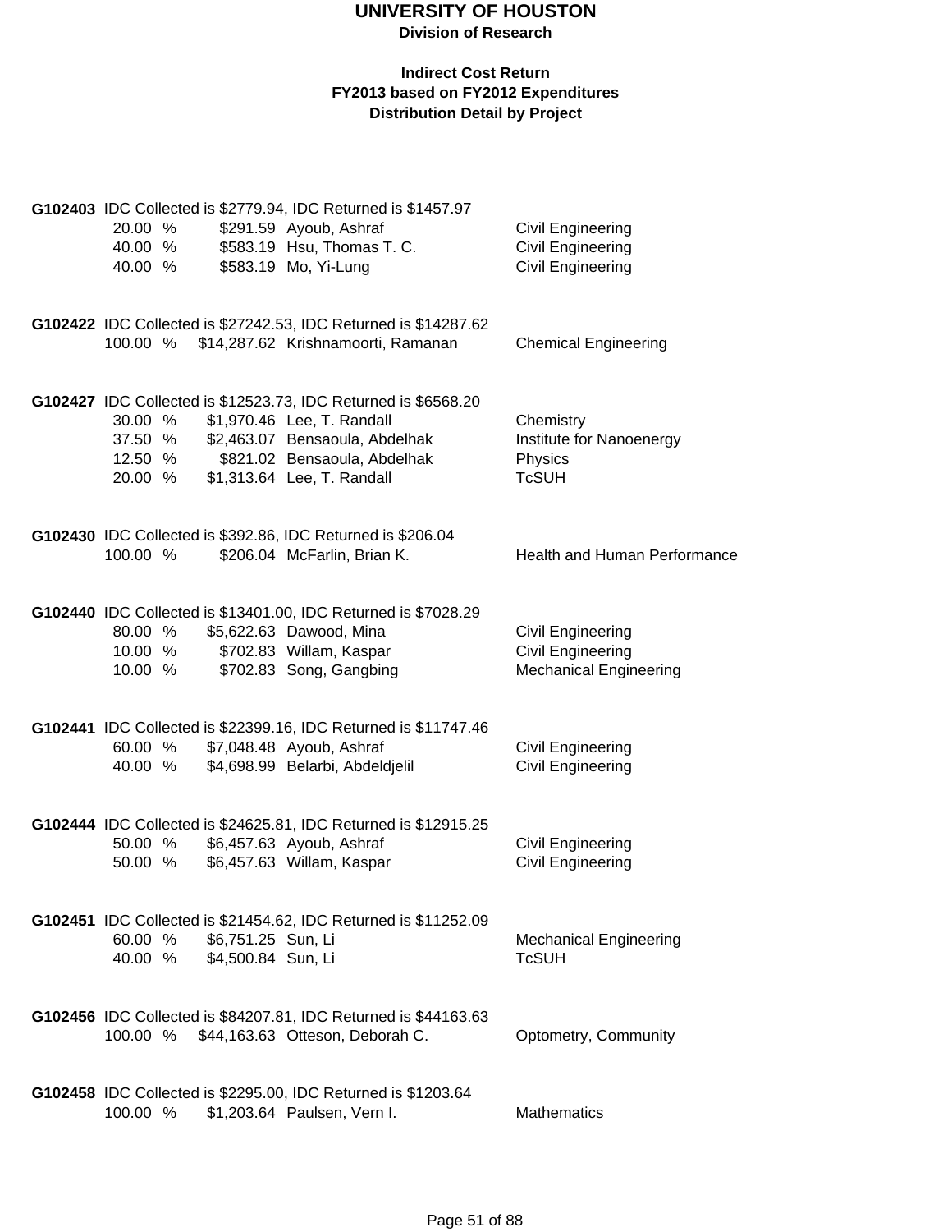# UNIVERSITY OF HOUSTON

**Division of Research**

**Indirect Cost Return**
**FY2013 based on FY2012 Expenditures**
**Distribution Detail by Project**

**G102403** IDC Collected is $2779.94, IDC Returned is $1457.97

| Percent | Amount | Name | Department |
|---|---|---|---|
| 20.00 % | $291.59 | Ayoub, Ashraf | Civil Engineering |
| 40.00 % | $583.19 | Hsu, Thomas T. C. | Civil Engineering |
| 40.00 % | $583.19 | Mo, Yi-Lung | Civil Engineering |

**G102422** IDC Collected is $27242.53, IDC Returned is $14287.62

| Percent | Amount | Name | Department |
|---|---|---|---|
| 100.00 % | $14,287.62 | Krishnamoorti, Ramanan | Chemical Engineering |

**G102427** IDC Collected is $12523.73, IDC Returned is $6568.20

| Percent | Amount | Name | Department |
|---|---|---|---|
| 30.00 % | $1,970.46 | Lee, T. Randall | Chemistry |
| 37.50 % | $2,463.07 | Bensaoula, Abdelhak | Institute for Nanoenergy |
| 12.50 % | $821.02 | Bensaoula, Abdelhak | Physics |
| 20.00 % | $1,313.64 | Lee, T. Randall | TcSUH |

**G102430** IDC Collected is $392.86, IDC Returned is $206.04

| Percent | Amount | Name | Department |
|---|---|---|---|
| 100.00 % | $206.04 | McFarlin, Brian K. | Health and Human Performance |

**G102440** IDC Collected is $13401.00, IDC Returned is $7028.29

| Percent | Amount | Name | Department |
|---|---|---|---|
| 80.00 % | $5,622.63 | Dawood, Mina | Civil Engineering |
| 10.00 % | $702.83 | Willam, Kaspar | Civil Engineering |
| 10.00 % | $702.83 | Song, Gangbing | Mechanical Engineering |

**G102441** IDC Collected is $22399.16, IDC Returned is $11747.46

| Percent | Amount | Name | Department |
|---|---|---|---|
| 60.00 % | $7,048.48 | Ayoub, Ashraf | Civil Engineering |
| 40.00 % | $4,698.99 | Belarbi, Abdeldjelil | Civil Engineering |

**G102444** IDC Collected is $24625.81, IDC Returned is $12915.25

| Percent | Amount | Name | Department |
|---|---|---|---|
| 50.00 % | $6,457.63 | Ayoub, Ashraf | Civil Engineering |
| 50.00 % | $6,457.63 | Willam, Kaspar | Civil Engineering |

**G102451** IDC Collected is $21454.62, IDC Returned is $11252.09

| Percent | Amount | Name | Department |
|---|---|---|---|
| 60.00 % | $6,751.25 | Sun, Li | Mechanical Engineering |
| 40.00 % | $4,500.84 | Sun, Li | TcSUH |

**G102456** IDC Collected is $84207.81, IDC Returned is $44163.63

| Percent | Amount | Name | Department |
|---|---|---|---|
| 100.00 % | $44,163.63 | Otteson, Deborah C. | Optometry, Community |

**G102458** IDC Collected is $2295.00, IDC Returned is $1203.64

| Percent | Amount | Name | Department |
|---|---|---|---|
| 100.00 % | $1,203.64 | Paulsen, Vern I. | Mathematics |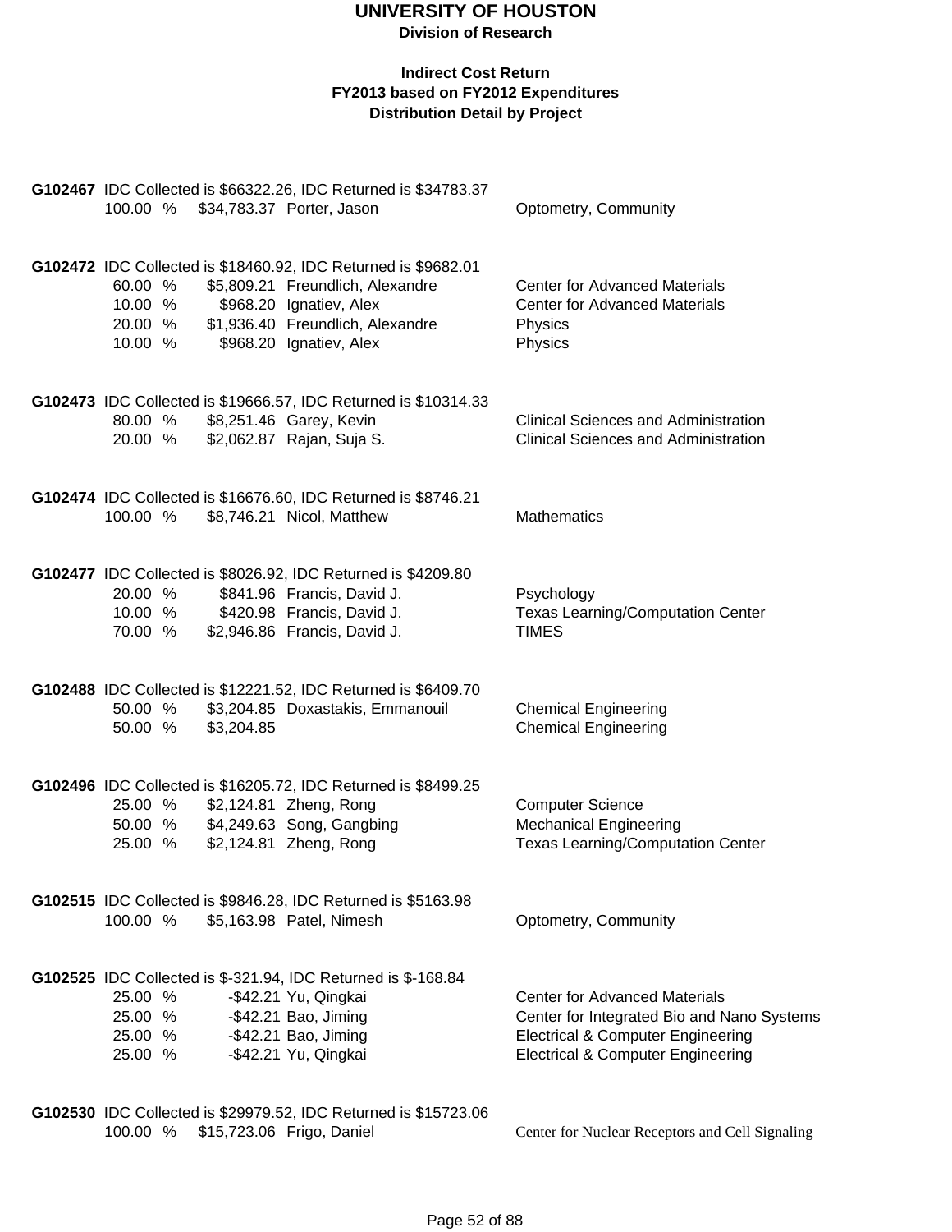# UNIVERSITY OF HOUSTON

**Division of Research**

**Indirect Cost Return**
**FY2013 based on FY2012 Expenditures**
**Distribution Detail by Project**

**G102467** IDC Collected is $66322.26, IDC Returned is $34783.37

| % | Amount | Name | Department |
|---|---|---|---|
| 100.00 % | $34,783.37 | Porter, Jason | Optometry, Community |

**G102472** IDC Collected is $18460.92, IDC Returned is $9682.01

| % | Amount | Name | Department |
|---|---|---|---|
| 60.00 % | $5,809.21 | Freundlich, Alexandre | Center for Advanced Materials |
| 10.00 % | $968.20 | Ignatiev, Alex | Center for Advanced Materials |
| 20.00 % | $1,936.40 | Freundlich, Alexandre | Physics |
| 10.00 % | $968.20 | Ignatiev, Alex | Physics |

**G102473** IDC Collected is $19666.57, IDC Returned is $10314.33

| % | Amount | Name | Department |
|---|---|---|---|
| 80.00 % | $8,251.46 | Garey, Kevin | Clinical Sciences and Administration |
| 20.00 % | $2,062.87 | Rajan, Suja S. | Clinical Sciences and Administration |

**G102474** IDC Collected is $16676.60, IDC Returned is $8746.21

| % | Amount | Name | Department |
|---|---|---|---|
| 100.00 % | $8,746.21 | Nicol, Matthew | Mathematics |

**G102477** IDC Collected is $8026.92, IDC Returned is $4209.80

| % | Amount | Name | Department |
|---|---|---|---|
| 20.00 % | $841.96 | Francis, David J. | Psychology |
| 10.00 % | $420.98 | Francis, David J. | Texas Learning/Computation Center |
| 70.00 % | $2,946.86 | Francis, David J. | TIMES |

**G102488** IDC Collected is $12221.52, IDC Returned is $6409.70

| % | Amount | Name | Department |
|---|---|---|---|
| 50.00 % | $3,204.85 | Doxastakis, Emmanouil | Chemical Engineering |
| 50.00 % | $3,204.85 | | Chemical Engineering |

**G102496** IDC Collected is $16205.72, IDC Returned is $8499.25

| % | Amount | Name | Department |
|---|---|---|---|
| 25.00 % | $2,124.81 | Zheng, Rong | Computer Science |
| 50.00 % | $4,249.63 | Song, Gangbing | Mechanical Engineering |
| 25.00 % | $2,124.81 | Zheng, Rong | Texas Learning/Computation Center |

**G102515** IDC Collected is $9846.28, IDC Returned is $5163.98

| % | Amount | Name | Department |
|---|---|---|---|
| 100.00 % | $5,163.98 | Patel, Nimesh | Optometry, Community |

**G102525** IDC Collected is $-321.94, IDC Returned is $-168.84

| % | Amount | Name | Department |
|---|---|---|---|
| 25.00 % | -$42.21 | Yu, Qingkai | Center for Advanced Materials |
| 25.00 % | -$42.21 | Bao, Jiming | Center for Integrated Bio and Nano Systems |
| 25.00 % | -$42.21 | Bao, Jiming | Electrical & Computer Engineering |
| 25.00 % | -$42.21 | Yu, Qingkai | Electrical & Computer Engineering |

**G102530** IDC Collected is $29979.52, IDC Returned is $15723.06

| % | Amount | Name | Department |
|---|---|---|---|
| 100.00 % | $15,723.06 | Frigo, Daniel | Center for Nuclear Receptors and Cell Signaling |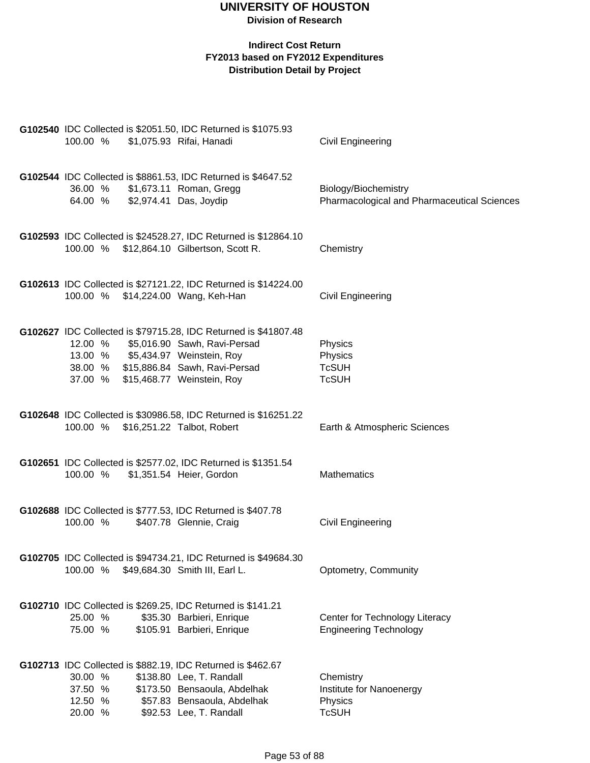# UNIVERSITY OF HOUSTON

**Division of Research**

**Indirect Cost Return**
**FY2013 based on FY2012 Expenditures**
**Distribution Detail by Project**

**G102540** IDC Collected is $2051.50, IDC Returned is $1075.93

| % | Amount | Name | Department |
|---|---|---|---|
| 100.00 % | $1,075.93 | Rifai, Hanadi | Civil Engineering |

**G102544** IDC Collected is $8861.53, IDC Returned is $4647.52

| % | Amount | Name | Department |
|---|---|---|---|
| 36.00 % | $1,673.11 | Roman, Gregg | Biology/Biochemistry |
| 64.00 % | $2,974.41 | Das, Joydip | Pharmacological and Pharmaceutical Sciences |

**G102593** IDC Collected is $24528.27, IDC Returned is $12864.10

| % | Amount | Name | Department |
|---|---|---|---|
| 100.00 % | $12,864.10 | Gilbertson, Scott R. | Chemistry |

**G102613** IDC Collected is $27121.22, IDC Returned is $14224.00

| % | Amount | Name | Department |
|---|---|---|---|
| 100.00 % | $14,224.00 | Wang, Keh-Han | Civil Engineering |

**G102627** IDC Collected is $79715.28, IDC Returned is $41807.48

| % | Amount | Name | Department |
|---|---|---|---|
| 12.00 % | $5,016.90 | Sawh, Ravi-Persad | Physics |
| 13.00 % | $5,434.97 | Weinstein, Roy | Physics |
| 38.00 % | $15,886.84 | Sawh, Ravi-Persad | TcSUH |
| 37.00 % | $15,468.77 | Weinstein, Roy | TcSUH |

**G102648** IDC Collected is $30986.58, IDC Returned is $16251.22

| % | Amount | Name | Department |
|---|---|---|---|
| 100.00 % | $16,251.22 | Talbot, Robert | Earth & Atmospheric Sciences |

**G102651** IDC Collected is $2577.02, IDC Returned is $1351.54

| % | Amount | Name | Department |
|---|---|---|---|
| 100.00 % | $1,351.54 | Heier, Gordon | Mathematics |

**G102688** IDC Collected is $777.53, IDC Returned is $407.78

| % | Amount | Name | Department |
|---|---|---|---|
| 100.00 % | $407.78 | Glennie, Craig | Civil Engineering |

**G102705** IDC Collected is $94734.21, IDC Returned is $49684.30

| % | Amount | Name | Department |
|---|---|---|---|
| 100.00 % | $49,684.30 | Smith III, Earl L. | Optometry, Community |

**G102710** IDC Collected is $269.25, IDC Returned is $141.21

| % | Amount | Name | Department |
|---|---|---|---|
| 25.00 % | $35.30 | Barbieri, Enrique | Center for Technology Literacy |
| 75.00 % | $105.91 | Barbieri, Enrique | Engineering Technology |

**G102713** IDC Collected is $882.19, IDC Returned is $462.67

| % | Amount | Name | Department |
|---|---|---|---|
| 30.00 % | $138.80 | Lee, T. Randall | Chemistry |
| 37.50 % | $173.50 | Bensaoula, Abdelhak | Institute for Nanoenergy |
| 12.50 % | $57.83 | Bensaoula, Abdelhak | Physics |
| 20.00 % | $92.53 | Lee, T. Randall | TcSUH |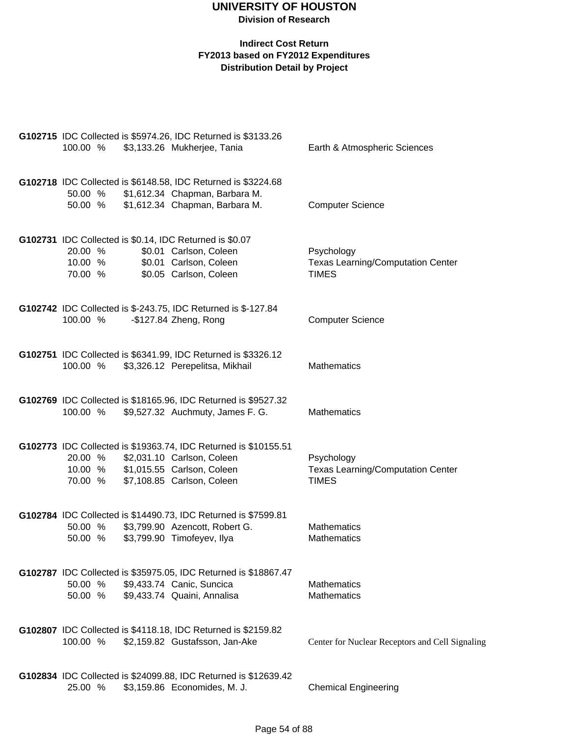# UNIVERSITY OF HOUSTON

**Division of Research**

**Indirect Cost Return**
**FY2013 based on FY2012 Expenditures**
**Distribution Detail by Project**

**G102715** IDC Collected is $5974.26, IDC Returned is $3133.26

| | | | |
|---|---|---|---|
| 100.00 % | $3,133.26 | Mukherjee, Tania | Earth & Atmospheric Sciences |

**G102718** IDC Collected is $6148.58, IDC Returned is $3224.68

| | | | |
|---|---|---|---|
| 50.00 % | $1,612.34 | Chapman, Barbara M. | |
| 50.00 % | $1,612.34 | Chapman, Barbara M. | Computer Science |

**G102731** IDC Collected is $0.14, IDC Returned is $0.07

| | | | |
|---|---|---|---|
| 20.00 % | $0.01 | Carlson, Coleen | Psychology |
| 10.00 % | $0.01 | Carlson, Coleen | Texas Learning/Computation Center |
| 70.00 % | $0.05 | Carlson, Coleen | TIMES |

**G102742** IDC Collected is $-243.75, IDC Returned is $-127.84

| | | | |
|---|---|---|---|
| 100.00 % | -$127.84 | Zheng, Rong | Computer Science |

**G102751** IDC Collected is $6341.99, IDC Returned is $3326.12

| | | | |
|---|---|---|---|
| 100.00 % | $3,326.12 | Perepelitsa, Mikhail | Mathematics |

**G102769** IDC Collected is $18165.96, IDC Returned is $9527.32

| | | | |
|---|---|---|---|
| 100.00 % | $9,527.32 | Auchmuty, James F. G. | Mathematics |

**G102773** IDC Collected is $19363.74, IDC Returned is $10155.51

| | | | |
|---|---|---|---|
| 20.00 % | $2,031.10 | Carlson, Coleen | Psychology |
| 10.00 % | $1,015.55 | Carlson, Coleen | Texas Learning/Computation Center |
| 70.00 % | $7,108.85 | Carlson, Coleen | TIMES |

**G102784** IDC Collected is $14490.73, IDC Returned is $7599.81

| | | | |
|---|---|---|---|
| 50.00 % | $3,799.90 | Azencott, Robert G. | Mathematics |
| 50.00 % | $3,799.90 | Timofeyev, Ilya | Mathematics |

**G102787** IDC Collected is $35975.05, IDC Returned is $18867.47

| | | | |
|---|---|---|---|
| 50.00 % | $9,433.74 | Canic, Suncica | Mathematics |
| 50.00 % | $9,433.74 | Quaini, Annalisa | Mathematics |

**G102807** IDC Collected is $4118.18, IDC Returned is $2159.82

| | | | |
|---|---|---|---|
| 100.00 % | $2,159.82 | Gustafsson, Jan-Ake | Center for Nuclear Receptors and Cell Signaling |

**G102834** IDC Collected is $24099.88, IDC Returned is $12639.42

| | | | |
|---|---|---|---|
| 25.00 % | $3,159.86 | Economides, M. J. | Chemical Engineering |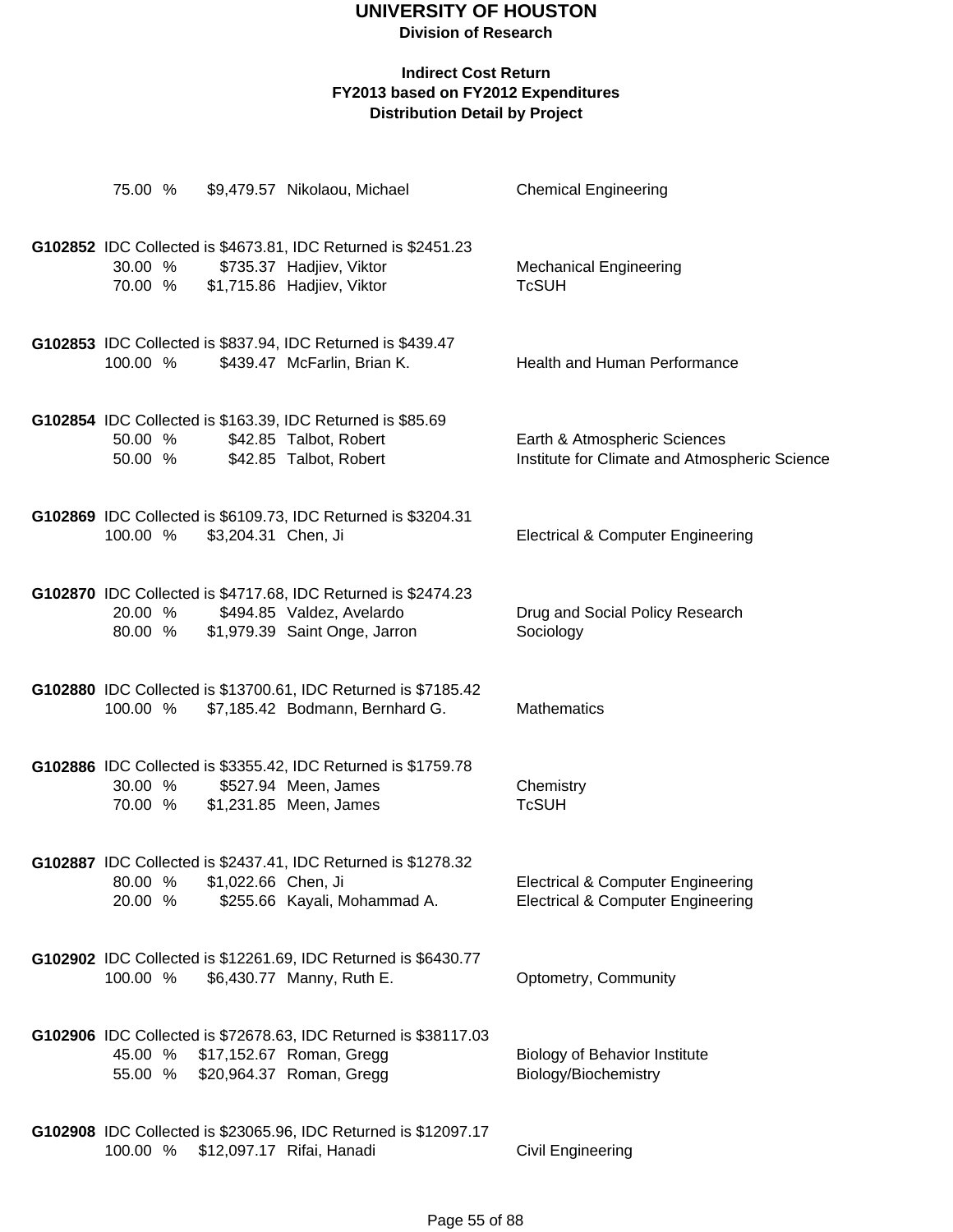# UNIVERSITY OF HOUSTON

**Division of Research**

**Indirect Cost Return**
**FY2013 based on FY2012 Expenditures**
**Distribution Detail by Project**

75.00 % $9,479.57 Nikolaou, Michael — Chemical Engineering

**G102852** IDC Collected is $4673.81, IDC Returned is $2451.23

| % | Amount | Name | Department |
|---|---|---|---|
| 30.00 % | $735.37 | Hadjiev, Viktor | Mechanical Engineering |
| 70.00 % | $1,715.86 | Hadjiev, Viktor | TcSUH |

**G102853** IDC Collected is $837.94, IDC Returned is $439.47

| % | Amount | Name | Department |
|---|---|---|---|
| 100.00 % | $439.47 | McFarlin, Brian K. | Health and Human Performance |

**G102854** IDC Collected is $163.39, IDC Returned is $85.69

| % | Amount | Name | Department |
|---|---|---|---|
| 50.00 % | $42.85 | Talbot, Robert | Earth & Atmospheric Sciences |
| 50.00 % | $42.85 | Talbot, Robert | Institute for Climate and Atmospheric Science |

**G102869** IDC Collected is $6109.73, IDC Returned is $3204.31

| % | Amount | Name | Department |
|---|---|---|---|
| 100.00 % | $3,204.31 | Chen, Ji | Electrical & Computer Engineering |

**G102870** IDC Collected is $4717.68, IDC Returned is $2474.23

| % | Amount | Name | Department |
|---|---|---|---|
| 20.00 % | $494.85 | Valdez, Avelardo | Drug and Social Policy Research |
| 80.00 % | $1,979.39 | Saint Onge, Jarron | Sociology |

**G102880** IDC Collected is $13700.61, IDC Returned is $7185.42

| % | Amount | Name | Department |
|---|---|---|---|
| 100.00 % | $7,185.42 | Bodmann, Bernhard G. | Mathematics |

**G102886** IDC Collected is $3355.42, IDC Returned is $1759.78

| % | Amount | Name | Department |
|---|---|---|---|
| 30.00 % | $527.94 | Meen, James | Chemistry |
| 70.00 % | $1,231.85 | Meen, James | TcSUH |

**G102887** IDC Collected is $2437.41, IDC Returned is $1278.32

| % | Amount | Name | Department |
|---|---|---|---|
| 80.00 % | $1,022.66 | Chen, Ji | Electrical & Computer Engineering |
| 20.00 % | $255.66 | Kayali, Mohammad A. | Electrical & Computer Engineering |

**G102902** IDC Collected is $12261.69, IDC Returned is $6430.77

| % | Amount | Name | Department |
|---|---|---|---|
| 100.00 % | $6,430.77 | Manny, Ruth E. | Optometry, Community |

**G102906** IDC Collected is $72678.63, IDC Returned is $38117.03

| % | Amount | Name | Department |
|---|---|---|---|
| 45.00 % | $17,152.67 | Roman, Gregg | Biology of Behavior Institute |
| 55.00 % | $20,964.37 | Roman, Gregg | Biology/Biochemistry |

**G102908** IDC Collected is $23065.96, IDC Returned is $12097.17

| % | Amount | Name | Department |
|---|---|---|---|
| 100.00 % | $12,097.17 | Rifai, Hanadi | Civil Engineering |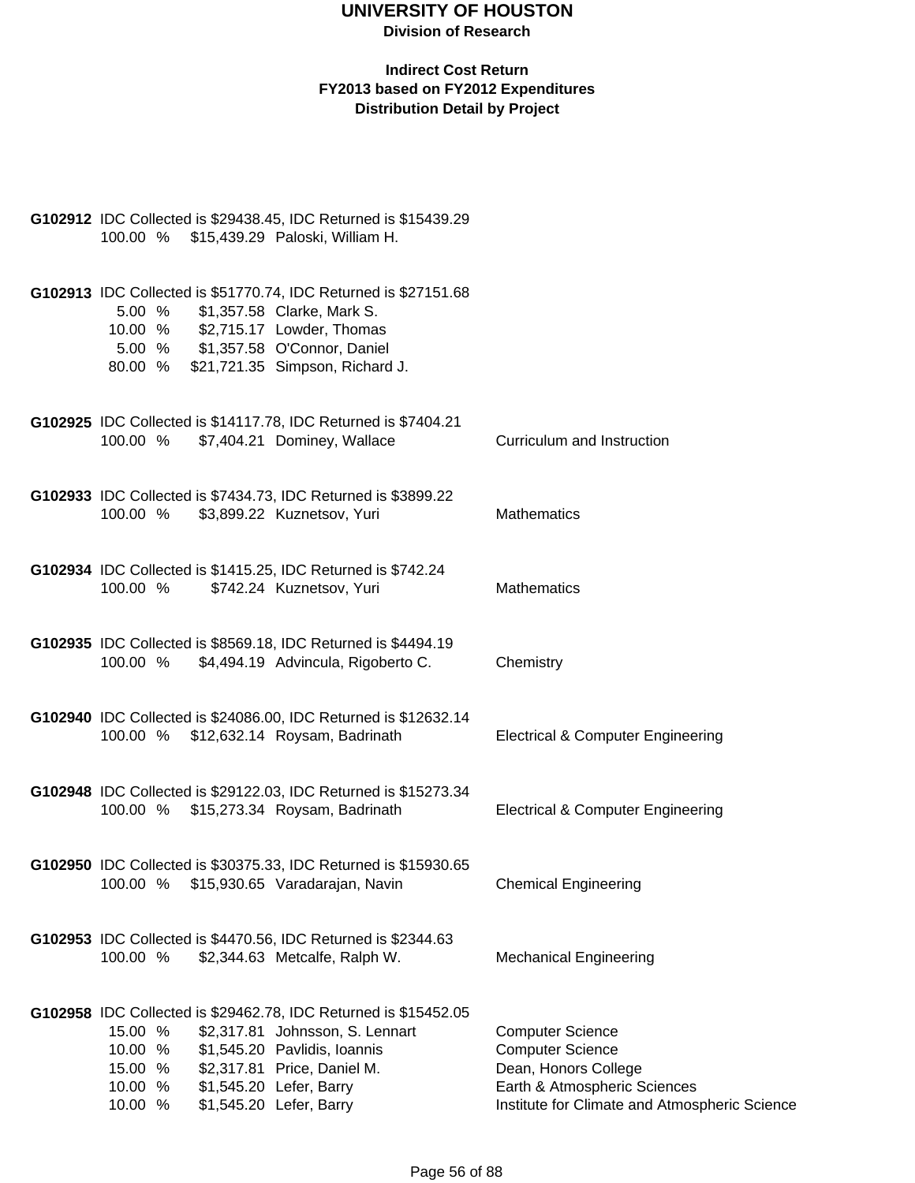# UNIVERSITY OF HOUSTON

**Division of Research**

**Indirect Cost Return**
**FY2013 based on FY2012 Expenditures**
**Distribution Detail by Project**

**G102912** IDC Collected is $29438.45, IDC Returned is $15439.29

| % | Amount | Name | Department |
|---|---|---|---|
| 100.00 % | $15,439.29 | Paloski, William H. | |

**G102913** IDC Collected is $51770.74, IDC Returned is $27151.68

| % | Amount | Name | Department |
|---|---|---|---|
| 5.00 % | $1,357.58 | Clarke, Mark S. | |
| 10.00 % | $2,715.17 | Lowder, Thomas | |
| 5.00 % | $1,357.58 | O'Connor, Daniel | |
| 80.00 % | $21,721.35 | Simpson, Richard J. | |

**G102925** IDC Collected is $14117.78, IDC Returned is $7404.21

| % | Amount | Name | Department |
|---|---|---|---|
| 100.00 % | $7,404.21 | Dominey, Wallace | Curriculum and Instruction |

**G102933** IDC Collected is $7434.73, IDC Returned is $3899.22

| % | Amount | Name | Department |
|---|---|---|---|
| 100.00 % | $3,899.22 | Kuznetsov, Yuri | Mathematics |

**G102934** IDC Collected is $1415.25, IDC Returned is $742.24

| % | Amount | Name | Department |
|---|---|---|---|
| 100.00 % | $742.24 | Kuznetsov, Yuri | Mathematics |

**G102935** IDC Collected is $8569.18, IDC Returned is $4494.19

| % | Amount | Name | Department |
|---|---|---|---|
| 100.00 % | $4,494.19 | Advincula, Rigoberto C. | Chemistry |

**G102940** IDC Collected is $24086.00, IDC Returned is $12632.14

| % | Amount | Name | Department |
|---|---|---|---|
| 100.00 % | $12,632.14 | Roysam, Badrinath | Electrical & Computer Engineering |

**G102948** IDC Collected is $29122.03, IDC Returned is $15273.34

| % | Amount | Name | Department |
|---|---|---|---|
| 100.00 % | $15,273.34 | Roysam, Badrinath | Electrical & Computer Engineering |

**G102950** IDC Collected is $30375.33, IDC Returned is $15930.65

| % | Amount | Name | Department |
|---|---|---|---|
| 100.00 % | $15,930.65 | Varadarajan, Navin | Chemical Engineering |

**G102953** IDC Collected is $4470.56, IDC Returned is $2344.63

| % | Amount | Name | Department |
|---|---|---|---|
| 100.00 % | $2,344.63 | Metcalfe, Ralph W. | Mechanical Engineering |

**G102958** IDC Collected is $29462.78, IDC Returned is $15452.05

| % | Amount | Name | Department |
|---|---|---|---|
| 15.00 % | $2,317.81 | Johnsson, S. Lennart | Computer Science |
| 10.00 % | $1,545.20 | Pavlidis, Ioannis | Computer Science |
| 15.00 % | $2,317.81 | Price, Daniel M. | Dean, Honors College |
| 10.00 % | $1,545.20 | Lefer, Barry | Earth & Atmospheric Sciences |
| 10.00 % | $1,545.20 | Lefer, Barry | Institute for Climate and Atmospheric Science |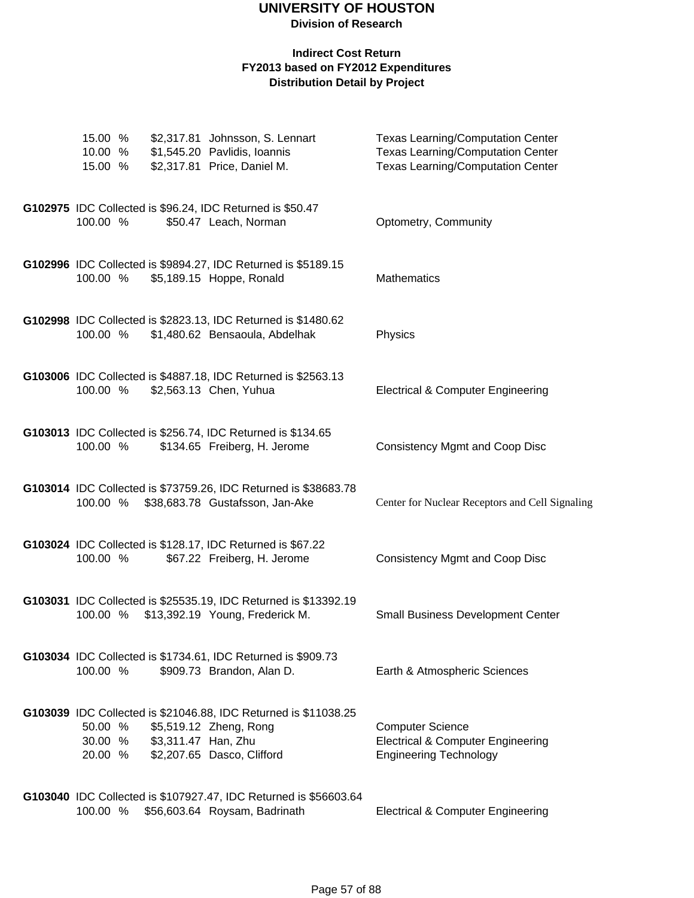# UNIVERSITY OF HOUSTON

**Division of Research**

**Indirect Cost Return**
**FY2013 based on FY2012 Expenditures**
**Distribution Detail by Project**

| | | | |
|---|---|---|---|
| 15.00 % | $2,317.81 | Johnsson, S. Lennart | Texas Learning/Computation Center |
| 10.00 % | $1,545.20 | Pavlidis, Ioannis | Texas Learning/Computation Center |
| 15.00 % | $2,317.81 | Price, Daniel M. | Texas Learning/Computation Center |

**G102975** IDC Collected is $96.24, IDC Returned is $50.47

| | | | |
|---|---|---|---|
| 100.00 % | $50.47 | Leach, Norman | Optometry, Community |

**G102996** IDC Collected is $9894.27, IDC Returned is $5189.15

| | | | |
|---|---|---|---|
| 100.00 % | $5,189.15 | Hoppe, Ronald | Mathematics |

**G102998** IDC Collected is $2823.13, IDC Returned is $1480.62

| | | | |
|---|---|---|---|
| 100.00 % | $1,480.62 | Bensaoula, Abdelhak | Physics |

**G103006** IDC Collected is $4887.18, IDC Returned is $2563.13

| | | | |
|---|---|---|---|
| 100.00 % | $2,563.13 | Chen, Yuhua | Electrical & Computer Engineering |

**G103013** IDC Collected is $256.74, IDC Returned is $134.65

| | | | |
|---|---|---|---|
| 100.00 % | $134.65 | Freiberg, H. Jerome | Consistency Mgmt and Coop Disc |

**G103014** IDC Collected is $73759.26, IDC Returned is $38683.78

| | | | |
|---|---|---|---|
| 100.00 % | $38,683.78 | Gustafsson, Jan-Ake | Center for Nuclear Receptors and Cell Signaling |

**G103024** IDC Collected is $128.17, IDC Returned is $67.22

| | | | |
|---|---|---|---|
| 100.00 % | $67.22 | Freiberg, H. Jerome | Consistency Mgmt and Coop Disc |

**G103031** IDC Collected is $25535.19, IDC Returned is $13392.19

| | | | |
|---|---|---|---|
| 100.00 % | $13,392.19 | Young, Frederick M. | Small Business Development Center |

**G103034** IDC Collected is $1734.61, IDC Returned is $909.73

| | | | |
|---|---|---|---|
| 100.00 % | $909.73 | Brandon, Alan D. | Earth & Atmospheric Sciences |

**G103039** IDC Collected is $21046.88, IDC Returned is $11038.25

| | | | |
|---|---|---|---|
| 50.00 % | $5,519.12 | Zheng, Rong | Computer Science |
| 30.00 % | $3,311.47 | Han, Zhu | Electrical & Computer Engineering |
| 20.00 % | $2,207.65 | Dasco, Clifford | Engineering Technology |

**G103040** IDC Collected is $107927.47, IDC Returned is $56603.64

| | | | |
|---|---|---|---|
| 100.00 % | $56,603.64 | Roysam, Badrinath | Electrical & Computer Engineering |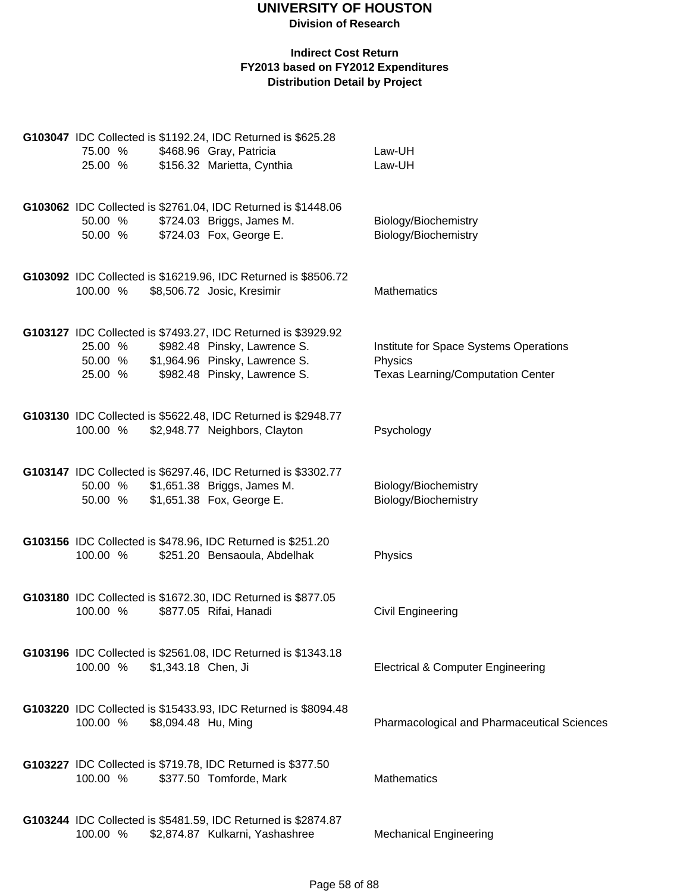# UNIVERSITY OF HOUSTON

**Division of Research**

**Indirect Cost Return**
**FY2013 based on FY2012 Expenditures**
**Distribution Detail by Project**

**G103047** IDC Collected is $1192.24, IDC Returned is $625.28

| % | Amount | Name | Department |
|---|---|---|---|
| 75.00 % | $468.96 | Gray, Patricia | Law-UH |
| 25.00 % | $156.32 | Marietta, Cynthia | Law-UH |

**G103062** IDC Collected is $2761.04, IDC Returned is $1448.06

| % | Amount | Name | Department |
|---|---|---|---|
| 50.00 % | $724.03 | Briggs, James M. | Biology/Biochemistry |
| 50.00 % | $724.03 | Fox, George E. | Biology/Biochemistry |

**G103092** IDC Collected is $16219.96, IDC Returned is $8506.72

| % | Amount | Name | Department |
|---|---|---|---|
| 100.00 % | $8,506.72 | Josic, Kresimir | Mathematics |

**G103127** IDC Collected is $7493.27, IDC Returned is $3929.92

| % | Amount | Name | Department |
|---|---|---|---|
| 25.00 % | $982.48 | Pinsky, Lawrence S. | Institute for Space Systems Operations |
| 50.00 % | $1,964.96 | Pinsky, Lawrence S. | Physics |
| 25.00 % | $982.48 | Pinsky, Lawrence S. | Texas Learning/Computation Center |

**G103130** IDC Collected is $5622.48, IDC Returned is $2948.77

| % | Amount | Name | Department |
|---|---|---|---|
| 100.00 % | $2,948.77 | Neighbors, Clayton | Psychology |

**G103147** IDC Collected is $6297.46, IDC Returned is $3302.77

| % | Amount | Name | Department |
|---|---|---|---|
| 50.00 % | $1,651.38 | Briggs, James M. | Biology/Biochemistry |
| 50.00 % | $1,651.38 | Fox, George E. | Biology/Biochemistry |

**G103156** IDC Collected is $478.96, IDC Returned is $251.20

| % | Amount | Name | Department |
|---|---|---|---|
| 100.00 % | $251.20 | Bensaoula, Abdelhak | Physics |

**G103180** IDC Collected is $1672.30, IDC Returned is $877.05

| % | Amount | Name | Department |
|---|---|---|---|
| 100.00 % | $877.05 | Rifai, Hanadi | Civil Engineering |

**G103196** IDC Collected is $2561.08, IDC Returned is $1343.18

| % | Amount | Name | Department |
|---|---|---|---|
| 100.00 % | $1,343.18 | Chen, Ji | Electrical & Computer Engineering |

**G103220** IDC Collected is $15433.93, IDC Returned is $8094.48

| % | Amount | Name | Department |
|---|---|---|---|
| 100.00 % | $8,094.48 | Hu, Ming | Pharmacological and Pharmaceutical Sciences |

**G103227** IDC Collected is $719.78, IDC Returned is $377.50

| % | Amount | Name | Department |
|---|---|---|---|
| 100.00 % | $377.50 | Tomforde, Mark | Mathematics |

**G103244** IDC Collected is $5481.59, IDC Returned is $2874.87

| % | Amount | Name | Department |
|---|---|---|---|
| 100.00 % | $2,874.87 | Kulkarni, Yashashree | Mechanical Engineering |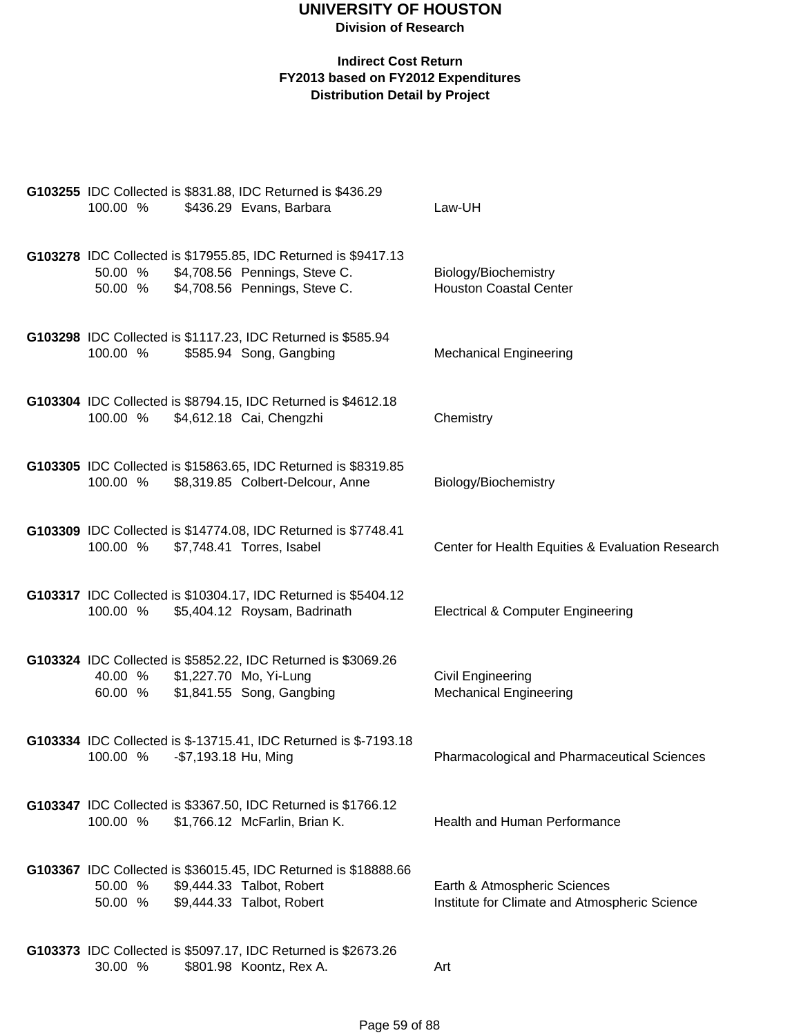# UNIVERSITY OF HOUSTON

**Division of Research**

**Indirect Cost Return**
**FY2013 based on FY2012 Expenditures**
**Distribution Detail by Project**

**G103255** IDC Collected is $831.88, IDC Returned is $436.29

| | | | |
|---|---|---|---|
| 100.00 % | $436.29 | Evans, Barbara | Law-UH |

**G103278** IDC Collected is $17955.85, IDC Returned is $9417.13

| | | | |
|---|---|---|---|
| 50.00 % | $4,708.56 | Pennings, Steve C. | Biology/Biochemistry |
| 50.00 % | $4,708.56 | Pennings, Steve C. | Houston Coastal Center |

**G103298** IDC Collected is $1117.23, IDC Returned is $585.94

| | | | |
|---|---|---|---|
| 100.00 % | $585.94 | Song, Gangbing | Mechanical Engineering |

**G103304** IDC Collected is $8794.15, IDC Returned is $4612.18

| | | | |
|---|---|---|---|
| 100.00 % | $4,612.18 | Cai, Chengzhi | Chemistry |

**G103305** IDC Collected is $15863.65, IDC Returned is $8319.85

| | | | |
|---|---|---|---|
| 100.00 % | $8,319.85 | Colbert-Delcour, Anne | Biology/Biochemistry |

**G103309** IDC Collected is $14774.08, IDC Returned is $7748.41

| | | | |
|---|---|---|---|
| 100.00 % | $7,748.41 | Torres, Isabel | Center for Health Equities & Evaluation Research |

**G103317** IDC Collected is $10304.17, IDC Returned is $5404.12

| | | | |
|---|---|---|---|
| 100.00 % | $5,404.12 | Roysam, Badrinath | Electrical & Computer Engineering |

**G103324** IDC Collected is $5852.22, IDC Returned is $3069.26

| | | | |
|---|---|---|---|
| 40.00 % | $1,227.70 | Mo, Yi-Lung | Civil Engineering |
| 60.00 % | $1,841.55 | Song, Gangbing | Mechanical Engineering |

**G103334** IDC Collected is $-13715.41, IDC Returned is $-7193.18

| | | | |
|---|---|---|---|
| 100.00 % | -$7,193.18 | Hu, Ming | Pharmacological and Pharmaceutical Sciences |

**G103347** IDC Collected is $3367.50, IDC Returned is $1766.12

| | | | |
|---|---|---|---|
| 100.00 % | $1,766.12 | McFarlin, Brian K. | Health and Human Performance |

**G103367** IDC Collected is $36015.45, IDC Returned is $18888.66

| | | | |
|---|---|---|---|
| 50.00 % | $9,444.33 | Talbot, Robert | Earth & Atmospheric Sciences |
| 50.00 % | $9,444.33 | Talbot, Robert | Institute for Climate and Atmospheric Science |

**G103373** IDC Collected is $5097.17, IDC Returned is $2673.26

| | | | |
|---|---|---|---|
| 30.00 % | $801.98 | Koontz, Rex A. | Art |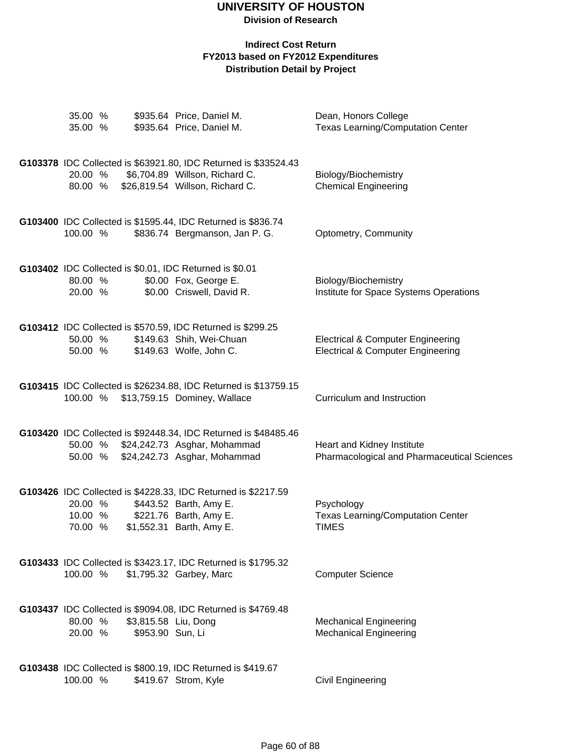# UNIVERSITY OF HOUSTON

**Division of Research**

**Indirect Cost Return**
**FY2013 based on FY2012 Expenditures**
**Distribution Detail by Project**

| | | | |
|---|---|---|---|
| 35.00 % | $935.64 | Price, Daniel M. | Dean, Honors College |
| 35.00 % | $935.64 | Price, Daniel M. | Texas Learning/Computation Center |

**G103378** IDC Collected is $63921.80, IDC Returned is $33524.43

| | | | |
|---|---|---|---|
| 20.00 % | $6,704.89 | Willson, Richard C. | Biology/Biochemistry |
| 80.00 % | $26,819.54 | Willson, Richard C. | Chemical Engineering |

**G103400** IDC Collected is $1595.44, IDC Returned is $836.74

| | | | |
|---|---|---|---|
| 100.00 % | $836.74 | Bergmanson, Jan P. G. | Optometry, Community |

**G103402** IDC Collected is $0.01, IDC Returned is $0.01

| | | | |
|---|---|---|---|
| 80.00 % | $0.00 | Fox, George E. | Biology/Biochemistry |
| 20.00 % | $0.00 | Criswell, David R. | Institute for Space Systems Operations |

**G103412** IDC Collected is $570.59, IDC Returned is $299.25

| | | | |
|---|---|---|---|
| 50.00 % | $149.63 | Shih, Wei-Chuan | Electrical & Computer Engineering |
| 50.00 % | $149.63 | Wolfe, John C. | Electrical & Computer Engineering |

**G103415** IDC Collected is $26234.88, IDC Returned is $13759.15

| | | | |
|---|---|---|---|
| 100.00 % | $13,759.15 | Dominey, Wallace | Curriculum and Instruction |

**G103420** IDC Collected is $92448.34, IDC Returned is $48485.46

| | | | |
|---|---|---|---|
| 50.00 % | $24,242.73 | Asghar, Mohammad | Heart and Kidney Institute |
| 50.00 % | $24,242.73 | Asghar, Mohammad | Pharmacological and Pharmaceutical Sciences |

**G103426** IDC Collected is $4228.33, IDC Returned is $2217.59

| | | | |
|---|---|---|---|
| 20.00 % | $443.52 | Barth, Amy E. | Psychology |
| 10.00 % | $221.76 | Barth, Amy E. | Texas Learning/Computation Center |
| 70.00 % | $1,552.31 | Barth, Amy E. | TIMES |

**G103433** IDC Collected is $3423.17, IDC Returned is $1795.32

| | | | |
|---|---|---|---|
| 100.00 % | $1,795.32 | Garbey, Marc | Computer Science |

**G103437** IDC Collected is $9094.08, IDC Returned is $4769.48

| | | | |
|---|---|---|---|
| 80.00 % | $3,815.58 | Liu, Dong | Mechanical Engineering |
| 20.00 % | $953.90 | Sun, Li | Mechanical Engineering |

**G103438** IDC Collected is $800.19, IDC Returned is $419.67

| | | | |
|---|---|---|---|
| 100.00 % | $419.67 | Strom, Kyle | Civil Engineering |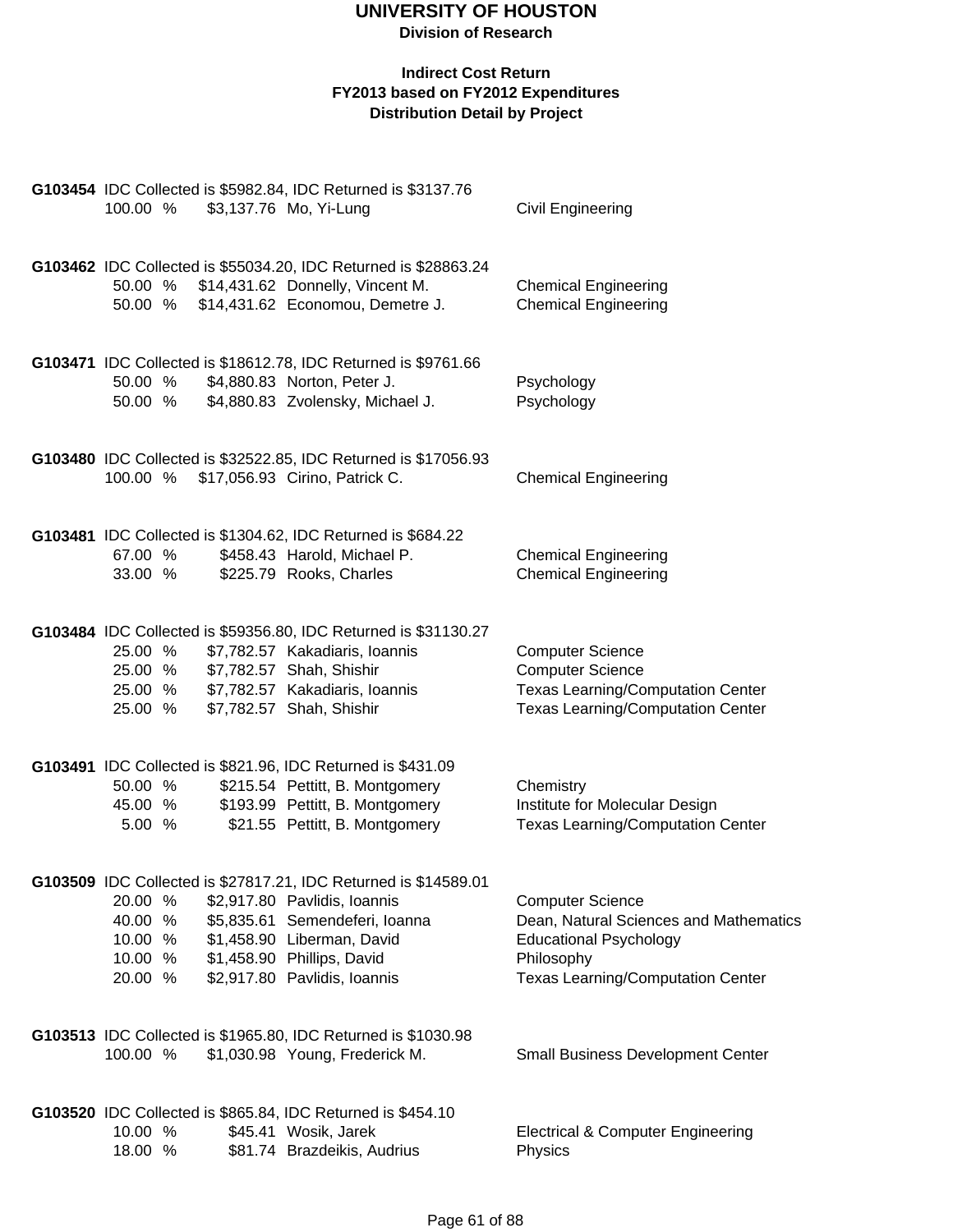# UNIVERSITY OF HOUSTON

**Division of Research**

**Indirect Cost Return**
**FY2013 based on FY2012 Expenditures**
**Distribution Detail by Project**

**G103454** IDC Collected is $5982.84, IDC Returned is $3137.76

| | | | |
|---|---|---|---|
| 100.00 % | $3,137.76 | Mo, Yi-Lung | Civil Engineering |

**G103462** IDC Collected is $55034.20, IDC Returned is $28863.24

| | | | |
|---|---|---|---|
| 50.00 % | $14,431.62 | Donnelly, Vincent M. | Chemical Engineering |
| 50.00 % | $14,431.62 | Economou, Demetre J. | Chemical Engineering |

**G103471** IDC Collected is $18612.78, IDC Returned is $9761.66

| | | | |
|---|---|---|---|
| 50.00 % | $4,880.83 | Norton, Peter J. | Psychology |
| 50.00 % | $4,880.83 | Zvolensky, Michael J. | Psychology |

**G103480** IDC Collected is $32522.85, IDC Returned is $17056.93

| | | | |
|---|---|---|---|
| 100.00 % | $17,056.93 | Cirino, Patrick C. | Chemical Engineering |

**G103481** IDC Collected is $1304.62, IDC Returned is $684.22

| | | | |
|---|---|---|---|
| 67.00 % | $458.43 | Harold, Michael P. | Chemical Engineering |
| 33.00 % | $225.79 | Rooks, Charles | Chemical Engineering |

**G103484** IDC Collected is $59356.80, IDC Returned is $31130.27

| | | | |
|---|---|---|---|
| 25.00 % | $7,782.57 | Kakadiaris, Ioannis | Computer Science |
| 25.00 % | $7,782.57 | Shah, Shishir | Computer Science |
| 25.00 % | $7,782.57 | Kakadiaris, Ioannis | Texas Learning/Computation Center |
| 25.00 % | $7,782.57 | Shah, Shishir | Texas Learning/Computation Center |

**G103491** IDC Collected is $821.96, IDC Returned is $431.09

| | | | |
|---|---|---|---|
| 50.00 % | $215.54 | Pettitt, B. Montgomery | Chemistry |
| 45.00 % | $193.99 | Pettitt, B. Montgomery | Institute for Molecular Design |
| 5.00 % | $21.55 | Pettitt, B. Montgomery | Texas Learning/Computation Center |

**G103509** IDC Collected is $27817.21, IDC Returned is $14589.01

| | | | |
|---|---|---|---|
| 20.00 % | $2,917.80 | Pavlidis, Ioannis | Computer Science |
| 40.00 % | $5,835.61 | Semendeferi, Ioanna | Dean, Natural Sciences and Mathematics |
| 10.00 % | $1,458.90 | Liberman, David | Educational Psychology |
| 10.00 % | $1,458.90 | Phillips, David | Philosophy |
| 20.00 % | $2,917.80 | Pavlidis, Ioannis | Texas Learning/Computation Center |

**G103513** IDC Collected is $1965.80, IDC Returned is $1030.98

| | | | |
|---|---|---|---|
| 100.00 % | $1,030.98 | Young, Frederick M. | Small Business Development Center |

**G103520** IDC Collected is $865.84, IDC Returned is $454.10

| | | | |
|---|---|---|---|
| 10.00 % | $45.41 | Wosik, Jarek | Electrical & Computer Engineering |
| 18.00 % | $81.74 | Brazdeikis, Audrius | Physics |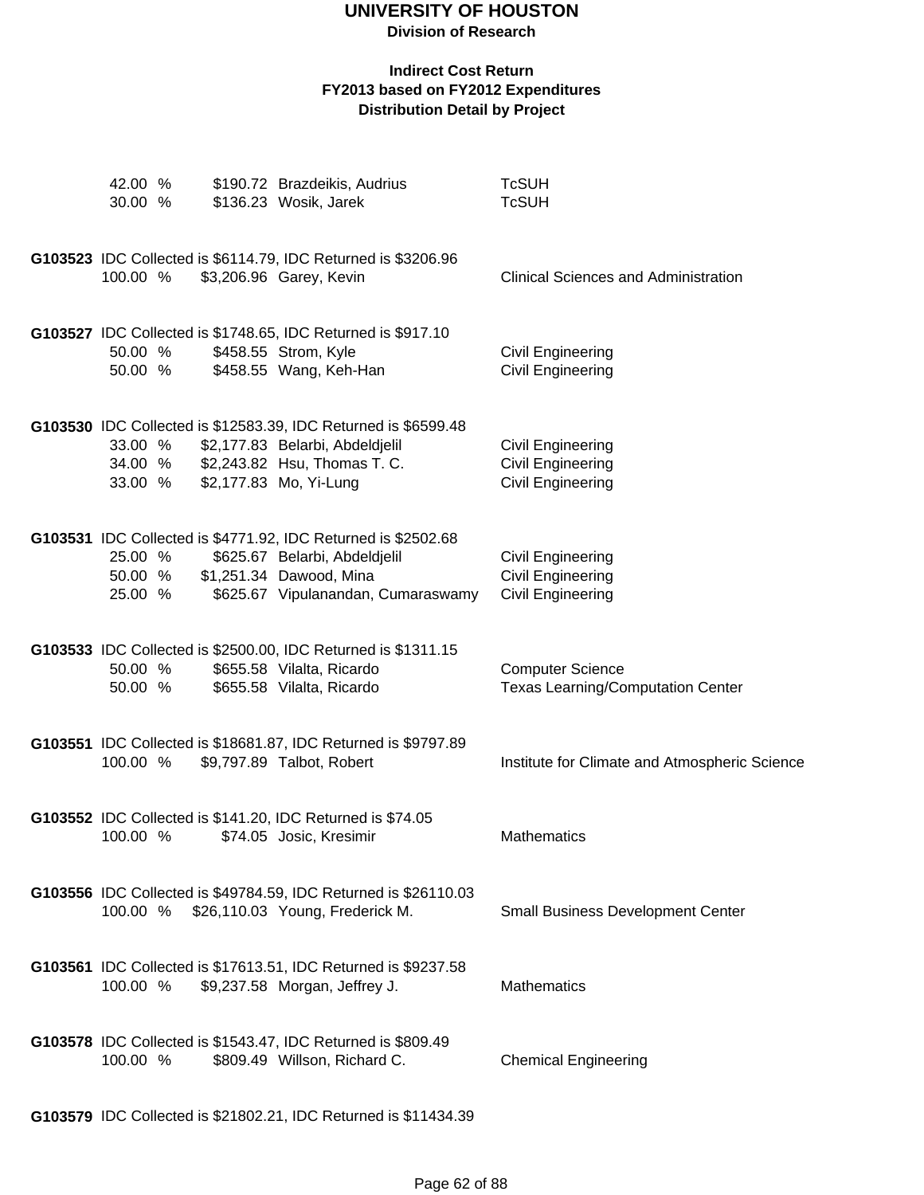# UNIVERSITY OF HOUSTON

**Division of Research**

**Indirect Cost Return**
**FY2013 based on FY2012 Expenditures**
**Distribution Detail by Project**

| | | | |
|---|---|---|---|
| 42.00 % | $190.72 | Brazdeikis, Audrius | TcSUH |
| 30.00 % | $136.23 | Wosik, Jarek | TcSUH |

**G103523** IDC Collected is $6114.79, IDC Returned is $3206.96

| | | | |
|---|---|---|---|
| 100.00 % | $3,206.96 | Garey, Kevin | Clinical Sciences and Administration |

**G103527** IDC Collected is $1748.65, IDC Returned is $917.10

| | | | |
|---|---|---|---|
| 50.00 % | $458.55 | Strom, Kyle | Civil Engineering |
| 50.00 % | $458.55 | Wang, Keh-Han | Civil Engineering |

**G103530** IDC Collected is $12583.39, IDC Returned is $6599.48

| | | | |
|---|---|---|---|
| 33.00 % | $2,177.83 | Belarbi, Abdeldjelil | Civil Engineering |
| 34.00 % | $2,243.82 | Hsu, Thomas T. C. | Civil Engineering |
| 33.00 % | $2,177.83 | Mo, Yi-Lung | Civil Engineering |

**G103531** IDC Collected is $4771.92, IDC Returned is $2502.68

| | | | |
|---|---|---|---|
| 25.00 % | $625.67 | Belarbi, Abdeldjelil | Civil Engineering |
| 50.00 % | $1,251.34 | Dawood, Mina | Civil Engineering |
| 25.00 % | $625.67 | Vipulanandan, Cumaraswamy | Civil Engineering |

**G103533** IDC Collected is $2500.00, IDC Returned is $1311.15

| | | | |
|---|---|---|---|
| 50.00 % | $655.58 | Vilalta, Ricardo | Computer Science |
| 50.00 % | $655.58 | Vilalta, Ricardo | Texas Learning/Computation Center |

**G103551** IDC Collected is $18681.87, IDC Returned is $9797.89

| | | | |
|---|---|---|---|
| 100.00 % | $9,797.89 | Talbot, Robert | Institute for Climate and Atmospheric Science |

**G103552** IDC Collected is $141.20, IDC Returned is $74.05

| | | | |
|---|---|---|---|
| 100.00 % | $74.05 | Josic, Kresimir | Mathematics |

**G103556** IDC Collected is $49784.59, IDC Returned is $26110.03

| | | | |
|---|---|---|---|
| 100.00 % | $26,110.03 | Young, Frederick M. | Small Business Development Center |

**G103561** IDC Collected is $17613.51, IDC Returned is $9237.58

| | | | |
|---|---|---|---|
| 100.00 % | $9,237.58 | Morgan, Jeffrey J. | Mathematics |

**G103578** IDC Collected is $1543.47, IDC Returned is $809.49

| | | | |
|---|---|---|---|
| 100.00 % | $809.49 | Willson, Richard C. | Chemical Engineering |

**G103579** IDC Collected is $21802.21, IDC Returned is $11434.39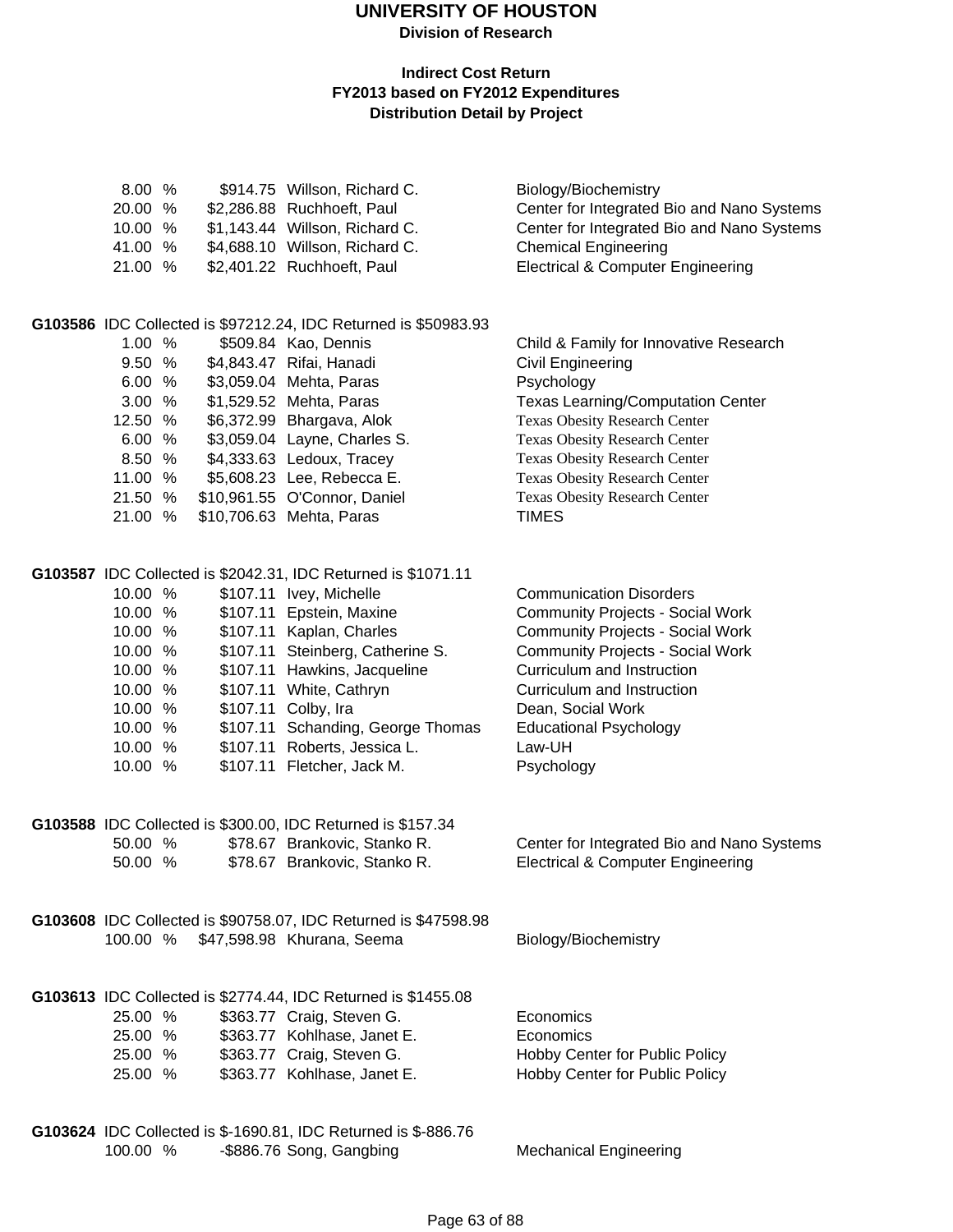# UNIVERSITY OF HOUSTON

**Division of Research**

**Indirect Cost Return**
**FY2013 based on FY2012 Expenditures**
**Distribution Detail by Project**

| Percent | Amount | Name | Department |
|---|---|---|---|
| 8.00 % | $914.75 | Willson, Richard C. | Biology/Biochemistry |
| 20.00 % | $2,286.88 | Ruchhoeft, Paul | Center for Integrated Bio and Nano Systems |
| 10.00 % | $1,143.44 | Willson, Richard C. | Center for Integrated Bio and Nano Systems |
| 41.00 % | $4,688.10 | Willson, Richard C. | Chemical Engineering |
| 21.00 % | $2,401.22 | Ruchhoeft, Paul | Electrical & Computer Engineering |

**G103586** IDC Collected is $97212.24, IDC Returned is $50983.93

| Percent | Amount | Name | Department |
|---|---|---|---|
| 1.00 % | $509.84 | Kao, Dennis | Child & Family for Innovative Research |
| 9.50 % | $4,843.47 | Rifai, Hanadi | Civil Engineering |
| 6.00 % | $3,059.04 | Mehta, Paras | Psychology |
| 3.00 % | $1,529.52 | Mehta, Paras | Texas Learning/Computation Center |
| 12.50 % | $6,372.99 | Bhargava, Alok | Texas Obesity Research Center |
| 6.00 % | $3,059.04 | Layne, Charles S. | Texas Obesity Research Center |
| 8.50 % | $4,333.63 | Ledoux, Tracey | Texas Obesity Research Center |
| 11.00 % | $5,608.23 | Lee, Rebecca E. | Texas Obesity Research Center |
| 21.50 % | $10,961.55 | O'Connor, Daniel | Texas Obesity Research Center |
| 21.00 % | $10,706.63 | Mehta, Paras | TIMES |

**G103587** IDC Collected is $2042.31, IDC Returned is $1071.11

| Percent | Amount | Name | Department |
|---|---|---|---|
| 10.00 % | $107.11 | Ivey, Michelle | Communication Disorders |
| 10.00 % | $107.11 | Epstein, Maxine | Community Projects - Social Work |
| 10.00 % | $107.11 | Kaplan, Charles | Community Projects - Social Work |
| 10.00 % | $107.11 | Steinberg, Catherine S. | Community Projects - Social Work |
| 10.00 % | $107.11 | Hawkins, Jacqueline | Curriculum and Instruction |
| 10.00 % | $107.11 | White, Cathryn | Curriculum and Instruction |
| 10.00 % | $107.11 | Colby, Ira | Dean, Social Work |
| 10.00 % | $107.11 | Schanding, George Thomas | Educational Psychology |
| 10.00 % | $107.11 | Roberts, Jessica L. | Law-UH |
| 10.00 % | $107.11 | Fletcher, Jack M. | Psychology |

**G103588** IDC Collected is $300.00, IDC Returned is $157.34

| Percent | Amount | Name | Department |
|---|---|---|---|
| 50.00 % | $78.67 | Brankovic, Stanko R. | Center for Integrated Bio and Nano Systems |
| 50.00 % | $78.67 | Brankovic, Stanko R. | Electrical & Computer Engineering |

**G103608** IDC Collected is $90758.07, IDC Returned is $47598.98

| Percent | Amount | Name | Department |
|---|---|---|---|
| 100.00 % | $47,598.98 | Khurana, Seema | Biology/Biochemistry |

**G103613** IDC Collected is $2774.44, IDC Returned is $1455.08

| Percent | Amount | Name | Department |
|---|---|---|---|
| 25.00 % | $363.77 | Craig, Steven G. | Economics |
| 25.00 % | $363.77 | Kohlhase, Janet E. | Economics |
| 25.00 % | $363.77 | Craig, Steven G. | Hobby Center for Public Policy |
| 25.00 % | $363.77 | Kohlhase, Janet E. | Hobby Center for Public Policy |

**G103624** IDC Collected is $-1690.81, IDC Returned is $-886.76

| Percent | Amount | Name | Department |
|---|---|---|---|
| 100.00 % | -$886.76 | Song, Gangbing | Mechanical Engineering |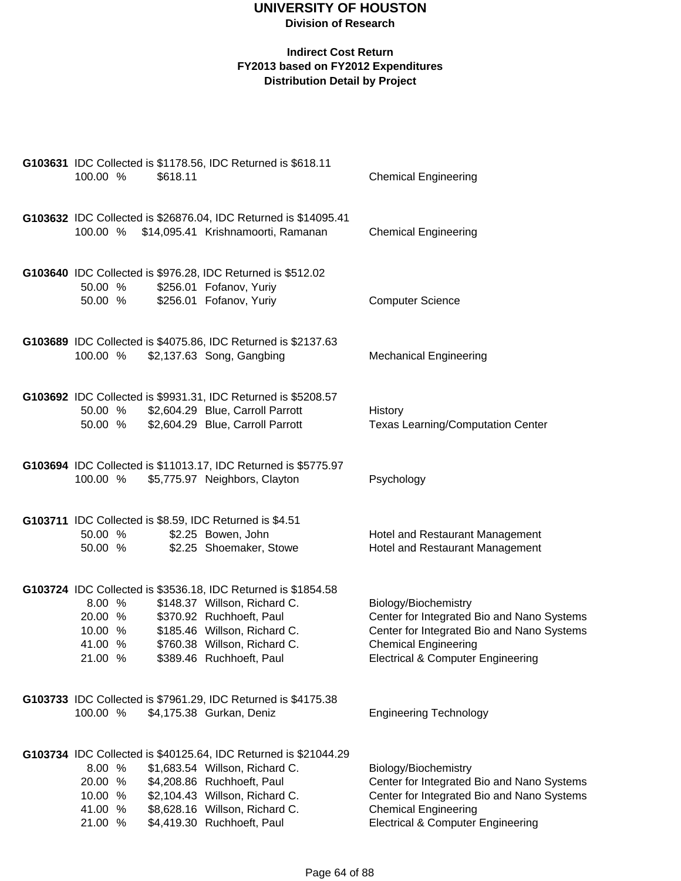# UNIVERSITY OF HOUSTON

**Division of Research**

**Indirect Cost Return**
**FY2013 based on FY2012 Expenditures**
**Distribution Detail by Project**

**G103631** IDC Collected is $1178.56, IDC Returned is $618.11

| | | | |
|---|---|---|---|
| 100.00 % | $618.11 | | Chemical Engineering |

**G103632** IDC Collected is $26876.04, IDC Returned is $14095.41

| | | | |
|---|---|---|---|
| 100.00 % | $14,095.41 | Krishnamoorti, Ramanan | Chemical Engineering |

**G103640** IDC Collected is $976.28, IDC Returned is $512.02

| | | | |
|---|---|---|---|
| 50.00 % | $256.01 | Fofanov, Yuriy | |
| 50.00 % | $256.01 | Fofanov, Yuriy | Computer Science |

**G103689** IDC Collected is $4075.86, IDC Returned is $2137.63

| | | | |
|---|---|---|---|
| 100.00 % | $2,137.63 | Song, Gangbing | Mechanical Engineering |

**G103692** IDC Collected is $9931.31, IDC Returned is $5208.57

| | | | |
|---|---|---|---|
| 50.00 % | $2,604.29 | Blue, Carroll Parrott | History |
| 50.00 % | $2,604.29 | Blue, Carroll Parrott | Texas Learning/Computation Center |

**G103694** IDC Collected is $11013.17, IDC Returned is $5775.97

| | | | |
|---|---|---|---|
| 100.00 % | $5,775.97 | Neighbors, Clayton | Psychology |

**G103711** IDC Collected is $8.59, IDC Returned is $4.51

| | | | |
|---|---|---|---|
| 50.00 % | $2.25 | Bowen, John | Hotel and Restaurant Management |
| 50.00 % | $2.25 | Shoemaker, Stowe | Hotel and Restaurant Management |

**G103724** IDC Collected is $3536.18, IDC Returned is $1854.58

| | | | |
|---|---|---|---|
| 8.00 % | $148.37 | Willson, Richard C. | Biology/Biochemistry |
| 20.00 % | $370.92 | Ruchhoeft, Paul | Center for Integrated Bio and Nano Systems |
| 10.00 % | $185.46 | Willson, Richard C. | Center for Integrated Bio and Nano Systems |
| 41.00 % | $760.38 | Willson, Richard C. | Chemical Engineering |
| 21.00 % | $389.46 | Ruchhoeft, Paul | Electrical & Computer Engineering |

**G103733** IDC Collected is $7961.29, IDC Returned is $4175.38

| | | | |
|---|---|---|---|
| 100.00 % | $4,175.38 | Gurkan, Deniz | Engineering Technology |

**G103734** IDC Collected is $40125.64, IDC Returned is $21044.29

| | | | |
|---|---|---|---|
| 8.00 % | $1,683.54 | Willson, Richard C. | Biology/Biochemistry |
| 20.00 % | $4,208.86 | Ruchhoeft, Paul | Center for Integrated Bio and Nano Systems |
| 10.00 % | $2,104.43 | Willson, Richard C. | Center for Integrated Bio and Nano Systems |
| 41.00 % | $8,628.16 | Willson, Richard C. | Chemical Engineering |
| 21.00 % | $4,419.30 | Ruchhoeft, Paul | Electrical & Computer Engineering |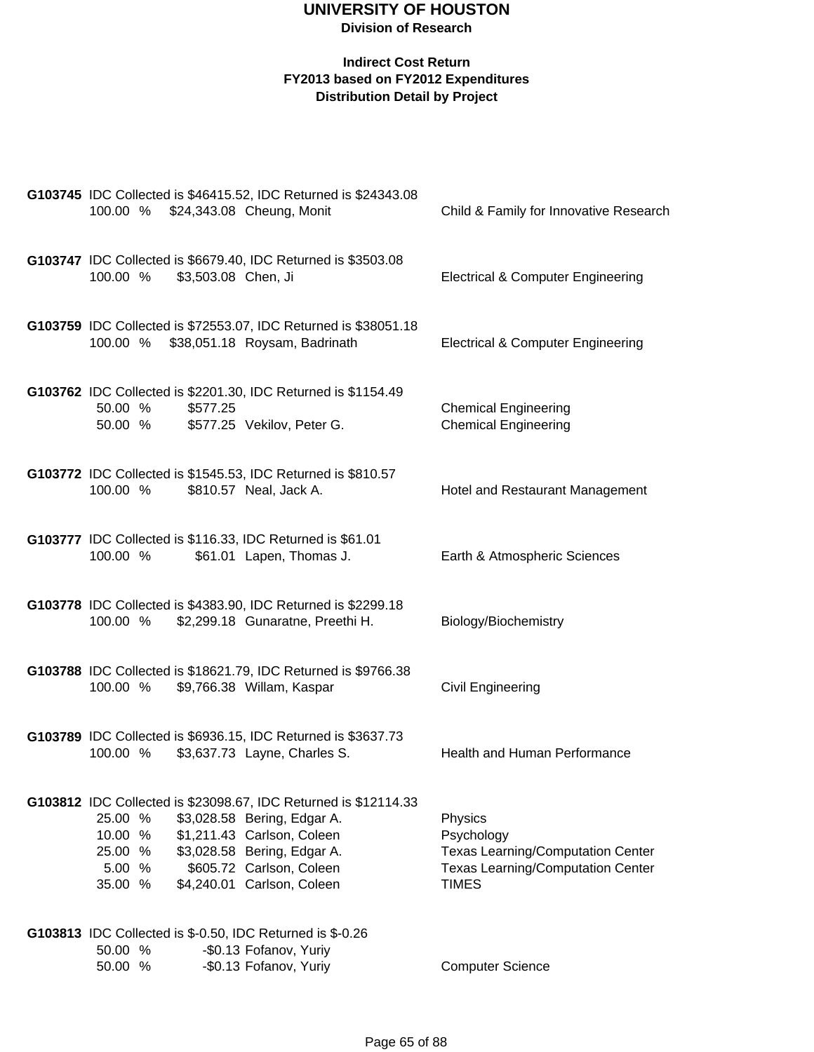# UNIVERSITY OF HOUSTON

**Division of Research**

**Indirect Cost Return**
**FY2013 based on FY2012 Expenditures**
**Distribution Detail by Project**

**G103745** IDC Collected is $46415.52, IDC Returned is $24343.08

| % | Amount | Name | Department |
|---|---|---|---|
| 100.00 % | $24,343.08 | Cheung, Monit | Child & Family for Innovative Research |

**G103747** IDC Collected is $6679.40, IDC Returned is $3503.08

| % | Amount | Name | Department |
|---|---|---|---|
| 100.00 % | $3,503.08 | Chen, Ji | Electrical & Computer Engineering |

**G103759** IDC Collected is $72553.07, IDC Returned is $38051.18

| % | Amount | Name | Department |
|---|---|---|---|
| 100.00 % | $38,051.18 | Roysam, Badrinath | Electrical & Computer Engineering |

**G103762** IDC Collected is $2201.30, IDC Returned is $1154.49

| % | Amount | Name | Department |
|---|---|---|---|
| 50.00 % | $577.25 | | Chemical Engineering |
| 50.00 % | $577.25 | Vekilov, Peter G. | Chemical Engineering |

**G103772** IDC Collected is $1545.53, IDC Returned is $810.57

| % | Amount | Name | Department |
|---|---|---|---|
| 100.00 % | $810.57 | Neal, Jack A. | Hotel and Restaurant Management |

**G103777** IDC Collected is $116.33, IDC Returned is $61.01

| % | Amount | Name | Department |
|---|---|---|---|
| 100.00 % | $61.01 | Lapen, Thomas J. | Earth & Atmospheric Sciences |

**G103778** IDC Collected is $4383.90, IDC Returned is $2299.18

| % | Amount | Name | Department |
|---|---|---|---|
| 100.00 % | $2,299.18 | Gunaratne, Preethi H. | Biology/Biochemistry |

**G103788** IDC Collected is $18621.79, IDC Returned is $9766.38

| % | Amount | Name | Department |
|---|---|---|---|
| 100.00 % | $9,766.38 | Willam, Kaspar | Civil Engineering |

**G103789** IDC Collected is $6936.15, IDC Returned is $3637.73

| % | Amount | Name | Department |
|---|---|---|---|
| 100.00 % | $3,637.73 | Layne, Charles S. | Health and Human Performance |

**G103812** IDC Collected is $23098.67, IDC Returned is $12114.33

| % | Amount | Name | Department |
|---|---|---|---|
| 25.00 % | $3,028.58 | Bering, Edgar A. | Physics |
| 10.00 % | $1,211.43 | Carlson, Coleen | Psychology |
| 25.00 % | $3,028.58 | Bering, Edgar A. | Texas Learning/Computation Center |
| 5.00 % | $605.72 | Carlson, Coleen | Texas Learning/Computation Center |
| 35.00 % | $4,240.01 | Carlson, Coleen | TIMES |

**G103813** IDC Collected is $-0.50, IDC Returned is $-0.26

| % | Amount | Name | Department |
|---|---|---|---|
| 50.00 % | -$0.13 | Fofanov, Yuriy | |
| 50.00 % | -$0.13 | Fofanov, Yuriy | Computer Science |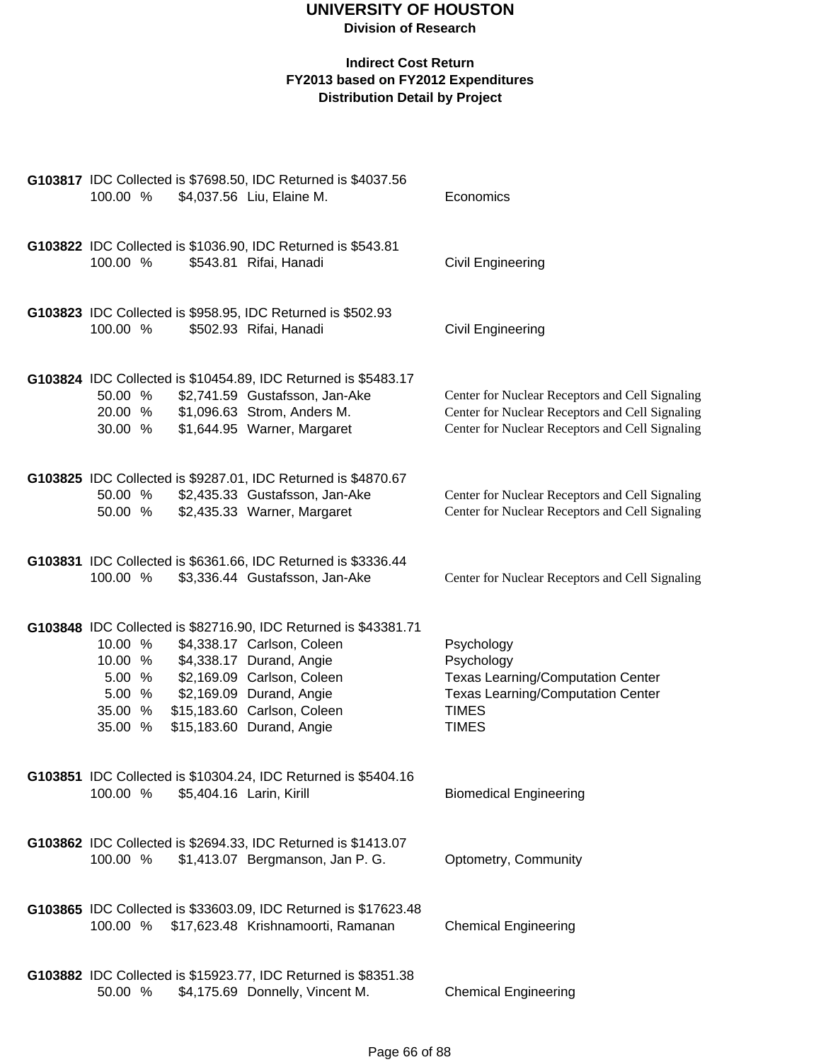# UNIVERSITY OF HOUSTON

**Division of Research**

**Indirect Cost Return**
**FY2013 based on FY2012 Expenditures**
**Distribution Detail by Project**

**G103817** IDC Collected is $7698.50, IDC Returned is $4037.56

| % | Amount | Name | Department |
|---|---|---|---|
| 100.00 % | $4,037.56 | Liu, Elaine M. | Economics |

**G103822** IDC Collected is $1036.90, IDC Returned is $543.81

| % | Amount | Name | Department |
|---|---|---|---|
| 100.00 % | $543.81 | Rifai, Hanadi | Civil Engineering |

**G103823** IDC Collected is $958.95, IDC Returned is $502.93

| % | Amount | Name | Department |
|---|---|---|---|
| 100.00 % | $502.93 | Rifai, Hanadi | Civil Engineering |

**G103824** IDC Collected is $10454.89, IDC Returned is $5483.17

| % | Amount | Name | Department |
|---|---|---|---|
| 50.00 % | $2,741.59 | Gustafsson, Jan-Ake | Center for Nuclear Receptors and Cell Signaling |
| 20.00 % | $1,096.63 | Strom, Anders M. | Center for Nuclear Receptors and Cell Signaling |
| 30.00 % | $1,644.95 | Warner, Margaret | Center for Nuclear Receptors and Cell Signaling |

**G103825** IDC Collected is $9287.01, IDC Returned is $4870.67

| % | Amount | Name | Department |
|---|---|---|---|
| 50.00 % | $2,435.33 | Gustafsson, Jan-Ake | Center for Nuclear Receptors and Cell Signaling |
| 50.00 % | $2,435.33 | Warner, Margaret | Center for Nuclear Receptors and Cell Signaling |

**G103831** IDC Collected is $6361.66, IDC Returned is $3336.44

| % | Amount | Name | Department |
|---|---|---|---|
| 100.00 % | $3,336.44 | Gustafsson, Jan-Ake | Center for Nuclear Receptors and Cell Signaling |

**G103848** IDC Collected is $82716.90, IDC Returned is $43381.71

| % | Amount | Name | Department |
|---|---|---|---|
| 10.00 % | $4,338.17 | Carlson, Coleen | Psychology |
| 10.00 % | $4,338.17 | Durand, Angie | Psychology |
| 5.00 % | $2,169.09 | Carlson, Coleen | Texas Learning/Computation Center |
| 5.00 % | $2,169.09 | Durand, Angie | Texas Learning/Computation Center |
| 35.00 % | $15,183.60 | Carlson, Coleen | TIMES |
| 35.00 % | $15,183.60 | Durand, Angie | TIMES |

**G103851** IDC Collected is $10304.24, IDC Returned is $5404.16

| % | Amount | Name | Department |
|---|---|---|---|
| 100.00 % | $5,404.16 | Larin, Kirill | Biomedical Engineering |

**G103862** IDC Collected is $2694.33, IDC Returned is $1413.07

| % | Amount | Name | Department |
|---|---|---|---|
| 100.00 % | $1,413.07 | Bergmanson, Jan P. G. | Optometry, Community |

**G103865** IDC Collected is $33603.09, IDC Returned is $17623.48

| % | Amount | Name | Department |
|---|---|---|---|
| 100.00 % | $17,623.48 | Krishnamoorti, Ramanan | Chemical Engineering |

**G103882** IDC Collected is $15923.77, IDC Returned is $8351.38

| % | Amount | Name | Department |
|---|---|---|---|
| 50.00 % | $4,175.69 | Donnelly, Vincent M. | Chemical Engineering |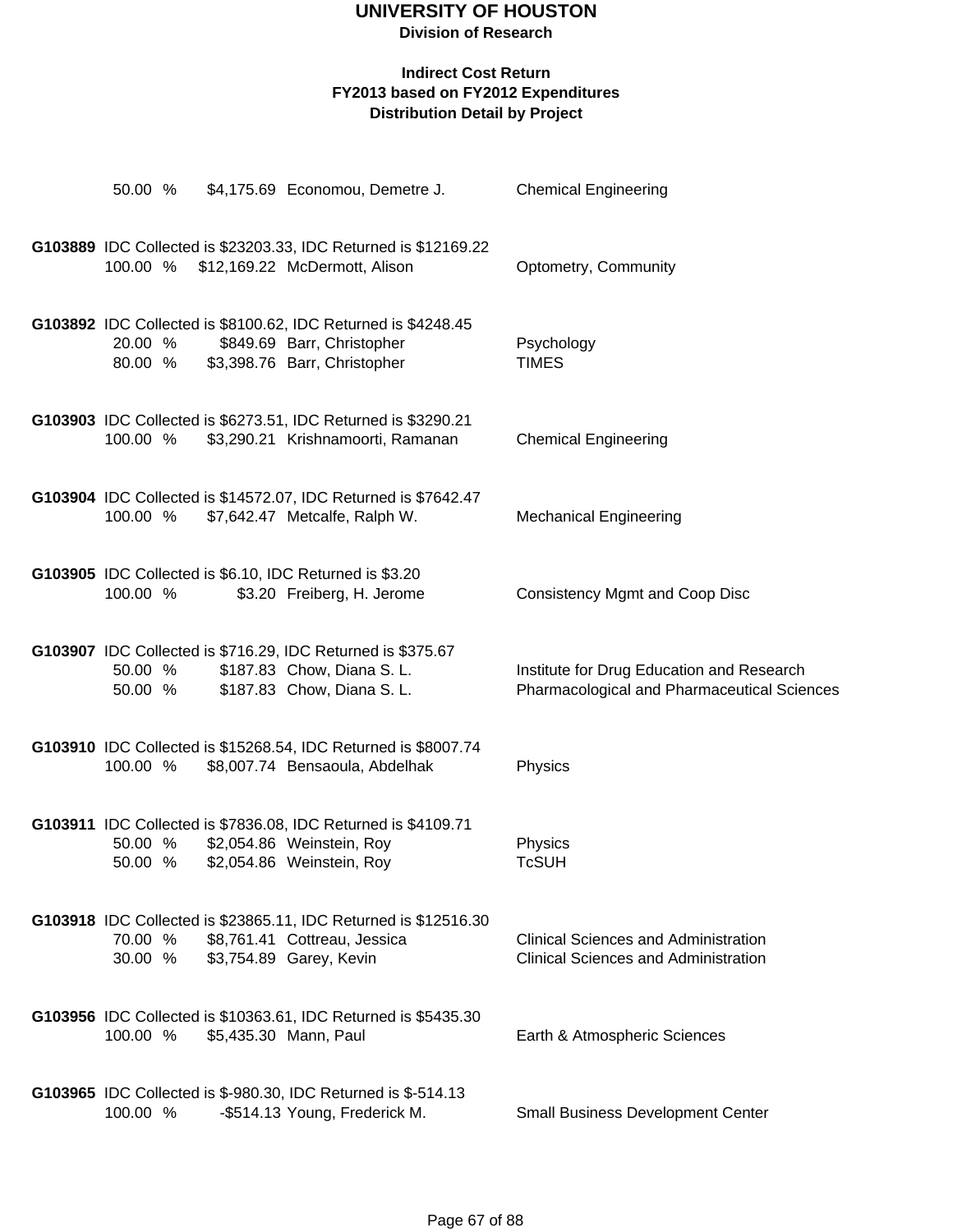# UNIVERSITY OF HOUSTON

**Division of Research**

**Indirect Cost Return**
**FY2013 based on FY2012 Expenditures**
**Distribution Detail by Project**

50.00 % $4,175.69 Economou, Demetre J. Chemical Engineering

**G103889** IDC Collected is $23203.33, IDC Returned is $12169.22
100.00 % $12,169.22 McDermott, Alison Optometry, Community

**G103892** IDC Collected is $8100.62, IDC Returned is $4248.45
20.00 % $849.69 Barr, Christopher Psychology
80.00 % $3,398.76 Barr, Christopher TIMES

**G103903** IDC Collected is $6273.51, IDC Returned is $3290.21
100.00 % $3,290.21 Krishnamoorti, Ramanan Chemical Engineering

**G103904** IDC Collected is $14572.07, IDC Returned is $7642.47
100.00 % $7,642.47 Metcalfe, Ralph W. Mechanical Engineering

**G103905** IDC Collected is $6.10, IDC Returned is $3.20
100.00 % $3.20 Freiberg, H. Jerome Consistency Mgmt and Coop Disc

**G103907** IDC Collected is $716.29, IDC Returned is $375.67
50.00 % $187.83 Chow, Diana S. L. Institute for Drug Education and Research
50.00 % $187.83 Chow, Diana S. L. Pharmacological and Pharmaceutical Sciences

**G103910** IDC Collected is $15268.54, IDC Returned is $8007.74
100.00 % $8,007.74 Bensaoula, Abdelhak Physics

**G103911** IDC Collected is $7836.08, IDC Returned is $4109.71
50.00 % $2,054.86 Weinstein, Roy Physics
50.00 % $2,054.86 Weinstein, Roy TcSUH

**G103918** IDC Collected is $23865.11, IDC Returned is $12516.30
70.00 % $8,761.41 Cottreau, Jessica Clinical Sciences and Administration
30.00 % $3,754.89 Garey, Kevin Clinical Sciences and Administration

**G103956** IDC Collected is $10363.61, IDC Returned is $5435.30
100.00 % $5,435.30 Mann, Paul Earth & Atmospheric Sciences

**G103965** IDC Collected is $-980.30, IDC Returned is $-514.13
100.00 % -$514.13 Young, Frederick M. Small Business Development Center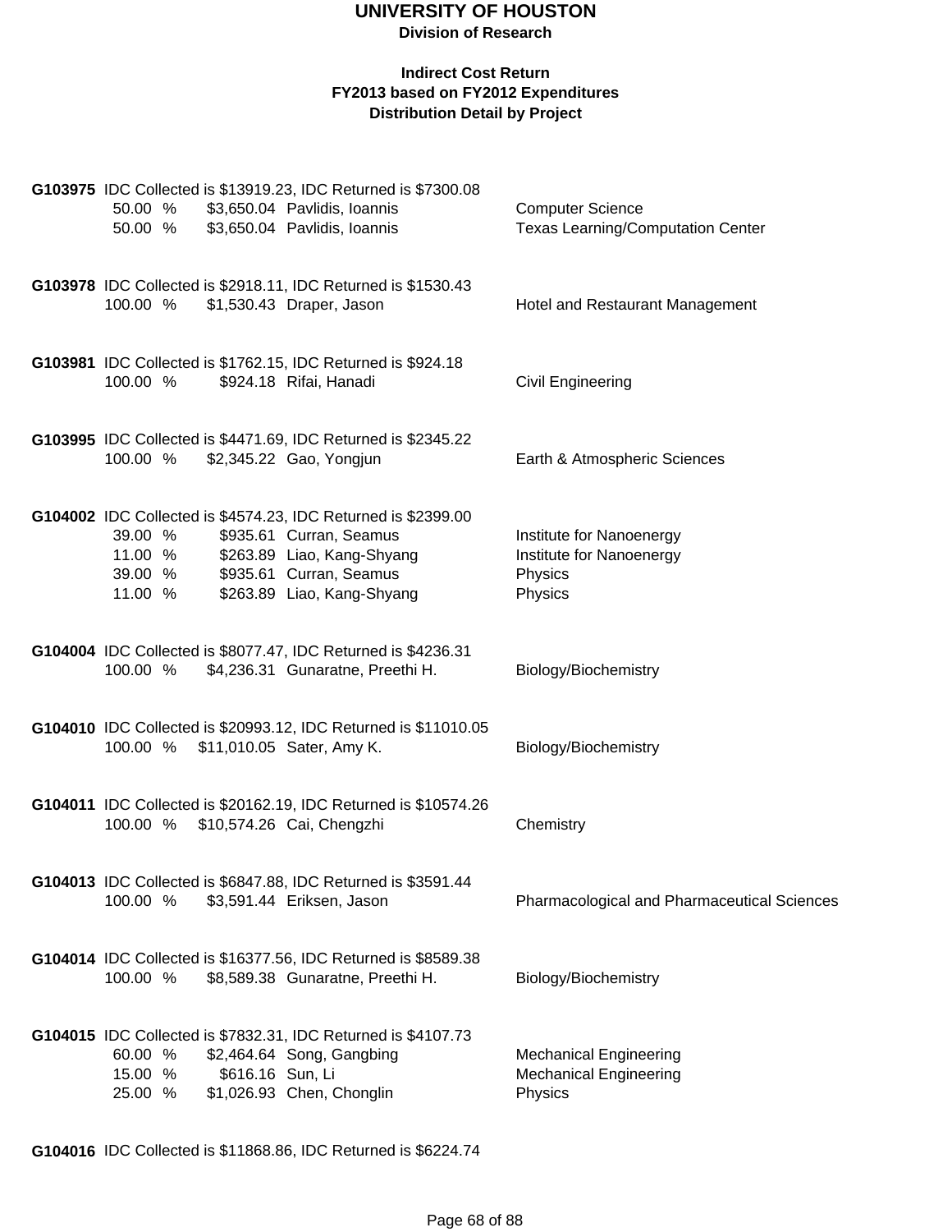# UNIVERSITY OF HOUSTON

**Division of Research**

**Indirect Cost Return**
**FY2013 based on FY2012 Expenditures**
**Distribution Detail by Project**

**G103975** IDC Collected is $13919.23, IDC Returned is $7300.08

| % | Amount | Name | Department |
|---|---|---|---|
| 50.00 % | $3,650.04 | Pavlidis, Ioannis | Computer Science |
| 50.00 % | $3,650.04 | Pavlidis, Ioannis | Texas Learning/Computation Center |

**G103978** IDC Collected is $2918.11, IDC Returned is $1530.43

| % | Amount | Name | Department |
|---|---|---|---|
| 100.00 % | $1,530.43 | Draper, Jason | Hotel and Restaurant Management |

**G103981** IDC Collected is $1762.15, IDC Returned is $924.18

| % | Amount | Name | Department |
|---|---|---|---|
| 100.00 % | $924.18 | Rifai, Hanadi | Civil Engineering |

**G103995** IDC Collected is $4471.69, IDC Returned is $2345.22

| % | Amount | Name | Department |
|---|---|---|---|
| 100.00 % | $2,345.22 | Gao, Yongjun | Earth & Atmospheric Sciences |

**G104002** IDC Collected is $4574.23, IDC Returned is $2399.00

| % | Amount | Name | Department |
|---|---|---|---|
| 39.00 % | $935.61 | Curran, Seamus | Institute for Nanoenergy |
| 11.00 % | $263.89 | Liao, Kang-Shyang | Institute for Nanoenergy |
| 39.00 % | $935.61 | Curran, Seamus | Physics |
| 11.00 % | $263.89 | Liao, Kang-Shyang | Physics |

**G104004** IDC Collected is $8077.47, IDC Returned is $4236.31

| % | Amount | Name | Department |
|---|---|---|---|
| 100.00 % | $4,236.31 | Gunaratne, Preethi H. | Biology/Biochemistry |

**G104010** IDC Collected is $20993.12, IDC Returned is $11010.05

| % | Amount | Name | Department |
|---|---|---|---|
| 100.00 % | $11,010.05 | Sater, Amy K. | Biology/Biochemistry |

**G104011** IDC Collected is $20162.19, IDC Returned is $10574.26

| % | Amount | Name | Department |
|---|---|---|---|
| 100.00 % | $10,574.26 | Cai, Chengzhi | Chemistry |

**G104013** IDC Collected is $6847.88, IDC Returned is $3591.44

| % | Amount | Name | Department |
|---|---|---|---|
| 100.00 % | $3,591.44 | Eriksen, Jason | Pharmacological and Pharmaceutical Sciences |

**G104014** IDC Collected is $16377.56, IDC Returned is $8589.38

| % | Amount | Name | Department |
|---|---|---|---|
| 100.00 % | $8,589.38 | Gunaratne, Preethi H. | Biology/Biochemistry |

**G104015** IDC Collected is $7832.31, IDC Returned is $4107.73

| % | Amount | Name | Department |
|---|---|---|---|
| 60.00 % | $2,464.64 | Song, Gangbing | Mechanical Engineering |
| 15.00 % | $616.16 | Sun, Li | Mechanical Engineering |
| 25.00 % | $1,026.93 | Chen, Chonglin | Physics |

**G104016** IDC Collected is $11868.86, IDC Returned is $6224.74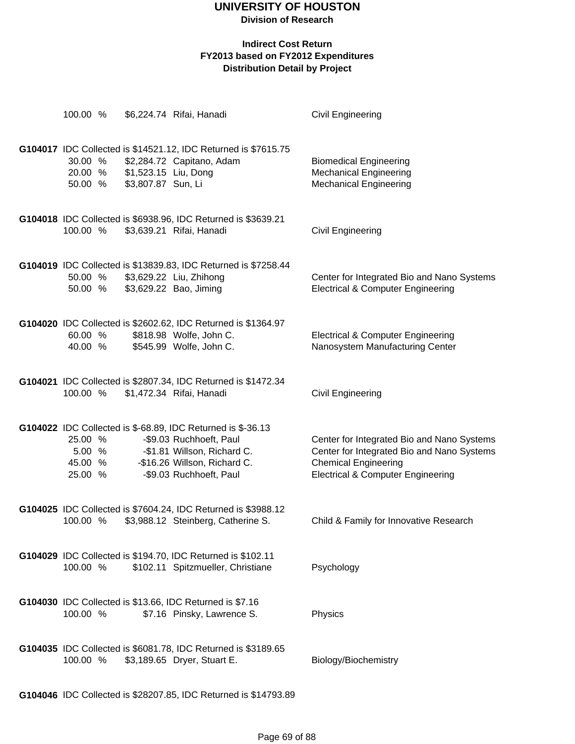# UNIVERSITY OF HOUSTON

**Division of Research**

**Indirect Cost Return**
**FY2013 based on FY2012 Expenditures**
**Distribution Detail by Project**

| | | | | |
|---|---|---|---|---|
| | 100.00 % | $6,224.74 | Rifai, Hanadi | Civil Engineering |
| **G104017** | IDC Collected is $14521.12, IDC Returned is $7615.75 | | | |
| | 30.00 % | $2,284.72 | Capitano, Adam | Biomedical Engineering |
| | 20.00 % | $1,523.15 | Liu, Dong | Mechanical Engineering |
| | 50.00 % | $3,807.87 | Sun, Li | Mechanical Engineering |
| **G104018** | IDC Collected is $6938.96, IDC Returned is $3639.21 | | | |
| | 100.00 % | $3,639.21 | Rifai, Hanadi | Civil Engineering |
| **G104019** | IDC Collected is $13839.83, IDC Returned is $7258.44 | | | |
| | 50.00 % | $3,629.22 | Liu, Zhihong | Center for Integrated Bio and Nano Systems |
| | 50.00 % | $3,629.22 | Bao, Jiming | Electrical & Computer Engineering |
| **G104020** | IDC Collected is $2602.62, IDC Returned is $1364.97 | | | |
| | 60.00 % | $818.98 | Wolfe, John C. | Electrical & Computer Engineering |
| | 40.00 % | $545.99 | Wolfe, John C. | Nanosystem Manufacturing Center |
| **G104021** | IDC Collected is $2807.34, IDC Returned is $1472.34 | | | |
| | 100.00 % | $1,472.34 | Rifai, Hanadi | Civil Engineering |
| **G104022** | IDC Collected is $-68.89, IDC Returned is $-36.13 | | | |
| | 25.00 % | -$9.03 | Ruchhoeft, Paul | Center for Integrated Bio and Nano Systems |
| | 5.00 % | -$1.81 | Willson, Richard C. | Center for Integrated Bio and Nano Systems |
| | 45.00 % | -$16.26 | Willson, Richard C. | Chemical Engineering |
| | 25.00 % | -$9.03 | Ruchhoeft, Paul | Electrical & Computer Engineering |
| **G104025** | IDC Collected is $7604.24, IDC Returned is $3988.12 | | | |
| | 100.00 % | $3,988.12 | Steinberg, Catherine S. | Child & Family for Innovative Research |
| **G104029** | IDC Collected is $194.70, IDC Returned is $102.11 | | | |
| | 100.00 % | $102.11 | Spitzmueller, Christiane | Psychology |
| **G104030** | IDC Collected is $13.66, IDC Returned is $7.16 | | | |
| | 100.00 % | $7.16 | Pinsky, Lawrence S. | Physics |
| **G104035** | IDC Collected is $6081.78, IDC Returned is $3189.65 | | | |
| | 100.00 % | $3,189.65 | Dryer, Stuart E. | Biology/Biochemistry |
| **G104046** | IDC Collected is $28207.85, IDC Returned is $14793.89 | | | |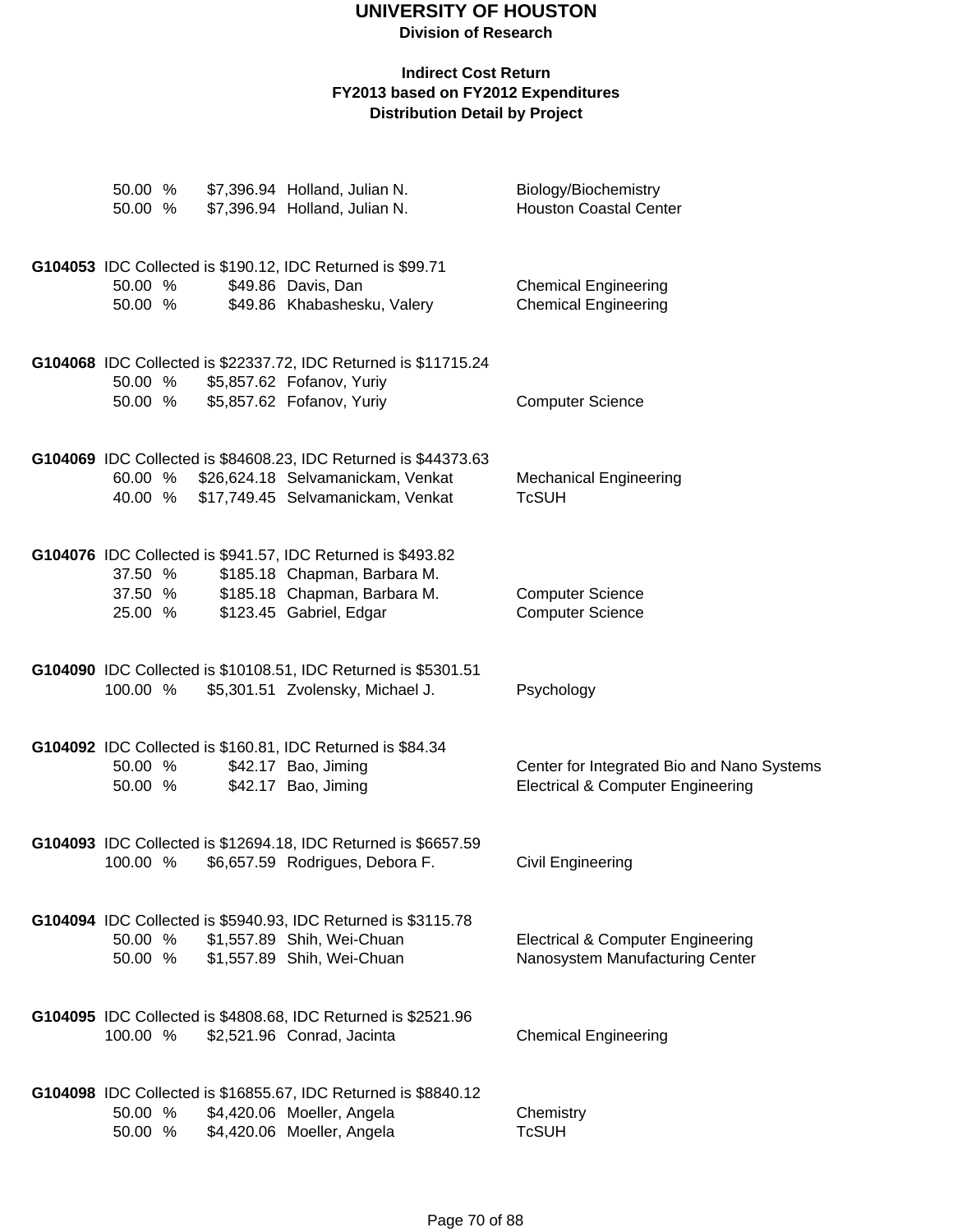# UNIVERSITY OF HOUSTON

**Division of Research**

**Indirect Cost Return**
**FY2013 based on FY2012 Expenditures**
**Distribution Detail by Project**

| | | | |
|---|---|---|---|
| 50.00 % | $7,396.94 | Holland, Julian N. | Biology/Biochemistry |
| 50.00 % | $7,396.94 | Holland, Julian N. | Houston Coastal Center |

**G104053** IDC Collected is $190.12, IDC Returned is $99.71

| | | | |
|---|---|---|---|
| 50.00 % | $49.86 | Davis, Dan | Chemical Engineering |
| 50.00 % | $49.86 | Khabashesku, Valery | Chemical Engineering |

**G104068** IDC Collected is $22337.72, IDC Returned is $11715.24

| | | | |
|---|---|---|---|
| 50.00 % | $5,857.62 | Fofanov, Yuriy | |
| 50.00 % | $5,857.62 | Fofanov, Yuriy | Computer Science |

**G104069** IDC Collected is $84608.23, IDC Returned is $44373.63

| | | | |
|---|---|---|---|
| 60.00 % | $26,624.18 | Selvamanickam, Venkat | Mechanical Engineering |
| 40.00 % | $17,749.45 | Selvamanickam, Venkat | TcSUH |

**G104076** IDC Collected is $941.57, IDC Returned is $493.82

| | | | |
|---|---|---|---|
| 37.50 % | $185.18 | Chapman, Barbara M. | |
| 37.50 % | $185.18 | Chapman, Barbara M. | Computer Science |
| 25.00 % | $123.45 | Gabriel, Edgar | Computer Science |

**G104090** IDC Collected is $10108.51, IDC Returned is $5301.51

| | | | |
|---|---|---|---|
| 100.00 % | $5,301.51 | Zvolensky, Michael J. | Psychology |

**G104092** IDC Collected is $160.81, IDC Returned is $84.34

| | | | |
|---|---|---|---|
| 50.00 % | $42.17 | Bao, Jiming | Center for Integrated Bio and Nano Systems |
| 50.00 % | $42.17 | Bao, Jiming | Electrical & Computer Engineering |

**G104093** IDC Collected is $12694.18, IDC Returned is $6657.59

| | | | |
|---|---|---|---|
| 100.00 % | $6,657.59 | Rodrigues, Debora F. | Civil Engineering |

**G104094** IDC Collected is $5940.93, IDC Returned is $3115.78

| | | | |
|---|---|---|---|
| 50.00 % | $1,557.89 | Shih, Wei-Chuan | Electrical & Computer Engineering |
| 50.00 % | $1,557.89 | Shih, Wei-Chuan | Nanosystem Manufacturing Center |

**G104095** IDC Collected is $4808.68, IDC Returned is $2521.96

| | | | |
|---|---|---|---|
| 100.00 % | $2,521.96 | Conrad, Jacinta | Chemical Engineering |

**G104098** IDC Collected is $16855.67, IDC Returned is $8840.12

| | | | |
|---|---|---|---|
| 50.00 % | $4,420.06 | Moeller, Angela | Chemistry |
| 50.00 % | $4,420.06 | Moeller, Angela | TcSUH |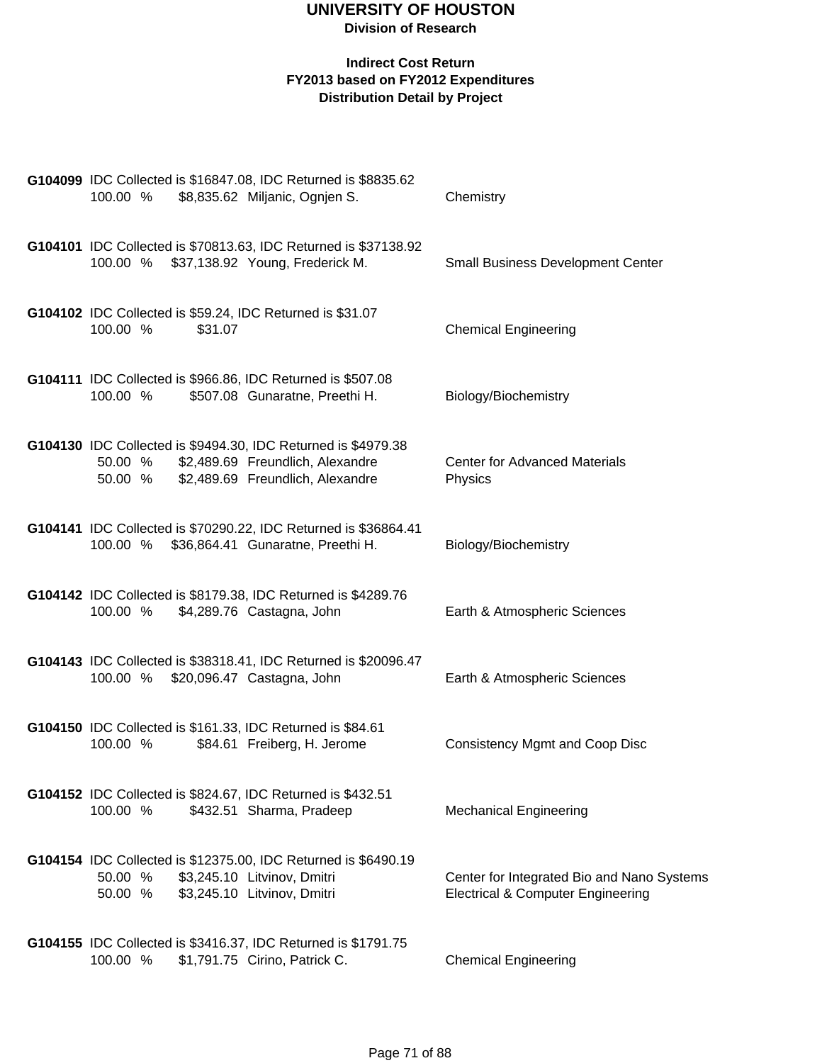# UNIVERSITY OF HOUSTON

**Division of Research**

**Indirect Cost Return**
**FY2013 based on FY2012 Expenditures**
**Distribution Detail by Project**

**G104099** IDC Collected is $16847.08, IDC Returned is $8835.62

| 100.00 % | $8,835.62 | Miljanic, Ognjen S. | Chemistry |
|---|---|---|---|

**G104101** IDC Collected is $70813.63, IDC Returned is $37138.92

| 100.00 % | $37,138.92 | Young, Frederick M. | Small Business Development Center |
|---|---|---|---|

**G104102** IDC Collected is $59.24, IDC Returned is $31.07

| 100.00 % | $31.07 | | Chemical Engineering |
|---|---|---|---|

**G104111** IDC Collected is $966.86, IDC Returned is $507.08

| 100.00 % | $507.08 | Gunaratne, Preethi H. | Biology/Biochemistry |
|---|---|---|---|

**G104130** IDC Collected is $9494.30, IDC Returned is $4979.38

| 50.00 % | $2,489.69 | Freundlich, Alexandre | Center for Advanced Materials |
|---|---|---|---|
| 50.00 % | $2,489.69 | Freundlich, Alexandre | Physics |

**G104141** IDC Collected is $70290.22, IDC Returned is $36864.41

| 100.00 % | $36,864.41 | Gunaratne, Preethi H. | Biology/Biochemistry |
|---|---|---|---|

**G104142** IDC Collected is $8179.38, IDC Returned is $4289.76

| 100.00 % | $4,289.76 | Castagna, John | Earth & Atmospheric Sciences |
|---|---|---|---|

**G104143** IDC Collected is $38318.41, IDC Returned is $20096.47

| 100.00 % | $20,096.47 | Castagna, John | Earth & Atmospheric Sciences |
|---|---|---|---|

**G104150** IDC Collected is $161.33, IDC Returned is $84.61

| 100.00 % | $84.61 | Freiberg, H. Jerome | Consistency Mgmt and Coop Disc |
|---|---|---|---|

**G104152** IDC Collected is $824.67, IDC Returned is $432.51

| 100.00 % | $432.51 | Sharma, Pradeep | Mechanical Engineering |
|---|---|---|---|

**G104154** IDC Collected is $12375.00, IDC Returned is $6490.19

| 50.00 % | $3,245.10 | Litvinov, Dmitri | Center for Integrated Bio and Nano Systems |
|---|---|---|---|
| 50.00 % | $3,245.10 | Litvinov, Dmitri | Electrical & Computer Engineering |

**G104155** IDC Collected is $3416.37, IDC Returned is $1791.75

| 100.00 % | $1,791.75 | Cirino, Patrick C. | Chemical Engineering |
|---|---|---|---|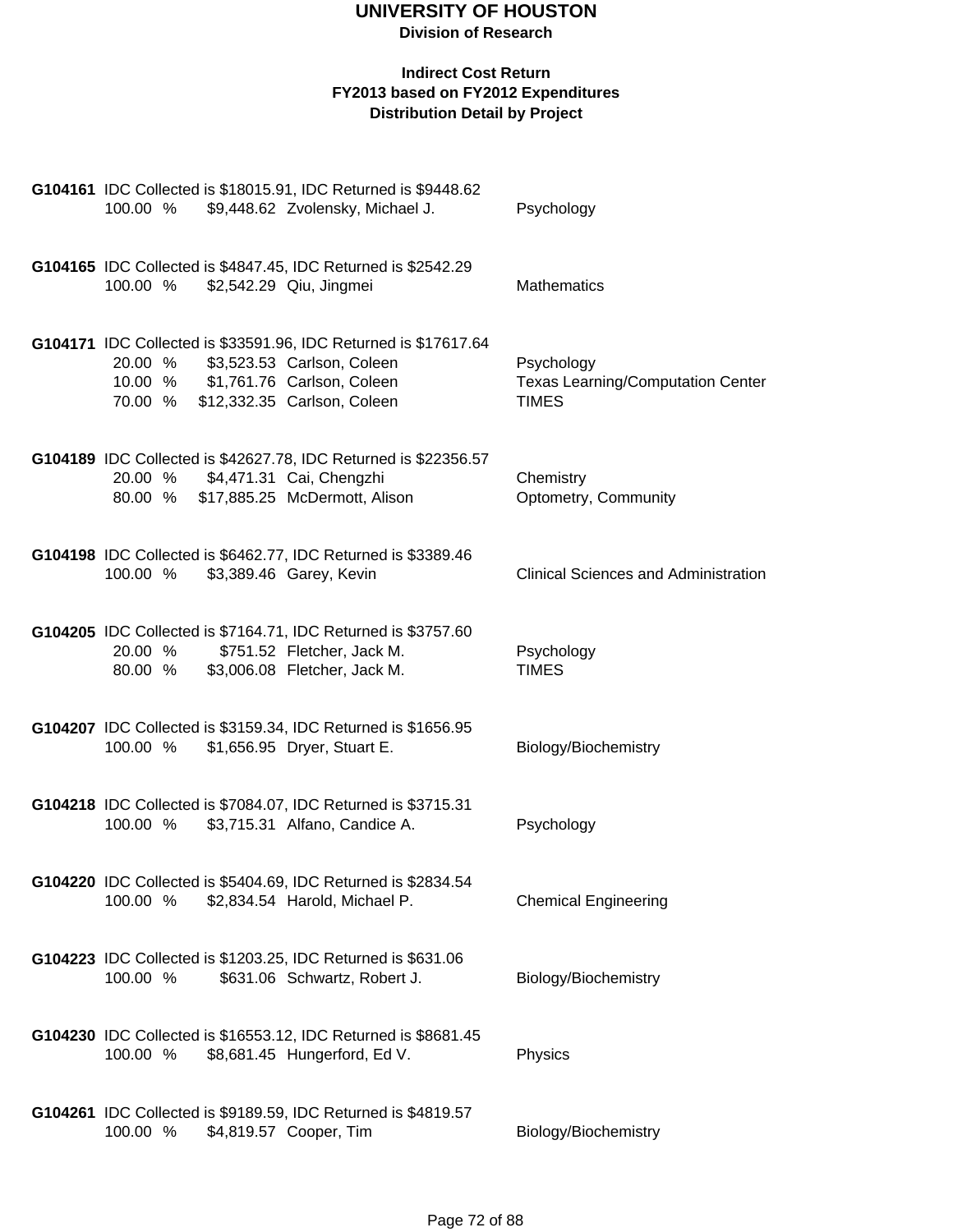# UNIVERSITY OF HOUSTON

**Division of Research**

**Indirect Cost Return**
**FY2013 based on FY2012 Expenditures**
**Distribution Detail by Project**

**G104161** IDC Collected is $18015.91, IDC Returned is $9448.62

| Percent | Amount | Name | Department |
|---|---|---|---|
| 100.00 % | $9,448.62 | Zvolensky, Michael J. | Psychology |

**G104165** IDC Collected is $4847.45, IDC Returned is $2542.29

| Percent | Amount | Name | Department |
|---|---|---|---|
| 100.00 % | $2,542.29 | Qiu, Jingmei | Mathematics |

**G104171** IDC Collected is $33591.96, IDC Returned is $17617.64

| Percent | Amount | Name | Department |
|---|---|---|---|
| 20.00 % | $3,523.53 | Carlson, Coleen | Psychology |
| 10.00 % | $1,761.76 | Carlson, Coleen | Texas Learning/Computation Center |
| 70.00 % | $12,332.35 | Carlson, Coleen | TIMES |

**G104189** IDC Collected is $42627.78, IDC Returned is $22356.57

| Percent | Amount | Name | Department |
|---|---|---|---|
| 20.00 % | $4,471.31 | Cai, Chengzhi | Chemistry |
| 80.00 % | $17,885.25 | McDermott, Alison | Optometry, Community |

**G104198** IDC Collected is $6462.77, IDC Returned is $3389.46

| Percent | Amount | Name | Department |
|---|---|---|---|
| 100.00 % | $3,389.46 | Garey, Kevin | Clinical Sciences and Administration |

**G104205** IDC Collected is $7164.71, IDC Returned is $3757.60

| Percent | Amount | Name | Department |
|---|---|---|---|
| 20.00 % | $751.52 | Fletcher, Jack M. | Psychology |
| 80.00 % | $3,006.08 | Fletcher, Jack M. | TIMES |

**G104207** IDC Collected is $3159.34, IDC Returned is $1656.95

| Percent | Amount | Name | Department |
|---|---|---|---|
| 100.00 % | $1,656.95 | Dryer, Stuart E. | Biology/Biochemistry |

**G104218** IDC Collected is $7084.07, IDC Returned is $3715.31

| Percent | Amount | Name | Department |
|---|---|---|---|
| 100.00 % | $3,715.31 | Alfano, Candice A. | Psychology |

**G104220** IDC Collected is $5404.69, IDC Returned is $2834.54

| Percent | Amount | Name | Department |
|---|---|---|---|
| 100.00 % | $2,834.54 | Harold, Michael P. | Chemical Engineering |

**G104223** IDC Collected is $1203.25, IDC Returned is $631.06

| Percent | Amount | Name | Department |
|---|---|---|---|
| 100.00 % | $631.06 | Schwartz, Robert J. | Biology/Biochemistry |

**G104230** IDC Collected is $16553.12, IDC Returned is $8681.45

| Percent | Amount | Name | Department |
|---|---|---|---|
| 100.00 % | $8,681.45 | Hungerford, Ed V. | Physics |

**G104261** IDC Collected is $9189.59, IDC Returned is $4819.57

| Percent | Amount | Name | Department |
|---|---|---|---|
| 100.00 % | $4,819.57 | Cooper, Tim | Biology/Biochemistry |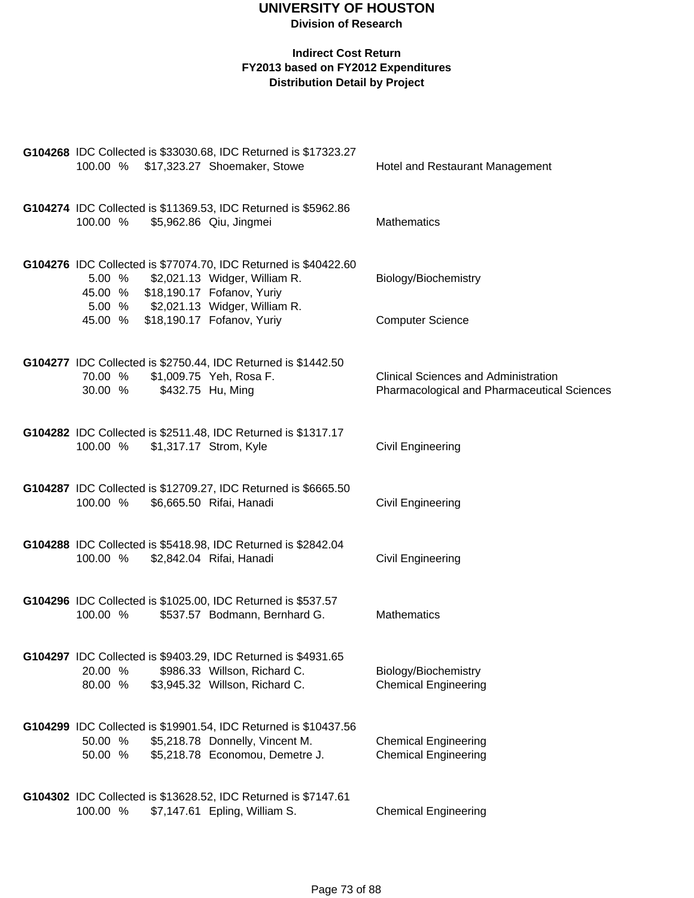# UNIVERSITY OF HOUSTON

**Division of Research**

**Indirect Cost Return**
**FY2013 based on FY2012 Expenditures**
**Distribution Detail by Project**

**G104268** IDC Collected is $33030.68, IDC Returned is $17323.27

| 100.00 % | $17,323.27 | Shoemaker, Stowe | Hotel and Restaurant Management |
|---|---|---|---|

**G104274** IDC Collected is $11369.53, IDC Returned is $5962.86

| 100.00 % | $5,962.86 | Qiu, Jingmei | Mathematics |
|---|---|---|---|

**G104276** IDC Collected is $77074.70, IDC Returned is $40422.60

| 5.00 % | $2,021.13 | Widger, William R. | Biology/Biochemistry |
|---|---|---|---|
| 45.00 % | $18,190.17 | Fofanov, Yuriy | |
| 5.00 % | $2,021.13 | Widger, William R. | |
| 45.00 % | $18,190.17 | Fofanov, Yuriy | Computer Science |

**G104277** IDC Collected is $2750.44, IDC Returned is $1442.50

| 70.00 % | $1,009.75 | Yeh, Rosa F. | Clinical Sciences and Administration |
|---|---|---|---|
| 30.00 % | $432.75 | Hu, Ming | Pharmacological and Pharmaceutical Sciences |

**G104282** IDC Collected is $2511.48, IDC Returned is $1317.17

| 100.00 % | $1,317.17 | Strom, Kyle | Civil Engineering |
|---|---|---|---|

**G104287** IDC Collected is $12709.27, IDC Returned is $6665.50

| 100.00 % | $6,665.50 | Rifai, Hanadi | Civil Engineering |
|---|---|---|---|

**G104288** IDC Collected is $5418.98, IDC Returned is $2842.04

| 100.00 % | $2,842.04 | Rifai, Hanadi | Civil Engineering |
|---|---|---|---|

**G104296** IDC Collected is $1025.00, IDC Returned is $537.57

| 100.00 % | $537.57 | Bodmann, Bernhard G. | Mathematics |
|---|---|---|---|

**G104297** IDC Collected is $9403.29, IDC Returned is $4931.65

| 20.00 % | $986.33 | Willson, Richard C. | Biology/Biochemistry |
|---|---|---|---|
| 80.00 % | $3,945.32 | Willson, Richard C. | Chemical Engineering |

**G104299** IDC Collected is $19901.54, IDC Returned is $10437.56

| 50.00 % | $5,218.78 | Donnelly, Vincent M. | Chemical Engineering |
|---|---|---|---|
| 50.00 % | $5,218.78 | Economou, Demetre J. | Chemical Engineering |

**G104302** IDC Collected is $13628.52, IDC Returned is $7147.61

| 100.00 % | $7,147.61 | Epling, William S. | Chemical Engineering |
|---|---|---|---|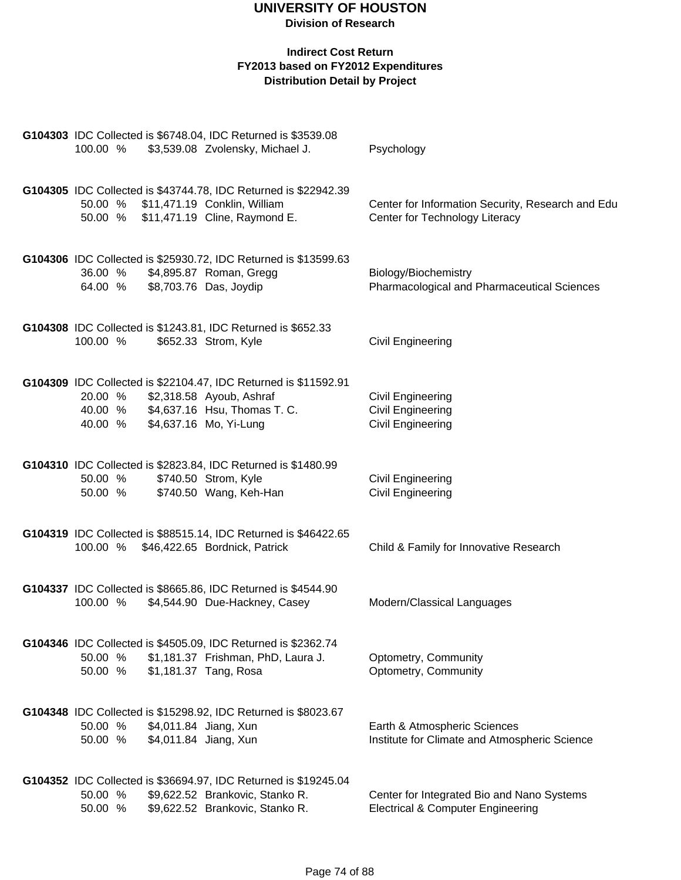# UNIVERSITY OF HOUSTON

**Division of Research**

**Indirect Cost Return**
**FY2013 based on FY2012 Expenditures**
**Distribution Detail by Project**

**G104303** IDC Collected is $6748.04, IDC Returned is $3539.08

| | | | |
|---|---|---|---|
| 100.00 % | $3,539.08 | Zvolensky, Michael J. | Psychology |

**G104305** IDC Collected is $43744.78, IDC Returned is $22942.39

| | | | |
|---|---|---|---|
| 50.00 % | $11,471.19 | Conklin, William | Center for Information Security, Research and Edu |
| 50.00 % | $11,471.19 | Cline, Raymond E. | Center for Technology Literacy |

**G104306** IDC Collected is $25930.72, IDC Returned is $13599.63

| | | | |
|---|---|---|---|
| 36.00 % | $4,895.87 | Roman, Gregg | Biology/Biochemistry |
| 64.00 % | $8,703.76 | Das, Joydip | Pharmacological and Pharmaceutical Sciences |

**G104308** IDC Collected is $1243.81, IDC Returned is $652.33

| | | | |
|---|---|---|---|
| 100.00 % | $652.33 | Strom, Kyle | Civil Engineering |

**G104309** IDC Collected is $22104.47, IDC Returned is $11592.91

| | | | |
|---|---|---|---|
| 20.00 % | $2,318.58 | Ayoub, Ashraf | Civil Engineering |
| 40.00 % | $4,637.16 | Hsu, Thomas T. C. | Civil Engineering |
| 40.00 % | $4,637.16 | Mo, Yi-Lung | Civil Engineering |

**G104310** IDC Collected is $2823.84, IDC Returned is $1480.99

| | | | |
|---|---|---|---|
| 50.00 % | $740.50 | Strom, Kyle | Civil Engineering |
| 50.00 % | $740.50 | Wang, Keh-Han | Civil Engineering |

**G104319** IDC Collected is $88515.14, IDC Returned is $46422.65

| | | | |
|---|---|---|---|
| 100.00 % | $46,422.65 | Bordnick, Patrick | Child & Family for Innovative Research |

**G104337** IDC Collected is $8665.86, IDC Returned is $4544.90

| | | | |
|---|---|---|---|
| 100.00 % | $4,544.90 | Due-Hackney, Casey | Modern/Classical Languages |

**G104346** IDC Collected is $4505.09, IDC Returned is $2362.74

| | | | |
|---|---|---|---|
| 50.00 % | $1,181.37 | Frishman, PhD, Laura J. | Optometry, Community |
| 50.00 % | $1,181.37 | Tang, Rosa | Optometry, Community |

**G104348** IDC Collected is $15298.92, IDC Returned is $8023.67

| | | | |
|---|---|---|---|
| 50.00 % | $4,011.84 | Jiang, Xun | Earth & Atmospheric Sciences |
| 50.00 % | $4,011.84 | Jiang, Xun | Institute for Climate and Atmospheric Science |

**G104352** IDC Collected is $36694.97, IDC Returned is $19245.04

| | | | |
|---|---|---|---|
| 50.00 % | $9,622.52 | Brankovic, Stanko R. | Center for Integrated Bio and Nano Systems |
| 50.00 % | $9,622.52 | Brankovic, Stanko R. | Electrical & Computer Engineering |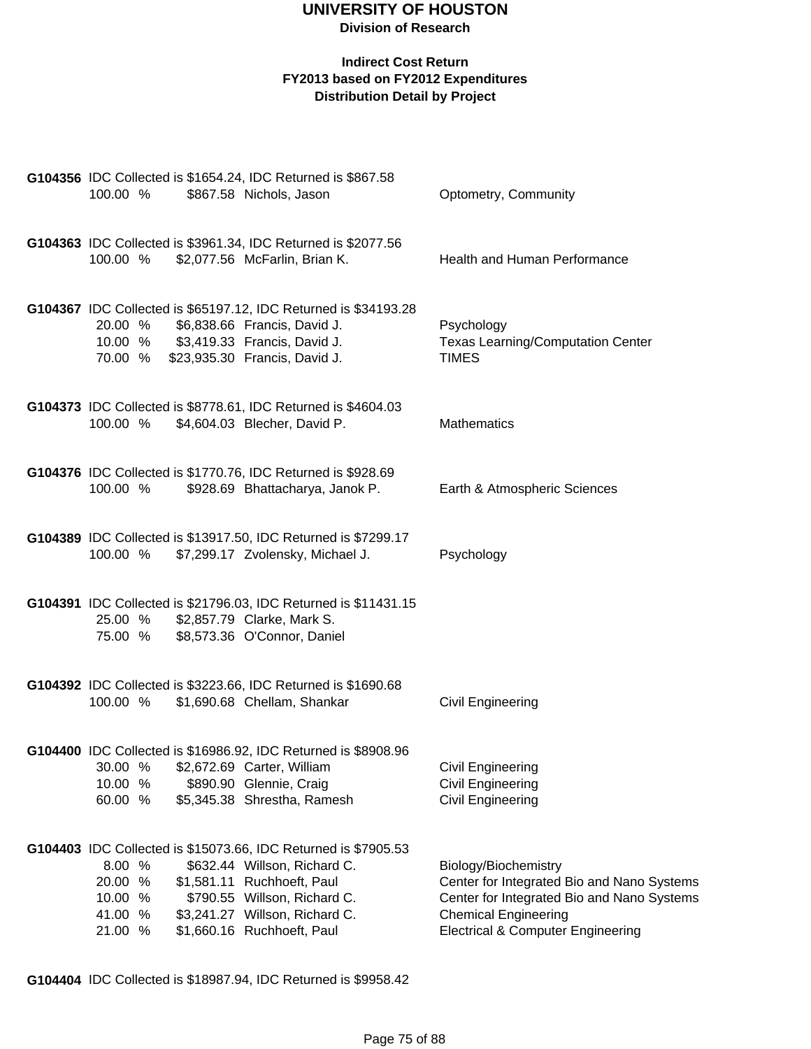# UNIVERSITY OF HOUSTON

**Division of Research**

**Indirect Cost Return**
**FY2013 based on FY2012 Expenditures**
**Distribution Detail by Project**

**G104356** IDC Collected is $1654.24, IDC Returned is $867.58

| % | Amount | Name | Department |
|---|---|---|---|
| 100.00 % | $867.58 | Nichols, Jason | Optometry, Community |

**G104363** IDC Collected is $3961.34, IDC Returned is $2077.56

| % | Amount | Name | Department |
|---|---|---|---|
| 100.00 % | $2,077.56 | McFarlin, Brian K. | Health and Human Performance |

**G104367** IDC Collected is $65197.12, IDC Returned is $34193.28

| % | Amount | Name | Department |
|---|---|---|---|
| 20.00 % | $6,838.66 | Francis, David J. | Psychology |
| 10.00 % | $3,419.33 | Francis, David J. | Texas Learning/Computation Center |
| 70.00 % | $23,935.30 | Francis, David J. | TIMES |

**G104373** IDC Collected is $8778.61, IDC Returned is $4604.03

| % | Amount | Name | Department |
|---|---|---|---|
| 100.00 % | $4,604.03 | Blecher, David P. | Mathematics |

**G104376** IDC Collected is $1770.76, IDC Returned is $928.69

| % | Amount | Name | Department |
|---|---|---|---|
| 100.00 % | $928.69 | Bhattacharya, Janok P. | Earth & Atmospheric Sciences |

**G104389** IDC Collected is $13917.50, IDC Returned is $7299.17

| % | Amount | Name | Department |
|---|---|---|---|
| 100.00 % | $7,299.17 | Zvolensky, Michael J. | Psychology |

**G104391** IDC Collected is $21796.03, IDC Returned is $11431.15

| % | Amount | Name | Department |
|---|---|---|---|
| 25.00 % | $2,857.79 | Clarke, Mark S. | |
| 75.00 % | $8,573.36 | O'Connor, Daniel | |

**G104392** IDC Collected is $3223.66, IDC Returned is $1690.68

| % | Amount | Name | Department |
|---|---|---|---|
| 100.00 % | $1,690.68 | Chellam, Shankar | Civil Engineering |

**G104400** IDC Collected is $16986.92, IDC Returned is $8908.96

| % | Amount | Name | Department |
|---|---|---|---|
| 30.00 % | $2,672.69 | Carter, William | Civil Engineering |
| 10.00 % | $890.90 | Glennie, Craig | Civil Engineering |
| 60.00 % | $5,345.38 | Shrestha, Ramesh | Civil Engineering |

**G104403** IDC Collected is $15073.66, IDC Returned is $7905.53

| % | Amount | Name | Department |
|---|---|---|---|
| 8.00 % | $632.44 | Willson, Richard C. | Biology/Biochemistry |
| 20.00 % | $1,581.11 | Ruchhoeft, Paul | Center for Integrated Bio and Nano Systems |
| 10.00 % | $790.55 | Willson, Richard C. | Center for Integrated Bio and Nano Systems |
| 41.00 % | $3,241.27 | Willson, Richard C. | Chemical Engineering |
| 21.00 % | $1,660.16 | Ruchhoeft, Paul | Electrical & Computer Engineering |

**G104404** IDC Collected is $18987.94, IDC Returned is $9958.42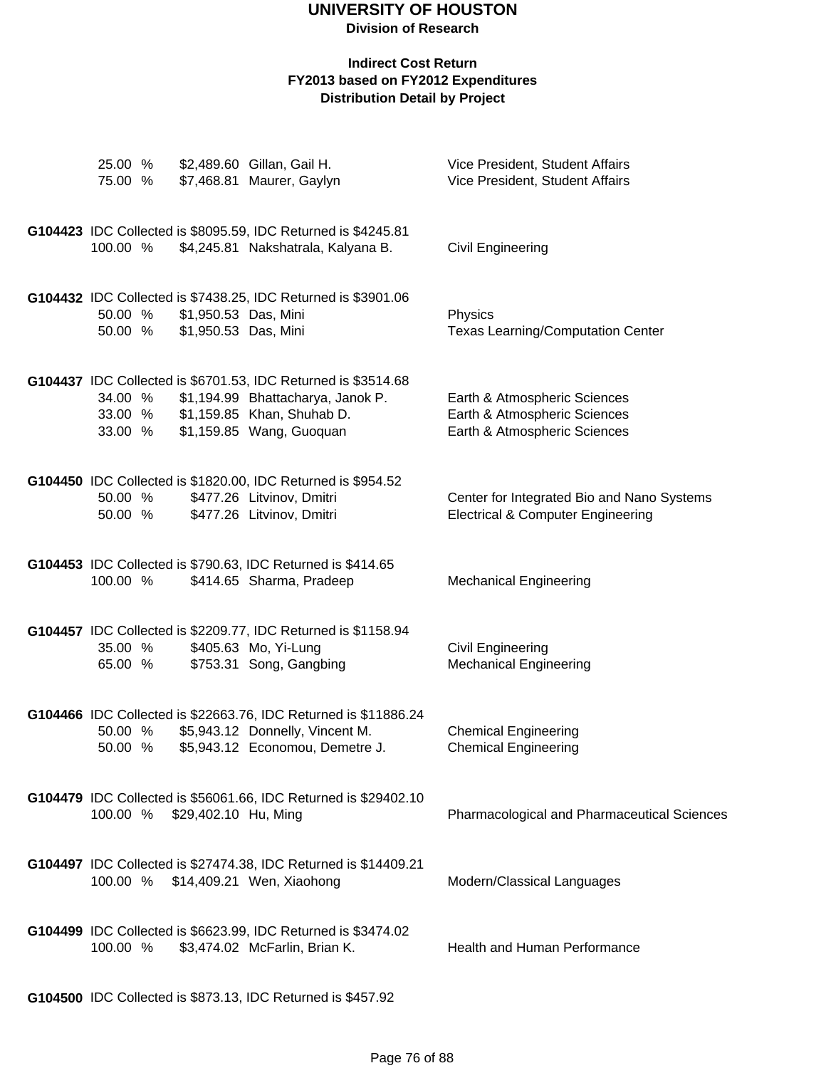# UNIVERSITY OF HOUSTON

**Division of Research**

**Indirect Cost Return**
**FY2013 based on FY2012 Expenditures**
**Distribution Detail by Project**

| | | | |
|---|---|---|---|
| 25.00 % | $2,489.60 | Gillan, Gail H. | Vice President, Student Affairs |
| 75.00 % | $7,468.81 | Maurer, Gaylyn | Vice President, Student Affairs |

**G104423** IDC Collected is $8095.59, IDC Returned is $4245.81

| | | | |
|---|---|---|---|
| 100.00 % | $4,245.81 | Nakshatrala, Kalyana B. | Civil Engineering |

**G104432** IDC Collected is $7438.25, IDC Returned is $3901.06

| | | | |
|---|---|---|---|
| 50.00 % | $1,950.53 | Das, Mini | Physics |
| 50.00 % | $1,950.53 | Das, Mini | Texas Learning/Computation Center |

**G104437** IDC Collected is $6701.53, IDC Returned is $3514.68

| | | | |
|---|---|---|---|
| 34.00 % | $1,194.99 | Bhattacharya, Janok P. | Earth & Atmospheric Sciences |
| 33.00 % | $1,159.85 | Khan, Shuhab D. | Earth & Atmospheric Sciences |
| 33.00 % | $1,159.85 | Wang, Guoquan | Earth & Atmospheric Sciences |

**G104450** IDC Collected is $1820.00, IDC Returned is $954.52

| | | | |
|---|---|---|---|
| 50.00 % | $477.26 | Litvinov, Dmitri | Center for Integrated Bio and Nano Systems |
| 50.00 % | $477.26 | Litvinov, Dmitri | Electrical & Computer Engineering |

**G104453** IDC Collected is $790.63, IDC Returned is $414.65

| | | | |
|---|---|---|---|
| 100.00 % | $414.65 | Sharma, Pradeep | Mechanical Engineering |

**G104457** IDC Collected is $2209.77, IDC Returned is $1158.94

| | | | |
|---|---|---|---|
| 35.00 % | $405.63 | Mo, Yi-Lung | Civil Engineering |
| 65.00 % | $753.31 | Song, Gangbing | Mechanical Engineering |

**G104466** IDC Collected is $22663.76, IDC Returned is $11886.24

| | | | |
|---|---|---|---|
| 50.00 % | $5,943.12 | Donnelly, Vincent M. | Chemical Engineering |
| 50.00 % | $5,943.12 | Economou, Demetre J. | Chemical Engineering |

**G104479** IDC Collected is $56061.66, IDC Returned is $29402.10

| | | | |
|---|---|---|---|
| 100.00 % | $29,402.10 | Hu, Ming | Pharmacological and Pharmaceutical Sciences |

**G104497** IDC Collected is $27474.38, IDC Returned is $14409.21

| | | | |
|---|---|---|---|
| 100.00 % | $14,409.21 | Wen, Xiaohong | Modern/Classical Languages |

**G104499** IDC Collected is $6623.99, IDC Returned is $3474.02

| | | | |
|---|---|---|---|
| 100.00 % | $3,474.02 | McFarlin, Brian K. | Health and Human Performance |

**G104500** IDC Collected is $873.13, IDC Returned is $457.92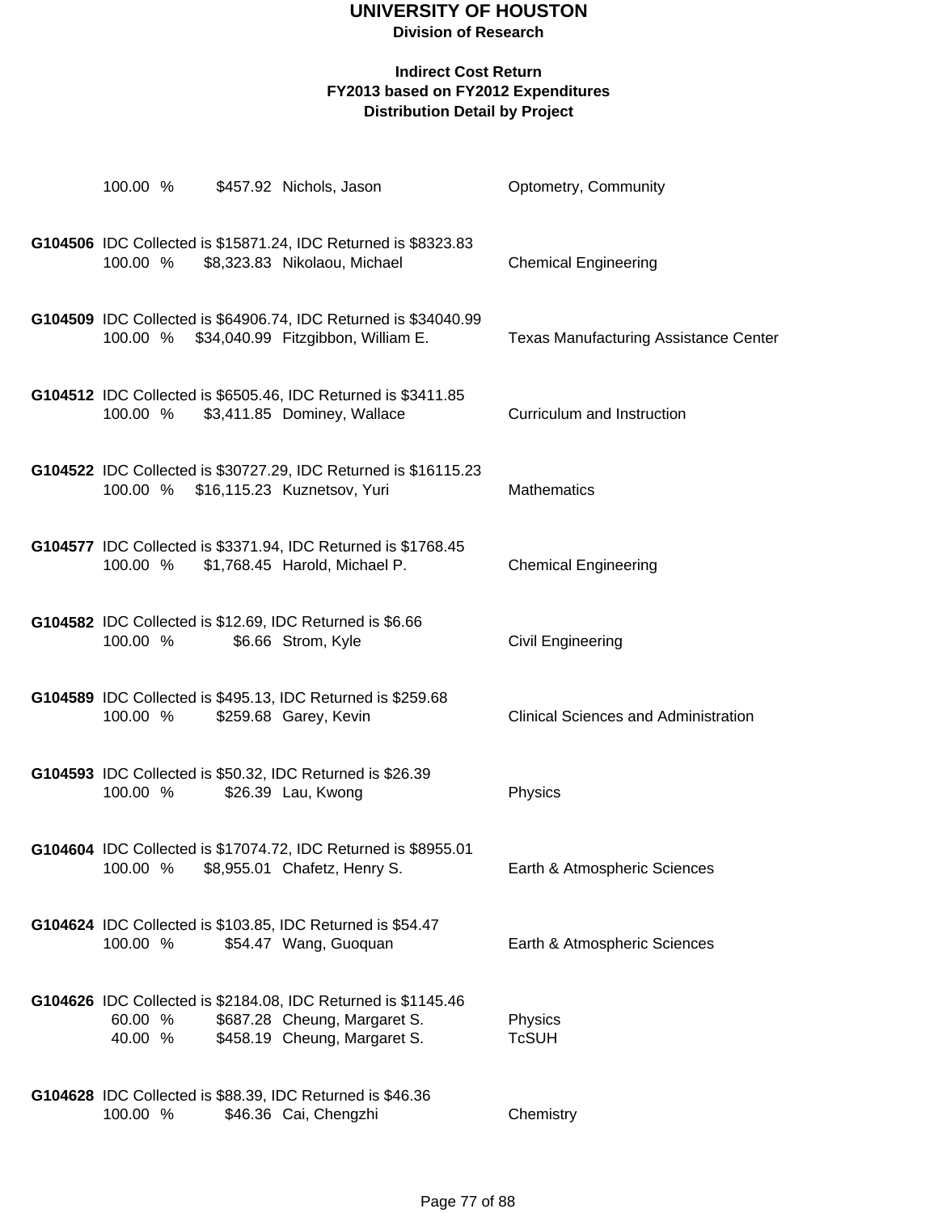# UNIVERSITY OF HOUSTON

**Division of Research**

**Indirect Cost Return**
**FY2013 based on FY2012 Expenditures**
**Distribution Detail by Project**

100.00 % $457.92 Nichols, Jason — Optometry, Community

**G104506** IDC Collected is $15871.24, IDC Returned is $8323.83
100.00 % $8,323.83 Nikolaou, Michael — Chemical Engineering

**G104509** IDC Collected is $64906.74, IDC Returned is $34040.99
100.00 % $34,040.99 Fitzgibbon, William E. — Texas Manufacturing Assistance Center

**G104512** IDC Collected is $6505.46, IDC Returned is $3411.85
100.00 % $3,411.85 Dominey, Wallace — Curriculum and Instruction

**G104522** IDC Collected is $30727.29, IDC Returned is $16115.23
100.00 % $16,115.23 Kuznetsov, Yuri — Mathematics

**G104577** IDC Collected is $3371.94, IDC Returned is $1768.45
100.00 % $1,768.45 Harold, Michael P. — Chemical Engineering

**G104582** IDC Collected is $12.69, IDC Returned is $6.66
100.00 % $6.66 Strom, Kyle — Civil Engineering

**G104589** IDC Collected is $495.13, IDC Returned is $259.68
100.00 % $259.68 Garey, Kevin — Clinical Sciences and Administration

**G104593** IDC Collected is $50.32, IDC Returned is $26.39
100.00 % $26.39 Lau, Kwong — Physics

**G104604** IDC Collected is $17074.72, IDC Returned is $8955.01
100.00 % $8,955.01 Chafetz, Henry S. — Earth & Atmospheric Sciences

**G104624** IDC Collected is $103.85, IDC Returned is $54.47
100.00 % $54.47 Wang, Guoquan — Earth & Atmospheric Sciences

**G104626** IDC Collected is $2184.08, IDC Returned is $1145.46
60.00 % $687.28 Cheung, Margaret S. — Physics
40.00 % $458.19 Cheung, Margaret S. — TcSUH

**G104628** IDC Collected is $88.39, IDC Returned is $46.36
100.00 % $46.36 Cai, Chengzhi — Chemistry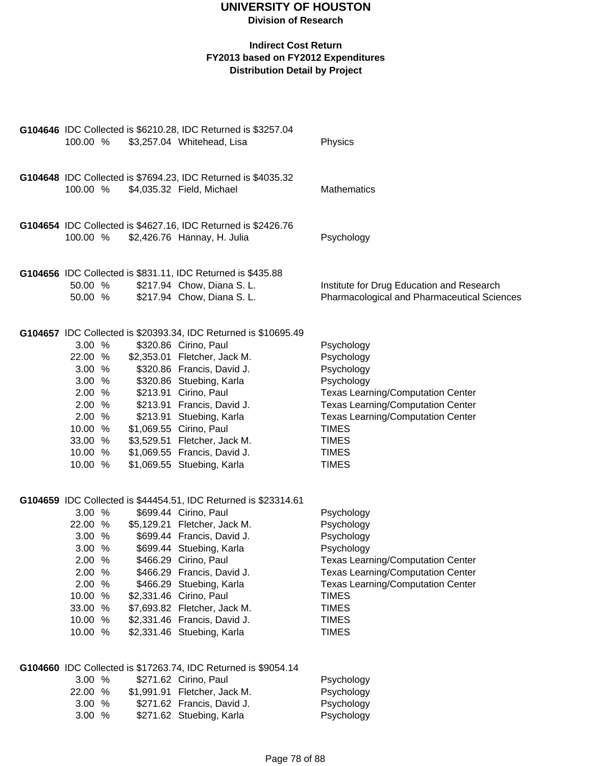# UNIVERSITY OF HOUSTON

**Division of Research**

**Indirect Cost Return**
**FY2013 based on FY2012 Expenditures**
**Distribution Detail by Project**

**G104646** IDC Collected is $6210.28, IDC Returned is $3257.04

| % | Amount | Name | Department |
|---|---|---|---|
| 100.00 % | $3,257.04 | Whitehead, Lisa | Physics |

**G104648** IDC Collected is $7694.23, IDC Returned is $4035.32

| % | Amount | Name | Department |
|---|---|---|---|
| 100.00 % | $4,035.32 | Field, Michael | Mathematics |

**G104654** IDC Collected is $4627.16, IDC Returned is $2426.76

| % | Amount | Name | Department |
|---|---|---|---|
| 100.00 % | $2,426.76 | Hannay, H. Julia | Psychology |

**G104656** IDC Collected is $831.11, IDC Returned is $435.88

| % | Amount | Name | Department |
|---|---|---|---|
| 50.00 % | $217.94 | Chow, Diana S. L. | Institute for Drug Education and Research |
| 50.00 % | $217.94 | Chow, Diana S. L. | Pharmacological and Pharmaceutical Sciences |

**G104657** IDC Collected is $20393.34, IDC Returned is $10695.49

| % | Amount | Name | Department |
|---|---|---|---|
| 3.00 % | $320.86 | Cirino, Paul | Psychology |
| 22.00 % | $2,353.01 | Fletcher, Jack M. | Psychology |
| 3.00 % | $320.86 | Francis, David J. | Psychology |
| 3.00 % | $320.86 | Stuebing, Karla | Psychology |
| 2.00 % | $213.91 | Cirino, Paul | Texas Learning/Computation Center |
| 2.00 % | $213.91 | Francis, David J. | Texas Learning/Computation Center |
| 2.00 % | $213.91 | Stuebing, Karla | Texas Learning/Computation Center |
| 10.00 % | $1,069.55 | Cirino, Paul | TIMES |
| 33.00 % | $3,529.51 | Fletcher, Jack M. | TIMES |
| 10.00 % | $1,069.55 | Francis, David J. | TIMES |
| 10.00 % | $1,069.55 | Stuebing, Karla | TIMES |

**G104659** IDC Collected is $44454.51, IDC Returned is $23314.61

| % | Amount | Name | Department |
|---|---|---|---|
| 3.00 % | $699.44 | Cirino, Paul | Psychology |
| 22.00 % | $5,129.21 | Fletcher, Jack M. | Psychology |
| 3.00 % | $699.44 | Francis, David J. | Psychology |
| 3.00 % | $699.44 | Stuebing, Karla | Psychology |
| 2.00 % | $466.29 | Cirino, Paul | Texas Learning/Computation Center |
| 2.00 % | $466.29 | Francis, David J. | Texas Learning/Computation Center |
| 2.00 % | $466.29 | Stuebing, Karla | Texas Learning/Computation Center |
| 10.00 % | $2,331.46 | Cirino, Paul | TIMES |
| 33.00 % | $7,693.82 | Fletcher, Jack M. | TIMES |
| 10.00 % | $2,331.46 | Francis, David J. | TIMES |
| 10.00 % | $2,331.46 | Stuebing, Karla | TIMES |

**G104660** IDC Collected is $17263.74, IDC Returned is $9054.14

| % | Amount | Name | Department |
|---|---|---|---|
| 3.00 % | $271.62 | Cirino, Paul | Psychology |
| 22.00 % | $1,991.91 | Fletcher, Jack M. | Psychology |
| 3.00 % | $271.62 | Francis, David J. | Psychology |
| 3.00 % | $271.62 | Stuebing, Karla | Psychology |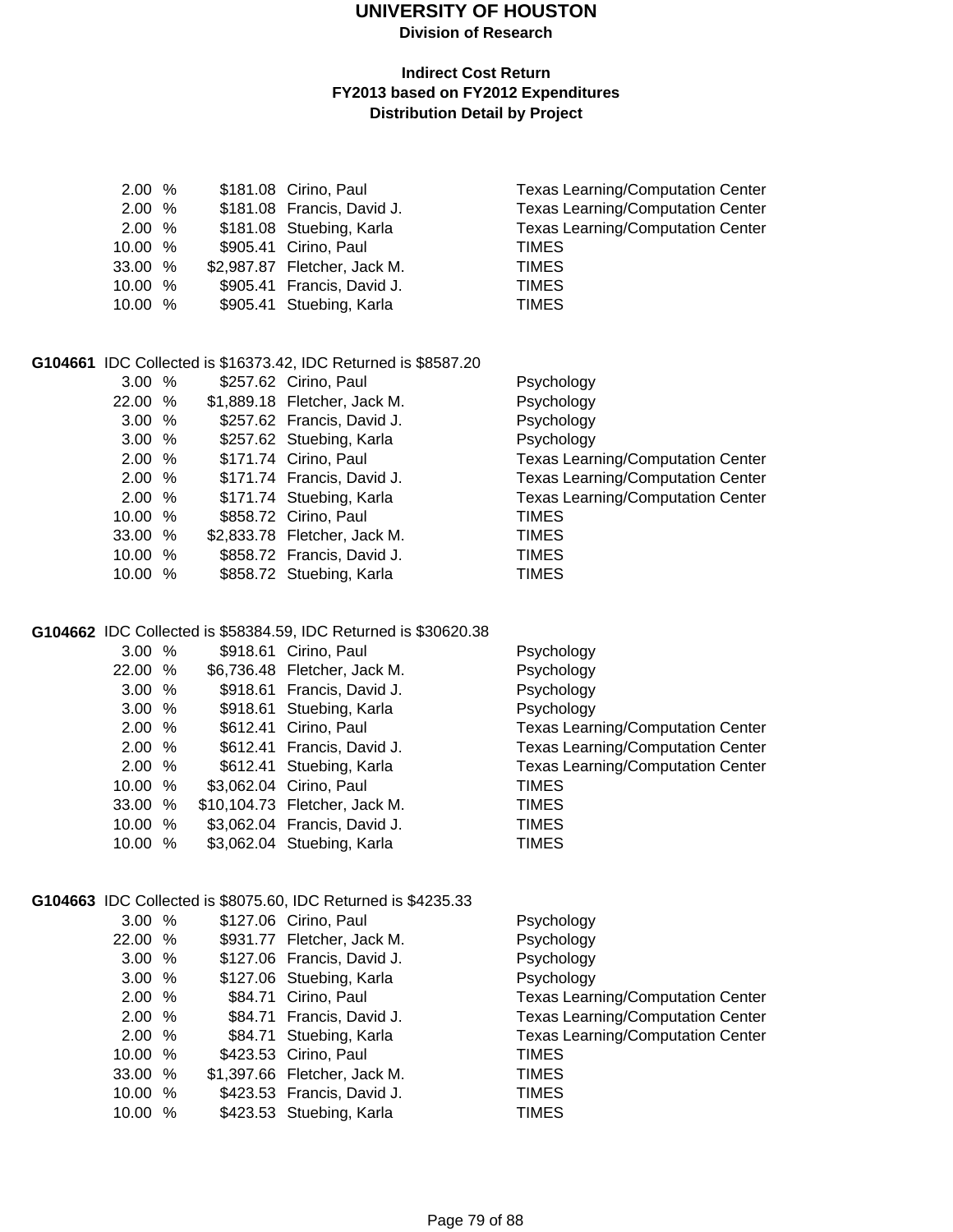| % | Amount | Name | Department |
|---|---|---|---|
| 2.00 % | $181.08 | Cirino, Paul | Texas Learning/Computation Center |
| 2.00 % | $181.08 | Francis, David J. | Texas Learning/Computation Center |
| 2.00 % | $181.08 | Stuebing, Karla | Texas Learning/Computation Center |
| 10.00 % | $905.41 | Cirino, Paul | TIMES |
| 33.00 % | $2,987.87 | Fletcher, Jack M. | TIMES |
| 10.00 % | $905.41 | Francis, David J. | TIMES |
| 10.00 % | $905.41 | Stuebing, Karla | TIMES |

**G104661** IDC Collected is $16373.42, IDC Returned is $8587.20

| % | Amount | Name | Department |
|---|---|---|---|
| 3.00 % | $257.62 | Cirino, Paul | Psychology |
| 22.00 % | $1,889.18 | Fletcher, Jack M. | Psychology |
| 3.00 % | $257.62 | Francis, David J. | Psychology |
| 3.00 % | $257.62 | Stuebing, Karla | Psychology |
| 2.00 % | $171.74 | Cirino, Paul | Texas Learning/Computation Center |
| 2.00 % | $171.74 | Francis, David J. | Texas Learning/Computation Center |
| 2.00 % | $171.74 | Stuebing, Karla | Texas Learning/Computation Center |
| 10.00 % | $858.72 | Cirino, Paul | TIMES |
| 33.00 % | $2,833.78 | Fletcher, Jack M. | TIMES |
| 10.00 % | $858.72 | Francis, David J. | TIMES |
| 10.00 % | $858.72 | Stuebing, Karla | TIMES |

**G104662** IDC Collected is $58384.59, IDC Returned is $30620.38

| % | Amount | Name | Department |
|---|---|---|---|
| 3.00 % | $918.61 | Cirino, Paul | Psychology |
| 22.00 % | $6,736.48 | Fletcher, Jack M. | Psychology |
| 3.00 % | $918.61 | Francis, David J. | Psychology |
| 3.00 % | $918.61 | Stuebing, Karla | Psychology |
| 2.00 % | $612.41 | Cirino, Paul | Texas Learning/Computation Center |
| 2.00 % | $612.41 | Francis, David J. | Texas Learning/Computation Center |
| 2.00 % | $612.41 | Stuebing, Karla | Texas Learning/Computation Center |
| 10.00 % | $3,062.04 | Cirino, Paul | TIMES |
| 33.00 % | $10,104.73 | Fletcher, Jack M. | TIMES |
| 10.00 % | $3,062.04 | Francis, David J. | TIMES |
| 10.00 % | $3,062.04 | Stuebing, Karla | TIMES |

**G104663** IDC Collected is $8075.60, IDC Returned is $4235.33

| % | Amount | Name | Department |
|---|---|---|---|
| 3.00 % | $127.06 | Cirino, Paul | Psychology |
| 22.00 % | $931.77 | Fletcher, Jack M. | Psychology |
| 3.00 % | $127.06 | Francis, David J. | Psychology |
| 3.00 % | $127.06 | Stuebing, Karla | Psychology |
| 2.00 % | $84.71 | Cirino, Paul | Texas Learning/Computation Center |
| 2.00 % | $84.71 | Francis, David J. | Texas Learning/Computation Center |
| 2.00 % | $84.71 | Stuebing, Karla | Texas Learning/Computation Center |
| 10.00 % | $423.53 | Cirino, Paul | TIMES |
| 33.00 % | $1,397.66 | Fletcher, Jack M. | TIMES |
| 10.00 % | $423.53 | Francis, David J. | TIMES |
| 10.00 % | $423.53 | Stuebing, Karla | TIMES |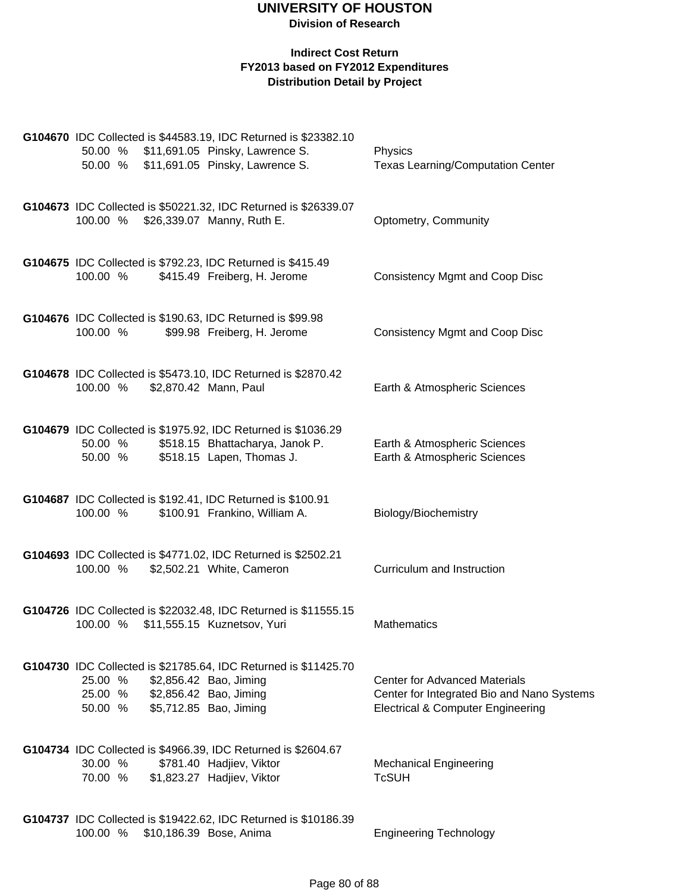# UNIVERSITY OF HOUSTON

**Division of Research**

**Indirect Cost Return**
**FY2013 based on FY2012 Expenditures**
**Distribution Detail by Project**

**G104670** IDC Collected is $44583.19, IDC Returned is $23382.10

| | | | |
|---|---|---|---|
| 50.00 % | $11,691.05 | Pinsky, Lawrence S. | Physics |
| 50.00 % | $11,691.05 | Pinsky, Lawrence S. | Texas Learning/Computation Center |

**G104673** IDC Collected is $50221.32, IDC Returned is $26339.07

| | | | |
|---|---|---|---|
| 100.00 % | $26,339.07 | Manny, Ruth E. | Optometry, Community |

**G104675** IDC Collected is $792.23, IDC Returned is $415.49

| | | | |
|---|---|---|---|
| 100.00 % | $415.49 | Freiberg, H. Jerome | Consistency Mgmt and Coop Disc |

**G104676** IDC Collected is $190.63, IDC Returned is $99.98

| | | | |
|---|---|---|---|
| 100.00 % | $99.98 | Freiberg, H. Jerome | Consistency Mgmt and Coop Disc |

**G104678** IDC Collected is $5473.10, IDC Returned is $2870.42

| | | | |
|---|---|---|---|
| 100.00 % | $2,870.42 | Mann, Paul | Earth & Atmospheric Sciences |

**G104679** IDC Collected is $1975.92, IDC Returned is $1036.29

| | | | |
|---|---|---|---|
| 50.00 % | $518.15 | Bhattacharya, Janok P. | Earth & Atmospheric Sciences |
| 50.00 % | $518.15 | Lapen, Thomas J. | Earth & Atmospheric Sciences |

**G104687** IDC Collected is $192.41, IDC Returned is $100.91

| | | | |
|---|---|---|---|
| 100.00 % | $100.91 | Frankino, William A. | Biology/Biochemistry |

**G104693** IDC Collected is $4771.02, IDC Returned is $2502.21

| | | | |
|---|---|---|---|
| 100.00 % | $2,502.21 | White, Cameron | Curriculum and Instruction |

**G104726** IDC Collected is $22032.48, IDC Returned is $11555.15

| | | | |
|---|---|---|---|
| 100.00 % | $11,555.15 | Kuznetsov, Yuri | Mathematics |

**G104730** IDC Collected is $21785.64, IDC Returned is $11425.70

| | | | |
|---|---|---|---|
| 25.00 % | $2,856.42 | Bao, Jiming | Center for Advanced Materials |
| 25.00 % | $2,856.42 | Bao, Jiming | Center for Integrated Bio and Nano Systems |
| 50.00 % | $5,712.85 | Bao, Jiming | Electrical & Computer Engineering |

**G104734** IDC Collected is $4966.39, IDC Returned is $2604.67

| | | | |
|---|---|---|---|
| 30.00 % | $781.40 | Hadjiev, Viktor | Mechanical Engineering |
| 70.00 % | $1,823.27 | Hadjiev, Viktor | TcSUH |

**G104737** IDC Collected is $19422.62, IDC Returned is $10186.39

| | | | |
|---|---|---|---|
| 100.00 % | $10,186.39 | Bose, Anima | Engineering Technology |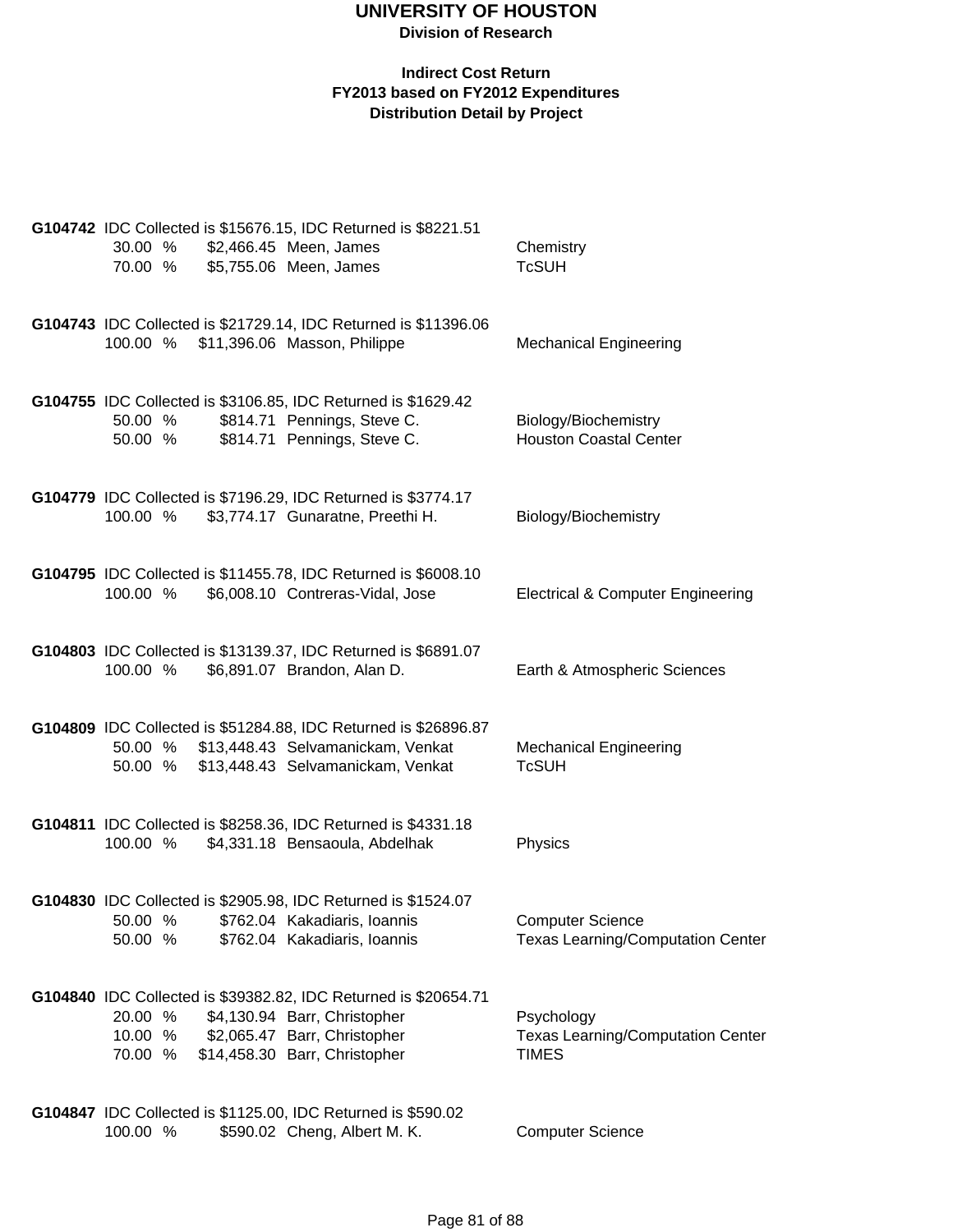# UNIVERSITY OF HOUSTON

**Division of Research**

**Indirect Cost Return**
**FY2013 based on FY2012 Expenditures**
**Distribution Detail by Project**

**G104742** IDC Collected is $15676.15, IDC Returned is $8221.51

| | | | |
|---|---|---|---|
| 30.00 % | $2,466.45 | Meen, James | Chemistry |
| 70.00 % | $5,755.06 | Meen, James | TcSUH |

**G104743** IDC Collected is $21729.14, IDC Returned is $11396.06

| | | | |
|---|---|---|---|
| 100.00 % | $11,396.06 | Masson, Philippe | Mechanical Engineering |

**G104755** IDC Collected is $3106.85, IDC Returned is $1629.42

| | | | |
|---|---|---|---|
| 50.00 % | $814.71 | Pennings, Steve C. | Biology/Biochemistry |
| 50.00 % | $814.71 | Pennings, Steve C. | Houston Coastal Center |

**G104779** IDC Collected is $7196.29, IDC Returned is $3774.17

| | | | |
|---|---|---|---|
| 100.00 % | $3,774.17 | Gunaratne, Preethi H. | Biology/Biochemistry |

**G104795** IDC Collected is $11455.78, IDC Returned is $6008.10

| | | | |
|---|---|---|---|
| 100.00 % | $6,008.10 | Contreras-Vidal, Jose | Electrical & Computer Engineering |

**G104803** IDC Collected is $13139.37, IDC Returned is $6891.07

| | | | |
|---|---|---|---|
| 100.00 % | $6,891.07 | Brandon, Alan D. | Earth & Atmospheric Sciences |

**G104809** IDC Collected is $51284.88, IDC Returned is $26896.87

| | | | |
|---|---|---|---|
| 50.00 % | $13,448.43 | Selvamanickam, Venkat | Mechanical Engineering |
| 50.00 % | $13,448.43 | Selvamanickam, Venkat | TcSUH |

**G104811** IDC Collected is $8258.36, IDC Returned is $4331.18

| | | | |
|---|---|---|---|
| 100.00 % | $4,331.18 | Bensaoula, Abdelhak | Physics |

**G104830** IDC Collected is $2905.98, IDC Returned is $1524.07

| | | | |
|---|---|---|---|
| 50.00 % | $762.04 | Kakadiaris, Ioannis | Computer Science |
| 50.00 % | $762.04 | Kakadiaris, Ioannis | Texas Learning/Computation Center |

**G104840** IDC Collected is $39382.82, IDC Returned is $20654.71

| | | | |
|---|---|---|---|
| 20.00 % | $4,130.94 | Barr, Christopher | Psychology |
| 10.00 % | $2,065.47 | Barr, Christopher | Texas Learning/Computation Center |
| 70.00 % | $14,458.30 | Barr, Christopher | TIMES |

**G104847** IDC Collected is $1125.00, IDC Returned is $590.02

| | | | |
|---|---|---|---|
| 100.00 % | $590.02 | Cheng, Albert M. K. | Computer Science |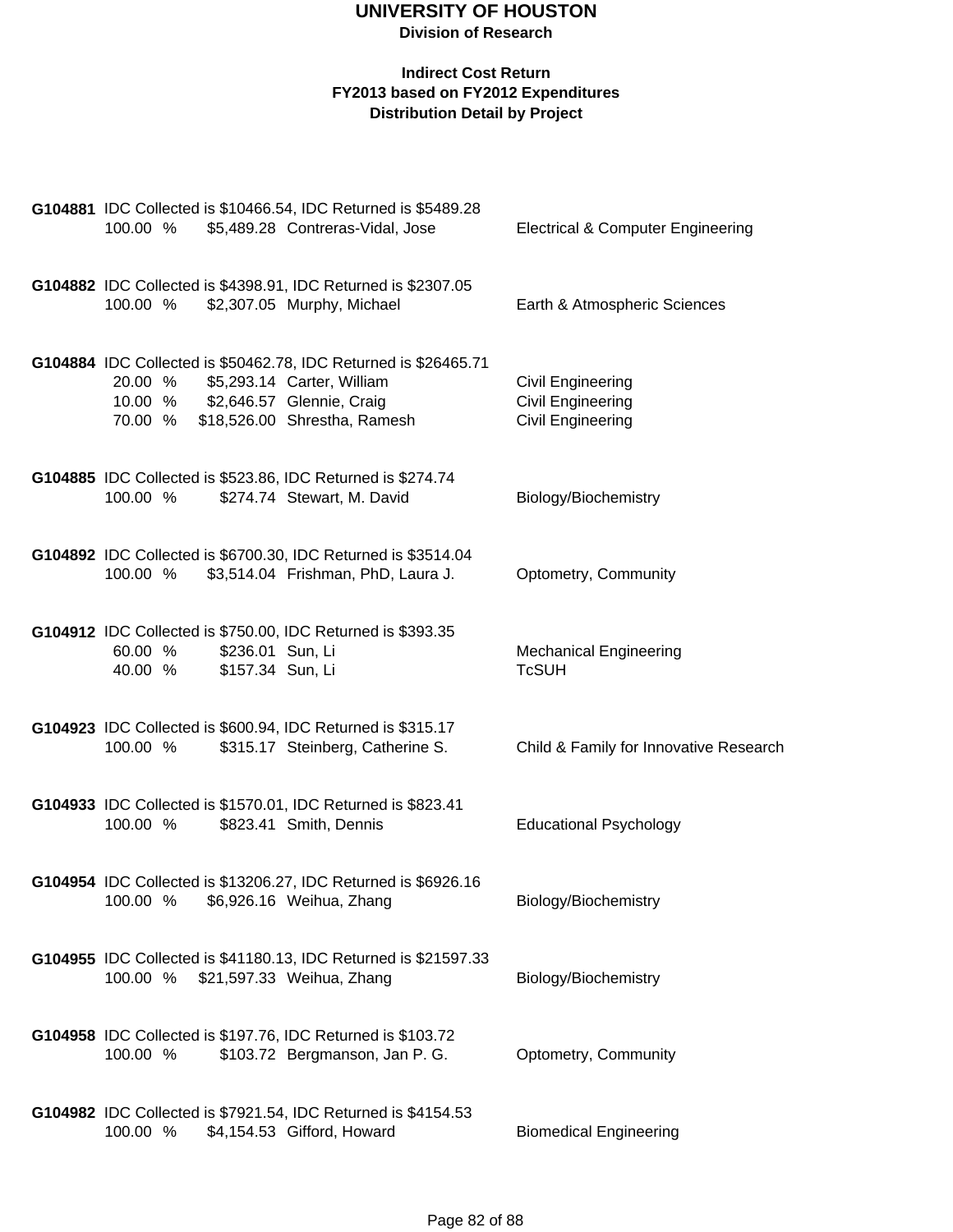# UNIVERSITY OF HOUSTON

**Division of Research**

**Indirect Cost Return**
**FY2013 based on FY2012 Expenditures**
**Distribution Detail by Project**

**G104881** IDC Collected is $10466.54, IDC Returned is $5489.28

| % | Amount | Name | Department |
|---|---|---|---|
| 100.00 % | $5,489.28 | Contreras-Vidal, Jose | Electrical & Computer Engineering |

**G104882** IDC Collected is $4398.91, IDC Returned is $2307.05

| % | Amount | Name | Department |
|---|---|---|---|
| 100.00 % | $2,307.05 | Murphy, Michael | Earth & Atmospheric Sciences |

**G104884** IDC Collected is $50462.78, IDC Returned is $26465.71

| % | Amount | Name | Department |
|---|---|---|---|
| 20.00 % | $5,293.14 | Carter, William | Civil Engineering |
| 10.00 % | $2,646.57 | Glennie, Craig | Civil Engineering |
| 70.00 % | $18,526.00 | Shrestha, Ramesh | Civil Engineering |

**G104885** IDC Collected is $523.86, IDC Returned is $274.74

| % | Amount | Name | Department |
|---|---|---|---|
| 100.00 % | $274.74 | Stewart, M. David | Biology/Biochemistry |

**G104892** IDC Collected is $6700.30, IDC Returned is $3514.04

| % | Amount | Name | Department |
|---|---|---|---|
| 100.00 % | $3,514.04 | Frishman, PhD, Laura J. | Optometry, Community |

**G104912** IDC Collected is $750.00, IDC Returned is $393.35

| % | Amount | Name | Department |
|---|---|---|---|
| 60.00 % | $236.01 | Sun, Li | Mechanical Engineering |
| 40.00 % | $157.34 | Sun, Li | TcSUH |

**G104923** IDC Collected is $600.94, IDC Returned is $315.17

| % | Amount | Name | Department |
|---|---|---|---|
| 100.00 % | $315.17 | Steinberg, Catherine S. | Child & Family for Innovative Research |

**G104933** IDC Collected is $1570.01, IDC Returned is $823.41

| % | Amount | Name | Department |
|---|---|---|---|
| 100.00 % | $823.41 | Smith, Dennis | Educational Psychology |

**G104954** IDC Collected is $13206.27, IDC Returned is $6926.16

| % | Amount | Name | Department |
|---|---|---|---|
| 100.00 % | $6,926.16 | Weihua, Zhang | Biology/Biochemistry |

**G104955** IDC Collected is $41180.13, IDC Returned is $21597.33

| % | Amount | Name | Department |
|---|---|---|---|
| 100.00 % | $21,597.33 | Weihua, Zhang | Biology/Biochemistry |

**G104958** IDC Collected is $197.76, IDC Returned is $103.72

| % | Amount | Name | Department |
|---|---|---|---|
| 100.00 % | $103.72 | Bergmanson, Jan P. G. | Optometry, Community |

**G104982** IDC Collected is $7921.54, IDC Returned is $4154.53

| % | Amount | Name | Department |
|---|---|---|---|
| 100.00 % | $4,154.53 | Gifford, Howard | Biomedical Engineering |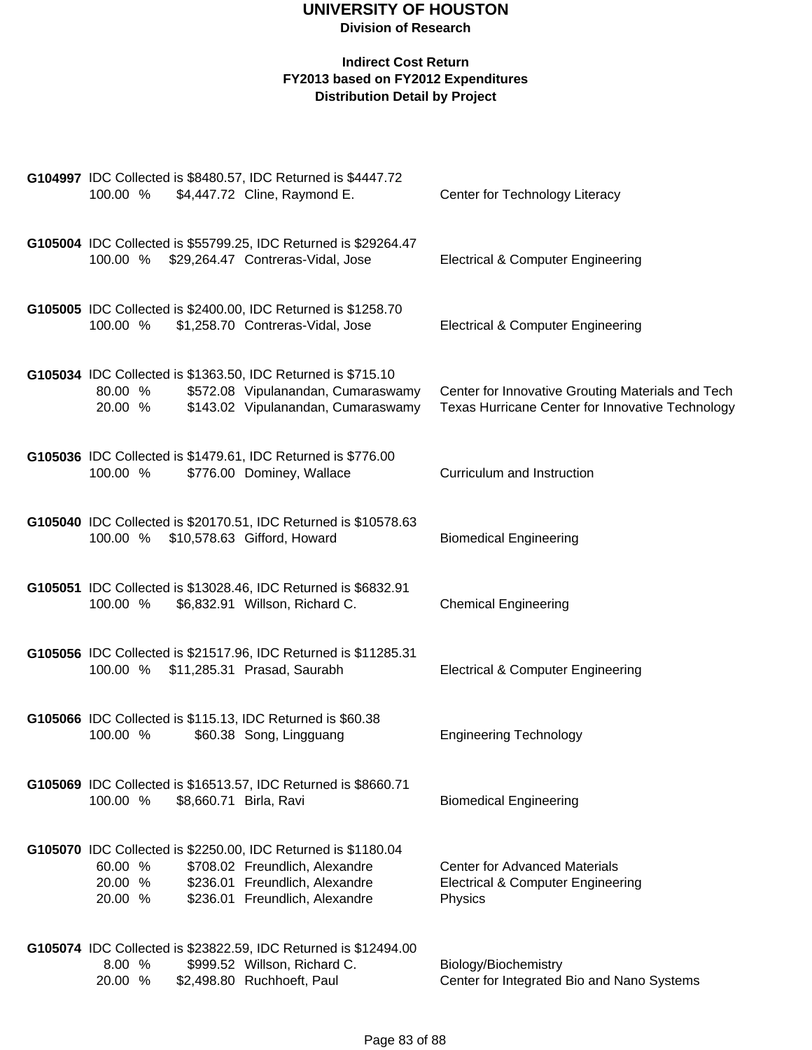# UNIVERSITY OF HOUSTON

**Division of Research**

**Indirect Cost Return**
**FY2013 based on FY2012 Expenditures**
**Distribution Detail by Project**

**G104997** IDC Collected is $8480.57, IDC Returned is $4447.72

| | | | |
|---|---|---|---|
| 100.00 % | $4,447.72 | Cline, Raymond E. | Center for Technology Literacy |

**G105004** IDC Collected is $55799.25, IDC Returned is $29264.47

| | | | |
|---|---|---|---|
| 100.00 % | $29,264.47 | Contreras-Vidal, Jose | Electrical & Computer Engineering |

**G105005** IDC Collected is $2400.00, IDC Returned is $1258.70

| | | | |
|---|---|---|---|
| 100.00 % | $1,258.70 | Contreras-Vidal, Jose | Electrical & Computer Engineering |

**G105034** IDC Collected is $1363.50, IDC Returned is $715.10

| | | | |
|---|---|---|---|
| 80.00 % | $572.08 | Vipulanandan, Cumaraswamy | Center for Innovative Grouting Materials and Tech |
| 20.00 % | $143.02 | Vipulanandan, Cumaraswamy | Texas Hurricane Center for Innovative Technology |

**G105036** IDC Collected is $1479.61, IDC Returned is $776.00

| | | | |
|---|---|---|---|
| 100.00 % | $776.00 | Dominey, Wallace | Curriculum and Instruction |

**G105040** IDC Collected is $20170.51, IDC Returned is $10578.63

| | | | |
|---|---|---|---|
| 100.00 % | $10,578.63 | Gifford, Howard | Biomedical Engineering |

**G105051** IDC Collected is $13028.46, IDC Returned is $6832.91

| | | | |
|---|---|---|---|
| 100.00 % | $6,832.91 | Willson, Richard C. | Chemical Engineering |

**G105056** IDC Collected is $21517.96, IDC Returned is $11285.31

| | | | |
|---|---|---|---|
| 100.00 % | $11,285.31 | Prasad, Saurabh | Electrical & Computer Engineering |

**G105066** IDC Collected is $115.13, IDC Returned is $60.38

| | | | |
|---|---|---|---|
| 100.00 % | $60.38 | Song, Lingguang | Engineering Technology |

**G105069** IDC Collected is $16513.57, IDC Returned is $8660.71

| | | | |
|---|---|---|---|
| 100.00 % | $8,660.71 | Birla, Ravi | Biomedical Engineering |

**G105070** IDC Collected is $2250.00, IDC Returned is $1180.04

| | | | |
|---|---|---|---|
| 60.00 % | $708.02 | Freundlich, Alexandre | Center for Advanced Materials |
| 20.00 % | $236.01 | Freundlich, Alexandre | Electrical & Computer Engineering |
| 20.00 % | $236.01 | Freundlich, Alexandre | Physics |

**G105074** IDC Collected is $23822.59, IDC Returned is $12494.00

| | | | |
|---|---|---|---|
| 8.00 % | $999.52 | Willson, Richard C. | Biology/Biochemistry |
| 20.00 % | $2,498.80 | Ruchhoeft, Paul | Center for Integrated Bio and Nano Systems |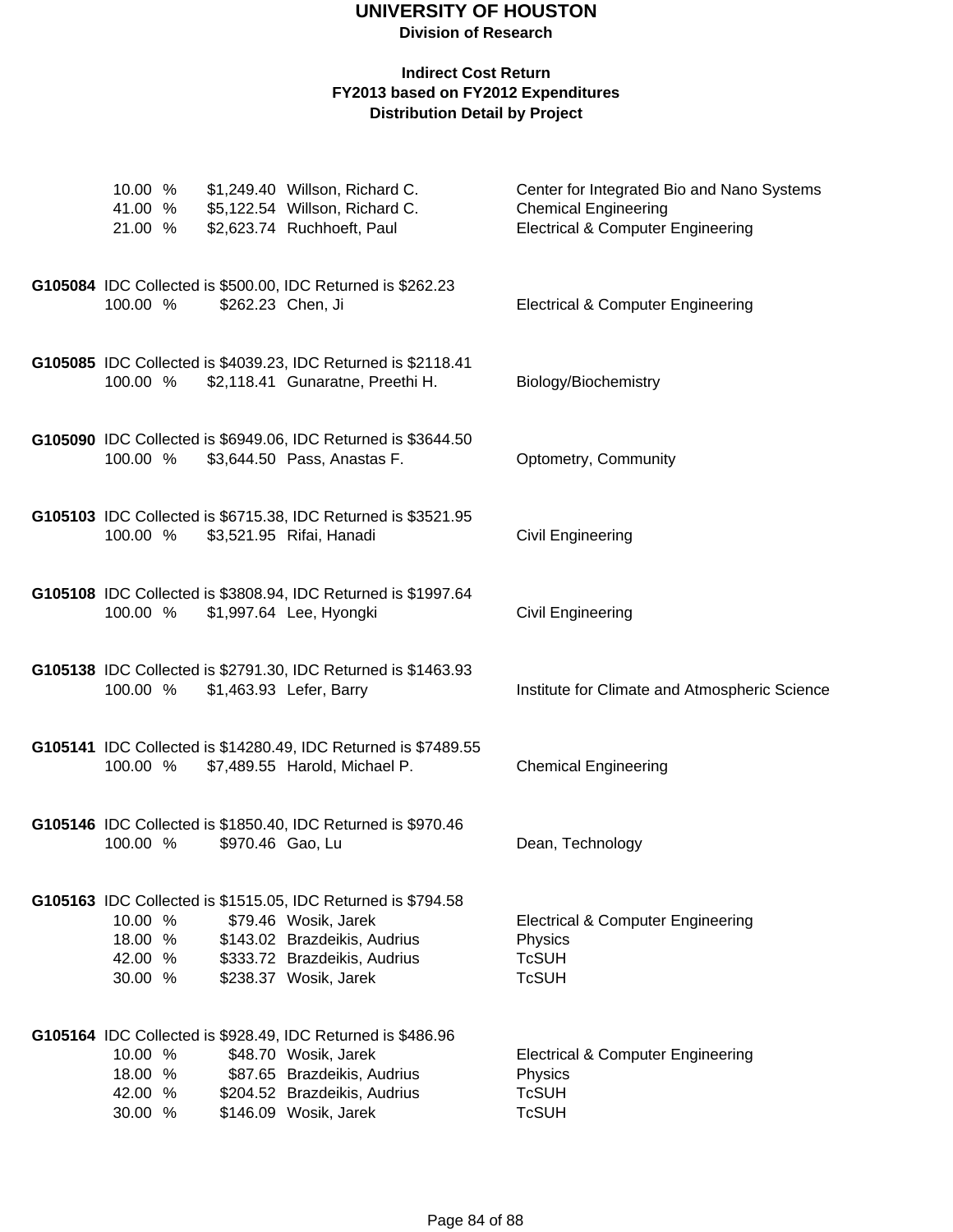# UNIVERSITY OF HOUSTON

**Division of Research**

**Indirect Cost Return**
**FY2013 based on FY2012 Expenditures**
**Distribution Detail by Project**

| | | | |
|---|---|---|---|
| 10.00 % | $1,249.40 | Willson, Richard C. | Center for Integrated Bio and Nano Systems |
| 41.00 % | $5,122.54 | Willson, Richard C. | Chemical Engineering |
| 21.00 % | $2,623.74 | Ruchhoeft, Paul | Electrical & Computer Engineering |

**G105084** IDC Collected is $500.00, IDC Returned is $262.23

| | | | |
|---|---|---|---|
| 100.00 % | $262.23 | Chen, Ji | Electrical & Computer Engineering |

**G105085** IDC Collected is $4039.23, IDC Returned is $2118.41

| | | | |
|---|---|---|---|
| 100.00 % | $2,118.41 | Gunaratne, Preethi H. | Biology/Biochemistry |

**G105090** IDC Collected is $6949.06, IDC Returned is $3644.50

| | | | |
|---|---|---|---|
| 100.00 % | $3,644.50 | Pass, Anastas F. | Optometry, Community |

**G105103** IDC Collected is $6715.38, IDC Returned is $3521.95

| | | | |
|---|---|---|---|
| 100.00 % | $3,521.95 | Rifai, Hanadi | Civil Engineering |

**G105108** IDC Collected is $3808.94, IDC Returned is $1997.64

| | | | |
|---|---|---|---|
| 100.00 % | $1,997.64 | Lee, Hyongki | Civil Engineering |

**G105138** IDC Collected is $2791.30, IDC Returned is $1463.93

| | | | |
|---|---|---|---|
| 100.00 % | $1,463.93 | Lefer, Barry | Institute for Climate and Atmospheric Science |

**G105141** IDC Collected is $14280.49, IDC Returned is $7489.55

| | | | |
|---|---|---|---|
| 100.00 % | $7,489.55 | Harold, Michael P. | Chemical Engineering |

**G105146** IDC Collected is $1850.40, IDC Returned is $970.46

| | | | |
|---|---|---|---|
| 100.00 % | $970.46 | Gao, Lu | Dean, Technology |

**G105163** IDC Collected is $1515.05, IDC Returned is $794.58

| | | | |
|---|---|---|---|
| 10.00 % | $79.46 | Wosik, Jarek | Electrical & Computer Engineering |
| 18.00 % | $143.02 | Brazdeikis, Audrius | Physics |
| 42.00 % | $333.72 | Brazdeikis, Audrius | TcSUH |
| 30.00 % | $238.37 | Wosik, Jarek | TcSUH |

**G105164** IDC Collected is $928.49, IDC Returned is $486.96

| | | | |
|---|---|---|---|
| 10.00 % | $48.70 | Wosik, Jarek | Electrical & Computer Engineering |
| 18.00 % | $87.65 | Brazdeikis, Audrius | Physics |
| 42.00 % | $204.52 | Brazdeikis, Audrius | TcSUH |
| 30.00 % | $146.09 | Wosik, Jarek | TcSUH |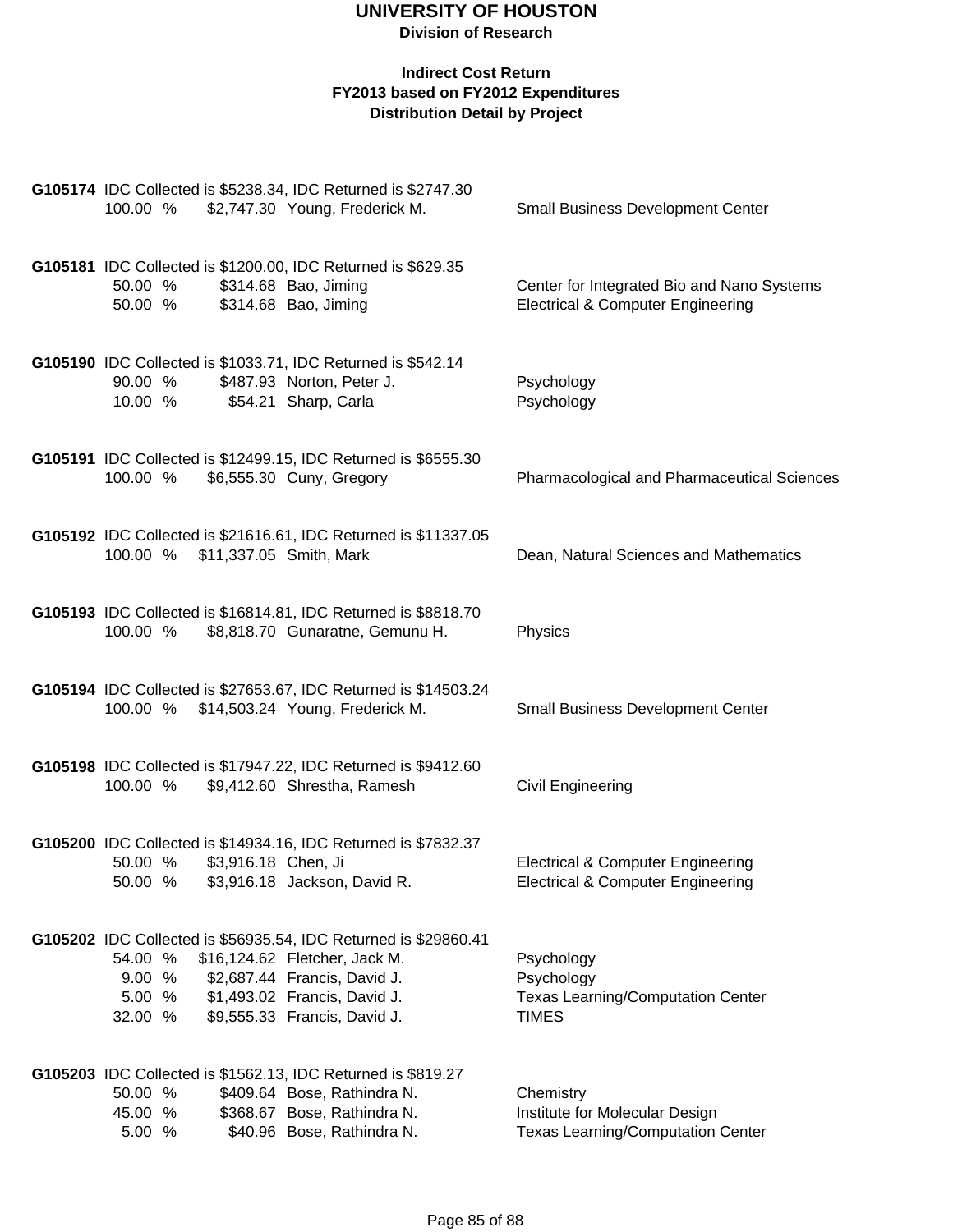# UNIVERSITY OF HOUSTON

**Division of Research**

**Indirect Cost Return**
**FY2013 based on FY2012 Expenditures**
**Distribution Detail by Project**

**G105174** IDC Collected is $5238.34, IDC Returned is $2747.30

| % | Amount | Name | Department |
|---|---|---|---|
| 100.00 % | $2,747.30 | Young, Frederick M. | Small Business Development Center |

**G105181** IDC Collected is $1200.00, IDC Returned is $629.35

| % | Amount | Name | Department |
|---|---|---|---|
| 50.00 % | $314.68 | Bao, Jiming | Center for Integrated Bio and Nano Systems |
| 50.00 % | $314.68 | Bao, Jiming | Electrical & Computer Engineering |

**G105190** IDC Collected is $1033.71, IDC Returned is $542.14

| % | Amount | Name | Department |
|---|---|---|---|
| 90.00 % | $487.93 | Norton, Peter J. | Psychology |
| 10.00 % | $54.21 | Sharp, Carla | Psychology |

**G105191** IDC Collected is $12499.15, IDC Returned is $6555.30

| % | Amount | Name | Department |
|---|---|---|---|
| 100.00 % | $6,555.30 | Cuny, Gregory | Pharmacological and Pharmaceutical Sciences |

**G105192** IDC Collected is $21616.61, IDC Returned is $11337.05

| % | Amount | Name | Department |
|---|---|---|---|
| 100.00 % | $11,337.05 | Smith, Mark | Dean, Natural Sciences and Mathematics |

**G105193** IDC Collected is $16814.81, IDC Returned is $8818.70

| % | Amount | Name | Department |
|---|---|---|---|
| 100.00 % | $8,818.70 | Gunaratne, Gemunu H. | Physics |

**G105194** IDC Collected is $27653.67, IDC Returned is $14503.24

| % | Amount | Name | Department |
|---|---|---|---|
| 100.00 % | $14,503.24 | Young, Frederick M. | Small Business Development Center |

**G105198** IDC Collected is $17947.22, IDC Returned is $9412.60

| % | Amount | Name | Department |
|---|---|---|---|
| 100.00 % | $9,412.60 | Shrestha, Ramesh | Civil Engineering |

**G105200** IDC Collected is $14934.16, IDC Returned is $7832.37

| % | Amount | Name | Department |
|---|---|---|---|
| 50.00 % | $3,916.18 | Chen, Ji | Electrical & Computer Engineering |
| 50.00 % | $3,916.18 | Jackson, David R. | Electrical & Computer Engineering |

**G105202** IDC Collected is $56935.54, IDC Returned is $29860.41

| % | Amount | Name | Department |
|---|---|---|---|
| 54.00 % | $16,124.62 | Fletcher, Jack M. | Psychology |
| 9.00 % | $2,687.44 | Francis, David J. | Psychology |
| 5.00 % | $1,493.02 | Francis, David J. | Texas Learning/Computation Center |
| 32.00 % | $9,555.33 | Francis, David J. | TIMES |

**G105203** IDC Collected is $1562.13, IDC Returned is $819.27

| % | Amount | Name | Department |
|---|---|---|---|
| 50.00 % | $409.64 | Bose, Rathindra N. | Chemistry |
| 45.00 % | $368.67 | Bose, Rathindra N. | Institute for Molecular Design |
| 5.00 % | $40.96 | Bose, Rathindra N. | Texas Learning/Computation Center |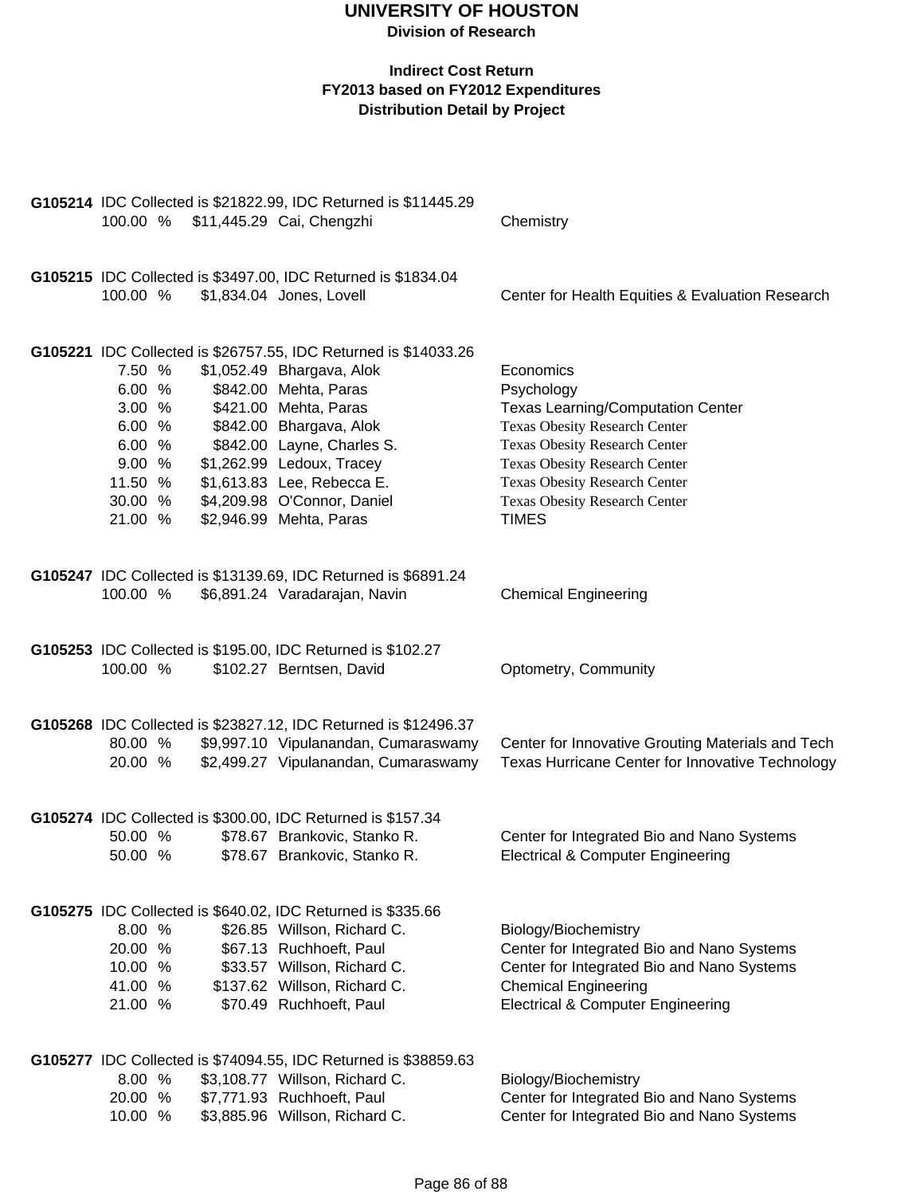# UNIVERSITY OF HOUSTON

**Division of Research**

**Indirect Cost Return**
**FY2013 based on FY2012 Expenditures**
**Distribution Detail by Project**

**G105214** IDC Collected is $21822.99, IDC Returned is $11445.29

| % | Amount | Name | Department |
|---|---|---|---|
| 100.00 % | $11,445.29 | Cai, Chengzhi | Chemistry |

**G105215** IDC Collected is $3497.00, IDC Returned is $1834.04

| % | Amount | Name | Department |
|---|---|---|---|
| 100.00 % | $1,834.04 | Jones, Lovell | Center for Health Equities & Evaluation Research |

**G105221** IDC Collected is $26757.55, IDC Returned is $14033.26

| % | Amount | Name | Department |
|---|---|---|---|
| 7.50 % | $1,052.49 | Bhargava, Alok | Economics |
| 6.00 % | $842.00 | Mehta, Paras | Psychology |
| 3.00 % | $421.00 | Mehta, Paras | Texas Learning/Computation Center |
| 6.00 % | $842.00 | Bhargava, Alok | Texas Obesity Research Center |
| 6.00 % | $842.00 | Layne, Charles S. | Texas Obesity Research Center |
| 9.00 % | $1,262.99 | Ledoux, Tracey | Texas Obesity Research Center |
| 11.50 % | $1,613.83 | Lee, Rebecca E. | Texas Obesity Research Center |
| 30.00 % | $4,209.98 | O'Connor, Daniel | Texas Obesity Research Center |
| 21.00 % | $2,946.99 | Mehta, Paras | TIMES |

**G105247** IDC Collected is $13139.69, IDC Returned is $6891.24

| % | Amount | Name | Department |
|---|---|---|---|
| 100.00 % | $6,891.24 | Varadarajan, Navin | Chemical Engineering |

**G105253** IDC Collected is $195.00, IDC Returned is $102.27

| % | Amount | Name | Department |
|---|---|---|---|
| 100.00 % | $102.27 | Berntsen, David | Optometry, Community |

**G105268** IDC Collected is $23827.12, IDC Returned is $12496.37

| % | Amount | Name | Department |
|---|---|---|---|
| 80.00 % | $9,997.10 | Vipulanandan, Cumaraswamy | Center for Innovative Grouting Materials and Tech |
| 20.00 % | $2,499.27 | Vipulanandan, Cumaraswamy | Texas Hurricane Center for Innovative Technology |

**G105274** IDC Collected is $300.00, IDC Returned is $157.34

| % | Amount | Name | Department |
|---|---|---|---|
| 50.00 % | $78.67 | Brankovic, Stanko R. | Center for Integrated Bio and Nano Systems |
| 50.00 % | $78.67 | Brankovic, Stanko R. | Electrical & Computer Engineering |

**G105275** IDC Collected is $640.02, IDC Returned is $335.66

| % | Amount | Name | Department |
|---|---|---|---|
| 8.00 % | $26.85 | Willson, Richard C. | Biology/Biochemistry |
| 20.00 % | $67.13 | Ruchhoeft, Paul | Center for Integrated Bio and Nano Systems |
| 10.00 % | $33.57 | Willson, Richard C. | Center for Integrated Bio and Nano Systems |
| 41.00 % | $137.62 | Willson, Richard C. | Chemical Engineering |
| 21.00 % | $70.49 | Ruchhoeft, Paul | Electrical & Computer Engineering |

**G105277** IDC Collected is $74094.55, IDC Returned is $38859.63

| % | Amount | Name | Department |
|---|---|---|---|
| 8.00 % | $3,108.77 | Willson, Richard C. | Biology/Biochemistry |
| 20.00 % | $7,771.93 | Ruchhoeft, Paul | Center for Integrated Bio and Nano Systems |
| 10.00 % | $3,885.96 | Willson, Richard C. | Center for Integrated Bio and Nano Systems |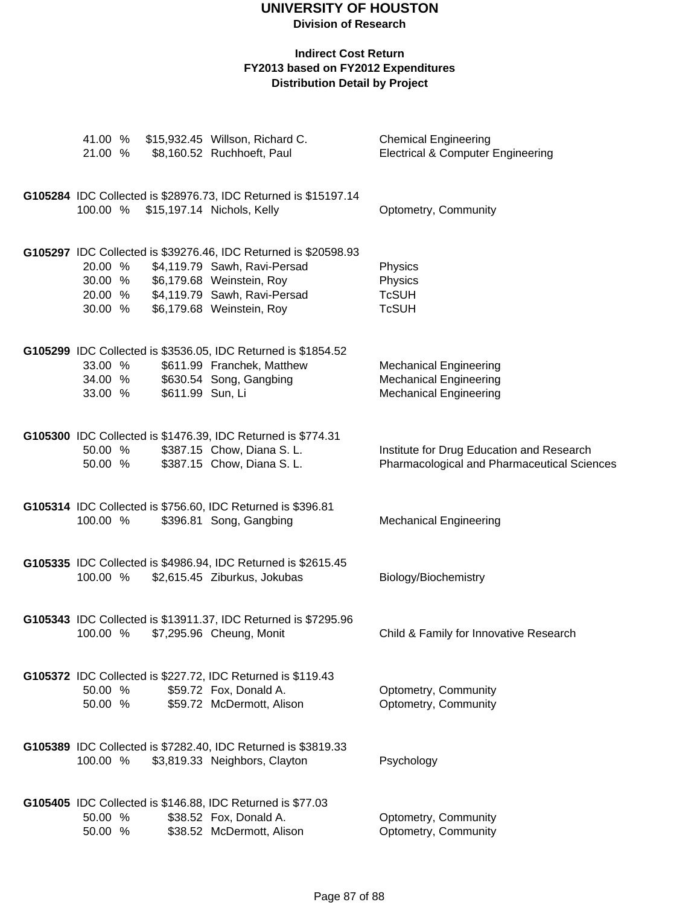# UNIVERSITY OF HOUSTON

**Division of Research**

**Indirect Cost Return**
**FY2013 based on FY2012 Expenditures**
**Distribution Detail by Project**

| | | | |
|---|---|---|---|
| 41.00 % | $15,932.45 | Willson, Richard C. | Chemical Engineering |
| 21.00 % | $8,160.52 | Ruchhoeft, Paul | Electrical & Computer Engineering |

**G105284** IDC Collected is $28976.73, IDC Returned is $15197.14

| | | | |
|---|---|---|---|
| 100.00 % | $15,197.14 | Nichols, Kelly | Optometry, Community |

**G105297** IDC Collected is $39276.46, IDC Returned is $20598.93

| | | | |
|---|---|---|---|
| 20.00 % | $4,119.79 | Sawh, Ravi-Persad | Physics |
| 30.00 % | $6,179.68 | Weinstein, Roy | Physics |
| 20.00 % | $4,119.79 | Sawh, Ravi-Persad | TcSUH |
| 30.00 % | $6,179.68 | Weinstein, Roy | TcSUH |

**G105299** IDC Collected is $3536.05, IDC Returned is $1854.52

| | | | |
|---|---|---|---|
| 33.00 % | $611.99 | Franchek, Matthew | Mechanical Engineering |
| 34.00 % | $630.54 | Song, Gangbing | Mechanical Engineering |
| 33.00 % | $611.99 | Sun, Li | Mechanical Engineering |

**G105300** IDC Collected is $1476.39, IDC Returned is $774.31

| | | | |
|---|---|---|---|
| 50.00 % | $387.15 | Chow, Diana S. L. | Institute for Drug Education and Research |
| 50.00 % | $387.15 | Chow, Diana S. L. | Pharmacological and Pharmaceutical Sciences |

**G105314** IDC Collected is $756.60, IDC Returned is $396.81

| | | | |
|---|---|---|---|
| 100.00 % | $396.81 | Song, Gangbing | Mechanical Engineering |

**G105335** IDC Collected is $4986.94, IDC Returned is $2615.45

| | | | |
|---|---|---|---|
| 100.00 % | $2,615.45 | Ziburkus, Jokubas | Biology/Biochemistry |

**G105343** IDC Collected is $13911.37, IDC Returned is $7295.96

| | | | |
|---|---|---|---|
| 100.00 % | $7,295.96 | Cheung, Monit | Child & Family for Innovative Research |

**G105372** IDC Collected is $227.72, IDC Returned is $119.43

| | | | |
|---|---|---|---|
| 50.00 % | $59.72 | Fox, Donald A. | Optometry, Community |
| 50.00 % | $59.72 | McDermott, Alison | Optometry, Community |

**G105389** IDC Collected is $7282.40, IDC Returned is $3819.33

| | | | |
|---|---|---|---|
| 100.00 % | $3,819.33 | Neighbors, Clayton | Psychology |

**G105405** IDC Collected is $146.88, IDC Returned is $77.03

| | | | |
|---|---|---|---|
| 50.00 % | $38.52 | Fox, Donald A. | Optometry, Community |
| 50.00 % | $38.52 | McDermott, Alison | Optometry, Community |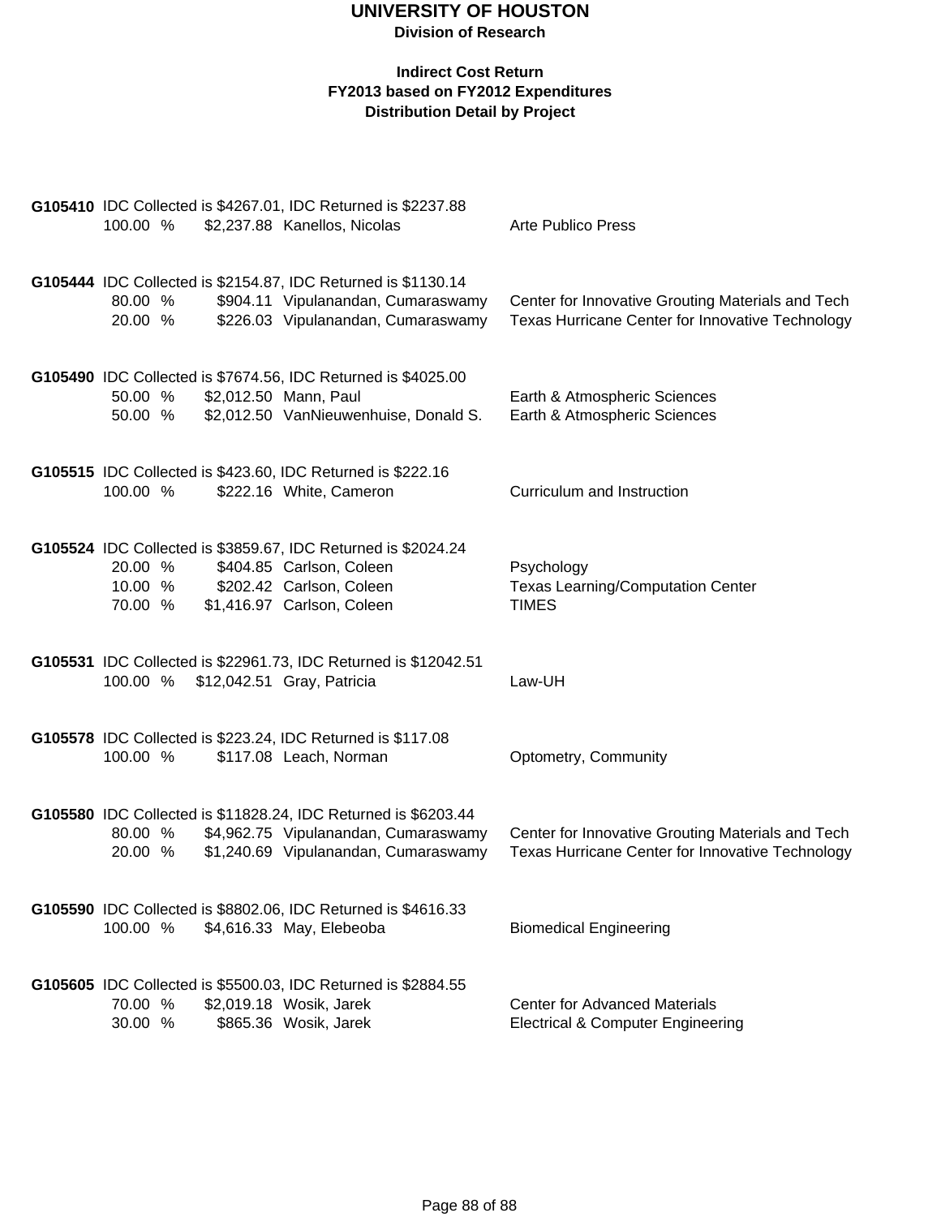# UNIVERSITY OF HOUSTON

**Division of Research**

### Indirect Cost Return
### FY2013 based on FY2012 Expenditures
### Distribution Detail by Project

**G105410** IDC Collected is $4267.01, IDC Returned is $2237.88

| | | | |
|---|---|---|---|
| 100.00 % | $2,237.88 | Kanellos, Nicolas | Arte Publico Press |

**G105444** IDC Collected is $2154.87, IDC Returned is $1130.14

| | | | |
|---|---|---|---|
| 80.00 % | $904.11 | Vipulanandan, Cumaraswamy | Center for Innovative Grouting Materials and Tech |
| 20.00 % | $226.03 | Vipulanandan, Cumaraswamy | Texas Hurricane Center for Innovative Technology |

**G105490** IDC Collected is $7674.56, IDC Returned is $4025.00

| | | | |
|---|---|---|---|
| 50.00 % | $2,012.50 | Mann, Paul | Earth & Atmospheric Sciences |
| 50.00 % | $2,012.50 | VanNieuwenhuise, Donald S. | Earth & Atmospheric Sciences |

**G105515** IDC Collected is $423.60, IDC Returned is $222.16

| | | | |
|---|---|---|---|
| 100.00 % | $222.16 | White, Cameron | Curriculum and Instruction |

**G105524** IDC Collected is $3859.67, IDC Returned is $2024.24

| | | | |
|---|---|---|---|
| 20.00 % | $404.85 | Carlson, Coleen | Psychology |
| 10.00 % | $202.42 | Carlson, Coleen | Texas Learning/Computation Center |
| 70.00 % | $1,416.97 | Carlson, Coleen | TIMES |

**G105531** IDC Collected is $22961.73, IDC Returned is $12042.51

| | | | |
|---|---|---|---|
| 100.00 % | $12,042.51 | Gray, Patricia | Law-UH |

**G105578** IDC Collected is $223.24, IDC Returned is $117.08

| | | | |
|---|---|---|---|
| 100.00 % | $117.08 | Leach, Norman | Optometry, Community |

**G105580** IDC Collected is $11828.24, IDC Returned is $6203.44

| | | | |
|---|---|---|---|
| 80.00 % | $4,962.75 | Vipulanandan, Cumaraswamy | Center for Innovative Grouting Materials and Tech |
| 20.00 % | $1,240.69 | Vipulanandan, Cumaraswamy | Texas Hurricane Center for Innovative Technology |

**G105590** IDC Collected is $8802.06, IDC Returned is $4616.33

| | | | |
|---|---|---|---|
| 100.00 % | $4,616.33 | May, Elebeoba | Biomedical Engineering |

**G105605** IDC Collected is $5500.03, IDC Returned is $2884.55

| | | | |
|---|---|---|---|
| 70.00 % | $2,019.18 | Wosik, Jarek | Center for Advanced Materials |
| 30.00 % | $865.36 | Wosik, Jarek | Electrical & Computer Engineering |